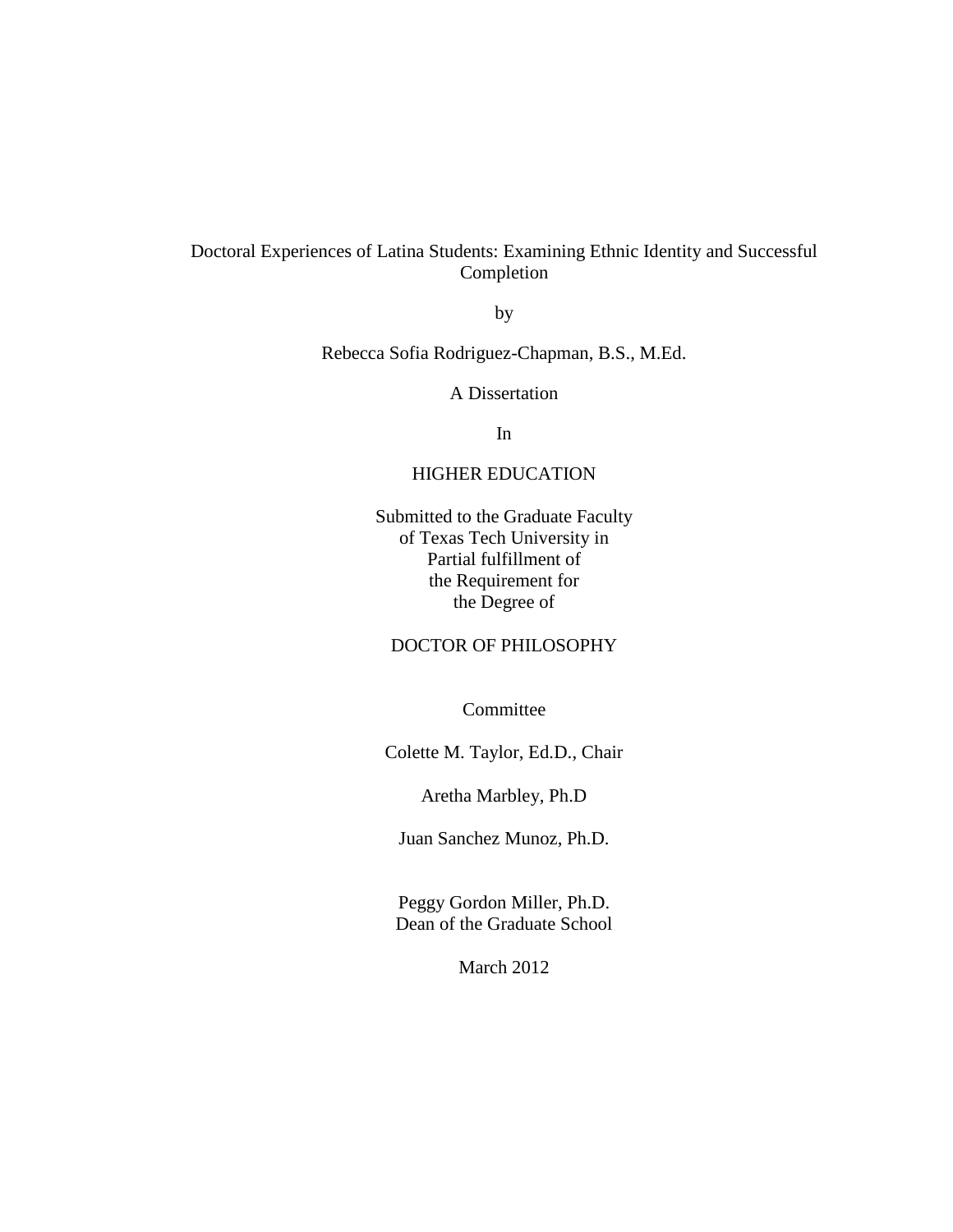# Doctoral Experiences of Latina Students: Examining Ethnic Identity and Successful Completion

by

Rebecca Sofia Rodriguez-Chapman, B.S., M.Ed.

A Dissertation

In

HIGHER EDUCATION

Submitted to the Graduate Faculty
of Texas Tech University in
Partial fulfillment of
the Requirement for
the Degree of

DOCTOR OF PHILOSOPHY

Committee

Colette M. Taylor, Ed.D., Chair

Aretha Marbley, Ph.D

Juan Sanchez Munoz, Ph.D.

Peggy Gordon Miller, Ph.D.
Dean of the Graduate School

March 2012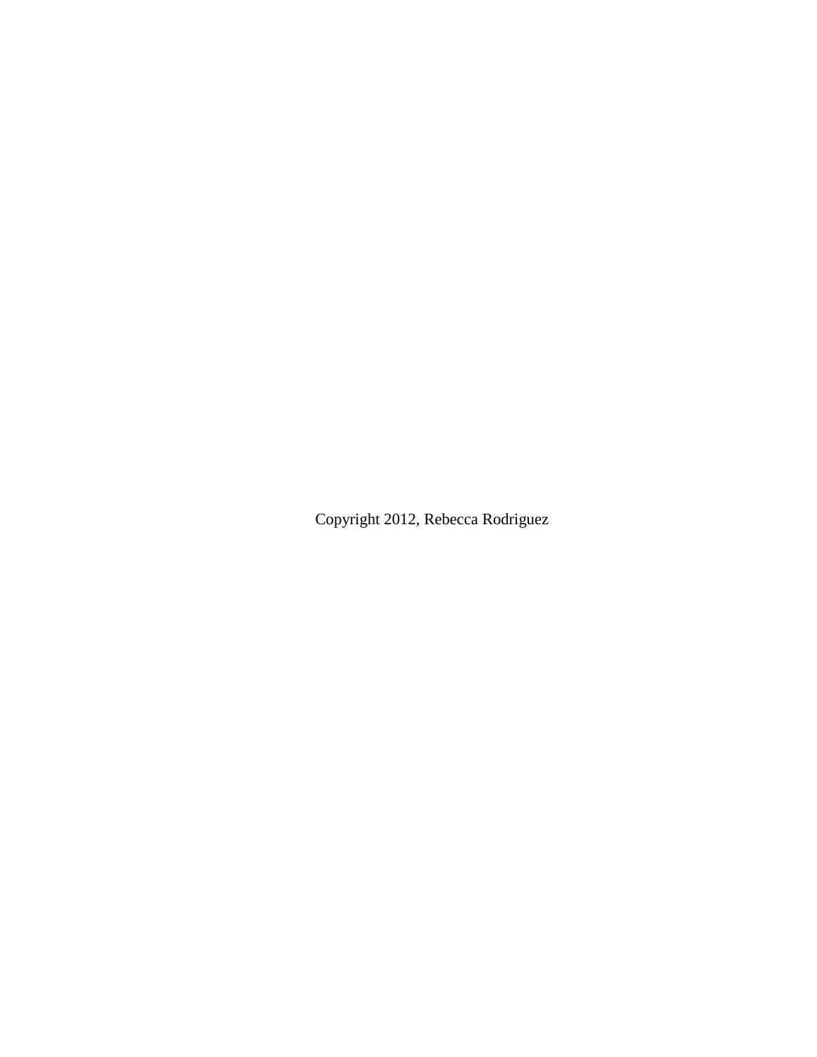Copyright 2012, Rebecca Rodriguez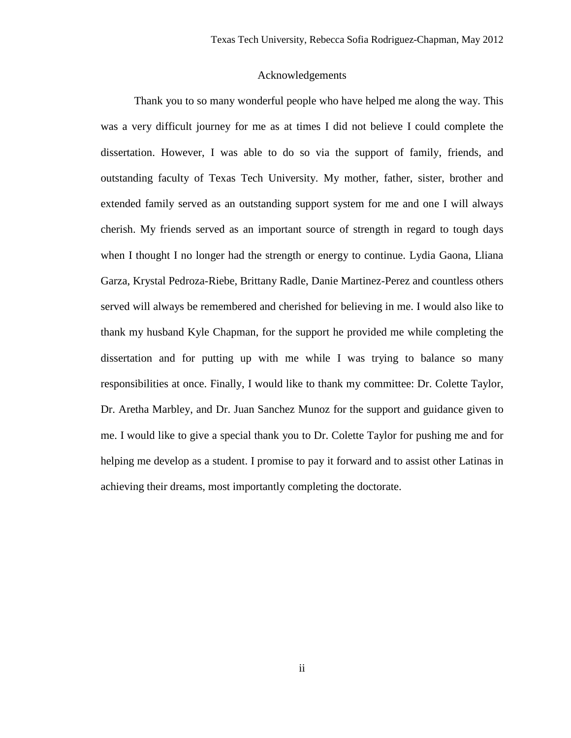# Acknowledgements

Thank you to so many wonderful people who have helped me along the way. This was a very difficult journey for me as at times I did not believe I could complete the dissertation. However, I was able to do so via the support of family, friends, and outstanding faculty of Texas Tech University. My mother, father, sister, brother and extended family served as an outstanding support system for me and one I will always cherish. My friends served as an important source of strength in regard to tough days when I thought I no longer had the strength or energy to continue. Lydia Gaona, Lliana Garza, Krystal Pedroza-Riebe, Brittany Radle, Danie Martinez-Perez and countless others served will always be remembered and cherished for believing in me. I would also like to thank my husband Kyle Chapman, for the support he provided me while completing the dissertation and for putting up with me while I was trying to balance so many responsibilities at once. Finally, I would like to thank my committee: Dr. Colette Taylor, Dr. Aretha Marbley, and Dr. Juan Sanchez Munoz for the support and guidance given to me. I would like to give a special thank you to Dr. Colette Taylor for pushing me and for helping me develop as a student. I promise to pay it forward and to assist other Latinas in achieving their dreams, most importantly completing the doctorate.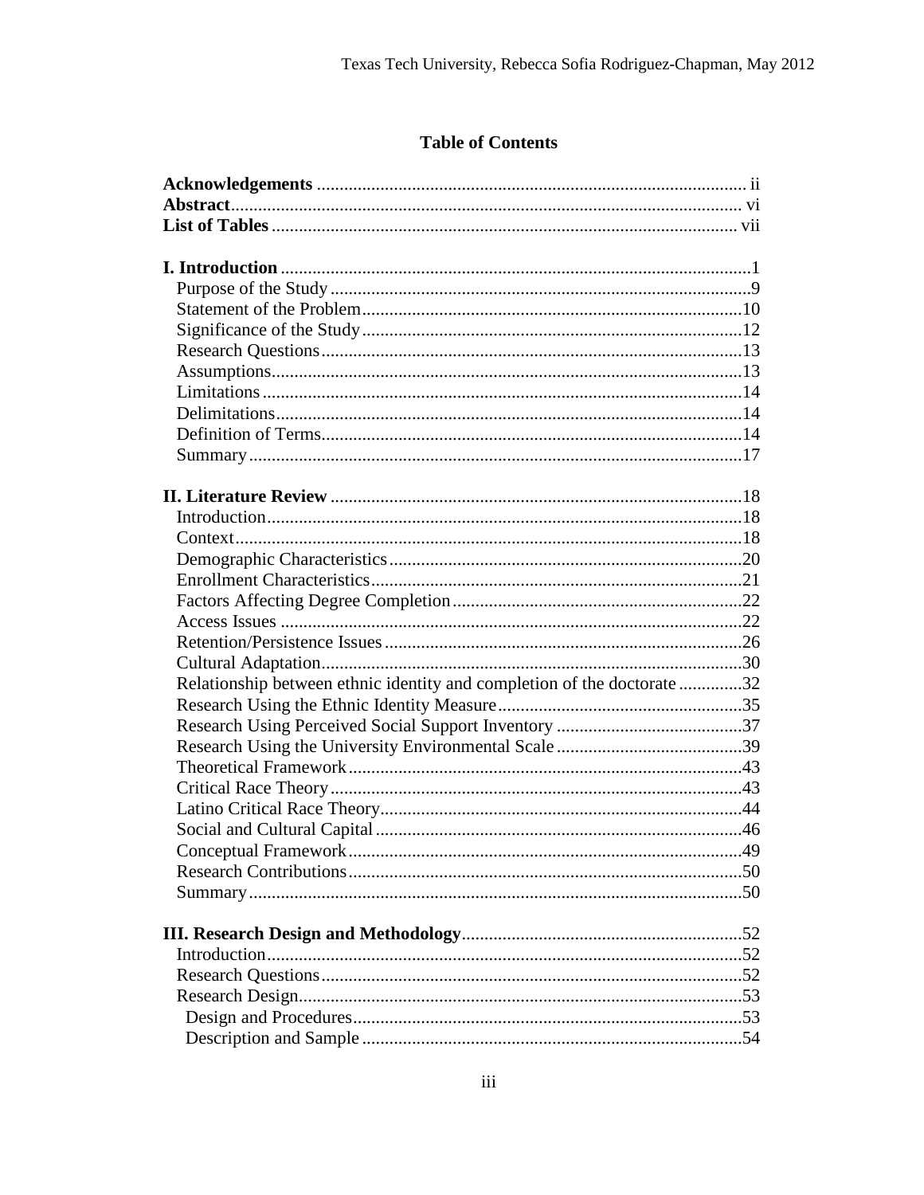# Table of Contents

**Acknowledgements** ........................................................................................ ii
**Abstract** ............................................................................................................ vi
**List of Tables** .................................................................................................. vii

**I. Introduction** ..................................................................................................1
- Purpose of the Study ..........................................................................................9
- Statement of the Problem ..................................................................................10
- Significance of the Study ..................................................................................12
- Research Questions ...........................................................................................13
- Assumptions ......................................................................................................13
- Limitations .........................................................................................................14
- Delimitations ......................................................................................................14
- Definition of Terms ............................................................................................14
- Summary ............................................................................................................17

**II. Literature Review** .........................................................................................18
- Introduction ........................................................................................................18
- Context ...............................................................................................................18
- Demographic Characteristics ............................................................................20
- Enrollment Characteristics .................................................................................21
- Factors Affecting Degree Completion ...............................................................22
- Access Issues .....................................................................................................22
- Retention/Persistence Issues ..............................................................................26
- Cultural Adaptation ............................................................................................30
- Relationship between ethnic identity and completion of the doctorate .............32
- Research Using the Ethnic Identity Measure .....................................................35
- Research Using Perceived Social Support Inventory .........................................37
- Research Using the University Environmental Scale ........................................39
- Theoretical Framework ......................................................................................43
- Critical Race Theory ..........................................................................................43
- Latino Critical Race Theory ...............................................................................44
- Social and Cultural Capital ................................................................................46
- Conceptual Framework ......................................................................................49
- Research Contributions ......................................................................................50
- Summary ............................................................................................................50

**III. Research Design and Methodology** .............................................................52
- Introduction ........................................................................................................52
- Research Questions ............................................................................................52
- Research Design .................................................................................................53
  - Design and Procedures ...................................................................................53
  - Description and Sample ..................................................................................54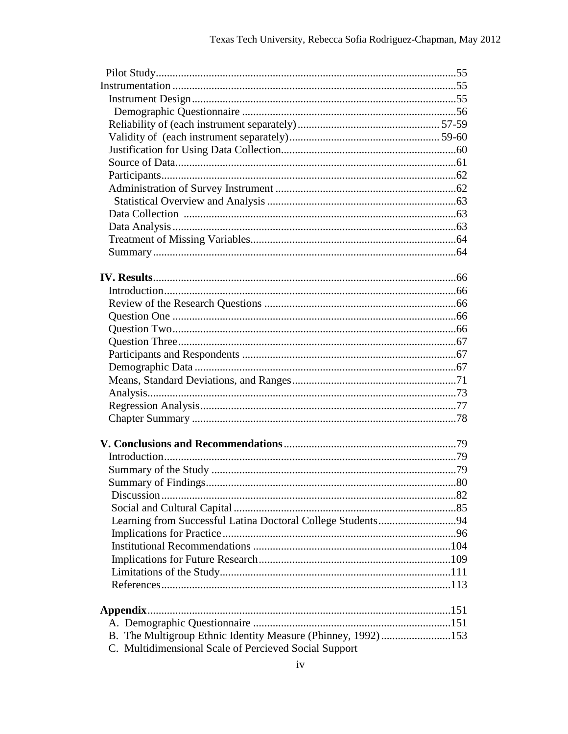Pilot Study......55

Instrumentation......55

Instrument Design......55

Demographic Questionnaire......56

Reliability of (each instrument separately)......57-59

Validity of (each instrument separately)......59-60

Justification for Using Data Collection......60

Source of Data......61

Participants......62

Administration of Survey Instrument......62

Statistical Overview and Analysis......63

Data Collection......63

Data Analysis......63

Treatment of Missing Variables......64

Summary......64

**IV. Results**......66

Introduction......66

Review of the Research Questions......66

Question One......66

Question Two......66

Question Three......67

Participants and Respondents......67

Demographic Data......67

Means, Standard Deviations, and Ranges......71

Analysis......73

Regression Analysis......77

Chapter Summary......78

**V. Conclusions and Recommendations**......79

Introduction......79

Summary of the Study......79

Summary of Findings......80

Discussion......82

Social and Cultural Capital......85

Learning from Successful Latina Doctoral College Students......94

Implications for Practice......96

Institutional Recommendations......104

Implications for Future Research......109

Limitations of the Study......111

References......113

**Appendix**......151

A. Demographic Questionnaire......151

B. The Multigroup Ethnic Identity Measure (Phinney, 1992)......153

C. Multidimensional Scale of Percieved Social Support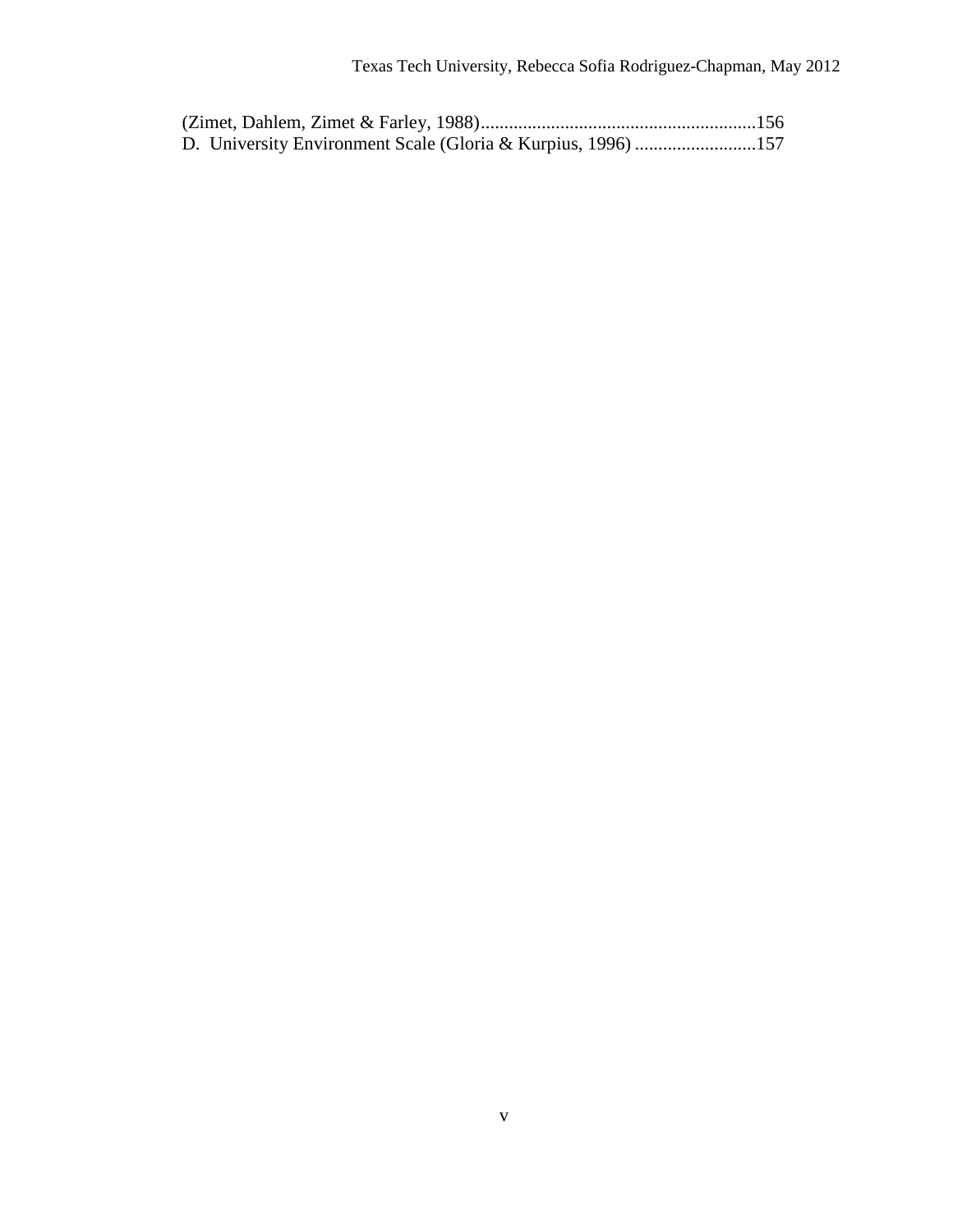(Zimet, Dahlem, Zimet & Farley, 1988)..........................................................156
D. University Environment Scale (Gloria & Kurpius, 1996) ..........................157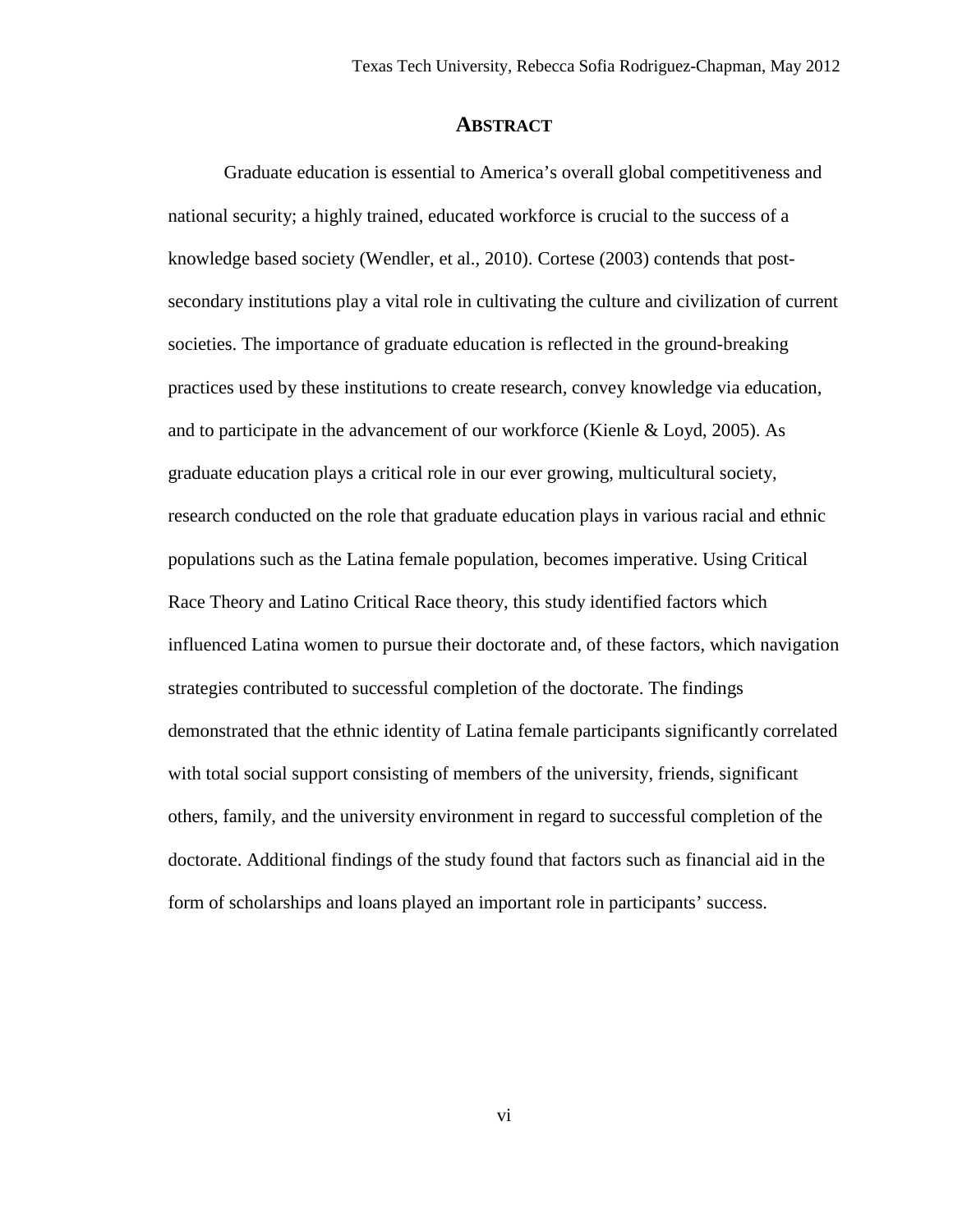## Abstract

Graduate education is essential to America's overall global competitiveness and national security; a highly trained, educated workforce is crucial to the success of a knowledge based society (Wendler, et al., 2010). Cortese (2003) contends that post-secondary institutions play a vital role in cultivating the culture and civilization of current societies. The importance of graduate education is reflected in the ground-breaking practices used by these institutions to create research, convey knowledge via education, and to participate in the advancement of our workforce (Kienle & Loyd, 2005). As graduate education plays a critical role in our ever growing, multicultural society, research conducted on the role that graduate education plays in various racial and ethnic populations such as the Latina female population, becomes imperative. Using Critical Race Theory and Latino Critical Race theory, this study identified factors which influenced Latina women to pursue their doctorate and, of these factors, which navigation strategies contributed to successful completion of the doctorate. The findings demonstrated that the ethnic identity of Latina female participants significantly correlated with total social support consisting of members of the university, friends, significant others, family, and the university environment in regard to successful completion of the doctorate. Additional findings of the study found that factors such as financial aid in the form of scholarships and loans played an important role in participants' success.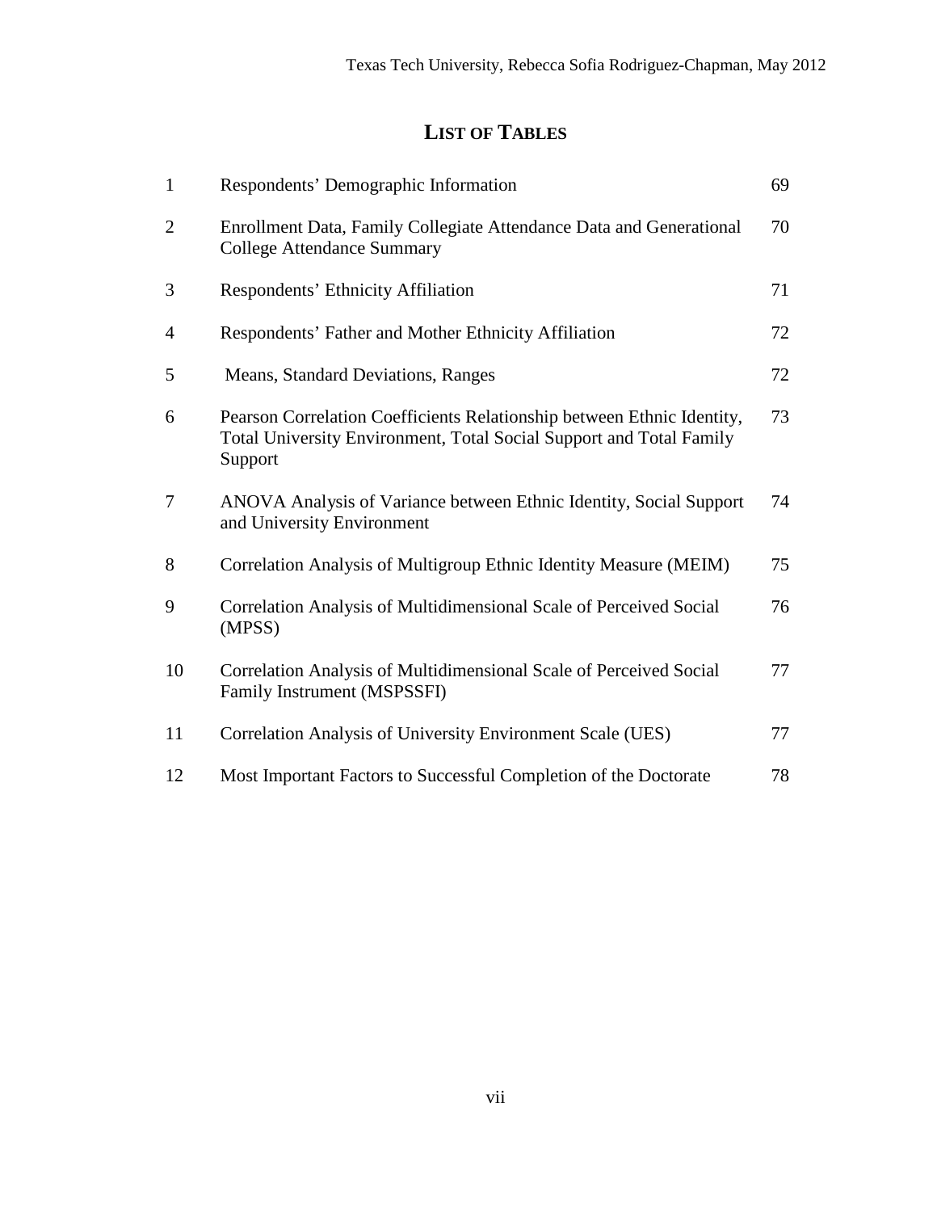# LIST OF TABLES

| | | |
|---|---|---|
| 1 | Respondents' Demographic Information | 69 |
| 2 | Enrollment Data, Family Collegiate Attendance Data and Generational College Attendance Summary | 70 |
| 3 | Respondents' Ethnicity Affiliation | 71 |
| 4 | Respondents' Father and Mother Ethnicity Affiliation | 72 |
| 5 | Means, Standard Deviations, Ranges | 72 |
| 6 | Pearson Correlation Coefficients Relationship between Ethnic Identity, Total University Environment, Total Social Support and Total Family Support | 73 |
| 7 | ANOVA Analysis of Variance between Ethnic Identity, Social Support and University Environment | 74 |
| 8 | Correlation Analysis of Multigroup Ethnic Identity Measure (MEIM) | 75 |
| 9 | Correlation Analysis of Multidimensional Scale of Perceived Social (MPSS) | 76 |
| 10 | Correlation Analysis of Multidimensional Scale of Perceived Social Family Instrument (MSPSSFI) | 77 |
| 11 | Correlation Analysis of University Environment Scale (UES) | 77 |
| 12 | Most Important Factors to Successful Completion of the Doctorate | 78 |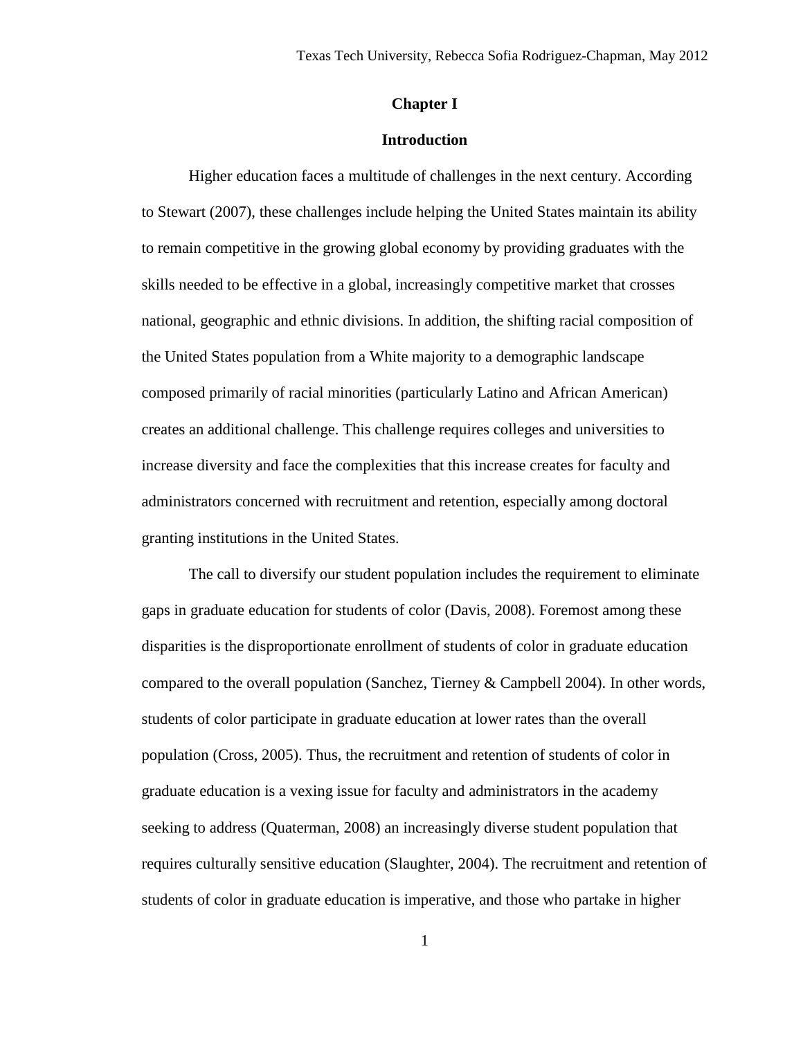# Chapter I

## Introduction

Higher education faces a multitude of challenges in the next century. According to Stewart (2007), these challenges include helping the United States maintain its ability to remain competitive in the growing global economy by providing graduates with the skills needed to be effective in a global, increasingly competitive market that crosses national, geographic and ethnic divisions. In addition, the shifting racial composition of the United States population from a White majority to a demographic landscape composed primarily of racial minorities (particularly Latino and African American) creates an additional challenge. This challenge requires colleges and universities to increase diversity and face the complexities that this increase creates for faculty and administrators concerned with recruitment and retention, especially among doctoral granting institutions in the United States.

The call to diversify our student population includes the requirement to eliminate gaps in graduate education for students of color (Davis, 2008). Foremost among these disparities is the disproportionate enrollment of students of color in graduate education compared to the overall population (Sanchez, Tierney & Campbell 2004). In other words, students of color participate in graduate education at lower rates than the overall population (Cross, 2005). Thus, the recruitment and retention of students of color in graduate education is a vexing issue for faculty and administrators in the academy seeking to address (Quaterman, 2008) an increasingly diverse student population that requires culturally sensitive education (Slaughter, 2004). The recruitment and retention of students of color in graduate education is imperative, and those who partake in higher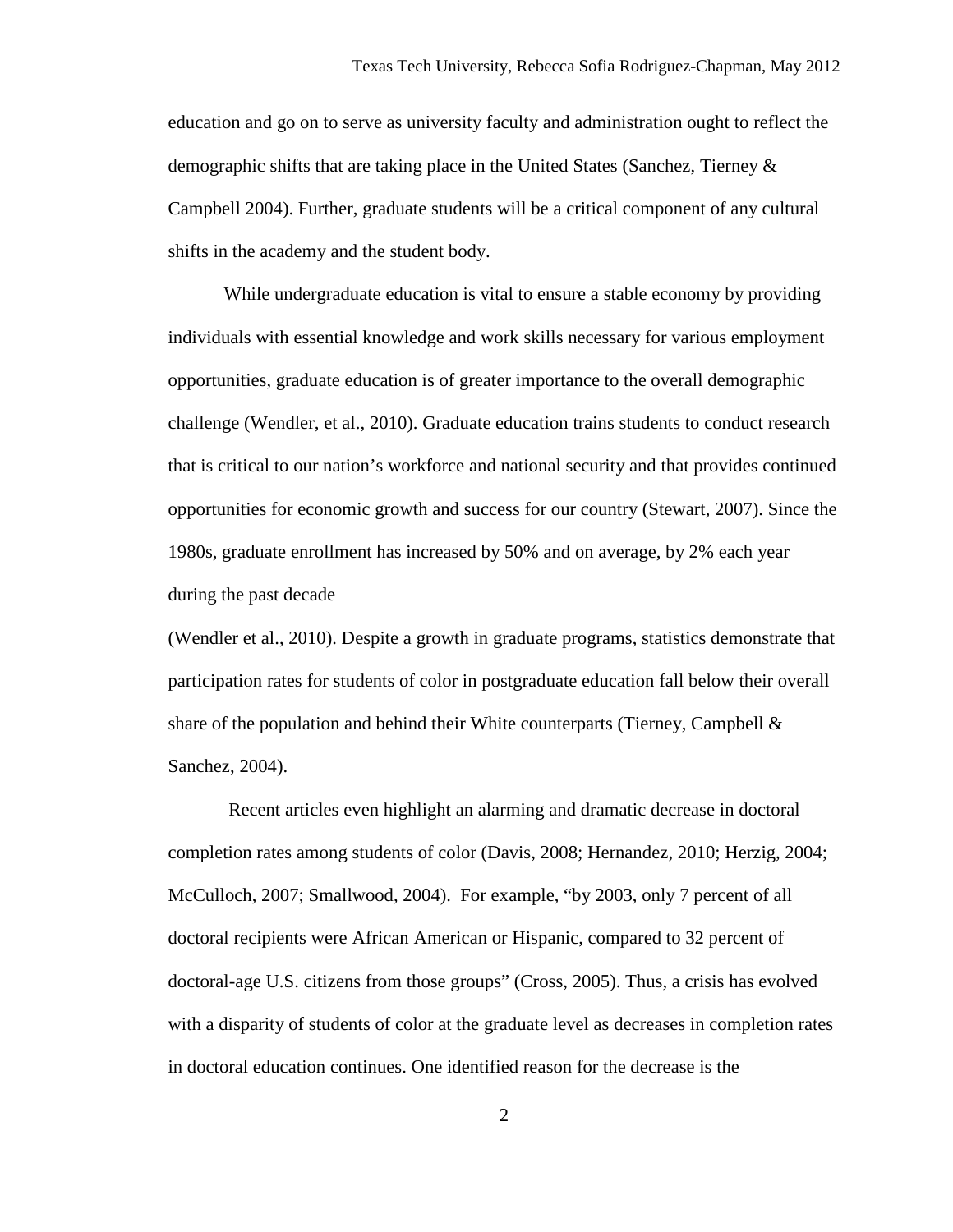education and go on to serve as university faculty and administration ought to reflect the demographic shifts that are taking place in the United States (Sanchez, Tierney & Campbell 2004). Further, graduate students will be a critical component of any cultural shifts in the academy and the student body.

While undergraduate education is vital to ensure a stable economy by providing individuals with essential knowledge and work skills necessary for various employment opportunities, graduate education is of greater importance to the overall demographic challenge (Wendler, et al., 2010). Graduate education trains students to conduct research that is critical to our nation's workforce and national security and that provides continued opportunities for economic growth and success for our country (Stewart, 2007). Since the 1980s, graduate enrollment has increased by 50% and on average, by 2% each year during the past decade

(Wendler et al., 2010). Despite a growth in graduate programs, statistics demonstrate that participation rates for students of color in postgraduate education fall below their overall share of the population and behind their White counterparts (Tierney, Campbell & Sanchez, 2004).

Recent articles even highlight an alarming and dramatic decrease in doctoral completion rates among students of color (Davis, 2008; Hernandez, 2010; Herzig, 2004; McCulloch, 2007; Smallwood, 2004). For example, "by 2003, only 7 percent of all doctoral recipients were African American or Hispanic, compared to 32 percent of doctoral-age U.S. citizens from those groups" (Cross, 2005). Thus, a crisis has evolved with a disparity of students of color at the graduate level as decreases in completion rates in doctoral education continues. One identified reason for the decrease is the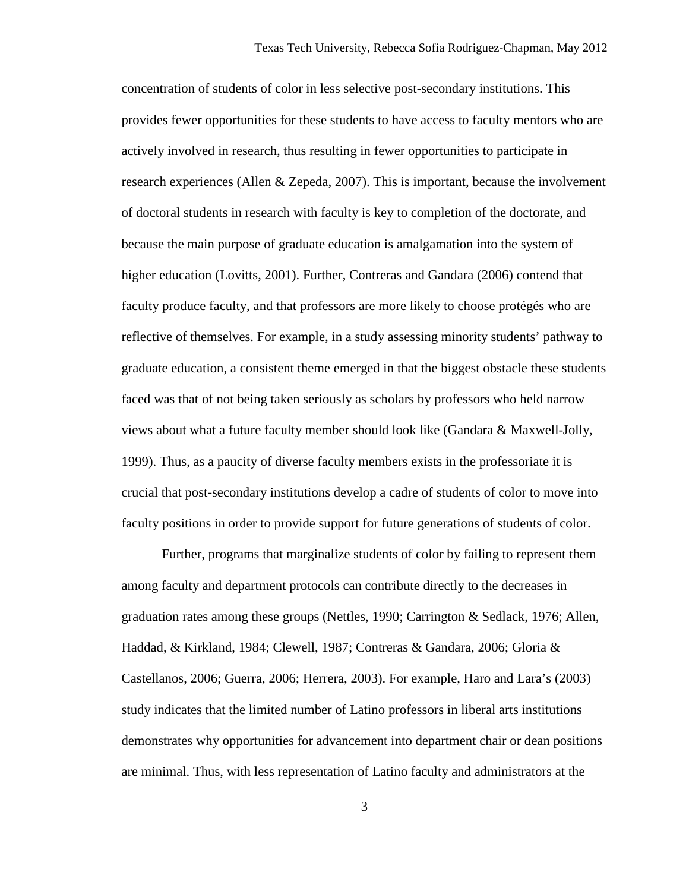concentration of students of color in less selective post-secondary institutions. This provides fewer opportunities for these students to have access to faculty mentors who are actively involved in research, thus resulting in fewer opportunities to participate in research experiences (Allen & Zepeda, 2007). This is important, because the involvement of doctoral students in research with faculty is key to completion of the doctorate, and because the main purpose of graduate education is amalgamation into the system of higher education (Lovitts, 2001). Further, Contreras and Gandara (2006) contend that faculty produce faculty, and that professors are more likely to choose protégés who are reflective of themselves. For example, in a study assessing minority students' pathway to graduate education, a consistent theme emerged in that the biggest obstacle these students faced was that of not being taken seriously as scholars by professors who held narrow views about what a future faculty member should look like (Gandara & Maxwell-Jolly, 1999). Thus, as a paucity of diverse faculty members exists in the professoriate it is crucial that post-secondary institutions develop a cadre of students of color to move into faculty positions in order to provide support for future generations of students of color.

Further, programs that marginalize students of color by failing to represent them among faculty and department protocols can contribute directly to the decreases in graduation rates among these groups (Nettles, 1990; Carrington & Sedlack, 1976; Allen, Haddad, & Kirkland, 1984; Clewell, 1987; Contreras & Gandara, 2006; Gloria & Castellanos, 2006; Guerra, 2006; Herrera, 2003). For example, Haro and Lara's (2003) study indicates that the limited number of Latino professors in liberal arts institutions demonstrates why opportunities for advancement into department chair or dean positions are minimal. Thus, with less representation of Latino faculty and administrators at the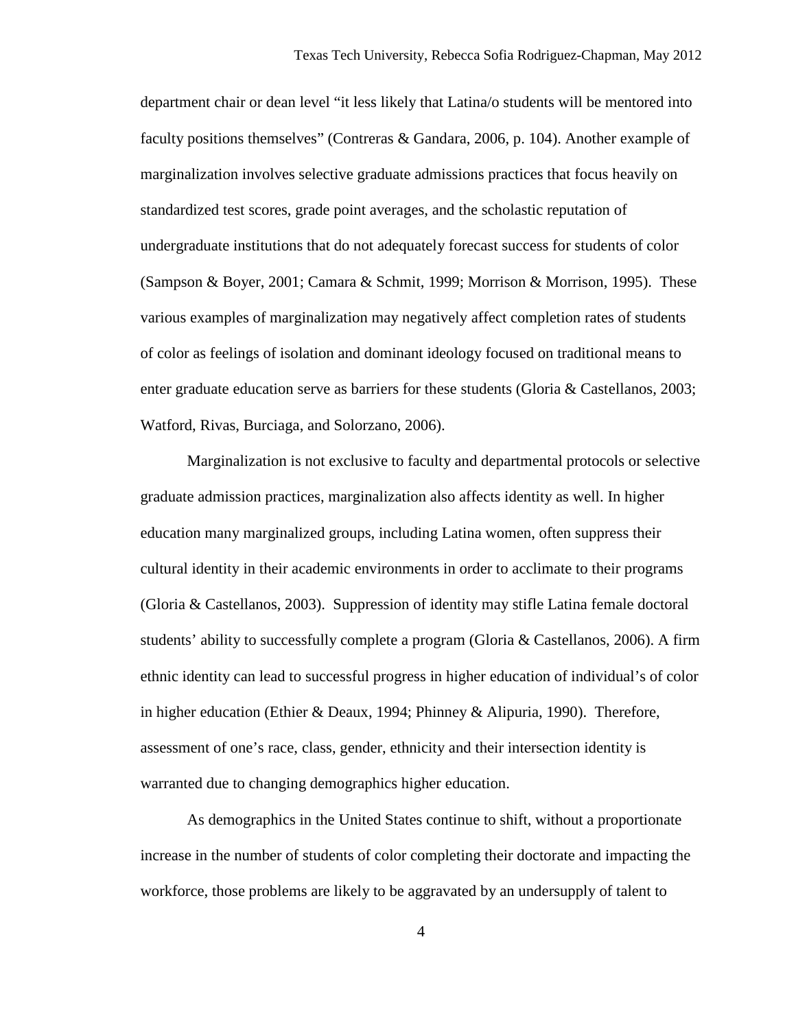department chair or dean level "it less likely that Latina/o students will be mentored into faculty positions themselves" (Contreras & Gandara, 2006, p. 104). Another example of marginalization involves selective graduate admissions practices that focus heavily on standardized test scores, grade point averages, and the scholastic reputation of undergraduate institutions that do not adequately forecast success for students of color (Sampson & Boyer, 2001; Camara & Schmit, 1999; Morrison & Morrison, 1995). These various examples of marginalization may negatively affect completion rates of students of color as feelings of isolation and dominant ideology focused on traditional means to enter graduate education serve as barriers for these students (Gloria & Castellanos, 2003; Watford, Rivas, Burciaga, and Solorzano, 2006).

Marginalization is not exclusive to faculty and departmental protocols or selective graduate admission practices, marginalization also affects identity as well. In higher education many marginalized groups, including Latina women, often suppress their cultural identity in their academic environments in order to acclimate to their programs (Gloria & Castellanos, 2003). Suppression of identity may stifle Latina female doctoral students' ability to successfully complete a program (Gloria & Castellanos, 2006). A firm ethnic identity can lead to successful progress in higher education of individual's of color in higher education (Ethier & Deaux, 1994; Phinney & Alipuria, 1990). Therefore, assessment of one's race, class, gender, ethnicity and their intersection identity is warranted due to changing demographics higher education.

As demographics in the United States continue to shift, without a proportionate increase in the number of students of color completing their doctorate and impacting the workforce, those problems are likely to be aggravated by an undersupply of talent to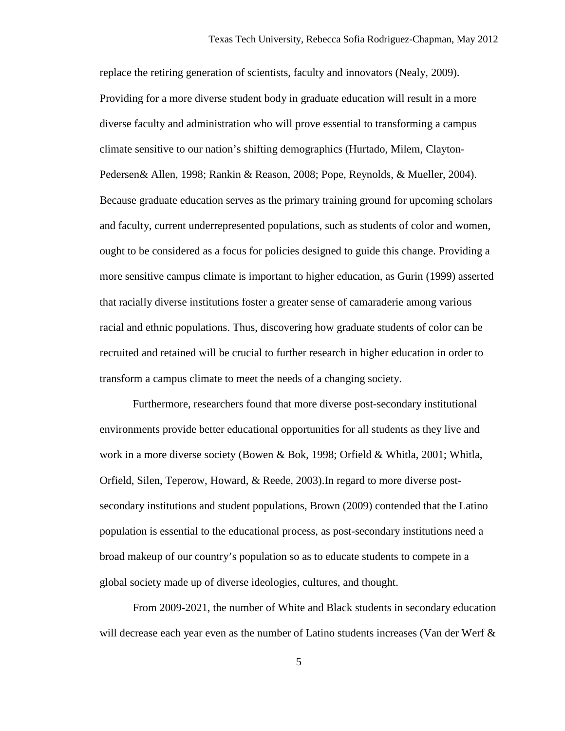replace the retiring generation of scientists, faculty and innovators (Nealy, 2009). Providing for a more diverse student body in graduate education will result in a more diverse faculty and administration who will prove essential to transforming a campus climate sensitive to our nation's shifting demographics (Hurtado, Milem, Clayton-Pedersen& Allen, 1998; Rankin & Reason, 2008; Pope, Reynolds, & Mueller, 2004). Because graduate education serves as the primary training ground for upcoming scholars and faculty, current underrepresented populations, such as students of color and women, ought to be considered as a focus for policies designed to guide this change. Providing a more sensitive campus climate is important to higher education, as Gurin (1999) asserted that racially diverse institutions foster a greater sense of camaraderie among various racial and ethnic populations. Thus, discovering how graduate students of color can be recruited and retained will be crucial to further research in higher education in order to transform a campus climate to meet the needs of a changing society.

Furthermore, researchers found that more diverse post-secondary institutional environments provide better educational opportunities for all students as they live and work in a more diverse society (Bowen & Bok, 1998; Orfield & Whitla, 2001; Whitla, Orfield, Silen, Teperow, Howard, & Reede, 2003).In regard to more diverse post-secondary institutions and student populations, Brown (2009) contended that the Latino population is essential to the educational process, as post-secondary institutions need a broad makeup of our country's population so as to educate students to compete in a global society made up of diverse ideologies, cultures, and thought.

From 2009-2021, the number of White and Black students in secondary education will decrease each year even as the number of Latino students increases (Van der Werf &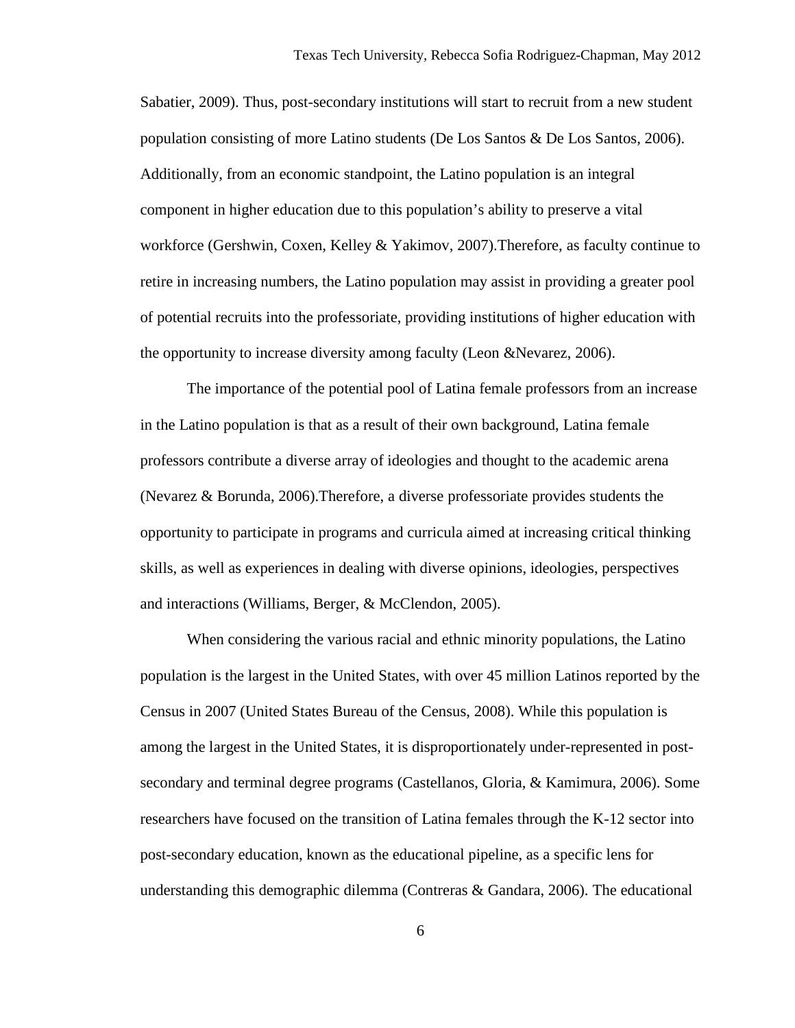Sabatier, 2009). Thus, post-secondary institutions will start to recruit from a new student population consisting of more Latino students (De Los Santos & De Los Santos, 2006). Additionally, from an economic standpoint, the Latino population is an integral component in higher education due to this population's ability to preserve a vital workforce (Gershwin, Coxen, Kelley & Yakimov, 2007).Therefore, as faculty continue to retire in increasing numbers, the Latino population may assist in providing a greater pool of potential recruits into the professoriate, providing institutions of higher education with the opportunity to increase diversity among faculty (Leon &Nevarez, 2006).

The importance of the potential pool of Latina female professors from an increase in the Latino population is that as a result of their own background, Latina female professors contribute a diverse array of ideologies and thought to the academic arena (Nevarez & Borunda, 2006).Therefore, a diverse professoriate provides students the opportunity to participate in programs and curricula aimed at increasing critical thinking skills, as well as experiences in dealing with diverse opinions, ideologies, perspectives and interactions (Williams, Berger, & McClendon, 2005).

When considering the various racial and ethnic minority populations, the Latino population is the largest in the United States, with over 45 million Latinos reported by the Census in 2007 (United States Bureau of the Census, 2008). While this population is among the largest in the United States, it is disproportionately under-represented in post-secondary and terminal degree programs (Castellanos, Gloria, & Kamimura, 2006). Some researchers have focused on the transition of Latina females through the K-12 sector into post-secondary education, known as the educational pipeline, as a specific lens for understanding this demographic dilemma (Contreras & Gandara, 2006). The educational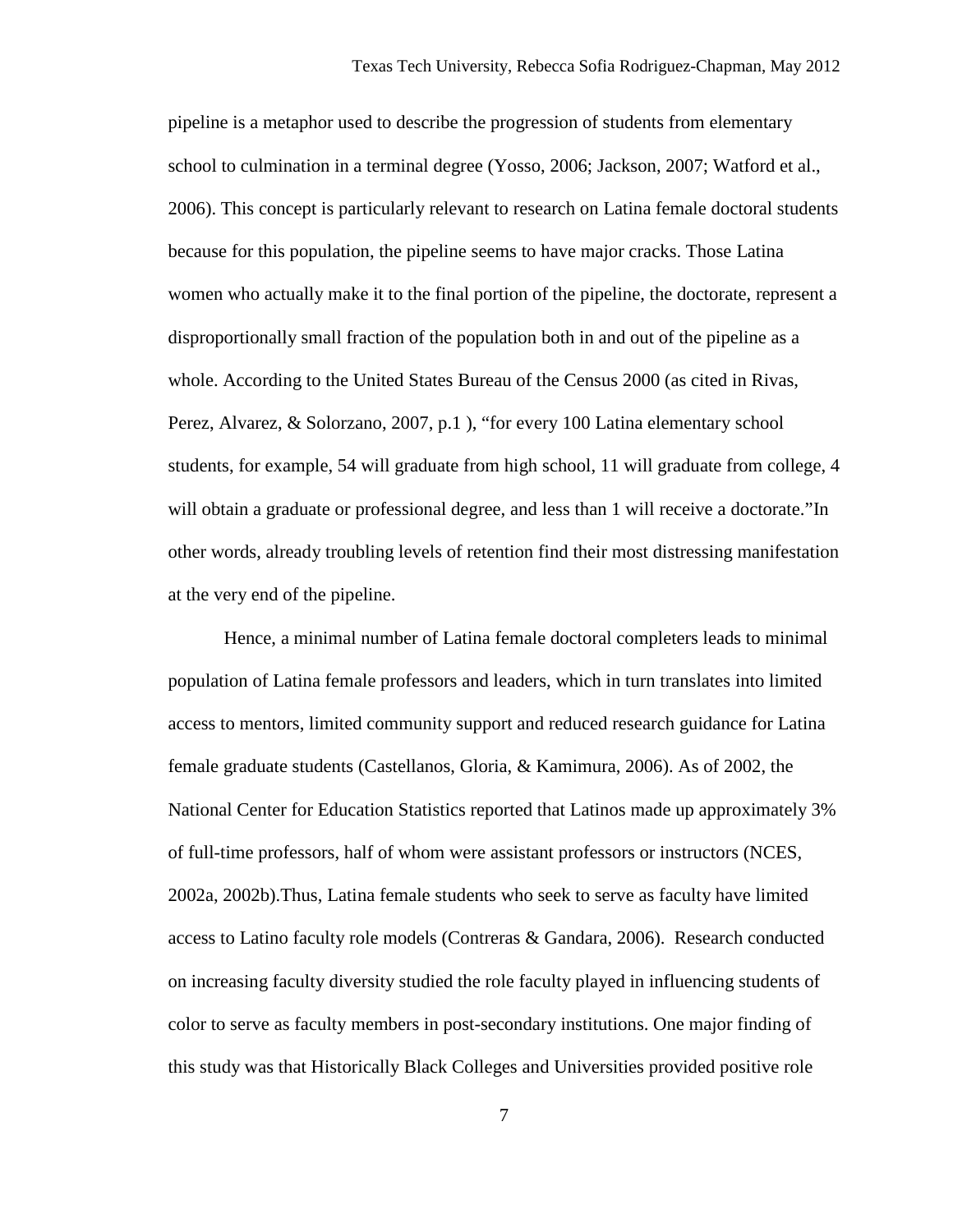pipeline is a metaphor used to describe the progression of students from elementary school to culmination in a terminal degree (Yosso, 2006; Jackson, 2007; Watford et al., 2006). This concept is particularly relevant to research on Latina female doctoral students because for this population, the pipeline seems to have major cracks. Those Latina women who actually make it to the final portion of the pipeline, the doctorate, represent a disproportionally small fraction of the population both in and out of the pipeline as a whole. According to the United States Bureau of the Census 2000 (as cited in Rivas, Perez, Alvarez, & Solorzano, 2007, p.1 ), "for every 100 Latina elementary school students, for example, 54 will graduate from high school, 11 will graduate from college, 4 will obtain a graduate or professional degree, and less than 1 will receive a doctorate."In other words, already troubling levels of retention find their most distressing manifestation at the very end of the pipeline.

Hence, a minimal number of Latina female doctoral completers leads to minimal population of Latina female professors and leaders, which in turn translates into limited access to mentors, limited community support and reduced research guidance for Latina female graduate students (Castellanos, Gloria, & Kamimura, 2006). As of 2002, the National Center for Education Statistics reported that Latinos made up approximately 3% of full-time professors, half of whom were assistant professors or instructors (NCES, 2002a, 2002b).Thus, Latina female students who seek to serve as faculty have limited access to Latino faculty role models (Contreras & Gandara, 2006). Research conducted on increasing faculty diversity studied the role faculty played in influencing students of color to serve as faculty members in post-secondary institutions. One major finding of this study was that Historically Black Colleges and Universities provided positive role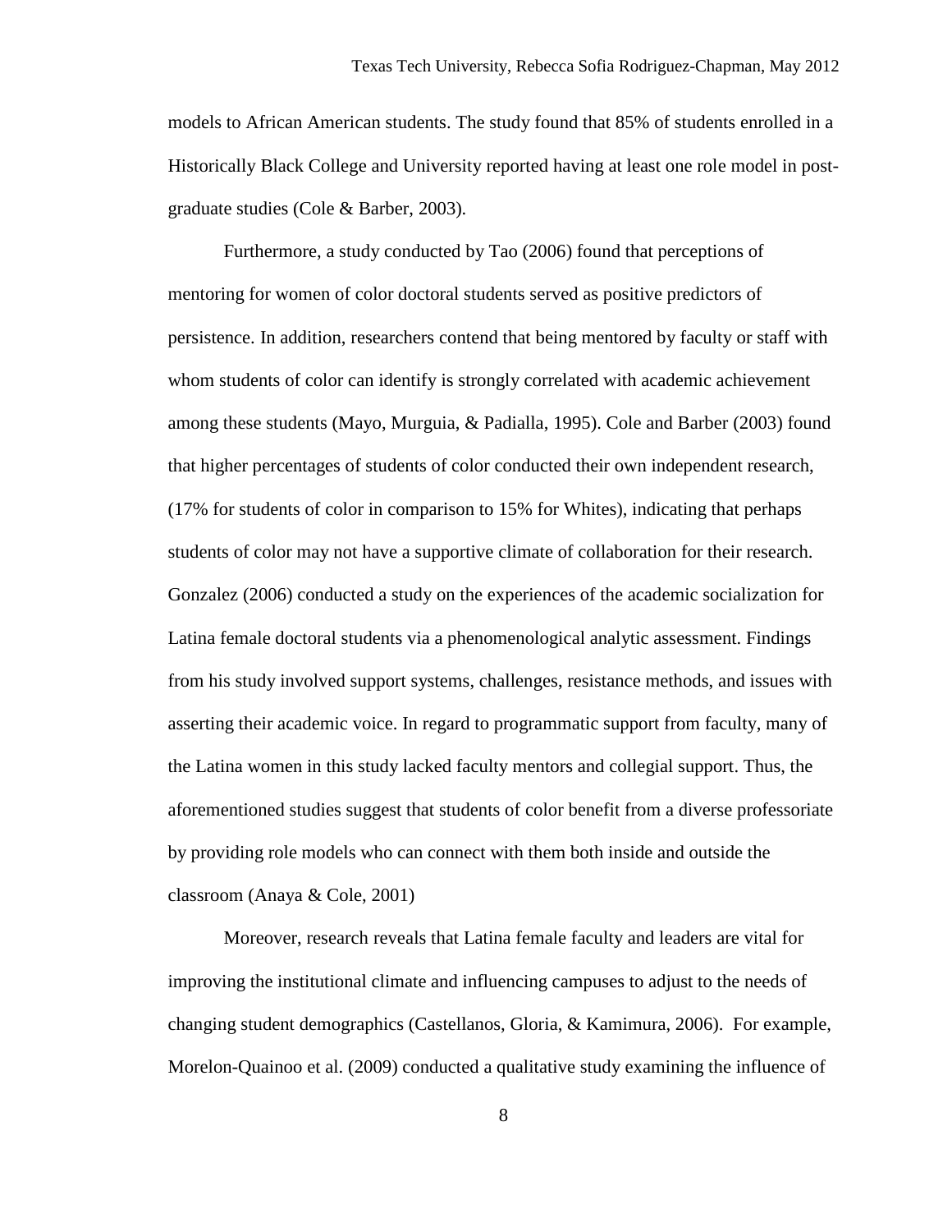models to African American students. The study found that 85% of students enrolled in a Historically Black College and University reported having at least one role model in post-graduate studies (Cole & Barber, 2003).

Furthermore, a study conducted by Tao (2006) found that perceptions of mentoring for women of color doctoral students served as positive predictors of persistence. In addition, researchers contend that being mentored by faculty or staff with whom students of color can identify is strongly correlated with academic achievement among these students (Mayo, Murguia, & Padialla, 1995). Cole and Barber (2003) found that higher percentages of students of color conducted their own independent research, (17% for students of color in comparison to 15% for Whites), indicating that perhaps students of color may not have a supportive climate of collaboration for their research. Gonzalez (2006) conducted a study on the experiences of the academic socialization for Latina female doctoral students via a phenomenological analytic assessment. Findings from his study involved support systems, challenges, resistance methods, and issues with asserting their academic voice. In regard to programmatic support from faculty, many of the Latina women in this study lacked faculty mentors and collegial support. Thus, the aforementioned studies suggest that students of color benefit from a diverse professoriate by providing role models who can connect with them both inside and outside the classroom (Anaya & Cole, 2001)

Moreover, research reveals that Latina female faculty and leaders are vital for improving the institutional climate and influencing campuses to adjust to the needs of changing student demographics (Castellanos, Gloria, & Kamimura, 2006). For example, Morelon-Quainoo et al. (2009) conducted a qualitative study examining the influence of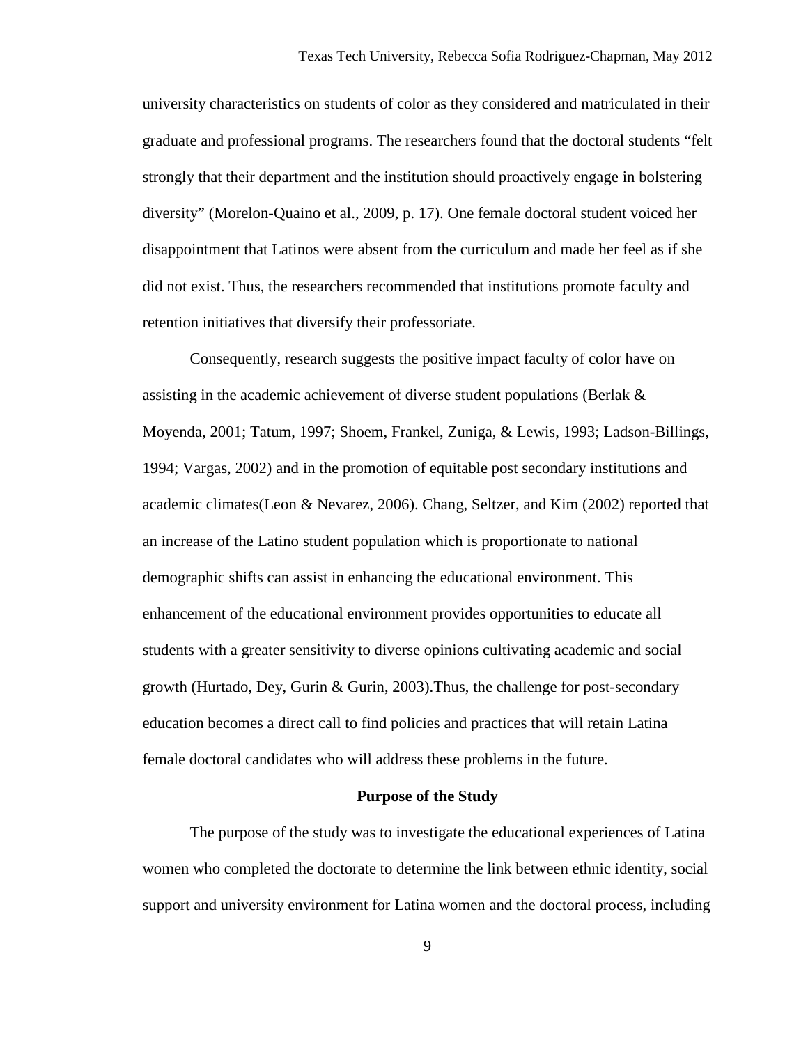university characteristics on students of color as they considered and matriculated in their graduate and professional programs. The researchers found that the doctoral students "felt strongly that their department and the institution should proactively engage in bolstering diversity" (Morelon-Quaino et al., 2009, p. 17). One female doctoral student voiced her disappointment that Latinos were absent from the curriculum and made her feel as if she did not exist. Thus, the researchers recommended that institutions promote faculty and retention initiatives that diversify their professoriate.

Consequently, research suggests the positive impact faculty of color have on assisting in the academic achievement of diverse student populations (Berlak & Moyenda, 2001; Tatum, 1997; Shoem, Frankel, Zuniga, & Lewis, 1993; Ladson-Billings, 1994; Vargas, 2002) and in the promotion of equitable post secondary institutions and academic climates(Leon & Nevarez, 2006). Chang, Seltzer, and Kim (2002) reported that an increase of the Latino student population which is proportionate to national demographic shifts can assist in enhancing the educational environment. This enhancement of the educational environment provides opportunities to educate all students with a greater sensitivity to diverse opinions cultivating academic and social growth (Hurtado, Dey, Gurin & Gurin, 2003).Thus, the challenge for post-secondary education becomes a direct call to find policies and practices that will retain Latina female doctoral candidates who will address these problems in the future.

## Purpose of the Study

The purpose of the study was to investigate the educational experiences of Latina women who completed the doctorate to determine the link between ethnic identity, social support and university environment for Latina women and the doctoral process, including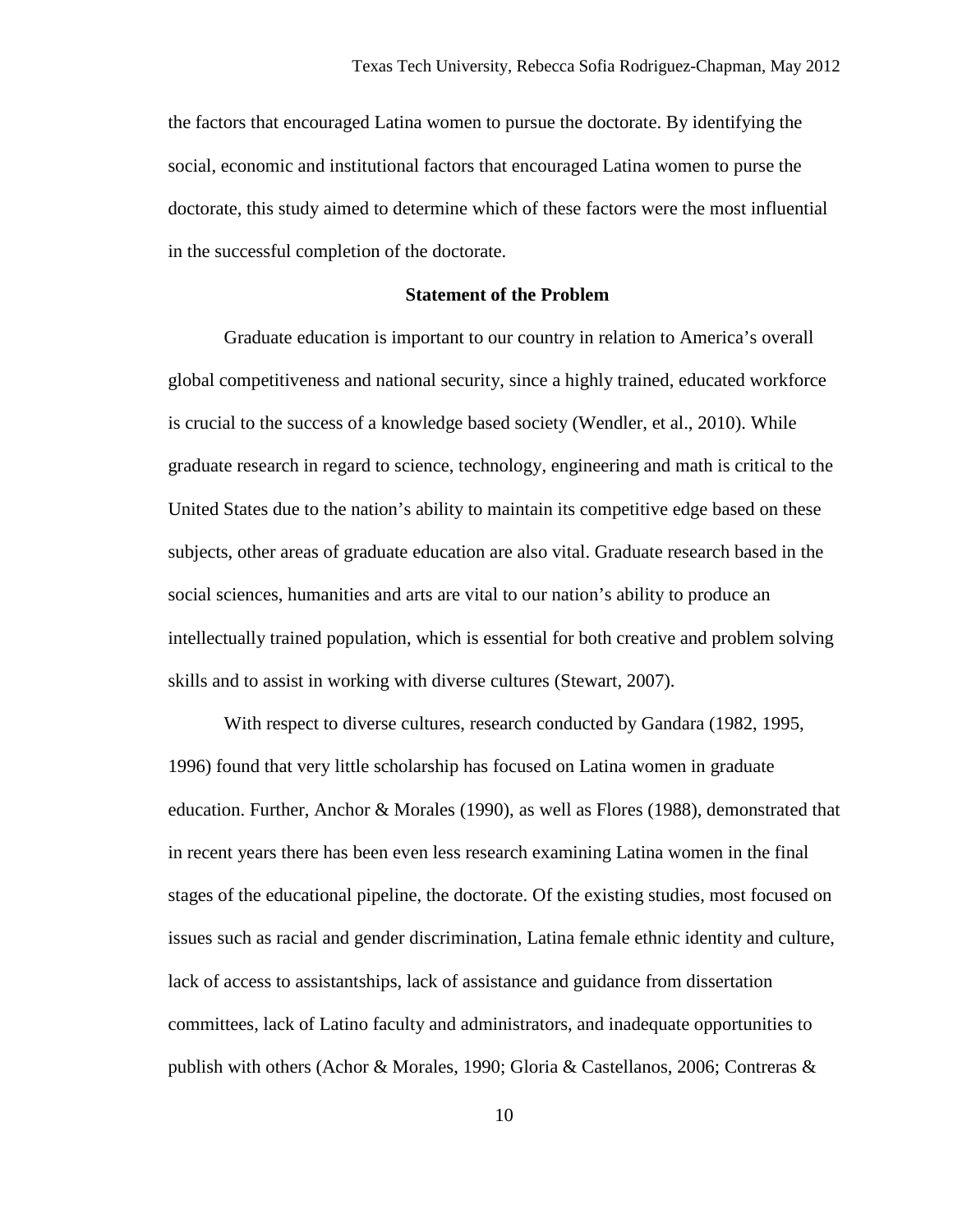the factors that encouraged Latina women to pursue the doctorate. By identifying the social, economic and institutional factors that encouraged Latina women to purse the doctorate, this study aimed to determine which of these factors were the most influential in the successful completion of the doctorate.

## Statement of the Problem

Graduate education is important to our country in relation to America's overall global competitiveness and national security, since a highly trained, educated workforce is crucial to the success of a knowledge based society (Wendler, et al., 2010). While graduate research in regard to science, technology, engineering and math is critical to the United States due to the nation's ability to maintain its competitive edge based on these subjects, other areas of graduate education are also vital. Graduate research based in the social sciences, humanities and arts are vital to our nation's ability to produce an intellectually trained population, which is essential for both creative and problem solving skills and to assist in working with diverse cultures (Stewart, 2007).

With respect to diverse cultures, research conducted by Gandara (1982, 1995, 1996) found that very little scholarship has focused on Latina women in graduate education. Further, Anchor & Morales (1990), as well as Flores (1988), demonstrated that in recent years there has been even less research examining Latina women in the final stages of the educational pipeline, the doctorate. Of the existing studies, most focused on issues such as racial and gender discrimination, Latina female ethnic identity and culture, lack of access to assistantships, lack of assistance and guidance from dissertation committees, lack of Latino faculty and administrators, and inadequate opportunities to publish with others (Achor & Morales, 1990; Gloria & Castellanos, 2006; Contreras &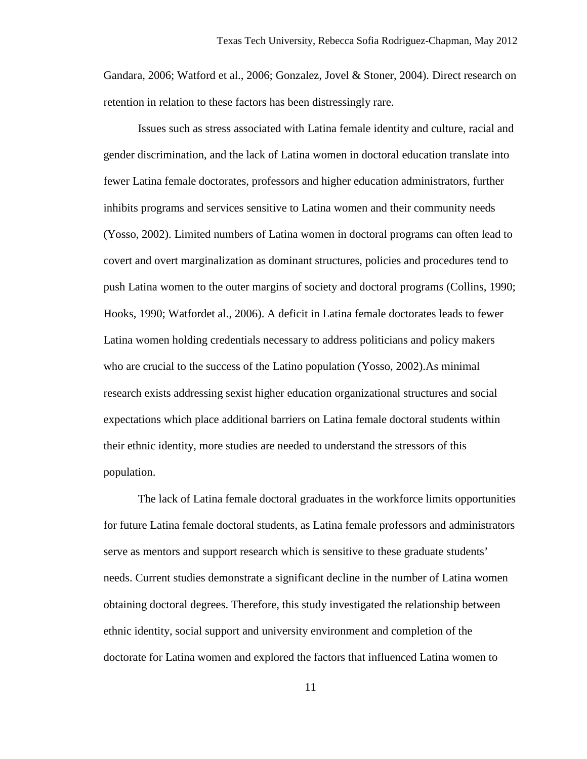Gandara, 2006; Watford et al., 2006; Gonzalez, Jovel & Stoner, 2004). Direct research on retention in relation to these factors has been distressingly rare.

Issues such as stress associated with Latina female identity and culture, racial and gender discrimination, and the lack of Latina women in doctoral education translate into fewer Latina female doctorates, professors and higher education administrators, further inhibits programs and services sensitive to Latina women and their community needs (Yosso, 2002). Limited numbers of Latina women in doctoral programs can often lead to covert and overt marginalization as dominant structures, policies and procedures tend to push Latina women to the outer margins of society and doctoral programs (Collins, 1990; Hooks, 1990; Watfordet al., 2006). A deficit in Latina female doctorates leads to fewer Latina women holding credentials necessary to address politicians and policy makers who are crucial to the success of the Latino population (Yosso, 2002).As minimal research exists addressing sexist higher education organizational structures and social expectations which place additional barriers on Latina female doctoral students within their ethnic identity, more studies are needed to understand the stressors of this population.

The lack of Latina female doctoral graduates in the workforce limits opportunities for future Latina female doctoral students, as Latina female professors and administrators serve as mentors and support research which is sensitive to these graduate students' needs. Current studies demonstrate a significant decline in the number of Latina women obtaining doctoral degrees. Therefore, this study investigated the relationship between ethnic identity, social support and university environment and completion of the doctorate for Latina women and explored the factors that influenced Latina women to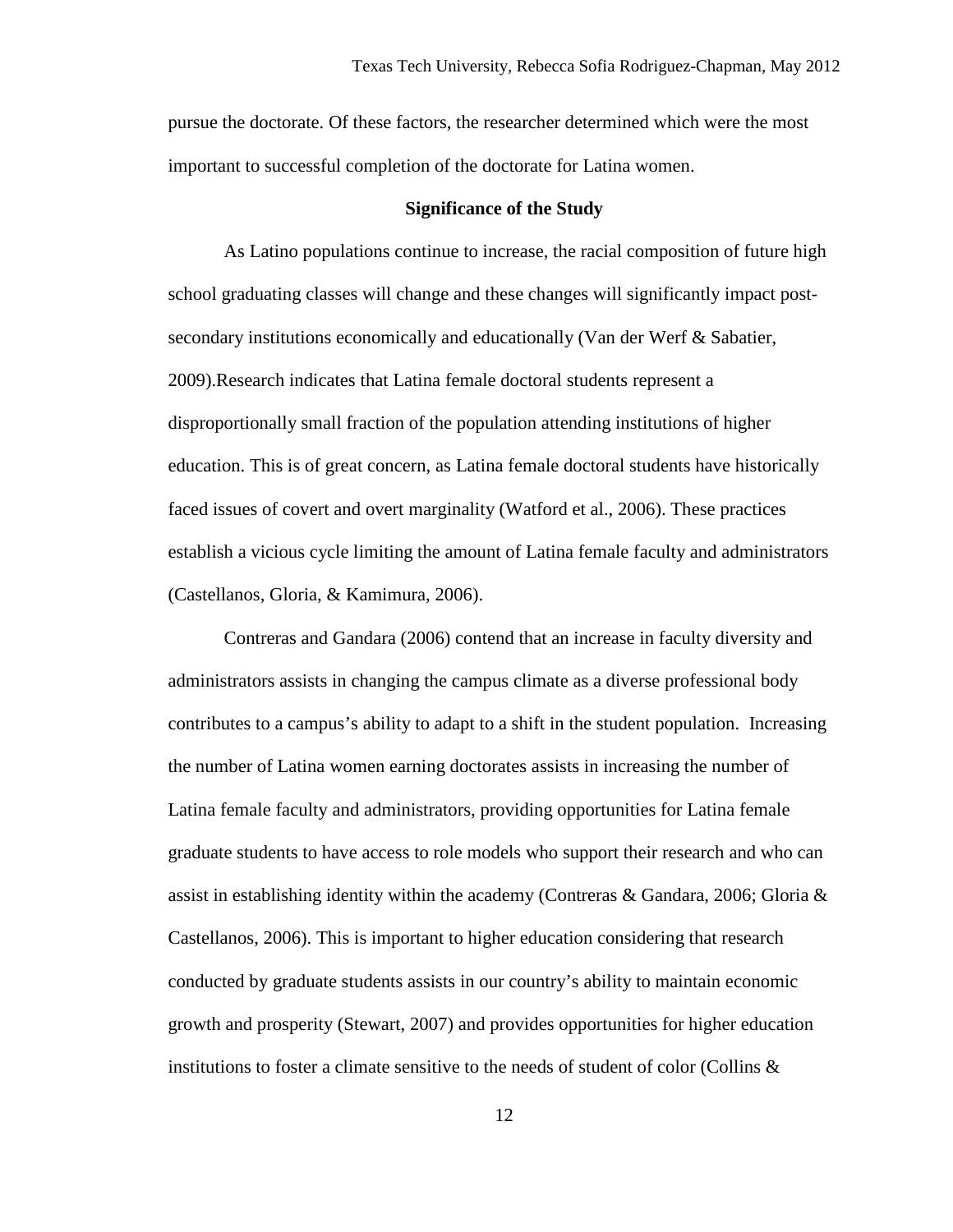pursue the doctorate. Of these factors, the researcher determined which were the most important to successful completion of the doctorate for Latina women.

### Significance of the Study

As Latino populations continue to increase, the racial composition of future high school graduating classes will change and these changes will significantly impact post-secondary institutions economically and educationally (Van der Werf & Sabatier, 2009).Research indicates that Latina female doctoral students represent a disproportionally small fraction of the population attending institutions of higher education. This is of great concern, as Latina female doctoral students have historically faced issues of covert and overt marginality (Watford et al., 2006). These practices establish a vicious cycle limiting the amount of Latina female faculty and administrators (Castellanos, Gloria, & Kamimura, 2006).

Contreras and Gandara (2006) contend that an increase in faculty diversity and administrators assists in changing the campus climate as a diverse professional body contributes to a campus's ability to adapt to a shift in the student population. Increasing the number of Latina women earning doctorates assists in increasing the number of Latina female faculty and administrators, providing opportunities for Latina female graduate students to have access to role models who support their research and who can assist in establishing identity within the academy (Contreras & Gandara, 2006; Gloria & Castellanos, 2006). This is important to higher education considering that research conducted by graduate students assists in our country's ability to maintain economic growth and prosperity (Stewart, 2007) and provides opportunities for higher education institutions to foster a climate sensitive to the needs of student of color (Collins &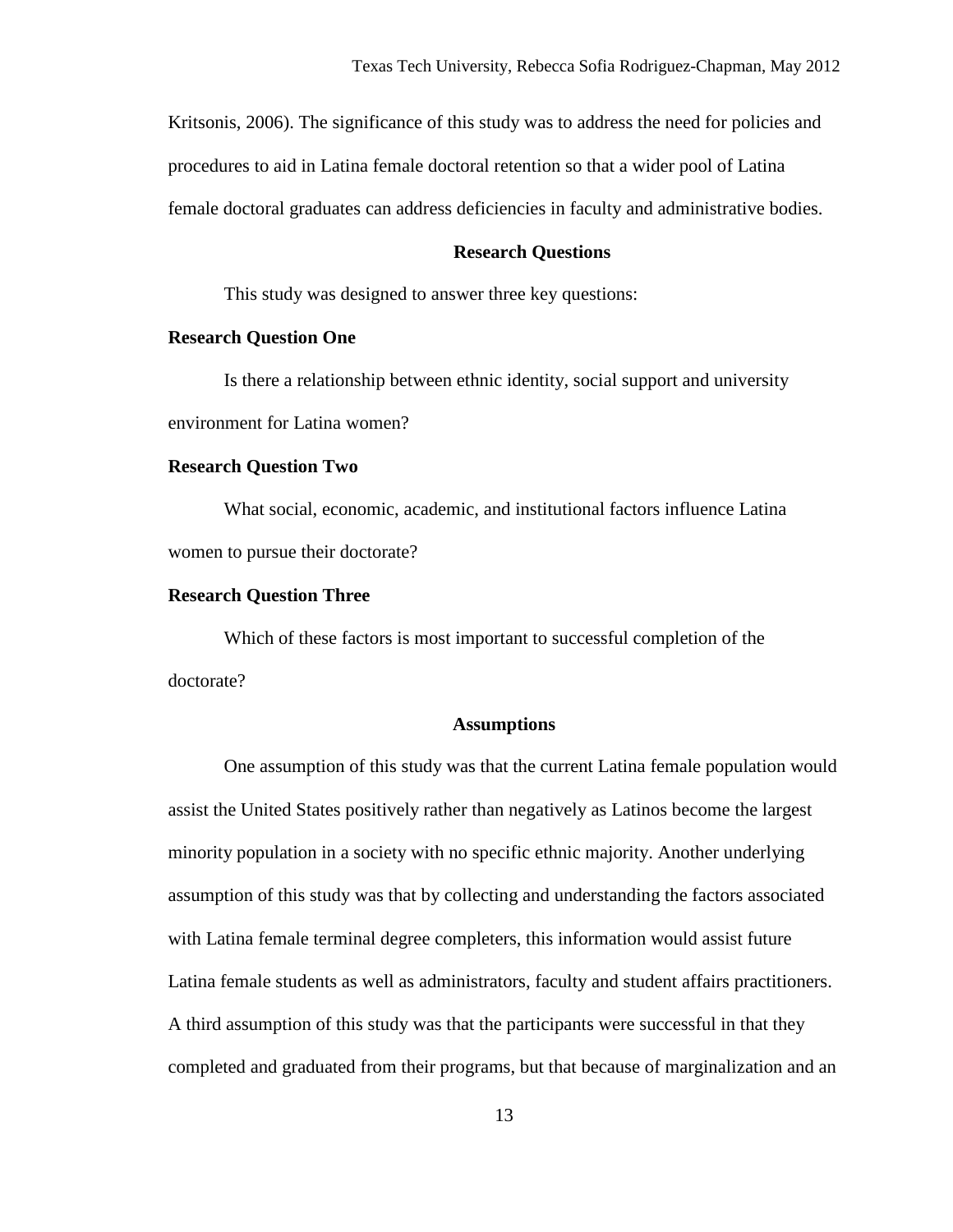Kritsonis, 2006). The significance of this study was to address the need for policies and procedures to aid in Latina female doctoral retention so that a wider pool of Latina female doctoral graduates can address deficiencies in faculty and administrative bodies.

## Research Questions

This study was designed to answer three key questions:

### Research Question One

Is there a relationship between ethnic identity, social support and university environment for Latina women?

### Research Question Two

What social, economic, academic, and institutional factors influence Latina women to pursue their doctorate?

### Research Question Three

Which of these factors is most important to successful completion of the doctorate?

## Assumptions

One assumption of this study was that the current Latina female population would assist the United States positively rather than negatively as Latinos become the largest minority population in a society with no specific ethnic majority. Another underlying assumption of this study was that by collecting and understanding the factors associated with Latina female terminal degree completers, this information would assist future Latina female students as well as administrators, faculty and student affairs practitioners. A third assumption of this study was that the participants were successful in that they completed and graduated from their programs, but that because of marginalization and an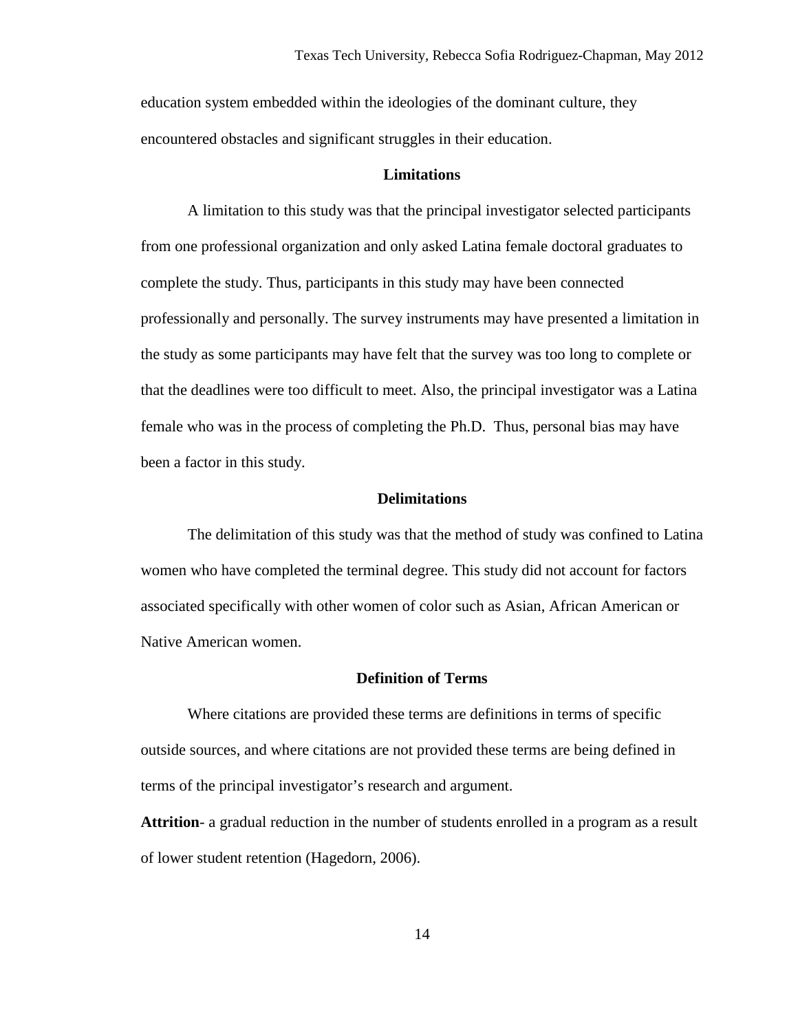education system embedded within the ideologies of the dominant culture, they encountered obstacles and significant struggles in their education.

## Limitations

A limitation to this study was that the principal investigator selected participants from one professional organization and only asked Latina female doctoral graduates to complete the study. Thus, participants in this study may have been connected professionally and personally. The survey instruments may have presented a limitation in the study as some participants may have felt that the survey was too long to complete or that the deadlines were too difficult to meet. Also, the principal investigator was a Latina female who was in the process of completing the Ph.D. Thus, personal bias may have been a factor in this study.

## Delimitations

The delimitation of this study was that the method of study was confined to Latina women who have completed the terminal degree. This study did not account for factors associated specifically with other women of color such as Asian, African American or Native American women.

## Definition of Terms

Where citations are provided these terms are definitions in terms of specific outside sources, and where citations are not provided these terms are being defined in terms of the principal investigator's research and argument.

**Attrition**- a gradual reduction in the number of students enrolled in a program as a result of lower student retention (Hagedorn, 2006).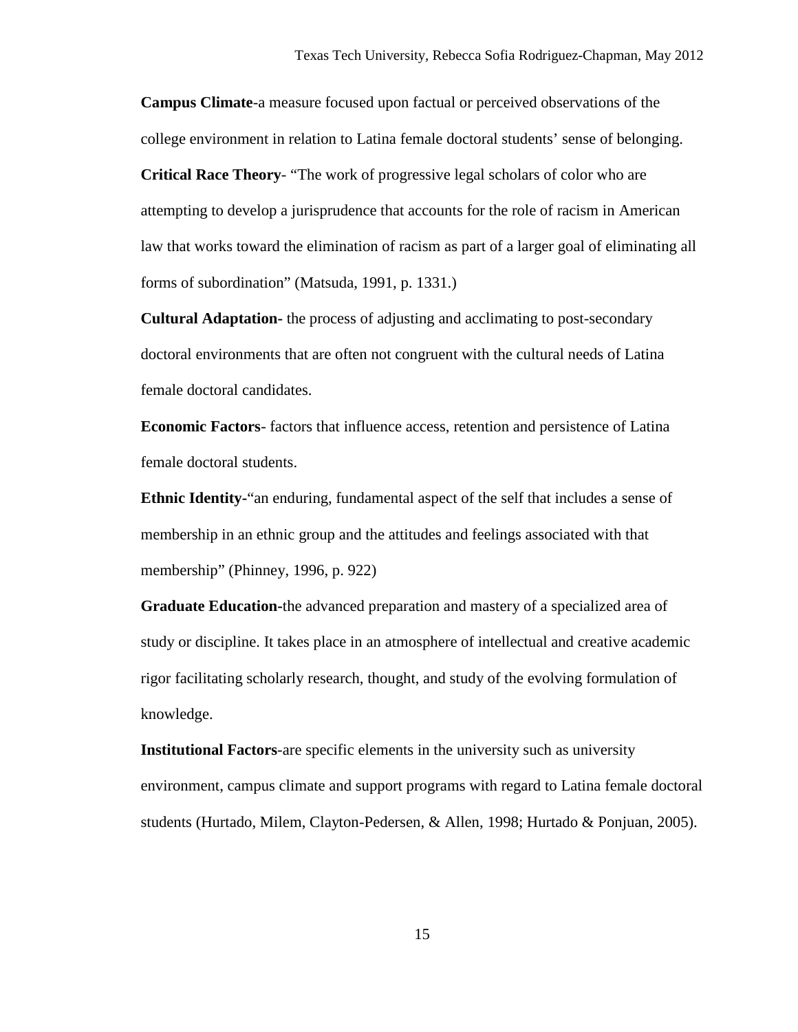**Campus Climate**-a measure focused upon factual or perceived observations of the college environment in relation to Latina female doctoral students' sense of belonging.

**Critical Race Theory**- "The work of progressive legal scholars of color who are attempting to develop a jurisprudence that accounts for the role of racism in American law that works toward the elimination of racism as part of a larger goal of eliminating all forms of subordination" (Matsuda, 1991, p. 1331.)

**Cultural Adaptation-** the process of adjusting and acclimating to post-secondary doctoral environments that are often not congruent with the cultural needs of Latina female doctoral candidates.

**Economic Factors**- factors that influence access, retention and persistence of Latina female doctoral students.

**Ethnic Identity-**"an enduring, fundamental aspect of the self that includes a sense of membership in an ethnic group and the attitudes and feelings associated with that membership" (Phinney, 1996, p. 922)

**Graduate Education-**the advanced preparation and mastery of a specialized area of study or discipline. It takes place in an atmosphere of intellectual and creative academic rigor facilitating scholarly research, thought, and study of the evolving formulation of knowledge.

**Institutional Factors**-are specific elements in the university such as university environment, campus climate and support programs with regard to Latina female doctoral students (Hurtado, Milem, Clayton-Pedersen, & Allen, 1998; Hurtado & Ponjuan, 2005).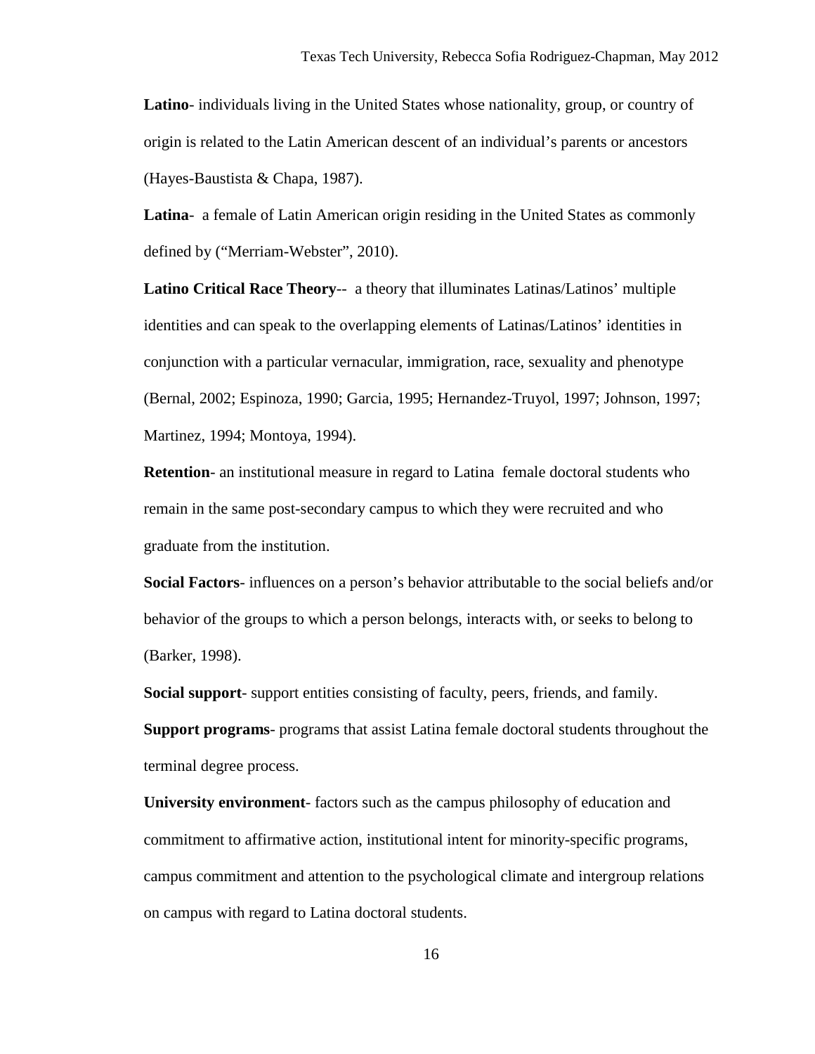**Latino**- individuals living in the United States whose nationality, group, or country of origin is related to the Latin American descent of an individual's parents or ancestors (Hayes-Baustista & Chapa, 1987).

**Latina**- a female of Latin American origin residing in the United States as commonly defined by ("Merriam-Webster", 2010).

**Latino Critical Race Theory**-- a theory that illuminates Latinas/Latinos' multiple identities and can speak to the overlapping elements of Latinas/Latinos' identities in conjunction with a particular vernacular, immigration, race, sexuality and phenotype (Bernal, 2002; Espinoza, 1990; Garcia, 1995; Hernandez-Truyol, 1997; Johnson, 1997; Martinez, 1994; Montoya, 1994).

**Retention**- an institutional measure in regard to Latina female doctoral students who remain in the same post-secondary campus to which they were recruited and who graduate from the institution.

**Social Factors**- influences on a person's behavior attributable to the social beliefs and/or behavior of the groups to which a person belongs, interacts with, or seeks to belong to (Barker, 1998).

**Social support**- support entities consisting of faculty, peers, friends, and family.

**Support programs**- programs that assist Latina female doctoral students throughout the terminal degree process.

**University environment**- factors such as the campus philosophy of education and commitment to affirmative action, institutional intent for minority-specific programs, campus commitment and attention to the psychological climate and intergroup relations on campus with regard to Latina doctoral students.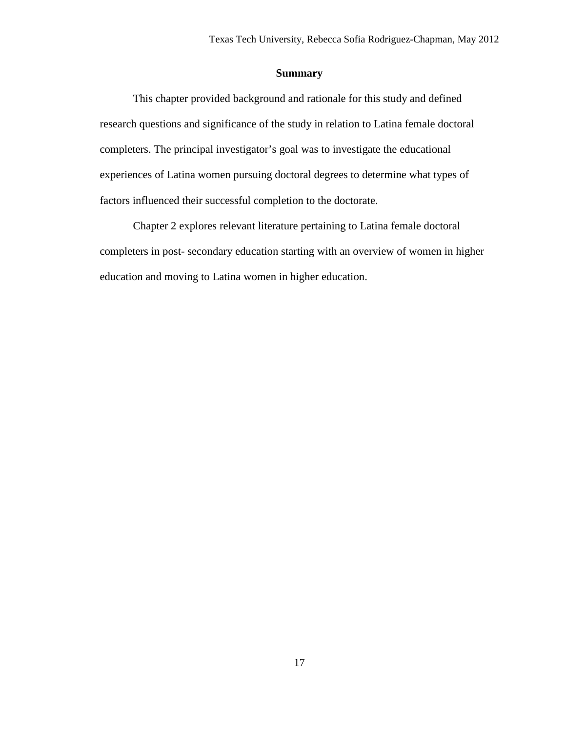## Summary

This chapter provided background and rationale for this study and defined research questions and significance of the study in relation to Latina female doctoral completers. The principal investigator's goal was to investigate the educational experiences of Latina women pursuing doctoral degrees to determine what types of factors influenced their successful completion to the doctorate.

Chapter 2 explores relevant literature pertaining to Latina female doctoral completers in post- secondary education starting with an overview of women in higher education and moving to Latina women in higher education.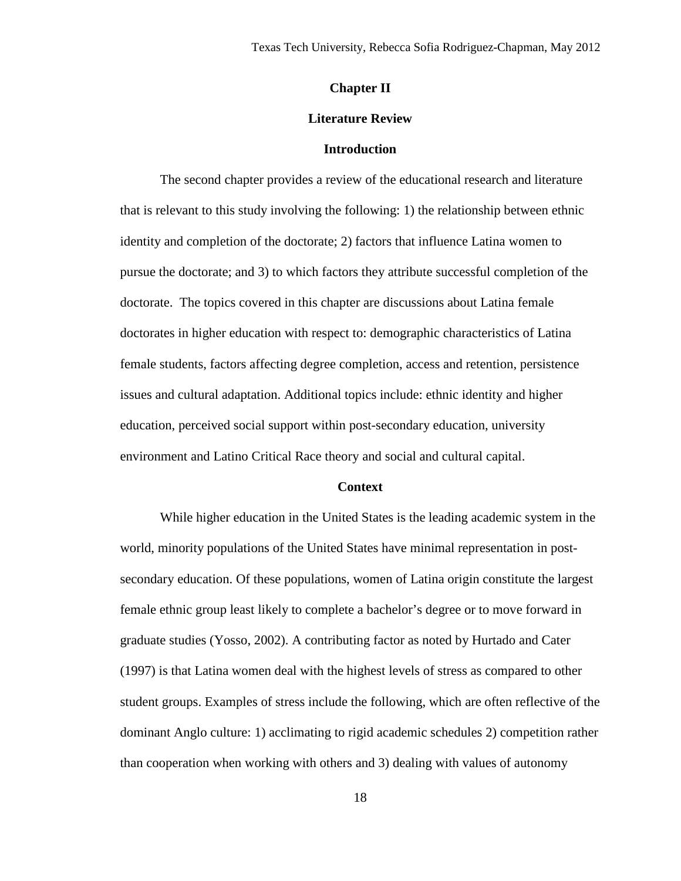# Chapter II

# Literature Review

## Introduction

The second chapter provides a review of the educational research and literature that is relevant to this study involving the following: 1) the relationship between ethnic identity and completion of the doctorate; 2) factors that influence Latina women to pursue the doctorate; and 3) to which factors they attribute successful completion of the doctorate. The topics covered in this chapter are discussions about Latina female doctorates in higher education with respect to: demographic characteristics of Latina female students, factors affecting degree completion, access and retention, persistence issues and cultural adaptation. Additional topics include: ethnic identity and higher education, perceived social support within post-secondary education, university environment and Latino Critical Race theory and social and cultural capital.

## Context

While higher education in the United States is the leading academic system in the world, minority populations of the United States have minimal representation in post-secondary education. Of these populations, women of Latina origin constitute the largest female ethnic group least likely to complete a bachelor's degree or to move forward in graduate studies (Yosso, 2002). A contributing factor as noted by Hurtado and Cater (1997) is that Latina women deal with the highest levels of stress as compared to other student groups. Examples of stress include the following, which are often reflective of the dominant Anglo culture: 1) acclimating to rigid academic schedules 2) competition rather than cooperation when working with others and 3) dealing with values of autonomy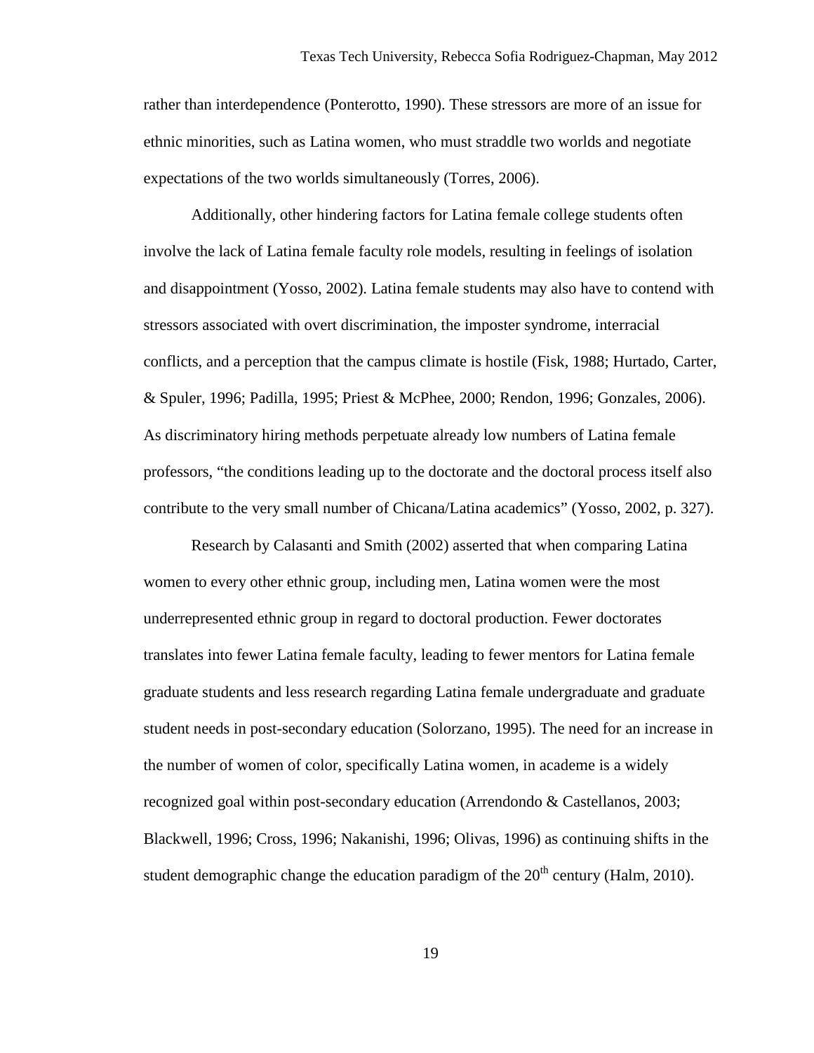rather than interdependence (Ponterotto, 1990). These stressors are more of an issue for ethnic minorities, such as Latina women, who must straddle two worlds and negotiate expectations of the two worlds simultaneously (Torres, 2006).

Additionally, other hindering factors for Latina female college students often involve the lack of Latina female faculty role models, resulting in feelings of isolation and disappointment (Yosso, 2002). Latina female students may also have to contend with stressors associated with overt discrimination, the imposter syndrome, interracial conflicts, and a perception that the campus climate is hostile (Fisk, 1988; Hurtado, Carter, & Spuler, 1996; Padilla, 1995; Priest & McPhee, 2000; Rendon, 1996; Gonzales, 2006). As discriminatory hiring methods perpetuate already low numbers of Latina female professors, "the conditions leading up to the doctorate and the doctoral process itself also contribute to the very small number of Chicana/Latina academics" (Yosso, 2002, p. 327).

Research by Calasanti and Smith (2002) asserted that when comparing Latina women to every other ethnic group, including men, Latina women were the most underrepresented ethnic group in regard to doctoral production. Fewer doctorates translates into fewer Latina female faculty, leading to fewer mentors for Latina female graduate students and less research regarding Latina female undergraduate and graduate student needs in post-secondary education (Solorzano, 1995). The need for an increase in the number of women of color, specifically Latina women, in academe is a widely recognized goal within post-secondary education (Arrendondo & Castellanos, 2003; Blackwell, 1996; Cross, 1996; Nakanishi, 1996; Olivas, 1996) as continuing shifts in the student demographic change the education paradigm of the 20th century (Halm, 2010).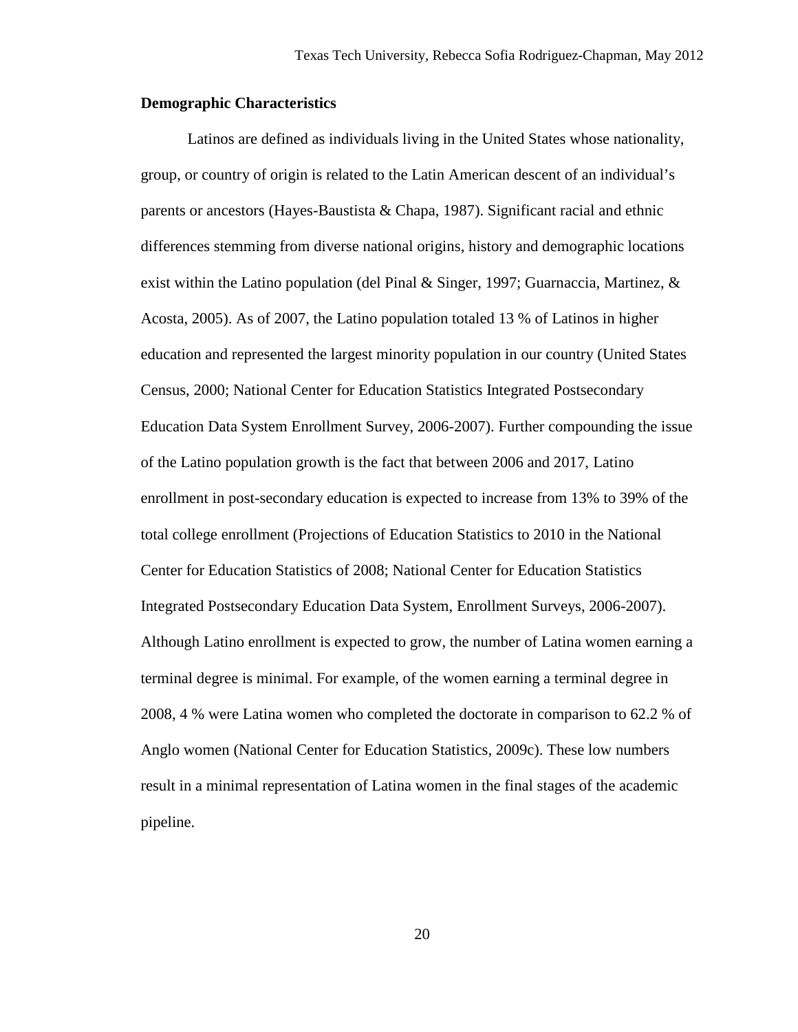**Demographic Characteristics**

Latinos are defined as individuals living in the United States whose nationality, group, or country of origin is related to the Latin American descent of an individual's parents or ancestors (Hayes-Baustista & Chapa, 1987). Significant racial and ethnic differences stemming from diverse national origins, history and demographic locations exist within the Latino population (del Pinal & Singer, 1997; Guarnaccia, Martinez, & Acosta, 2005). As of 2007, the Latino population totaled 13 % of Latinos in higher education and represented the largest minority population in our country (United States Census, 2000; National Center for Education Statistics Integrated Postsecondary Education Data System Enrollment Survey, 2006-2007). Further compounding the issue of the Latino population growth is the fact that between 2006 and 2017, Latino enrollment in post-secondary education is expected to increase from 13% to 39% of the total college enrollment (Projections of Education Statistics to 2010 in the National Center for Education Statistics of 2008; National Center for Education Statistics Integrated Postsecondary Education Data System, Enrollment Surveys, 2006-2007). Although Latino enrollment is expected to grow, the number of Latina women earning a terminal degree is minimal. For example, of the women earning a terminal degree in 2008, 4 % were Latina women who completed the doctorate in comparison to 62.2 % of Anglo women (National Center for Education Statistics, 2009c). These low numbers result in a minimal representation of Latina women in the final stages of the academic pipeline.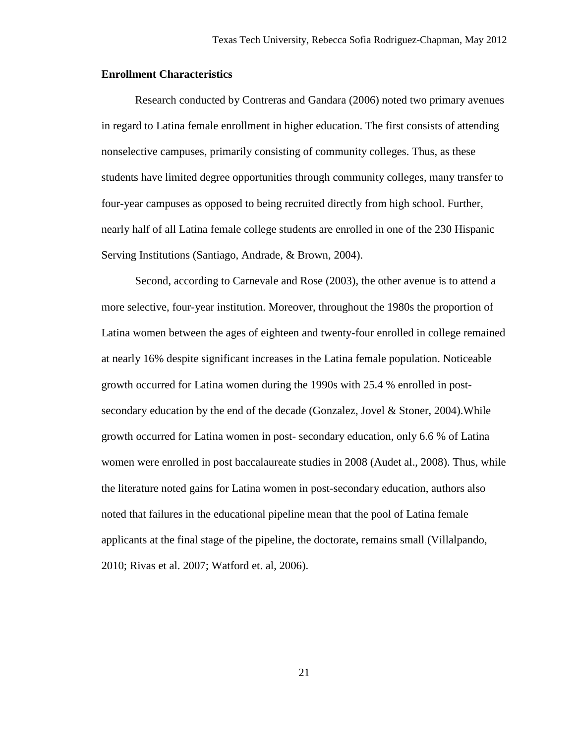**Enrollment Characteristics**

Research conducted by Contreras and Gandara (2006) noted two primary avenues in regard to Latina female enrollment in higher education. The first consists of attending nonselective campuses, primarily consisting of community colleges. Thus, as these students have limited degree opportunities through community colleges, many transfer to four-year campuses as opposed to being recruited directly from high school. Further, nearly half of all Latina female college students are enrolled in one of the 230 Hispanic Serving Institutions (Santiago, Andrade, & Brown, 2004).

Second, according to Carnevale and Rose (2003), the other avenue is to attend a more selective, four-year institution. Moreover, throughout the 1980s the proportion of Latina women between the ages of eighteen and twenty-four enrolled in college remained at nearly 16% despite significant increases in the Latina female population. Noticeable growth occurred for Latina women during the 1990s with 25.4 % enrolled in post-secondary education by the end of the decade (Gonzalez, Jovel & Stoner, 2004).While growth occurred for Latina women in post- secondary education, only 6.6 % of Latina women were enrolled in post baccalaureate studies in 2008 (Audet al., 2008). Thus, while the literature noted gains for Latina women in post-secondary education, authors also noted that failures in the educational pipeline mean that the pool of Latina female applicants at the final stage of the pipeline, the doctorate, remains small (Villalpando, 2010; Rivas et al. 2007; Watford et. al, 2006).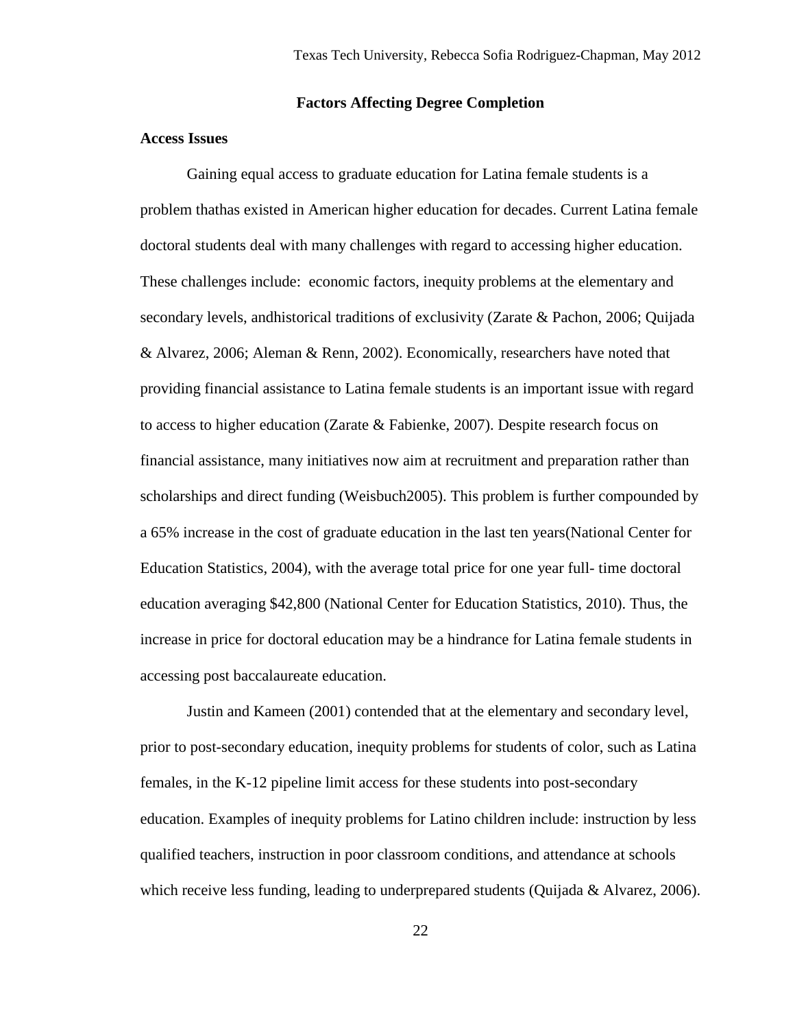## Factors Affecting Degree Completion

### Access Issues

Gaining equal access to graduate education for Latina female students is a problem thathas existed in American higher education for decades. Current Latina female doctoral students deal with many challenges with regard to accessing higher education. These challenges include: economic factors, inequity problems at the elementary and secondary levels, andhistorical traditions of exclusivity (Zarate & Pachon, 2006; Quijada & Alvarez, 2006; Aleman & Renn, 2002). Economically, researchers have noted that providing financial assistance to Latina female students is an important issue with regard to access to higher education (Zarate & Fabienke, 2007). Despite research focus on financial assistance, many initiatives now aim at recruitment and preparation rather than scholarships and direct funding (Weisbuch2005). This problem is further compounded by a 65% increase in the cost of graduate education in the last ten years(National Center for Education Statistics, 2004), with the average total price for one year full- time doctoral education averaging $42,800 (National Center for Education Statistics, 2010). Thus, the increase in price for doctoral education may be a hindrance for Latina female students in accessing post baccalaureate education.

Justin and Kameen (2001) contended that at the elementary and secondary level, prior to post-secondary education, inequity problems for students of color, such as Latina females, in the K-12 pipeline limit access for these students into post-secondary education. Examples of inequity problems for Latino children include: instruction by less qualified teachers, instruction in poor classroom conditions, and attendance at schools which receive less funding, leading to underprepared students (Quijada & Alvarez, 2006).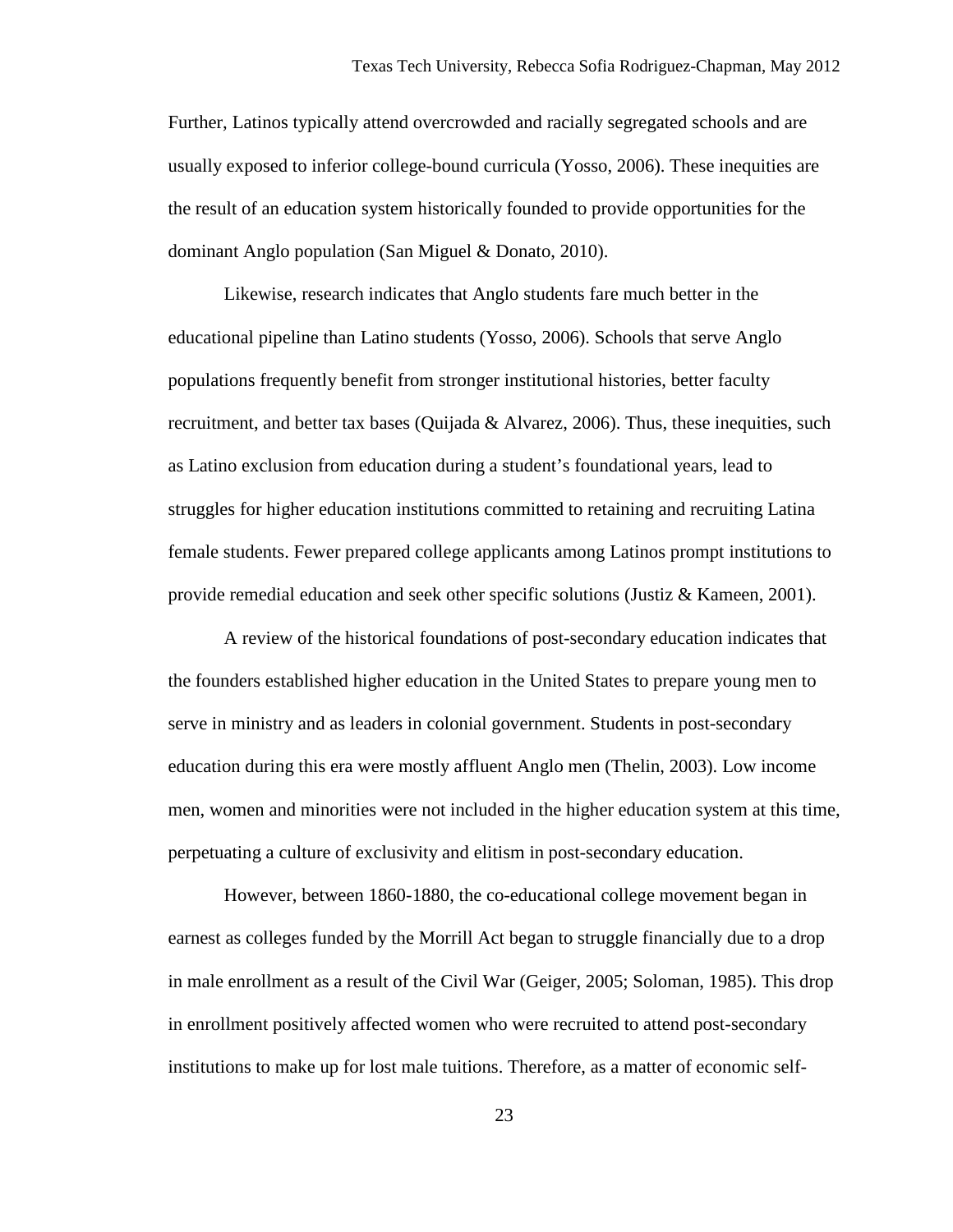Further, Latinos typically attend overcrowded and racially segregated schools and are usually exposed to inferior college-bound curricula (Yosso, 2006). These inequities are the result of an education system historically founded to provide opportunities for the dominant Anglo population (San Miguel & Donato, 2010).

Likewise, research indicates that Anglo students fare much better in the educational pipeline than Latino students (Yosso, 2006). Schools that serve Anglo populations frequently benefit from stronger institutional histories, better faculty recruitment, and better tax bases (Quijada & Alvarez, 2006). Thus, these inequities, such as Latino exclusion from education during a student's foundational years, lead to struggles for higher education institutions committed to retaining and recruiting Latina female students. Fewer prepared college applicants among Latinos prompt institutions to provide remedial education and seek other specific solutions (Justiz & Kameen, 2001).

A review of the historical foundations of post-secondary education indicates that the founders established higher education in the United States to prepare young men to serve in ministry and as leaders in colonial government. Students in post-secondary education during this era were mostly affluent Anglo men (Thelin, 2003). Low income men, women and minorities were not included in the higher education system at this time, perpetuating a culture of exclusivity and elitism in post-secondary education.

However, between 1860-1880, the co-educational college movement began in earnest as colleges funded by the Morrill Act began to struggle financially due to a drop in male enrollment as a result of the Civil War (Geiger, 2005; Soloman, 1985). This drop in enrollment positively affected women who were recruited to attend post-secondary institutions to make up for lost male tuitions. Therefore, as a matter of economic self-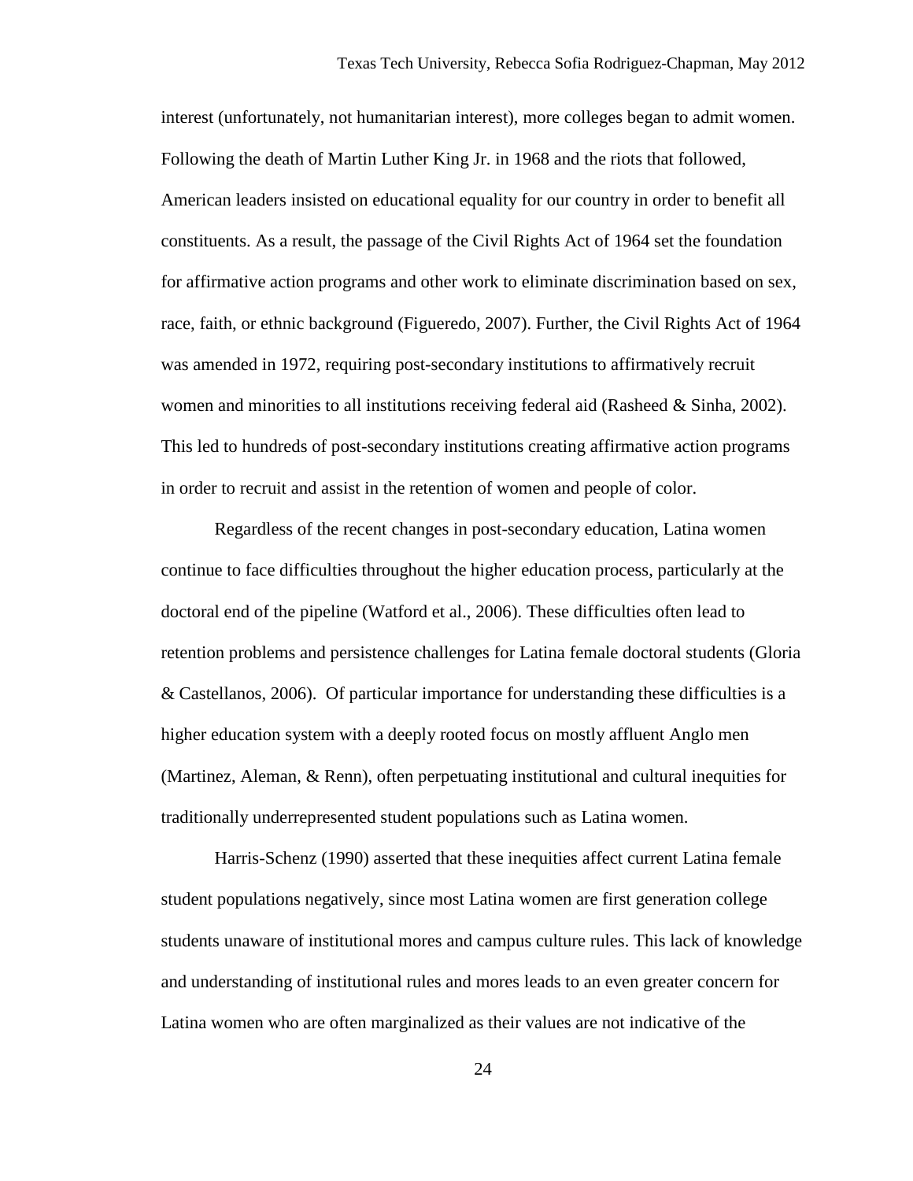interest (unfortunately, not humanitarian interest), more colleges began to admit women. Following the death of Martin Luther King Jr. in 1968 and the riots that followed, American leaders insisted on educational equality for our country in order to benefit all constituents. As a result, the passage of the Civil Rights Act of 1964 set the foundation for affirmative action programs and other work to eliminate discrimination based on sex, race, faith, or ethnic background (Figueredo, 2007). Further, the Civil Rights Act of 1964 was amended in 1972, requiring post-secondary institutions to affirmatively recruit women and minorities to all institutions receiving federal aid (Rasheed & Sinha, 2002). This led to hundreds of post-secondary institutions creating affirmative action programs in order to recruit and assist in the retention of women and people of color.

Regardless of the recent changes in post-secondary education, Latina women continue to face difficulties throughout the higher education process, particularly at the doctoral end of the pipeline (Watford et al., 2006). These difficulties often lead to retention problems and persistence challenges for Latina female doctoral students (Gloria & Castellanos, 2006). Of particular importance for understanding these difficulties is a higher education system with a deeply rooted focus on mostly affluent Anglo men (Martinez, Aleman, & Renn), often perpetuating institutional and cultural inequities for traditionally underrepresented student populations such as Latina women.

Harris-Schenz (1990) asserted that these inequities affect current Latina female student populations negatively, since most Latina women are first generation college students unaware of institutional mores and campus culture rules. This lack of knowledge and understanding of institutional rules and mores leads to an even greater concern for Latina women who are often marginalized as their values are not indicative of the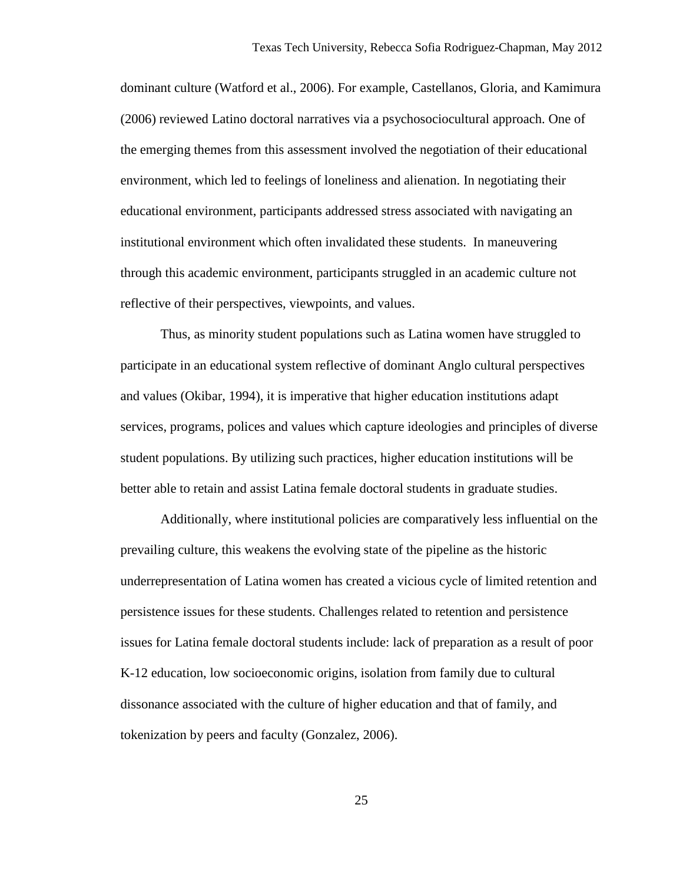dominant culture (Watford et al., 2006). For example, Castellanos, Gloria, and Kamimura (2006) reviewed Latino doctoral narratives via a psychosociocultural approach. One of the emerging themes from this assessment involved the negotiation of their educational environment, which led to feelings of loneliness and alienation. In negotiating their educational environment, participants addressed stress associated with navigating an institutional environment which often invalidated these students. In maneuvering through this academic environment, participants struggled in an academic culture not reflective of their perspectives, viewpoints, and values.

Thus, as minority student populations such as Latina women have struggled to participate in an educational system reflective of dominant Anglo cultural perspectives and values (Okibar, 1994), it is imperative that higher education institutions adapt services, programs, polices and values which capture ideologies and principles of diverse student populations. By utilizing such practices, higher education institutions will be better able to retain and assist Latina female doctoral students in graduate studies.

Additionally, where institutional policies are comparatively less influential on the prevailing culture, this weakens the evolving state of the pipeline as the historic underrepresentation of Latina women has created a vicious cycle of limited retention and persistence issues for these students. Challenges related to retention and persistence issues for Latina female doctoral students include: lack of preparation as a result of poor K-12 education, low socioeconomic origins, isolation from family due to cultural dissonance associated with the culture of higher education and that of family, and tokenization by peers and faculty (Gonzalez, 2006).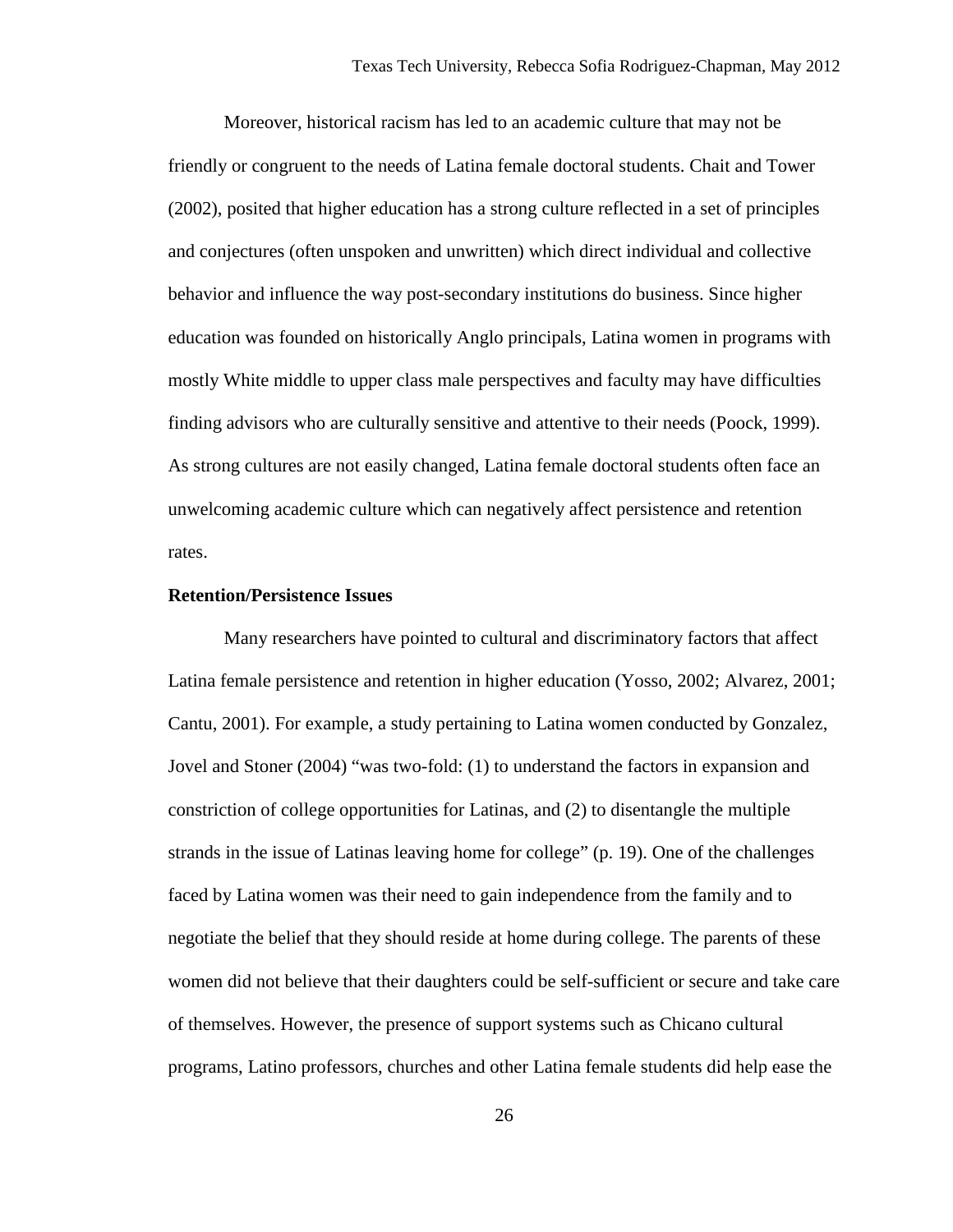Moreover, historical racism has led to an academic culture that may not be friendly or congruent to the needs of Latina female doctoral students. Chait and Tower (2002), posited that higher education has a strong culture reflected in a set of principles and conjectures (often unspoken and unwritten) which direct individual and collective behavior and influence the way post-secondary institutions do business. Since higher education was founded on historically Anglo principals, Latina women in programs with mostly White middle to upper class male perspectives and faculty may have difficulties finding advisors who are culturally sensitive and attentive to their needs (Poock, 1999). As strong cultures are not easily changed, Latina female doctoral students often face an unwelcoming academic culture which can negatively affect persistence and retention rates.

**Retention/Persistence Issues**

Many researchers have pointed to cultural and discriminatory factors that affect Latina female persistence and retention in higher education (Yosso, 2002; Alvarez, 2001; Cantu, 2001). For example, a study pertaining to Latina women conducted by Gonzalez, Jovel and Stoner (2004) "was two-fold: (1) to understand the factors in expansion and constriction of college opportunities for Latinas, and (2) to disentangle the multiple strands in the issue of Latinas leaving home for college" (p. 19). One of the challenges faced by Latina women was their need to gain independence from the family and to negotiate the belief that they should reside at home during college. The parents of these women did not believe that their daughters could be self-sufficient or secure and take care of themselves. However, the presence of support systems such as Chicano cultural programs, Latino professors, churches and other Latina female students did help ease the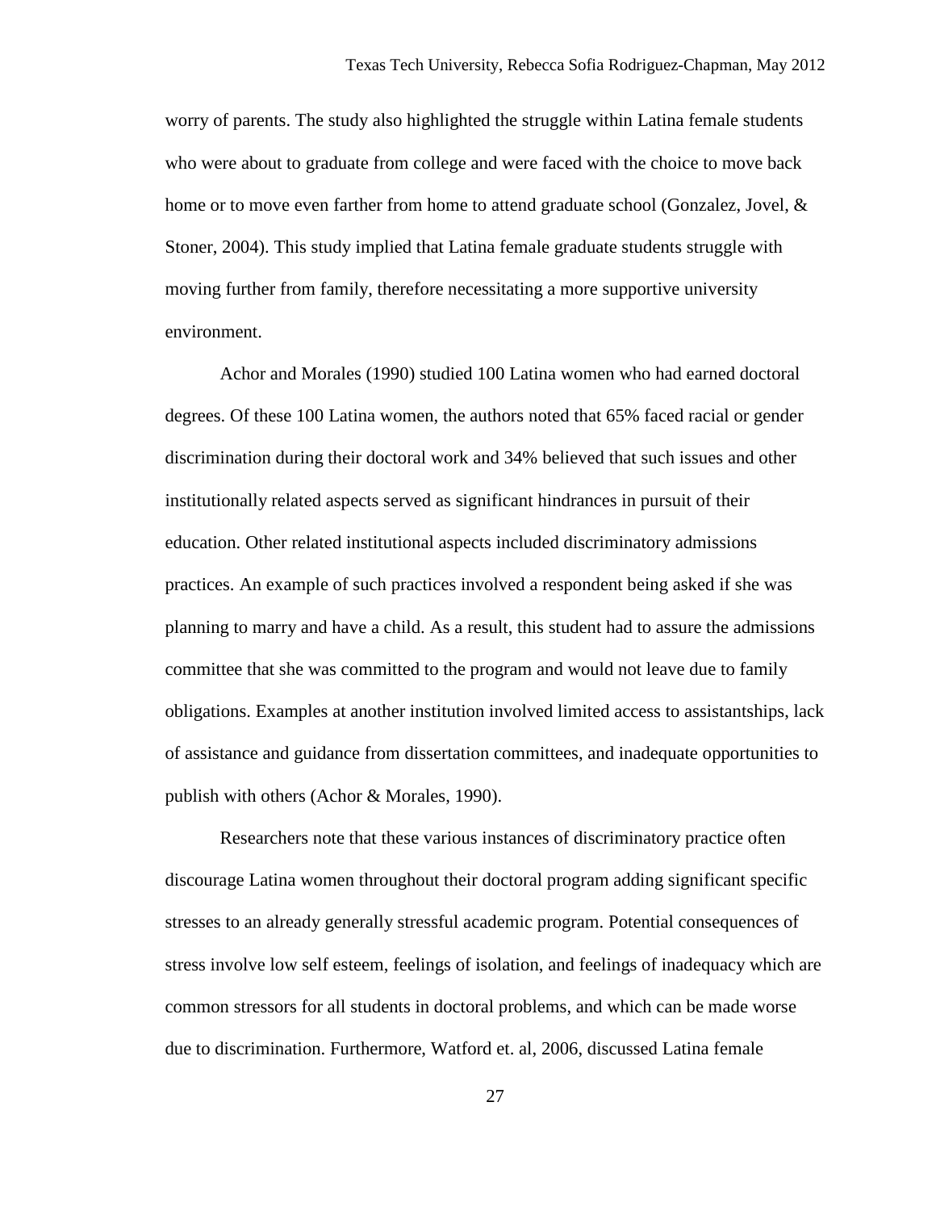worry of parents. The study also highlighted the struggle within Latina female students who were about to graduate from college and were faced with the choice to move back home or to move even farther from home to attend graduate school (Gonzalez, Jovel, & Stoner, 2004). This study implied that Latina female graduate students struggle with moving further from family, therefore necessitating a more supportive university environment.

Achor and Morales (1990) studied 100 Latina women who had earned doctoral degrees. Of these 100 Latina women, the authors noted that 65% faced racial or gender discrimination during their doctoral work and 34% believed that such issues and other institutionally related aspects served as significant hindrances in pursuit of their education. Other related institutional aspects included discriminatory admissions practices. An example of such practices involved a respondent being asked if she was planning to marry and have a child. As a result, this student had to assure the admissions committee that she was committed to the program and would not leave due to family obligations. Examples at another institution involved limited access to assistantships, lack of assistance and guidance from dissertation committees, and inadequate opportunities to publish with others (Achor & Morales, 1990).

Researchers note that these various instances of discriminatory practice often discourage Latina women throughout their doctoral program adding significant specific stresses to an already generally stressful academic program. Potential consequences of stress involve low self esteem, feelings of isolation, and feelings of inadequacy which are common stressors for all students in doctoral problems, and which can be made worse due to discrimination. Furthermore, Watford et. al, 2006, discussed Latina female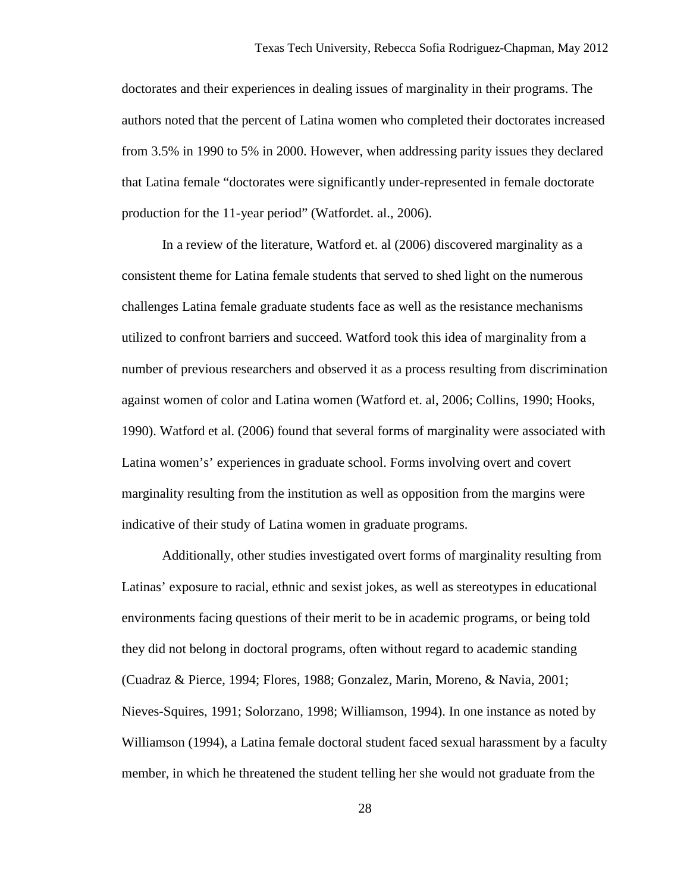doctorates and their experiences in dealing issues of marginality in their programs. The authors noted that the percent of Latina women who completed their doctorates increased from 3.5% in 1990 to 5% in 2000. However, when addressing parity issues they declared that Latina female "doctorates were significantly under-represented in female doctorate production for the 11-year period" (Watfordet. al., 2006).

In a review of the literature, Watford et. al (2006) discovered marginality as a consistent theme for Latina female students that served to shed light on the numerous challenges Latina female graduate students face as well as the resistance mechanisms utilized to confront barriers and succeed. Watford took this idea of marginality from a number of previous researchers and observed it as a process resulting from discrimination against women of color and Latina women (Watford et. al, 2006; Collins, 1990; Hooks, 1990). Watford et al. (2006) found that several forms of marginality were associated with Latina women's' experiences in graduate school. Forms involving overt and covert marginality resulting from the institution as well as opposition from the margins were indicative of their study of Latina women in graduate programs.

Additionally, other studies investigated overt forms of marginality resulting from Latinas' exposure to racial, ethnic and sexist jokes, as well as stereotypes in educational environments facing questions of their merit to be in academic programs, or being told they did not belong in doctoral programs, often without regard to academic standing (Cuadraz & Pierce, 1994; Flores, 1988; Gonzalez, Marin, Moreno, & Navia, 2001; Nieves-Squires, 1991; Solorzano, 1998; Williamson, 1994). In one instance as noted by Williamson (1994), a Latina female doctoral student faced sexual harassment by a faculty member, in which he threatened the student telling her she would not graduate from the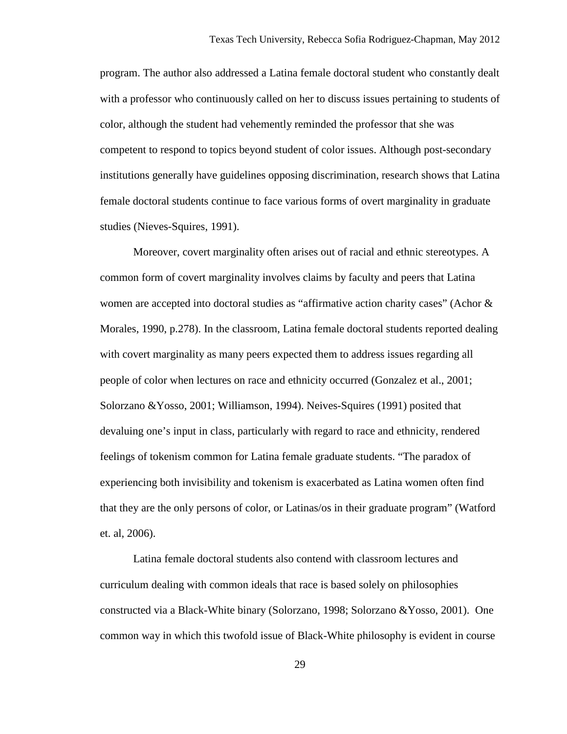program. The author also addressed a Latina female doctoral student who constantly dealt with a professor who continuously called on her to discuss issues pertaining to students of color, although the student had vehemently reminded the professor that she was competent to respond to topics beyond student of color issues. Although post-secondary institutions generally have guidelines opposing discrimination, research shows that Latina female doctoral students continue to face various forms of overt marginality in graduate studies (Nieves-Squires, 1991).

Moreover, covert marginality often arises out of racial and ethnic stereotypes. A common form of covert marginality involves claims by faculty and peers that Latina women are accepted into doctoral studies as "affirmative action charity cases" (Achor & Morales, 1990, p.278). In the classroom, Latina female doctoral students reported dealing with covert marginality as many peers expected them to address issues regarding all people of color when lectures on race and ethnicity occurred (Gonzalez et al., 2001; Solorzano &Yosso, 2001; Williamson, 1994). Neives-Squires (1991) posited that devaluing one's input in class, particularly with regard to race and ethnicity, rendered feelings of tokenism common for Latina female graduate students. "The paradox of experiencing both invisibility and tokenism is exacerbated as Latina women often find that they are the only persons of color, or Latinas/os in their graduate program" (Watford et. al, 2006).

Latina female doctoral students also contend with classroom lectures and curriculum dealing with common ideals that race is based solely on philosophies constructed via a Black-White binary (Solorzano, 1998; Solorzano &Yosso, 2001). One common way in which this twofold issue of Black-White philosophy is evident in course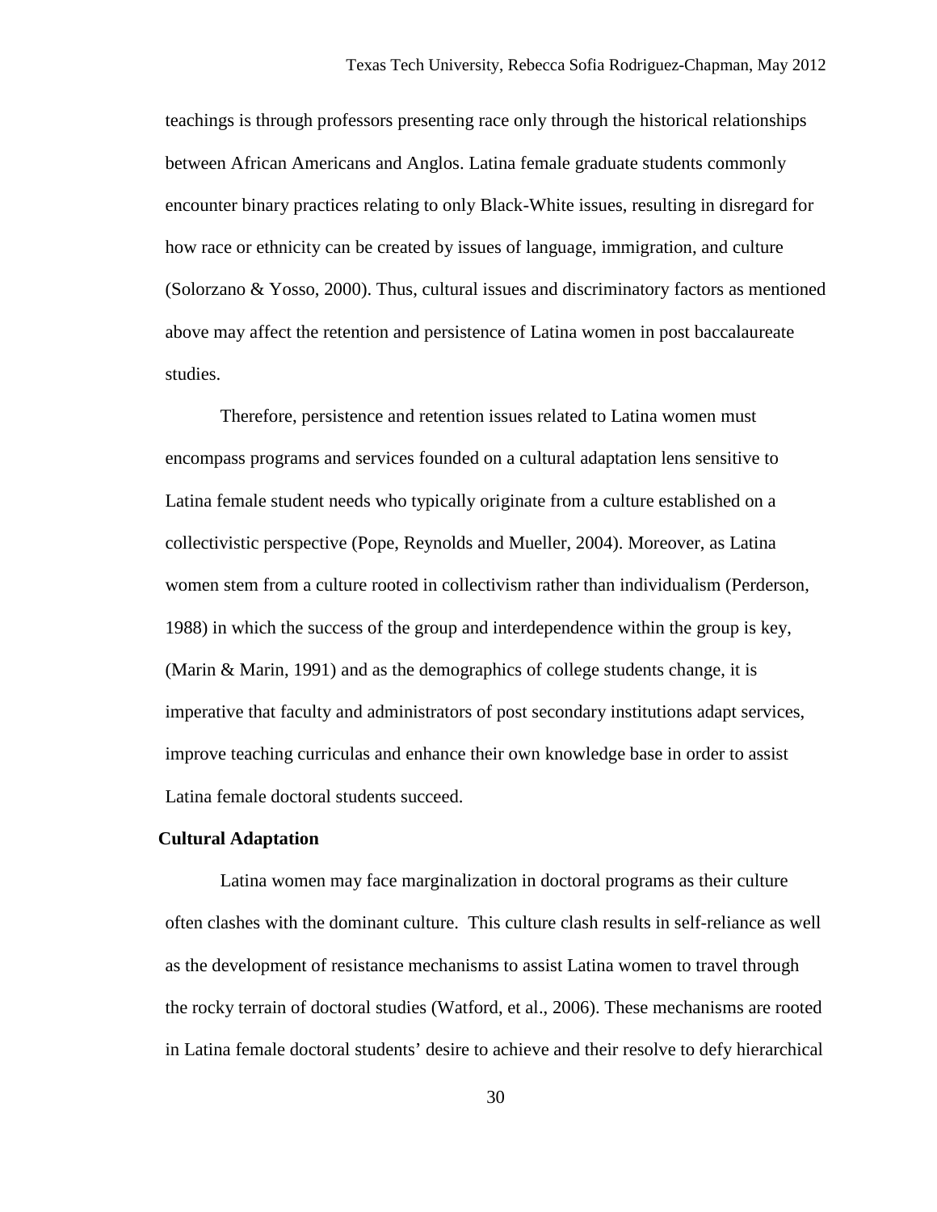teachings is through professors presenting race only through the historical relationships between African Americans and Anglos. Latina female graduate students commonly encounter binary practices relating to only Black-White issues, resulting in disregard for how race or ethnicity can be created by issues of language, immigration, and culture (Solorzano & Yosso, 2000). Thus, cultural issues and discriminatory factors as mentioned above may affect the retention and persistence of Latina women in post baccalaureate studies.

Therefore, persistence and retention issues related to Latina women must encompass programs and services founded on a cultural adaptation lens sensitive to Latina female student needs who typically originate from a culture established on a collectivistic perspective (Pope, Reynolds and Mueller, 2004). Moreover, as Latina women stem from a culture rooted in collectivism rather than individualism (Perderson, 1988) in which the success of the group and interdependence within the group is key, (Marin & Marin, 1991) and as the demographics of college students change, it is imperative that faculty and administrators of post secondary institutions adapt services, improve teaching curriculas and enhance their own knowledge base in order to assist Latina female doctoral students succeed.

**Cultural Adaptation**

Latina women may face marginalization in doctoral programs as their culture often clashes with the dominant culture. This culture clash results in self-reliance as well as the development of resistance mechanisms to assist Latina women to travel through the rocky terrain of doctoral studies (Watford, et al., 2006). These mechanisms are rooted in Latina female doctoral students' desire to achieve and their resolve to defy hierarchical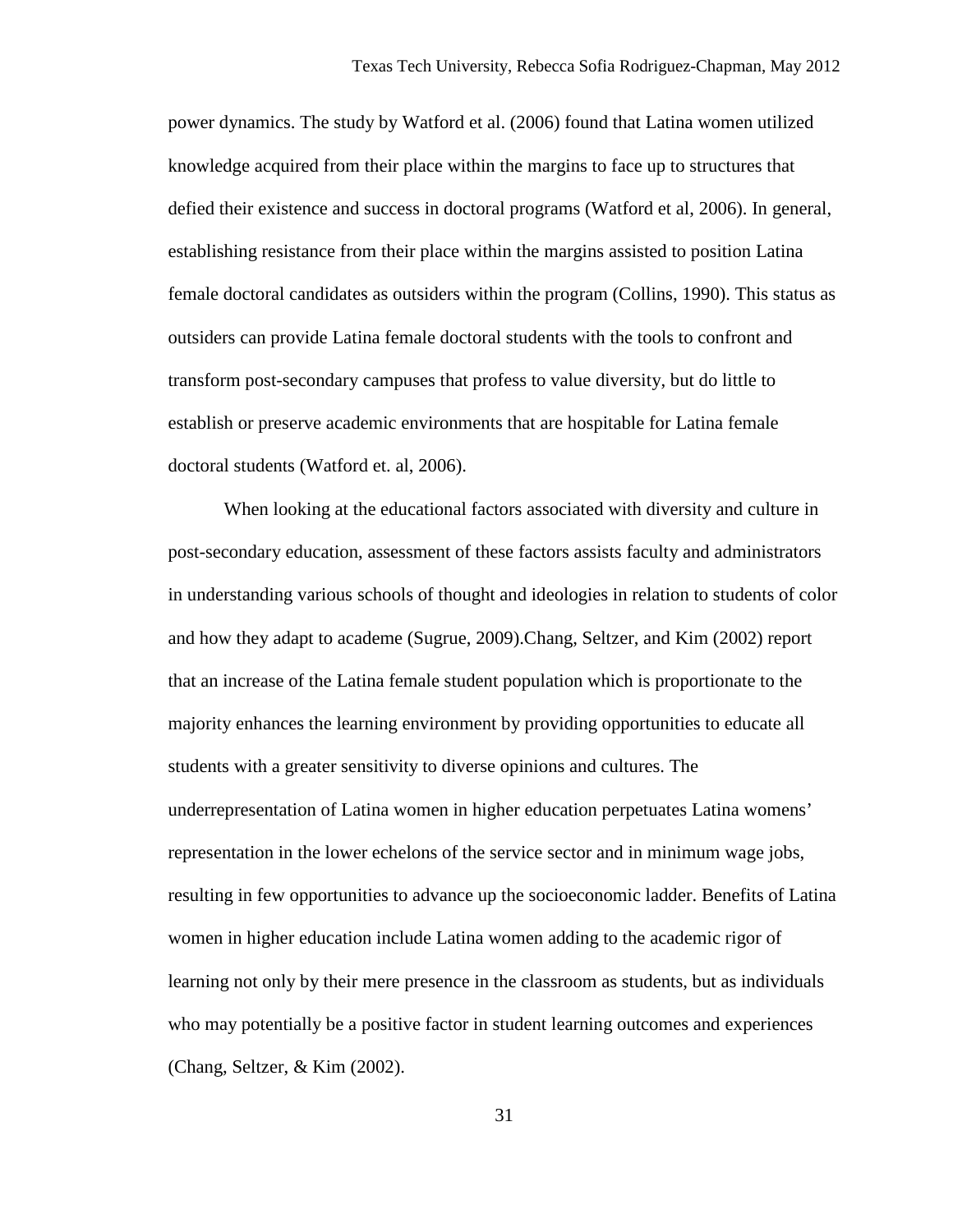power dynamics. The study by Watford et al. (2006) found that Latina women utilized knowledge acquired from their place within the margins to face up to structures that defied their existence and success in doctoral programs (Watford et al, 2006). In general, establishing resistance from their place within the margins assisted to position Latina female doctoral candidates as outsiders within the program (Collins, 1990). This status as outsiders can provide Latina female doctoral students with the tools to confront and transform post-secondary campuses that profess to value diversity, but do little to establish or preserve academic environments that are hospitable for Latina female doctoral students (Watford et. al, 2006).

When looking at the educational factors associated with diversity and culture in post-secondary education, assessment of these factors assists faculty and administrators in understanding various schools of thought and ideologies in relation to students of color and how they adapt to academe (Sugrue, 2009).Chang, Seltzer, and Kim (2002) report that an increase of the Latina female student population which is proportionate to the majority enhances the learning environment by providing opportunities to educate all students with a greater sensitivity to diverse opinions and cultures. The underrepresentation of Latina women in higher education perpetuates Latina womens' representation in the lower echelons of the service sector and in minimum wage jobs, resulting in few opportunities to advance up the socioeconomic ladder. Benefits of Latina women in higher education include Latina women adding to the academic rigor of learning not only by their mere presence in the classroom as students, but as individuals who may potentially be a positive factor in student learning outcomes and experiences (Chang, Seltzer, & Kim (2002).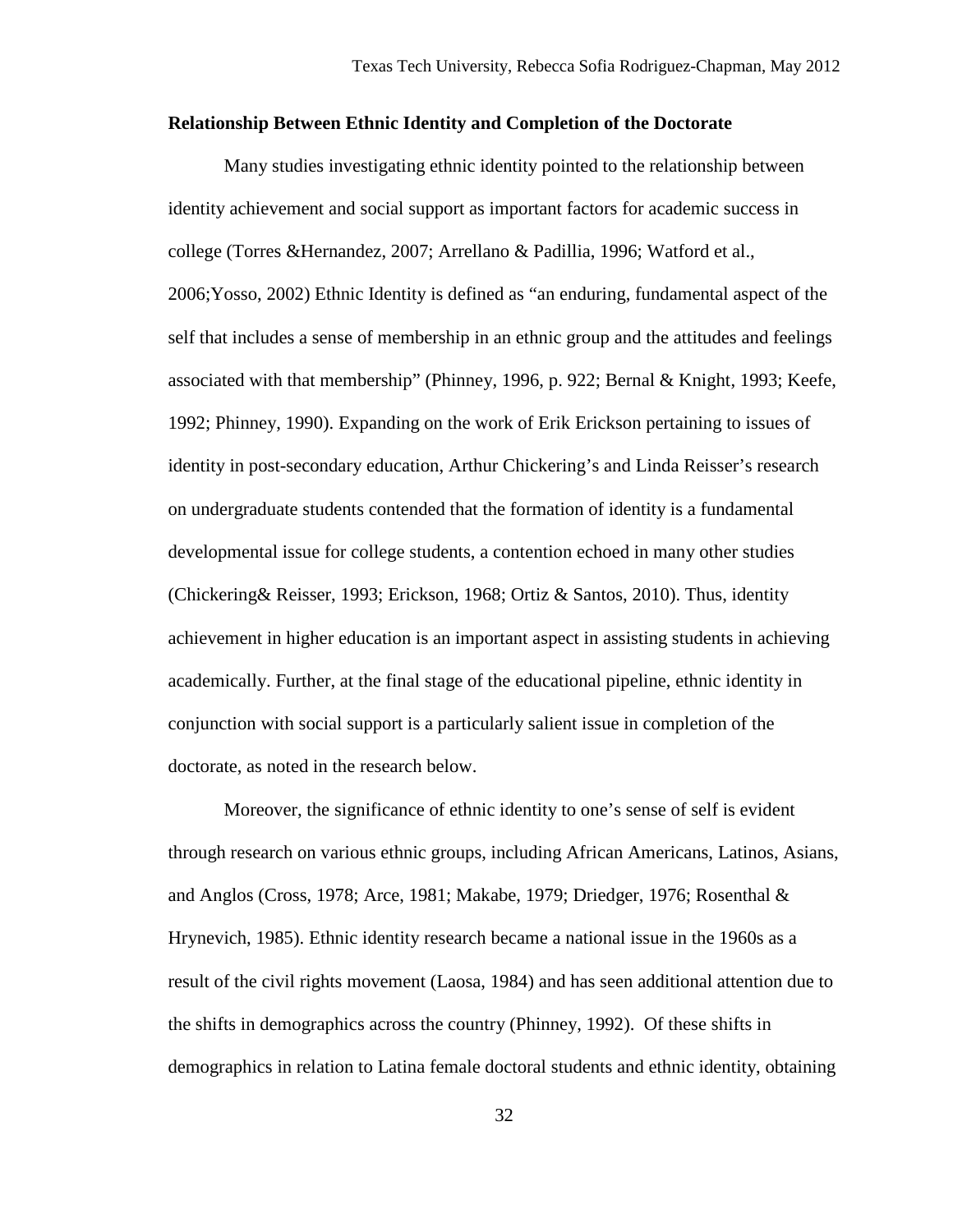**Relationship Between Ethnic Identity and Completion of the Doctorate**

Many studies investigating ethnic identity pointed to the relationship between identity achievement and social support as important factors for academic success in college (Torres &Hernandez, 2007; Arrellano & Padillia, 1996; Watford et al., 2006;Yosso, 2002) Ethnic Identity is defined as "an enduring, fundamental aspect of the self that includes a sense of membership in an ethnic group and the attitudes and feelings associated with that membership" (Phinney, 1996, p. 922; Bernal & Knight, 1993; Keefe, 1992; Phinney, 1990). Expanding on the work of Erik Erickson pertaining to issues of identity in post-secondary education, Arthur Chickering's and Linda Reisser's research on undergraduate students contended that the formation of identity is a fundamental developmental issue for college students, a contention echoed in many other studies (Chickering& Reisser, 1993; Erickson, 1968; Ortiz & Santos, 2010). Thus, identity achievement in higher education is an important aspect in assisting students in achieving academically. Further, at the final stage of the educational pipeline, ethnic identity in conjunction with social support is a particularly salient issue in completion of the doctorate, as noted in the research below.

Moreover, the significance of ethnic identity to one's sense of self is evident through research on various ethnic groups, including African Americans, Latinos, Asians, and Anglos (Cross, 1978; Arce, 1981; Makabe, 1979; Driedger, 1976; Rosenthal & Hrynevich, 1985). Ethnic identity research became a national issue in the 1960s as a result of the civil rights movement (Laosa, 1984) and has seen additional attention due to the shifts in demographics across the country (Phinney, 1992). Of these shifts in demographics in relation to Latina female doctoral students and ethnic identity, obtaining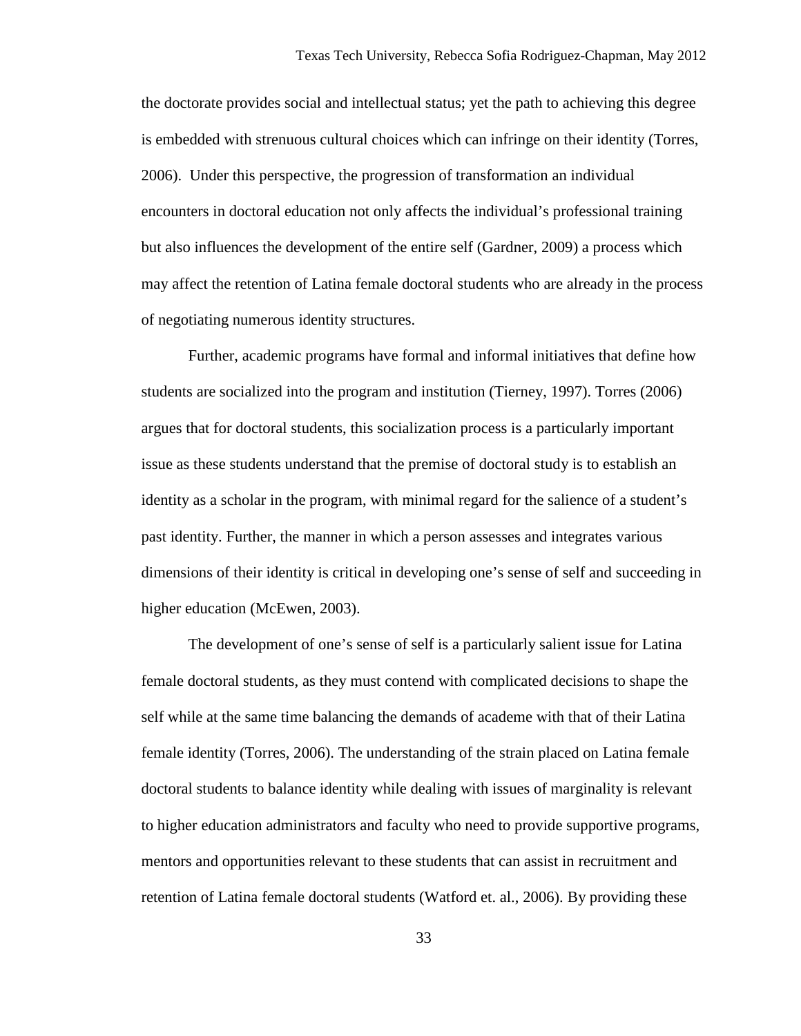the doctorate provides social and intellectual status; yet the path to achieving this degree is embedded with strenuous cultural choices which can infringe on their identity (Torres, 2006). Under this perspective, the progression of transformation an individual encounters in doctoral education not only affects the individual's professional training but also influences the development of the entire self (Gardner, 2009) a process which may affect the retention of Latina female doctoral students who are already in the process of negotiating numerous identity structures.

Further, academic programs have formal and informal initiatives that define how students are socialized into the program and institution (Tierney, 1997). Torres (2006) argues that for doctoral students, this socialization process is a particularly important issue as these students understand that the premise of doctoral study is to establish an identity as a scholar in the program, with minimal regard for the salience of a student's past identity. Further, the manner in which a person assesses and integrates various dimensions of their identity is critical in developing one's sense of self and succeeding in higher education (McEwen, 2003).

The development of one's sense of self is a particularly salient issue for Latina female doctoral students, as they must contend with complicated decisions to shape the self while at the same time balancing the demands of academe with that of their Latina female identity (Torres, 2006). The understanding of the strain placed on Latina female doctoral students to balance identity while dealing with issues of marginality is relevant to higher education administrators and faculty who need to provide supportive programs, mentors and opportunities relevant to these students that can assist in recruitment and retention of Latina female doctoral students (Watford et. al., 2006). By providing these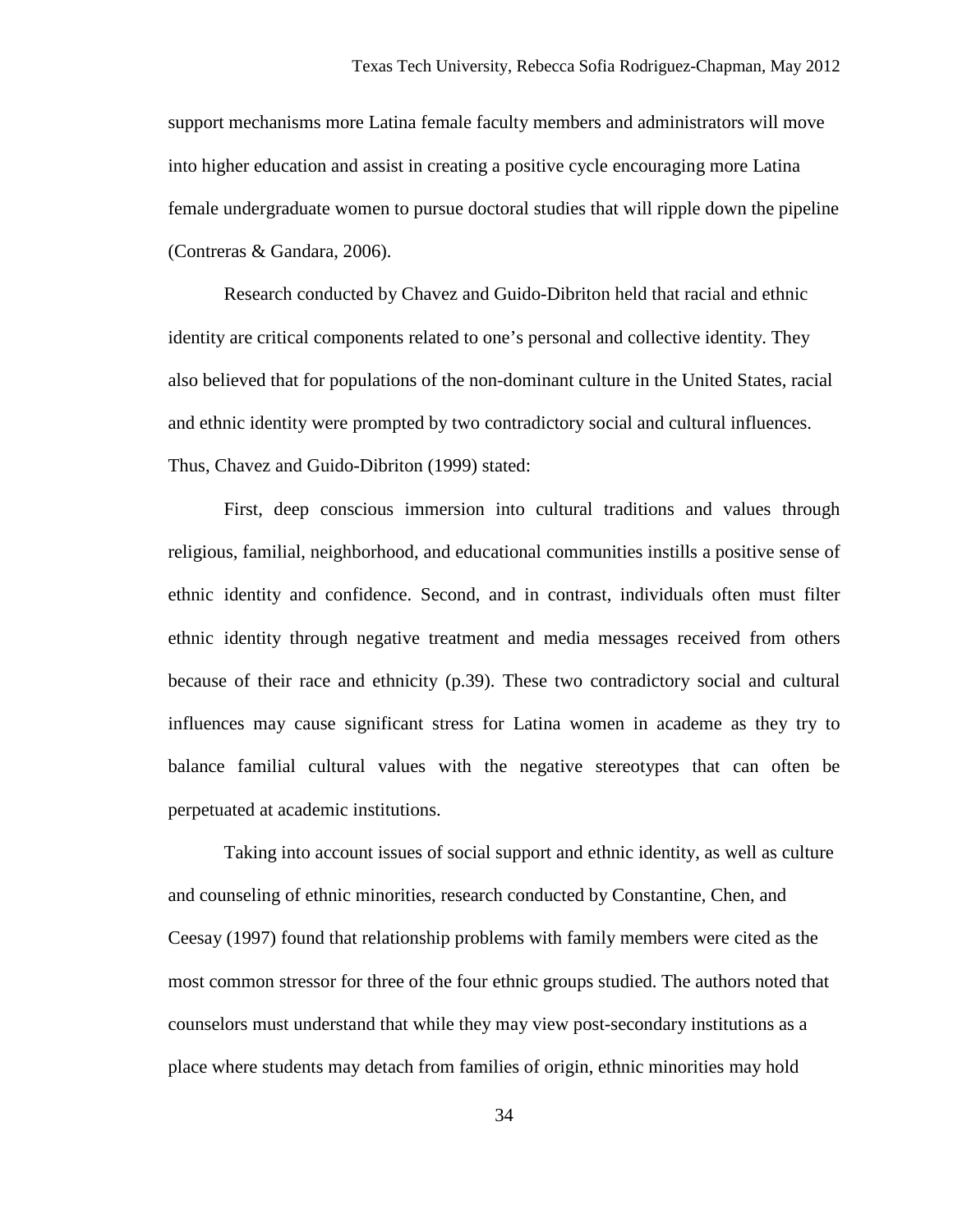support mechanisms more Latina female faculty members and administrators will move into higher education and assist in creating a positive cycle encouraging more Latina female undergraduate women to pursue doctoral studies that will ripple down the pipeline (Contreras & Gandara, 2006).

Research conducted by Chavez and Guido-Dibriton held that racial and ethnic identity are critical components related to one's personal and collective identity. They also believed that for populations of the non-dominant culture in the United States, racial and ethnic identity were prompted by two contradictory social and cultural influences. Thus, Chavez and Guido-Dibriton (1999) stated:

> First, deep conscious immersion into cultural traditions and values through religious, familial, neighborhood, and educational communities instills a positive sense of ethnic identity and confidence. Second, and in contrast, individuals often must filter ethnic identity through negative treatment and media messages received from others because of their race and ethnicity (p.39). These two contradictory social and cultural influences may cause significant stress for Latina women in academe as they try to balance familial cultural values with the negative stereotypes that can often be perpetuated at academic institutions.

Taking into account issues of social support and ethnic identity, as well as culture and counseling of ethnic minorities, research conducted by Constantine, Chen, and Ceesay (1997) found that relationship problems with family members were cited as the most common stressor for three of the four ethnic groups studied. The authors noted that counselors must understand that while they may view post-secondary institutions as a place where students may detach from families of origin, ethnic minorities may hold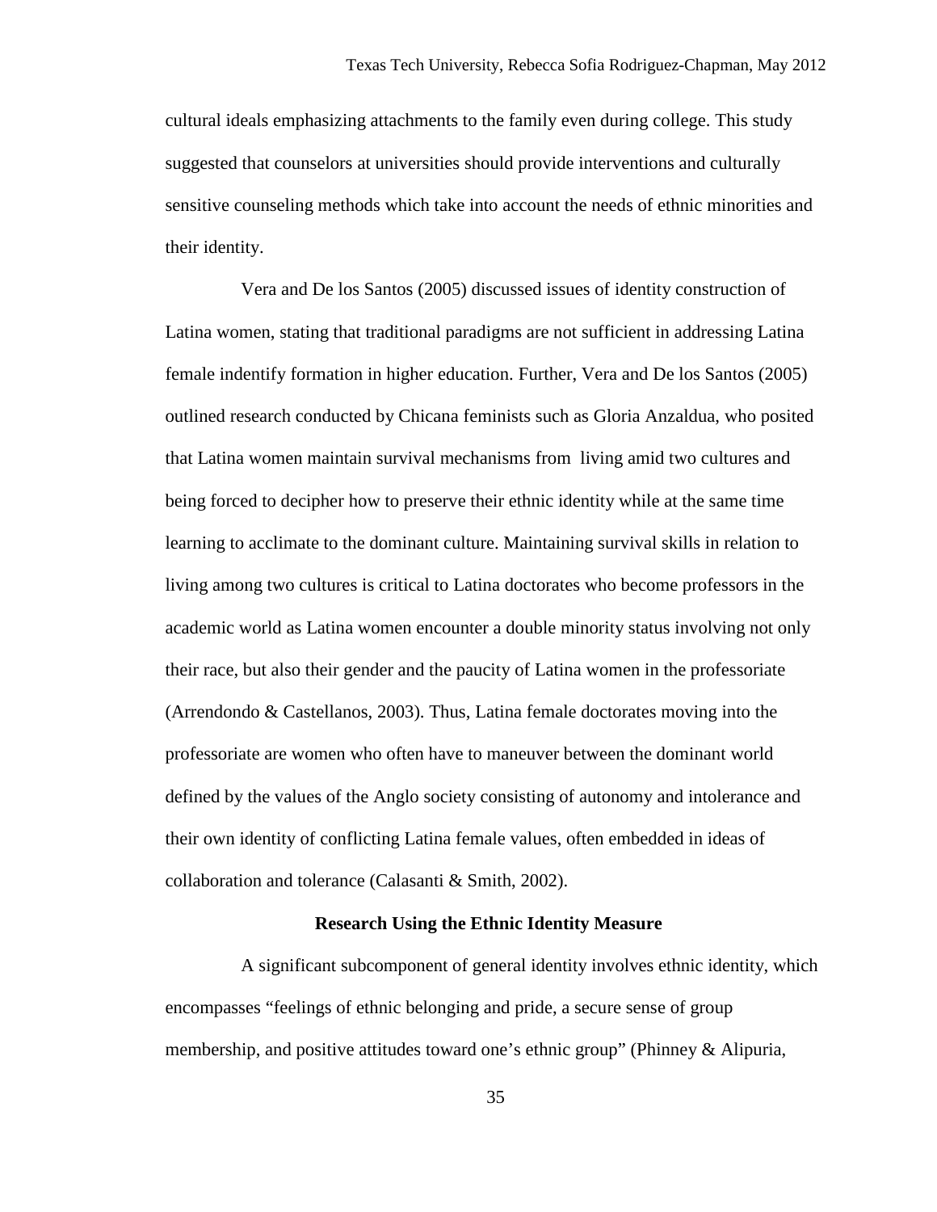cultural ideals emphasizing attachments to the family even during college. This study suggested that counselors at universities should provide interventions and culturally sensitive counseling methods which take into account the needs of ethnic minorities and their identity.

Vera and De los Santos (2005) discussed issues of identity construction of Latina women, stating that traditional paradigms are not sufficient in addressing Latina female indentify formation in higher education. Further, Vera and De los Santos (2005) outlined research conducted by Chicana feminists such as Gloria Anzaldua, who posited that Latina women maintain survival mechanisms from living amid two cultures and being forced to decipher how to preserve their ethnic identity while at the same time learning to acclimate to the dominant culture. Maintaining survival skills in relation to living among two cultures is critical to Latina doctorates who become professors in the academic world as Latina women encounter a double minority status involving not only their race, but also their gender and the paucity of Latina women in the professoriate (Arrendondo & Castellanos, 2003). Thus, Latina female doctorates moving into the professoriate are women who often have to maneuver between the dominant world defined by the values of the Anglo society consisting of autonomy and intolerance and their own identity of conflicting Latina female values, often embedded in ideas of collaboration and tolerance (Calasanti & Smith, 2002).

## Research Using the Ethnic Identity Measure

A significant subcomponent of general identity involves ethnic identity, which encompasses "feelings of ethnic belonging and pride, a secure sense of group membership, and positive attitudes toward one's ethnic group" (Phinney & Alipuria,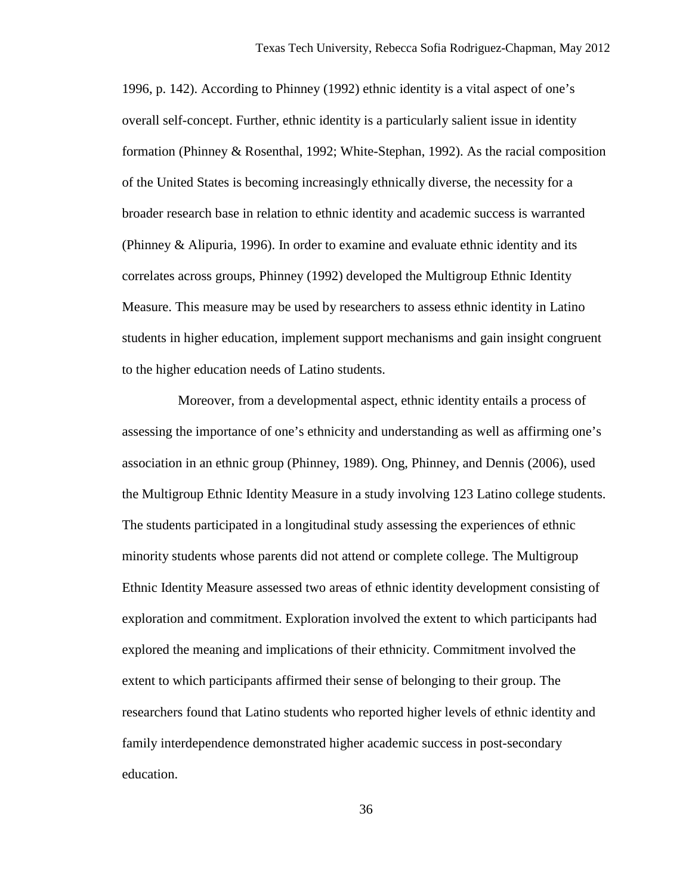1996, p. 142). According to Phinney (1992) ethnic identity is a vital aspect of one's overall self-concept. Further, ethnic identity is a particularly salient issue in identity formation (Phinney & Rosenthal, 1992; White-Stephan, 1992). As the racial composition of the United States is becoming increasingly ethnically diverse, the necessity for a broader research base in relation to ethnic identity and academic success is warranted (Phinney & Alipuria, 1996). In order to examine and evaluate ethnic identity and its correlates across groups, Phinney (1992) developed the Multigroup Ethnic Identity Measure. This measure may be used by researchers to assess ethnic identity in Latino students in higher education, implement support mechanisms and gain insight congruent to the higher education needs of Latino students.

Moreover, from a developmental aspect, ethnic identity entails a process of assessing the importance of one's ethnicity and understanding as well as affirming one's association in an ethnic group (Phinney, 1989). Ong, Phinney, and Dennis (2006), used the Multigroup Ethnic Identity Measure in a study involving 123 Latino college students. The students participated in a longitudinal study assessing the experiences of ethnic minority students whose parents did not attend or complete college. The Multigroup Ethnic Identity Measure assessed two areas of ethnic identity development consisting of exploration and commitment. Exploration involved the extent to which participants had explored the meaning and implications of their ethnicity. Commitment involved the extent to which participants affirmed their sense of belonging to their group. The researchers found that Latino students who reported higher levels of ethnic identity and family interdependence demonstrated higher academic success in post-secondary education.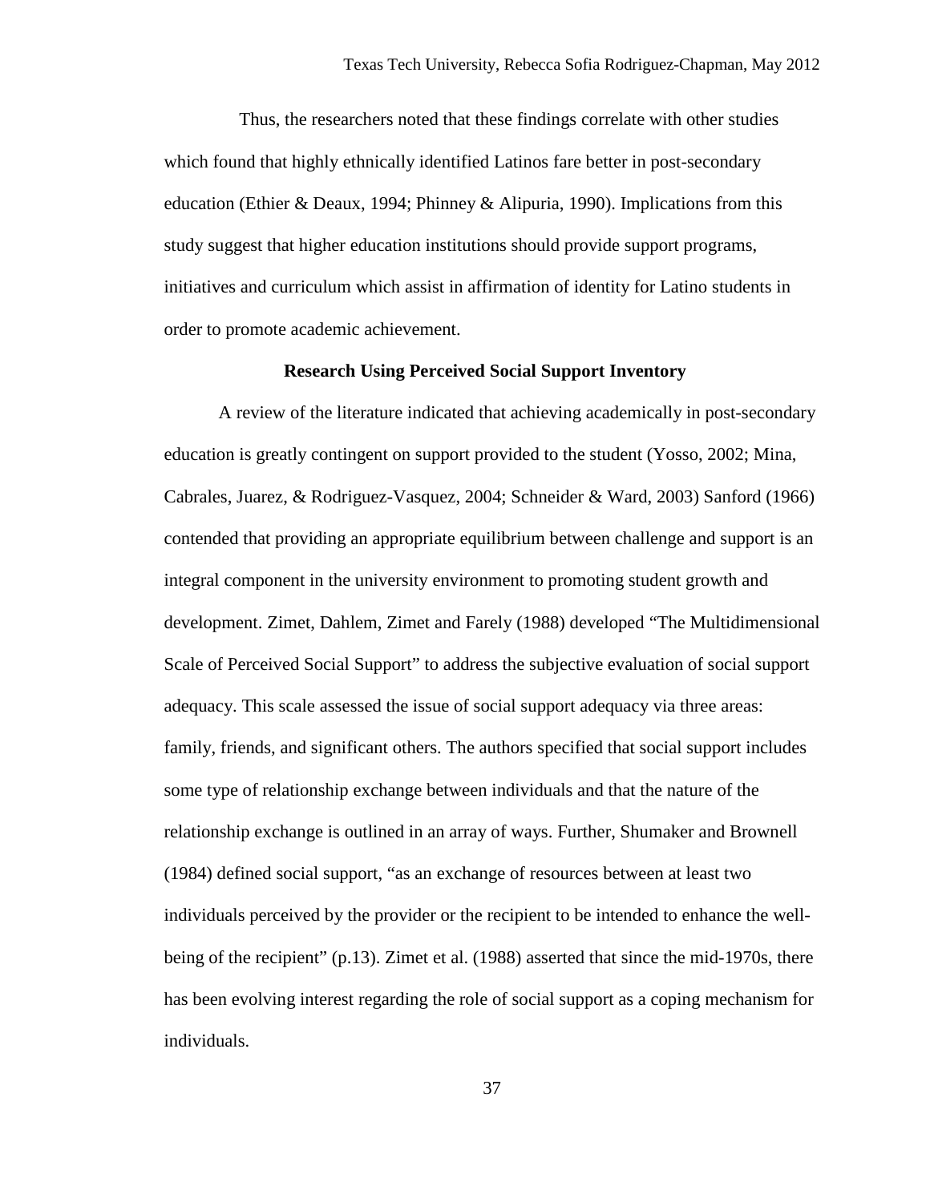Thus, the researchers noted that these findings correlate with other studies which found that highly ethnically identified Latinos fare better in post-secondary education (Ethier & Deaux, 1994; Phinney & Alipuria, 1990). Implications from this study suggest that higher education institutions should provide support programs, initiatives and curriculum which assist in affirmation of identity for Latino students in order to promote academic achievement.

## Research Using Perceived Social Support Inventory

A review of the literature indicated that achieving academically in post-secondary education is greatly contingent on support provided to the student (Yosso, 2002; Mina, Cabrales, Juarez, & Rodriguez-Vasquez, 2004; Schneider & Ward, 2003) Sanford (1966) contended that providing an appropriate equilibrium between challenge and support is an integral component in the university environment to promoting student growth and development. Zimet, Dahlem, Zimet and Farely (1988) developed "The Multidimensional Scale of Perceived Social Support" to address the subjective evaluation of social support adequacy. This scale assessed the issue of social support adequacy via three areas: family, friends, and significant others. The authors specified that social support includes some type of relationship exchange between individuals and that the nature of the relationship exchange is outlined in an array of ways. Further, Shumaker and Brownell (1984) defined social support, "as an exchange of resources between at least two individuals perceived by the provider or the recipient to be intended to enhance the well-being of the recipient" (p.13). Zimet et al. (1988) asserted that since the mid-1970s, there has been evolving interest regarding the role of social support as a coping mechanism for individuals.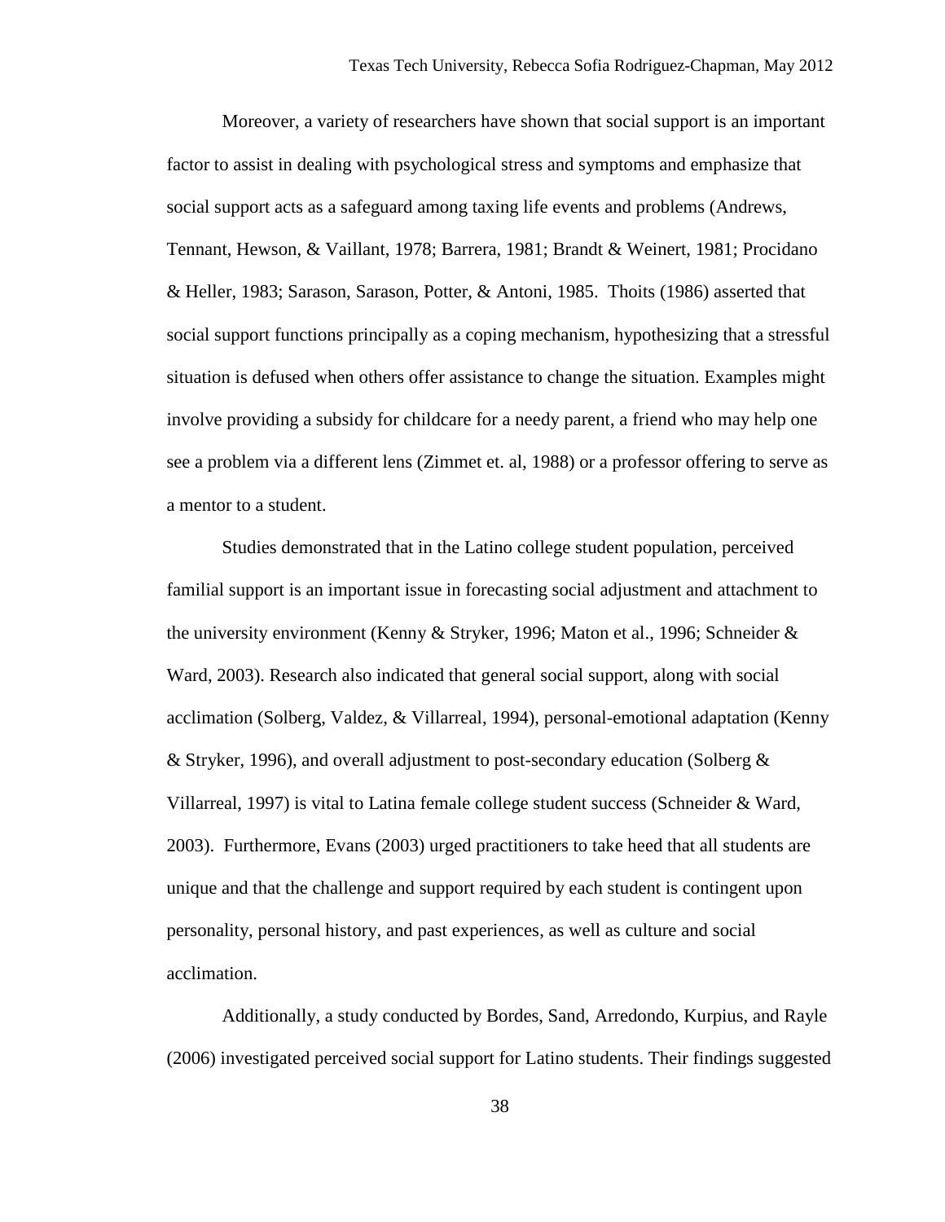Moreover, a variety of researchers have shown that social support is an important factor to assist in dealing with psychological stress and symptoms and emphasize that social support acts as a safeguard among taxing life events and problems (Andrews, Tennant, Hewson, & Vaillant, 1978; Barrera, 1981; Brandt & Weinert, 1981; Procidano & Heller, 1983; Sarason, Sarason, Potter, & Antoni, 1985. Thoits (1986) asserted that social support functions principally as a coping mechanism, hypothesizing that a stressful situation is defused when others offer assistance to change the situation. Examples might involve providing a subsidy for childcare for a needy parent, a friend who may help one see a problem via a different lens (Zimmet et. al, 1988) or a professor offering to serve as a mentor to a student.

Studies demonstrated that in the Latino college student population, perceived familial support is an important issue in forecasting social adjustment and attachment to the university environment (Kenny & Stryker, 1996; Maton et al., 1996; Schneider & Ward, 2003). Research also indicated that general social support, along with social acclimation (Solberg, Valdez, & Villarreal, 1994), personal-emotional adaptation (Kenny & Stryker, 1996), and overall adjustment to post-secondary education (Solberg & Villarreal, 1997) is vital to Latina female college student success (Schneider & Ward, 2003). Furthermore, Evans (2003) urged practitioners to take heed that all students are unique and that the challenge and support required by each student is contingent upon personality, personal history, and past experiences, as well as culture and social acclimation.

Additionally, a study conducted by Bordes, Sand, Arredondo, Kurpius, and Rayle (2006) investigated perceived social support for Latino students. Their findings suggested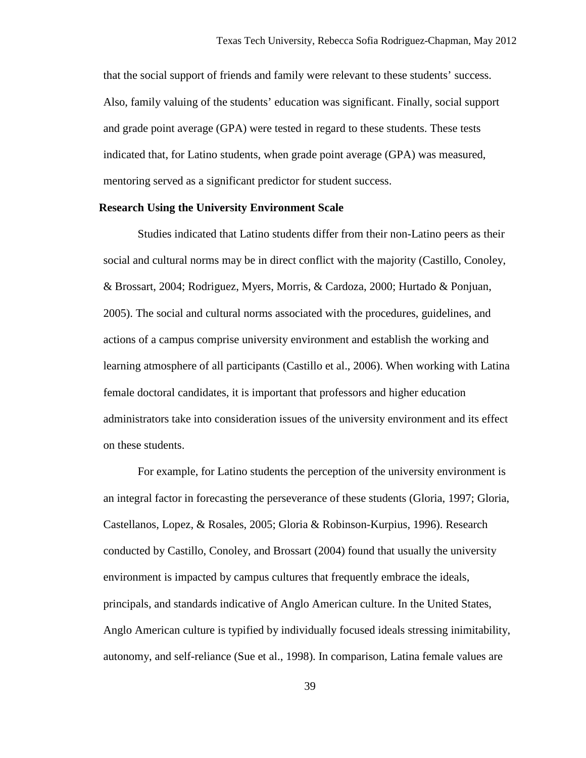that the social support of friends and family were relevant to these students' success. Also, family valuing of the students' education was significant. Finally, social support and grade point average (GPA) were tested in regard to these students. These tests indicated that, for Latino students, when grade point average (GPA) was measured, mentoring served as a significant predictor for student success.

**Research Using the University Environment Scale**

Studies indicated that Latino students differ from their non-Latino peers as their social and cultural norms may be in direct conflict with the majority (Castillo, Conoley, & Brossart, 2004; Rodriguez, Myers, Morris, & Cardoza, 2000; Hurtado & Ponjuan, 2005). The social and cultural norms associated with the procedures, guidelines, and actions of a campus comprise university environment and establish the working and learning atmosphere of all participants (Castillo et al., 2006). When working with Latina female doctoral candidates, it is important that professors and higher education administrators take into consideration issues of the university environment and its effect on these students.

For example, for Latino students the perception of the university environment is an integral factor in forecasting the perseverance of these students (Gloria, 1997; Gloria, Castellanos, Lopez, & Rosales, 2005; Gloria & Robinson-Kurpius, 1996). Research conducted by Castillo, Conoley, and Brossart (2004) found that usually the university environment is impacted by campus cultures that frequently embrace the ideals, principals, and standards indicative of Anglo American culture. In the United States, Anglo American culture is typified by individually focused ideals stressing inimitability, autonomy, and self-reliance (Sue et al., 1998). In comparison, Latina female values are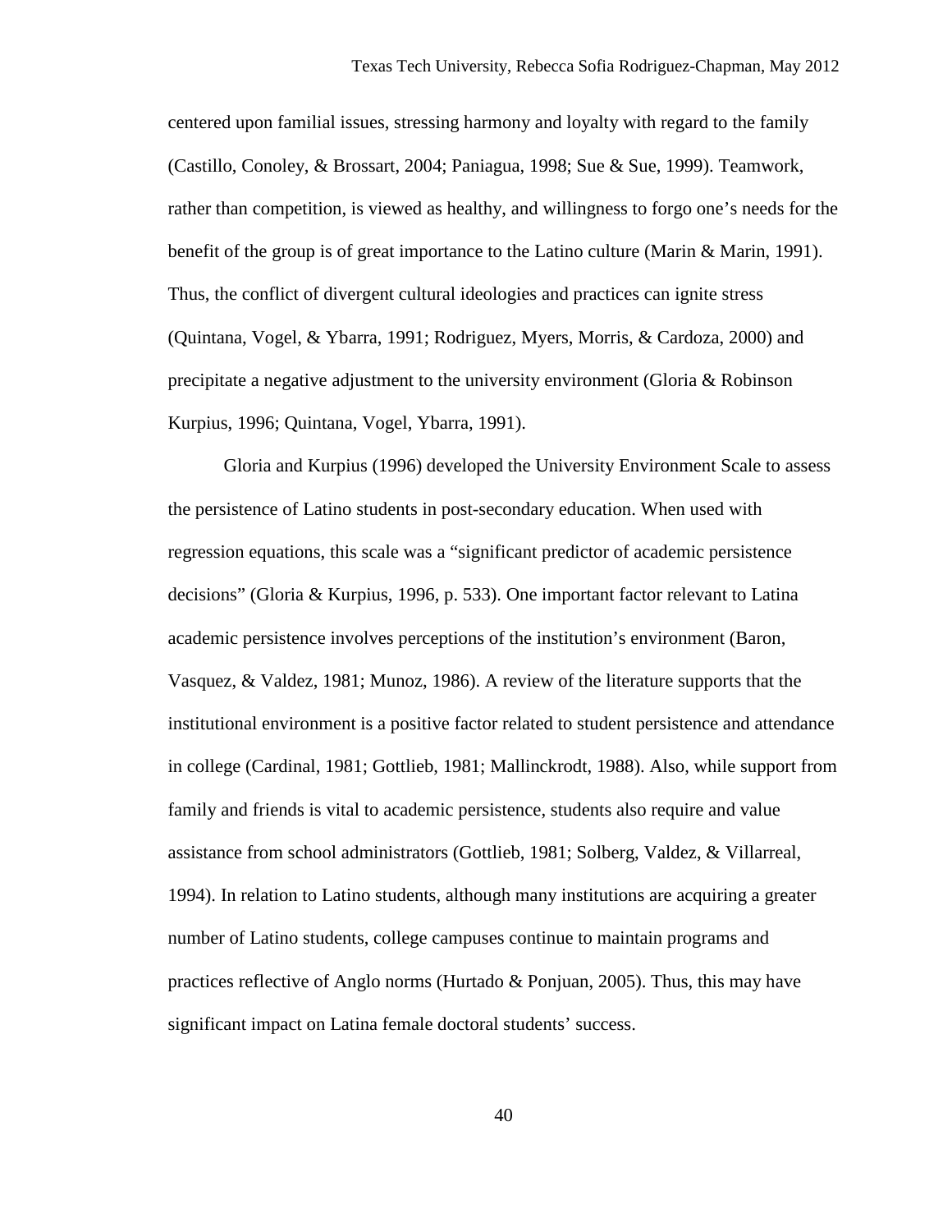centered upon familial issues, stressing harmony and loyalty with regard to the family (Castillo, Conoley, & Brossart, 2004; Paniagua, 1998; Sue & Sue, 1999). Teamwork, rather than competition, is viewed as healthy, and willingness to forgo one's needs for the benefit of the group is of great importance to the Latino culture (Marin & Marin, 1991). Thus, the conflict of divergent cultural ideologies and practices can ignite stress (Quintana, Vogel, & Ybarra, 1991; Rodriguez, Myers, Morris, & Cardoza, 2000) and precipitate a negative adjustment to the university environment (Gloria & Robinson Kurpius, 1996; Quintana, Vogel, Ybarra, 1991).

Gloria and Kurpius (1996) developed the University Environment Scale to assess the persistence of Latino students in post-secondary education. When used with regression equations, this scale was a "significant predictor of academic persistence decisions" (Gloria & Kurpius, 1996, p. 533). One important factor relevant to Latina academic persistence involves perceptions of the institution's environment (Baron, Vasquez, & Valdez, 1981; Munoz, 1986). A review of the literature supports that the institutional environment is a positive factor related to student persistence and attendance in college (Cardinal, 1981; Gottlieb, 1981; Mallinckrodt, 1988). Also, while support from family and friends is vital to academic persistence, students also require and value assistance from school administrators (Gottlieb, 1981; Solberg, Valdez, & Villarreal, 1994). In relation to Latino students, although many institutions are acquiring a greater number of Latino students, college campuses continue to maintain programs and practices reflective of Anglo norms (Hurtado & Ponjuan, 2005). Thus, this may have significant impact on Latina female doctoral students' success.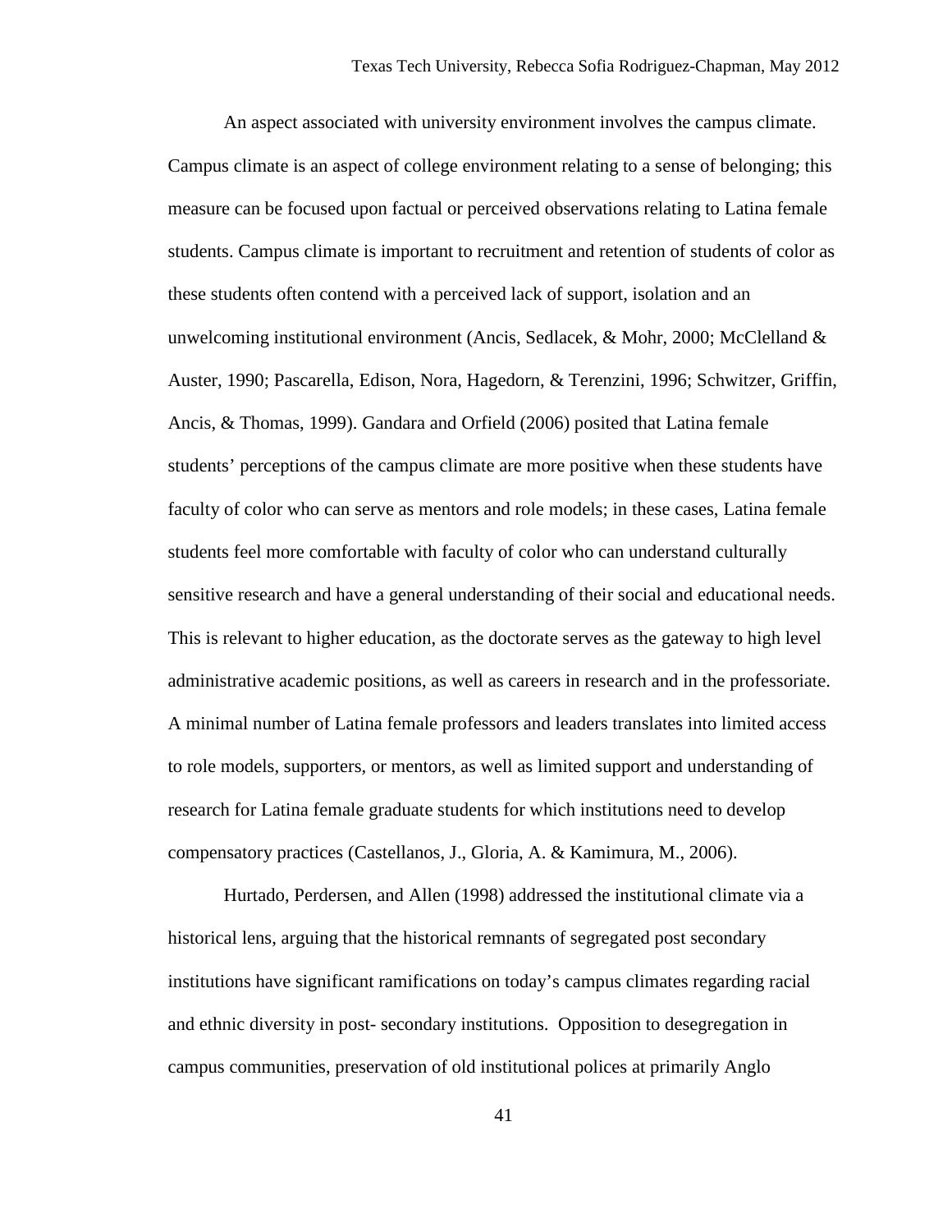An aspect associated with university environment involves the campus climate. Campus climate is an aspect of college environment relating to a sense of belonging; this measure can be focused upon factual or perceived observations relating to Latina female students. Campus climate is important to recruitment and retention of students of color as these students often contend with a perceived lack of support, isolation and an unwelcoming institutional environment (Ancis, Sedlacek, & Mohr, 2000; McClelland & Auster, 1990; Pascarella, Edison, Nora, Hagedorn, & Terenzini, 1996; Schwitzer, Griffin, Ancis, & Thomas, 1999). Gandara and Orfield (2006) posited that Latina female students' perceptions of the campus climate are more positive when these students have faculty of color who can serve as mentors and role models; in these cases, Latina female students feel more comfortable with faculty of color who can understand culturally sensitive research and have a general understanding of their social and educational needs. This is relevant to higher education, as the doctorate serves as the gateway to high level administrative academic positions, as well as careers in research and in the professoriate. A minimal number of Latina female professors and leaders translates into limited access to role models, supporters, or mentors, as well as limited support and understanding of research for Latina female graduate students for which institutions need to develop compensatory practices (Castellanos, J., Gloria, A. & Kamimura, M., 2006).

Hurtado, Perdersen, and Allen (1998) addressed the institutional climate via a historical lens, arguing that the historical remnants of segregated post secondary institutions have significant ramifications on today's campus climates regarding racial and ethnic diversity in post- secondary institutions. Opposition to desegregation in campus communities, preservation of old institutional polices at primarily Anglo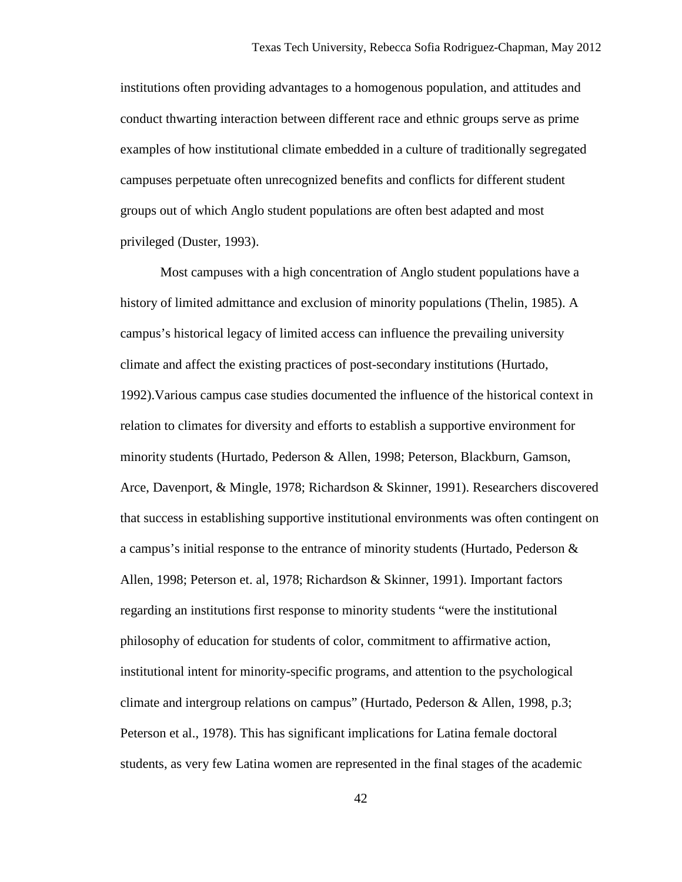institutions often providing advantages to a homogenous population, and attitudes and conduct thwarting interaction between different race and ethnic groups serve as prime examples of how institutional climate embedded in a culture of traditionally segregated campuses perpetuate often unrecognized benefits and conflicts for different student groups out of which Anglo student populations are often best adapted and most privileged (Duster, 1993).

Most campuses with a high concentration of Anglo student populations have a history of limited admittance and exclusion of minority populations (Thelin, 1985). A campus's historical legacy of limited access can influence the prevailing university climate and affect the existing practices of post-secondary institutions (Hurtado, 1992).Various campus case studies documented the influence of the historical context in relation to climates for diversity and efforts to establish a supportive environment for minority students (Hurtado, Pederson & Allen, 1998; Peterson, Blackburn, Gamson, Arce, Davenport, & Mingle, 1978; Richardson & Skinner, 1991). Researchers discovered that success in establishing supportive institutional environments was often contingent on a campus's initial response to the entrance of minority students (Hurtado, Pederson & Allen, 1998; Peterson et. al, 1978; Richardson & Skinner, 1991). Important factors regarding an institutions first response to minority students "were the institutional philosophy of education for students of color, commitment to affirmative action, institutional intent for minority-specific programs, and attention to the psychological climate and intergroup relations on campus" (Hurtado, Pederson & Allen, 1998, p.3; Peterson et al., 1978). This has significant implications for Latina female doctoral students, as very few Latina women are represented in the final stages of the academic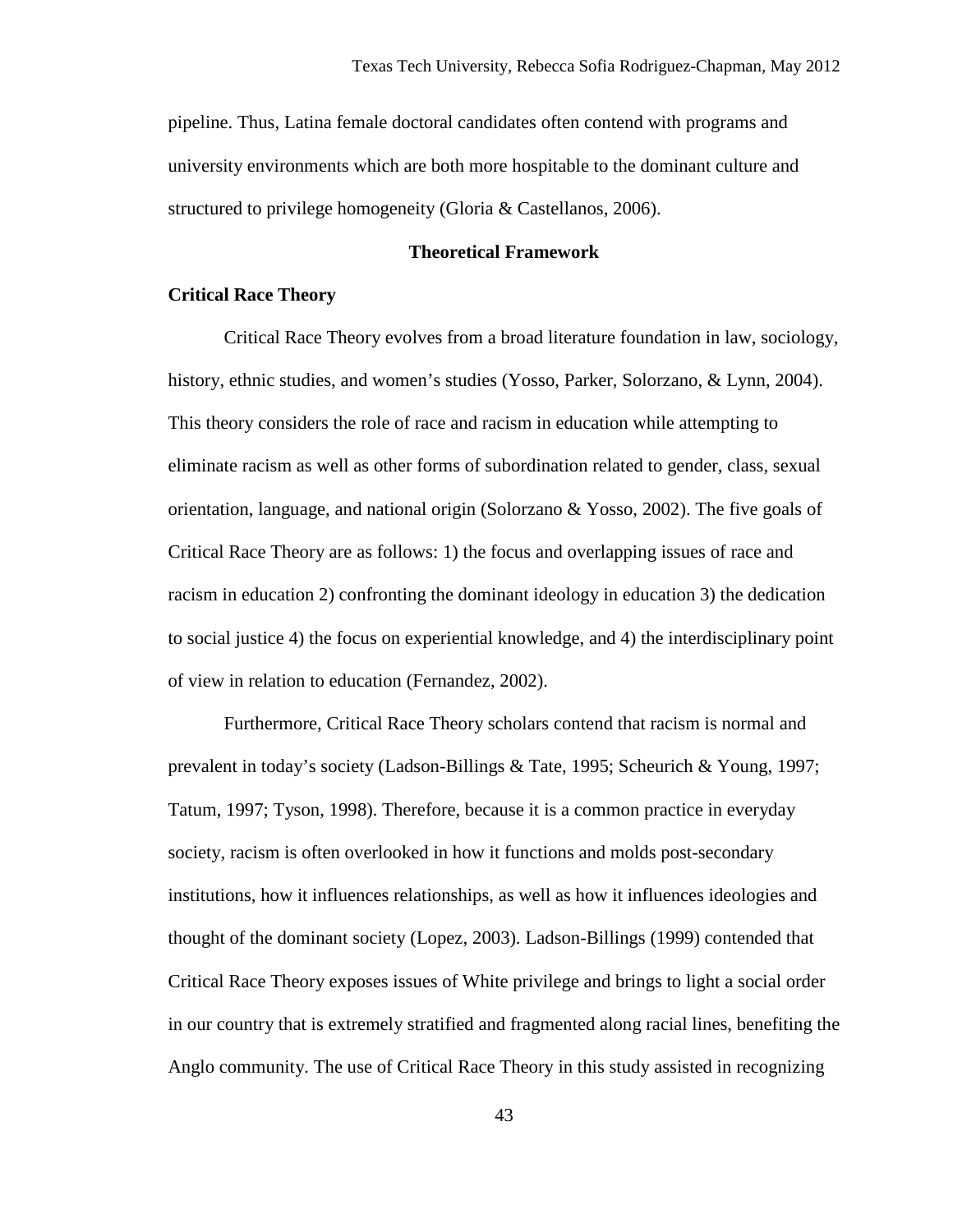pipeline. Thus, Latina female doctoral candidates often contend with programs and university environments which are both more hospitable to the dominant culture and structured to privilege homogeneity (Gloria & Castellanos, 2006).

## Theoretical Framework

### Critical Race Theory

Critical Race Theory evolves from a broad literature foundation in law, sociology, history, ethnic studies, and women's studies (Yosso, Parker, Solorzano, & Lynn, 2004). This theory considers the role of race and racism in education while attempting to eliminate racism as well as other forms of subordination related to gender, class, sexual orientation, language, and national origin (Solorzano & Yosso, 2002). The five goals of Critical Race Theory are as follows: 1) the focus and overlapping issues of race and racism in education 2) confronting the dominant ideology in education 3) the dedication to social justice 4) the focus on experiential knowledge, and 4) the interdisciplinary point of view in relation to education (Fernandez, 2002).

Furthermore, Critical Race Theory scholars contend that racism is normal and prevalent in today's society (Ladson-Billings & Tate, 1995; Scheurich & Young, 1997; Tatum, 1997; Tyson, 1998). Therefore, because it is a common practice in everyday society, racism is often overlooked in how it functions and molds post-secondary institutions, how it influences relationships, as well as how it influences ideologies and thought of the dominant society (Lopez, 2003). Ladson-Billings (1999) contended that Critical Race Theory exposes issues of White privilege and brings to light a social order in our country that is extremely stratified and fragmented along racial lines, benefiting the Anglo community. The use of Critical Race Theory in this study assisted in recognizing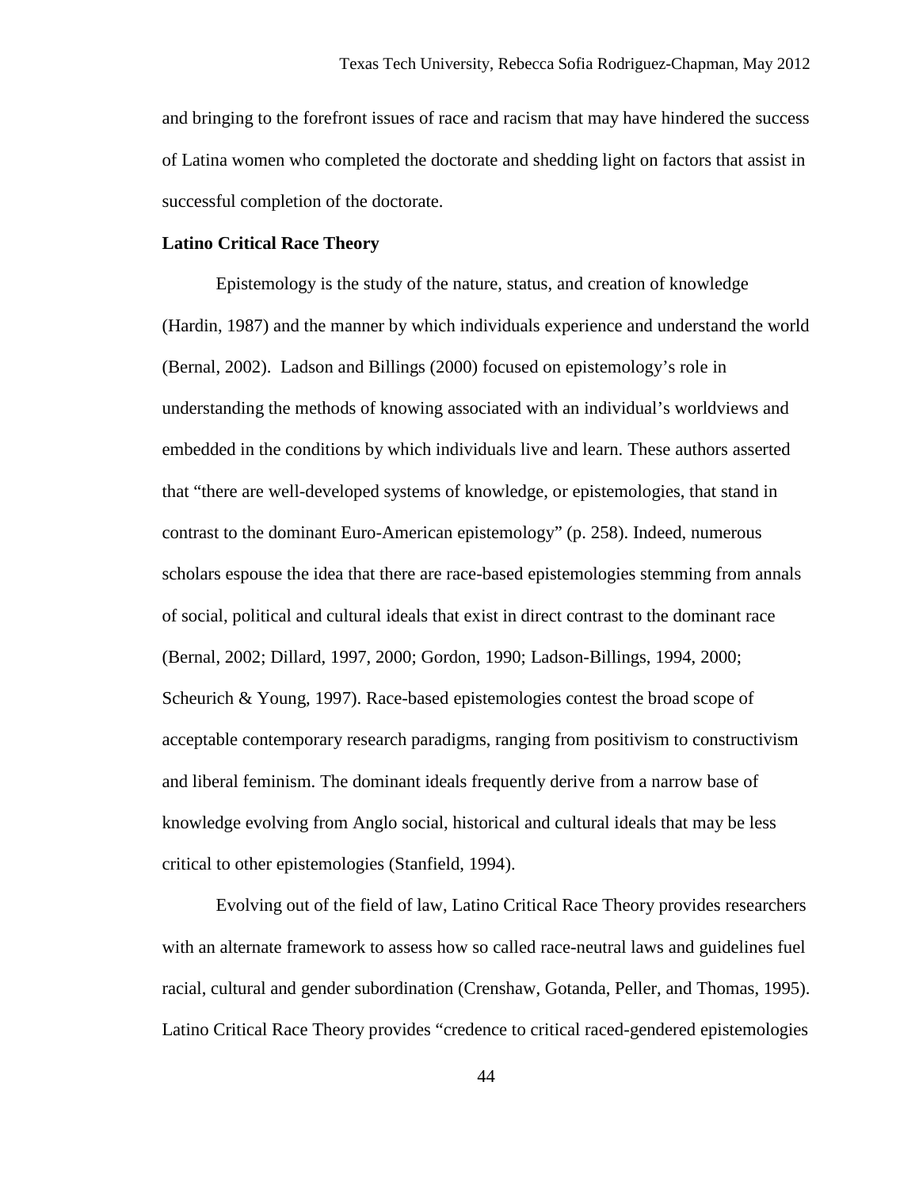and bringing to the forefront issues of race and racism that may have hindered the success of Latina women who completed the doctorate and shedding light on factors that assist in successful completion of the doctorate.

**Latino Critical Race Theory**

Epistemology is the study of the nature, status, and creation of knowledge (Hardin, 1987) and the manner by which individuals experience and understand the world (Bernal, 2002). Ladson and Billings (2000) focused on epistemology's role in understanding the methods of knowing associated with an individual's worldviews and embedded in the conditions by which individuals live and learn. These authors asserted that "there are well-developed systems of knowledge, or epistemologies, that stand in contrast to the dominant Euro-American epistemology" (p. 258). Indeed, numerous scholars espouse the idea that there are race-based epistemologies stemming from annals of social, political and cultural ideals that exist in direct contrast to the dominant race (Bernal, 2002; Dillard, 1997, 2000; Gordon, 1990; Ladson-Billings, 1994, 2000; Scheurich & Young, 1997). Race-based epistemologies contest the broad scope of acceptable contemporary research paradigms, ranging from positivism to constructivism and liberal feminism. The dominant ideals frequently derive from a narrow base of knowledge evolving from Anglo social, historical and cultural ideals that may be less critical to other epistemologies (Stanfield, 1994).

Evolving out of the field of law, Latino Critical Race Theory provides researchers with an alternate framework to assess how so called race-neutral laws and guidelines fuel racial, cultural and gender subordination (Crenshaw, Gotanda, Peller, and Thomas, 1995). Latino Critical Race Theory provides "credence to critical raced-gendered epistemologies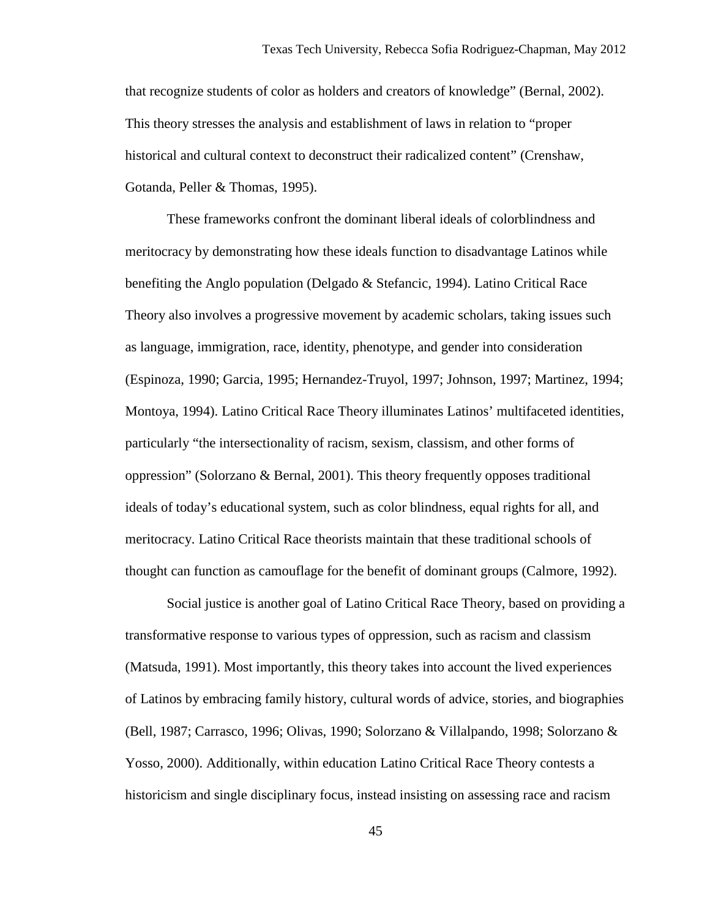that recognize students of color as holders and creators of knowledge" (Bernal, 2002). This theory stresses the analysis and establishment of laws in relation to "proper historical and cultural context to deconstruct their radicalized content" (Crenshaw, Gotanda, Peller & Thomas, 1995).

These frameworks confront the dominant liberal ideals of colorblindness and meritocracy by demonstrating how these ideals function to disadvantage Latinos while benefiting the Anglo population (Delgado & Stefancic, 1994). Latino Critical Race Theory also involves a progressive movement by academic scholars, taking issues such as language, immigration, race, identity, phenotype, and gender into consideration (Espinoza, 1990; Garcia, 1995; Hernandez-Truyol, 1997; Johnson, 1997; Martinez, 1994; Montoya, 1994). Latino Critical Race Theory illuminates Latinos' multifaceted identities, particularly "the intersectionality of racism, sexism, classism, and other forms of oppression" (Solorzano & Bernal, 2001). This theory frequently opposes traditional ideals of today's educational system, such as color blindness, equal rights for all, and meritocracy. Latino Critical Race theorists maintain that these traditional schools of thought can function as camouflage for the benefit of dominant groups (Calmore, 1992).

Social justice is another goal of Latino Critical Race Theory, based on providing a transformative response to various types of oppression, such as racism and classism (Matsuda, 1991). Most importantly, this theory takes into account the lived experiences of Latinos by embracing family history, cultural words of advice, stories, and biographies (Bell, 1987; Carrasco, 1996; Olivas, 1990; Solorzano & Villalpando, 1998; Solorzano & Yosso, 2000). Additionally, within education Latino Critical Race Theory contests a historicism and single disciplinary focus, instead insisting on assessing race and racism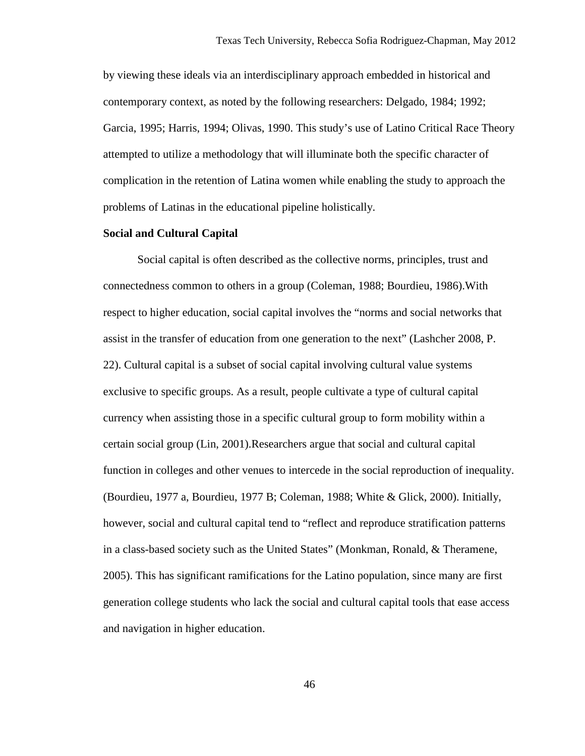by viewing these ideals via an interdisciplinary approach embedded in historical and contemporary context, as noted by the following researchers: Delgado, 1984; 1992; Garcia, 1995; Harris, 1994; Olivas, 1990. This study's use of Latino Critical Race Theory attempted to utilize a methodology that will illuminate both the specific character of complication in the retention of Latina women while enabling the study to approach the problems of Latinas in the educational pipeline holistically.

**Social and Cultural Capital**

Social capital is often described as the collective norms, principles, trust and connectedness common to others in a group (Coleman, 1988; Bourdieu, 1986).With respect to higher education, social capital involves the "norms and social networks that assist in the transfer of education from one generation to the next" (Lashcher 2008, P. 22). Cultural capital is a subset of social capital involving cultural value systems exclusive to specific groups. As a result, people cultivate a type of cultural capital currency when assisting those in a specific cultural group to form mobility within a certain social group (Lin, 2001).Researchers argue that social and cultural capital function in colleges and other venues to intercede in the social reproduction of inequality. (Bourdieu, 1977 a, Bourdieu, 1977 B; Coleman, 1988; White & Glick, 2000). Initially, however, social and cultural capital tend to "reflect and reproduce stratification patterns in a class-based society such as the United States" (Monkman, Ronald, & Theramene, 2005). This has significant ramifications for the Latino population, since many are first generation college students who lack the social and cultural capital tools that ease access and navigation in higher education.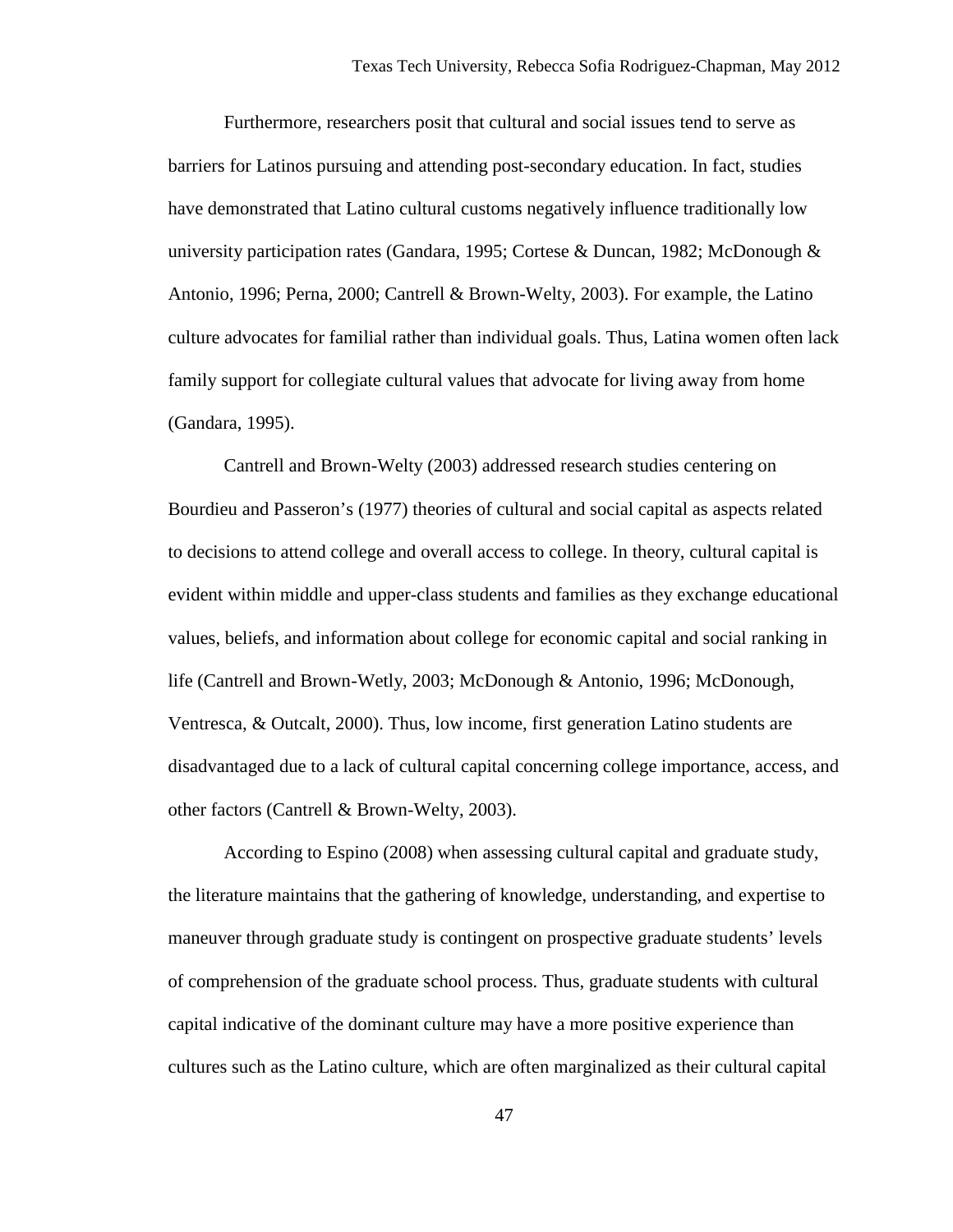Furthermore, researchers posit that cultural and social issues tend to serve as barriers for Latinos pursuing and attending post-secondary education. In fact, studies have demonstrated that Latino cultural customs negatively influence traditionally low university participation rates (Gandara, 1995; Cortese & Duncan, 1982; McDonough & Antonio, 1996; Perna, 2000; Cantrell & Brown-Welty, 2003). For example, the Latino culture advocates for familial rather than individual goals. Thus, Latina women often lack family support for collegiate cultural values that advocate for living away from home (Gandara, 1995).

Cantrell and Brown-Welty (2003) addressed research studies centering on Bourdieu and Passeron's (1977) theories of cultural and social capital as aspects related to decisions to attend college and overall access to college. In theory, cultural capital is evident within middle and upper-class students and families as they exchange educational values, beliefs, and information about college for economic capital and social ranking in life (Cantrell and Brown-Wetly, 2003; McDonough & Antonio, 1996; McDonough, Ventresca, & Outcalt, 2000). Thus, low income, first generation Latino students are disadvantaged due to a lack of cultural capital concerning college importance, access, and other factors (Cantrell & Brown-Welty, 2003).

According to Espino (2008) when assessing cultural capital and graduate study, the literature maintains that the gathering of knowledge, understanding, and expertise to maneuver through graduate study is contingent on prospective graduate students' levels of comprehension of the graduate school process. Thus, graduate students with cultural capital indicative of the dominant culture may have a more positive experience than cultures such as the Latino culture, which are often marginalized as their cultural capital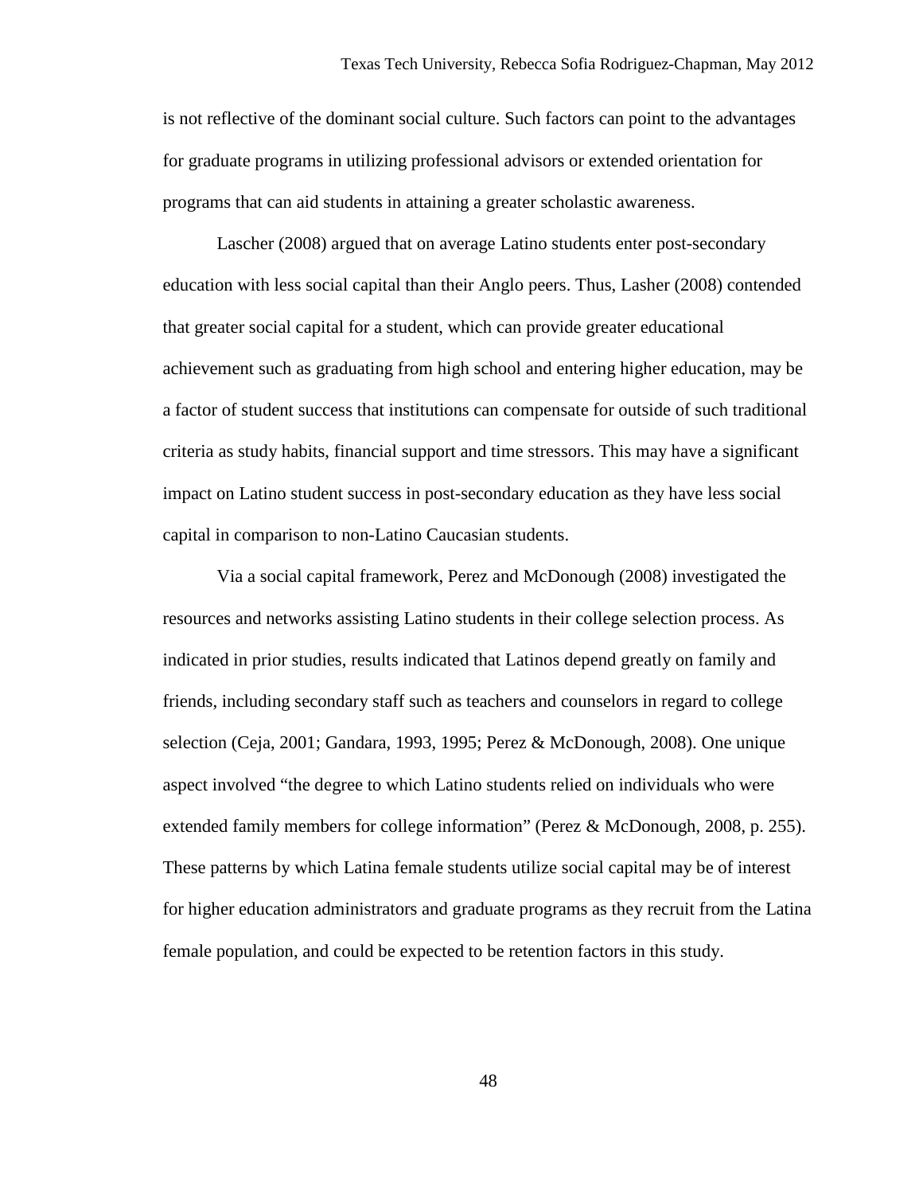is not reflective of the dominant social culture. Such factors can point to the advantages for graduate programs in utilizing professional advisors or extended orientation for programs that can aid students in attaining a greater scholastic awareness.

Lascher (2008) argued that on average Latino students enter post-secondary education with less social capital than their Anglo peers. Thus, Lasher (2008) contended that greater social capital for a student, which can provide greater educational achievement such as graduating from high school and entering higher education, may be a factor of student success that institutions can compensate for outside of such traditional criteria as study habits, financial support and time stressors. This may have a significant impact on Latino student success in post-secondary education as they have less social capital in comparison to non-Latino Caucasian students.

Via a social capital framework, Perez and McDonough (2008) investigated the resources and networks assisting Latino students in their college selection process. As indicated in prior studies, results indicated that Latinos depend greatly on family and friends, including secondary staff such as teachers and counselors in regard to college selection (Ceja, 2001; Gandara, 1993, 1995; Perez & McDonough, 2008). One unique aspect involved "the degree to which Latino students relied on individuals who were extended family members for college information" (Perez & McDonough, 2008, p. 255). These patterns by which Latina female students utilize social capital may be of interest for higher education administrators and graduate programs as they recruit from the Latina female population, and could be expected to be retention factors in this study.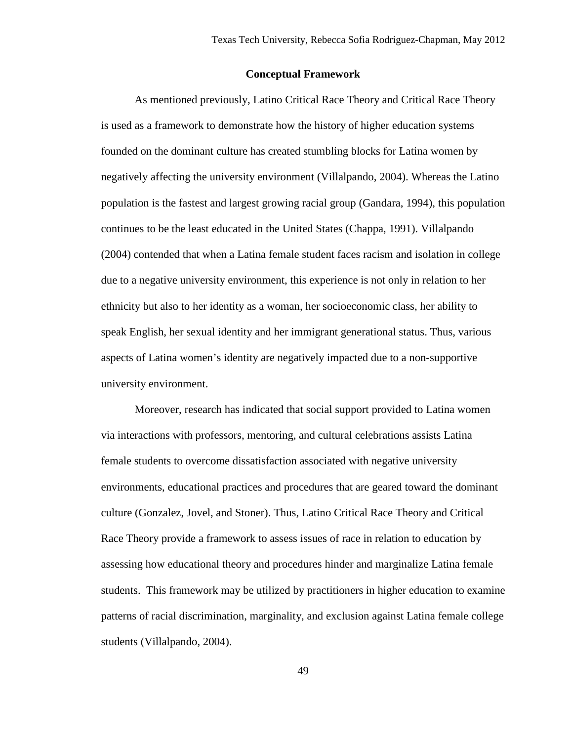## Conceptual Framework

As mentioned previously, Latino Critical Race Theory and Critical Race Theory is used as a framework to demonstrate how the history of higher education systems founded on the dominant culture has created stumbling blocks for Latina women by negatively affecting the university environment (Villalpando, 2004). Whereas the Latino population is the fastest and largest growing racial group (Gandara, 1994), this population continues to be the least educated in the United States (Chappa, 1991). Villalpando (2004) contended that when a Latina female student faces racism and isolation in college due to a negative university environment, this experience is not only in relation to her ethnicity but also to her identity as a woman, her socioeconomic class, her ability to speak English, her sexual identity and her immigrant generational status. Thus, various aspects of Latina women's identity are negatively impacted due to a non-supportive university environment.

Moreover, research has indicated that social support provided to Latina women via interactions with professors, mentoring, and cultural celebrations assists Latina female students to overcome dissatisfaction associated with negative university environments, educational practices and procedures that are geared toward the dominant culture (Gonzalez, Jovel, and Stoner). Thus, Latino Critical Race Theory and Critical Race Theory provide a framework to assess issues of race in relation to education by assessing how educational theory and procedures hinder and marginalize Latina female students. This framework may be utilized by practitioners in higher education to examine patterns of racial discrimination, marginality, and exclusion against Latina female college students (Villalpando, 2004).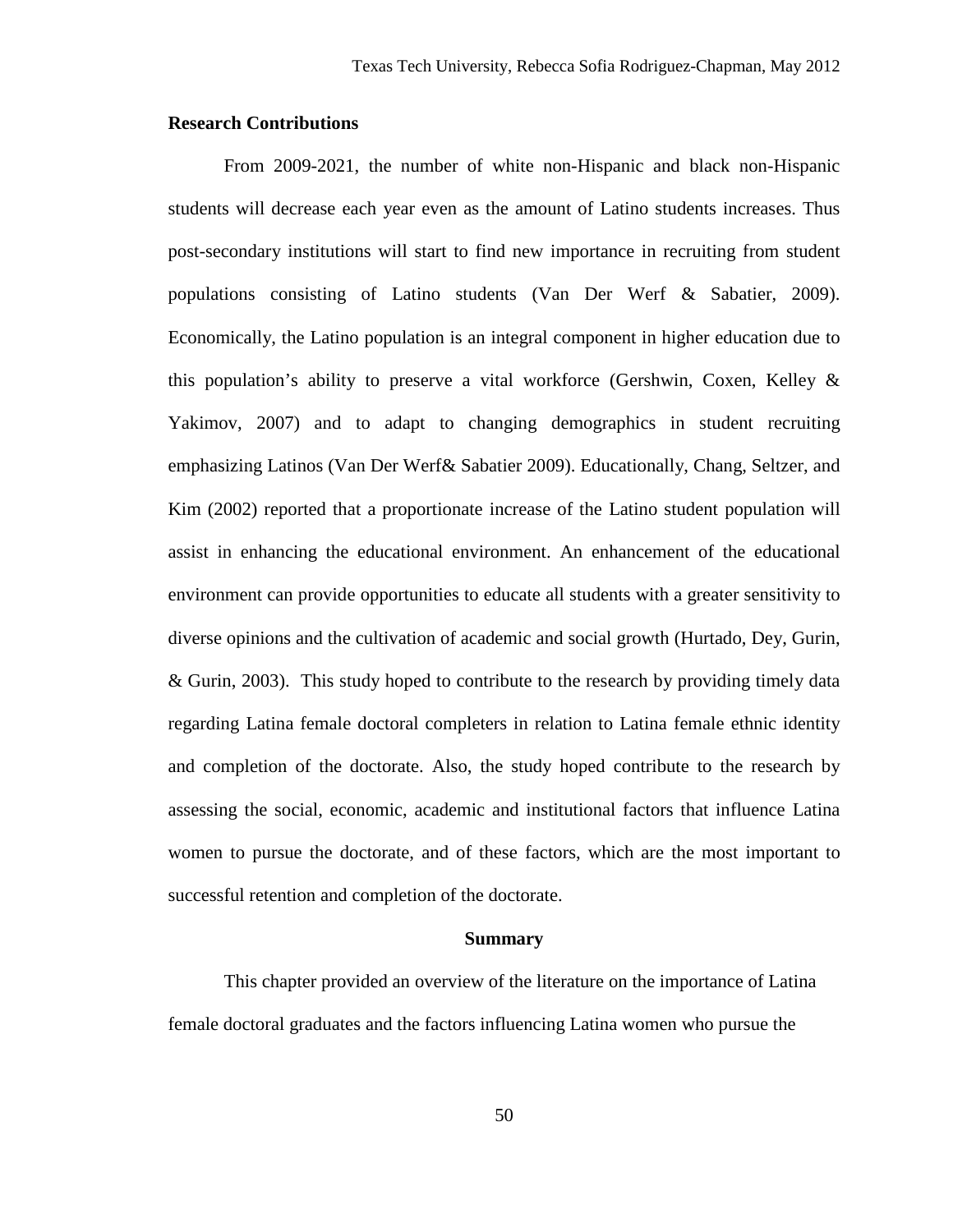**Research Contributions**

From 2009-2021, the number of white non-Hispanic and black non-Hispanic students will decrease each year even as the amount of Latino students increases. Thus post-secondary institutions will start to find new importance in recruiting from student populations consisting of Latino students (Van Der Werf & Sabatier, 2009). Economically, the Latino population is an integral component in higher education due to this population's ability to preserve a vital workforce (Gershwin, Coxen, Kelley & Yakimov, 2007) and to adapt to changing demographics in student recruiting emphasizing Latinos (Van Der Werf& Sabatier 2009). Educationally, Chang, Seltzer, and Kim (2002) reported that a proportionate increase of the Latino student population will assist in enhancing the educational environment. An enhancement of the educational environment can provide opportunities to educate all students with a greater sensitivity to diverse opinions and the cultivation of academic and social growth (Hurtado, Dey, Gurin, & Gurin, 2003). This study hoped to contribute to the research by providing timely data regarding Latina female doctoral completers in relation to Latina female ethnic identity and completion of the doctorate. Also, the study hoped contribute to the research by assessing the social, economic, academic and institutional factors that influence Latina women to pursue the doctorate, and of these factors, which are the most important to successful retention and completion of the doctorate.

## Summary

This chapter provided an overview of the literature on the importance of Latina female doctoral graduates and the factors influencing Latina women who pursue the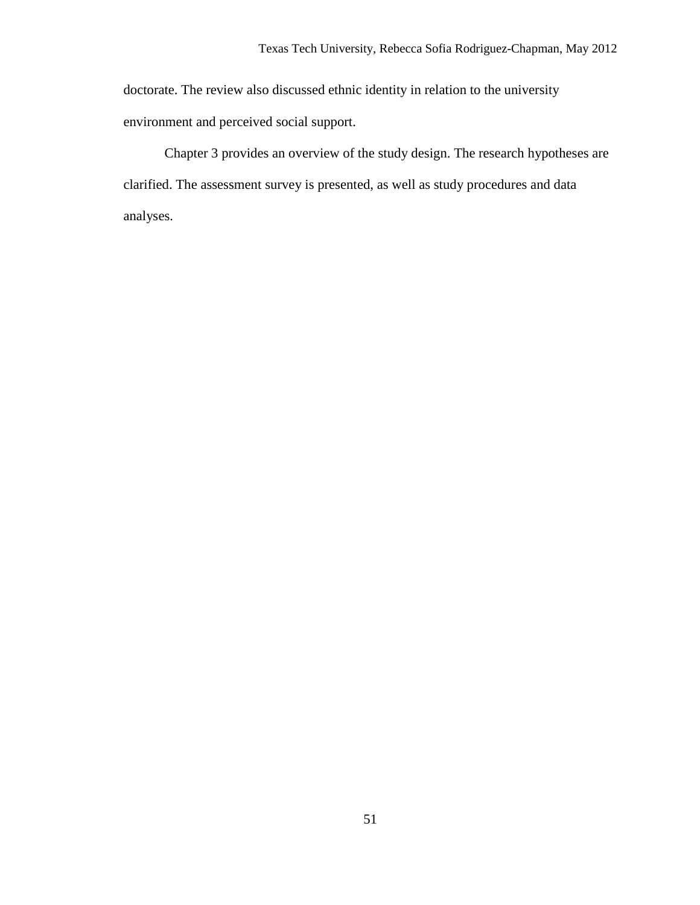doctorate. The review also discussed ethnic identity in relation to the university environment and perceived social support.

Chapter 3 provides an overview of the study design. The research hypotheses are clarified. The assessment survey is presented, as well as study procedures and data analyses.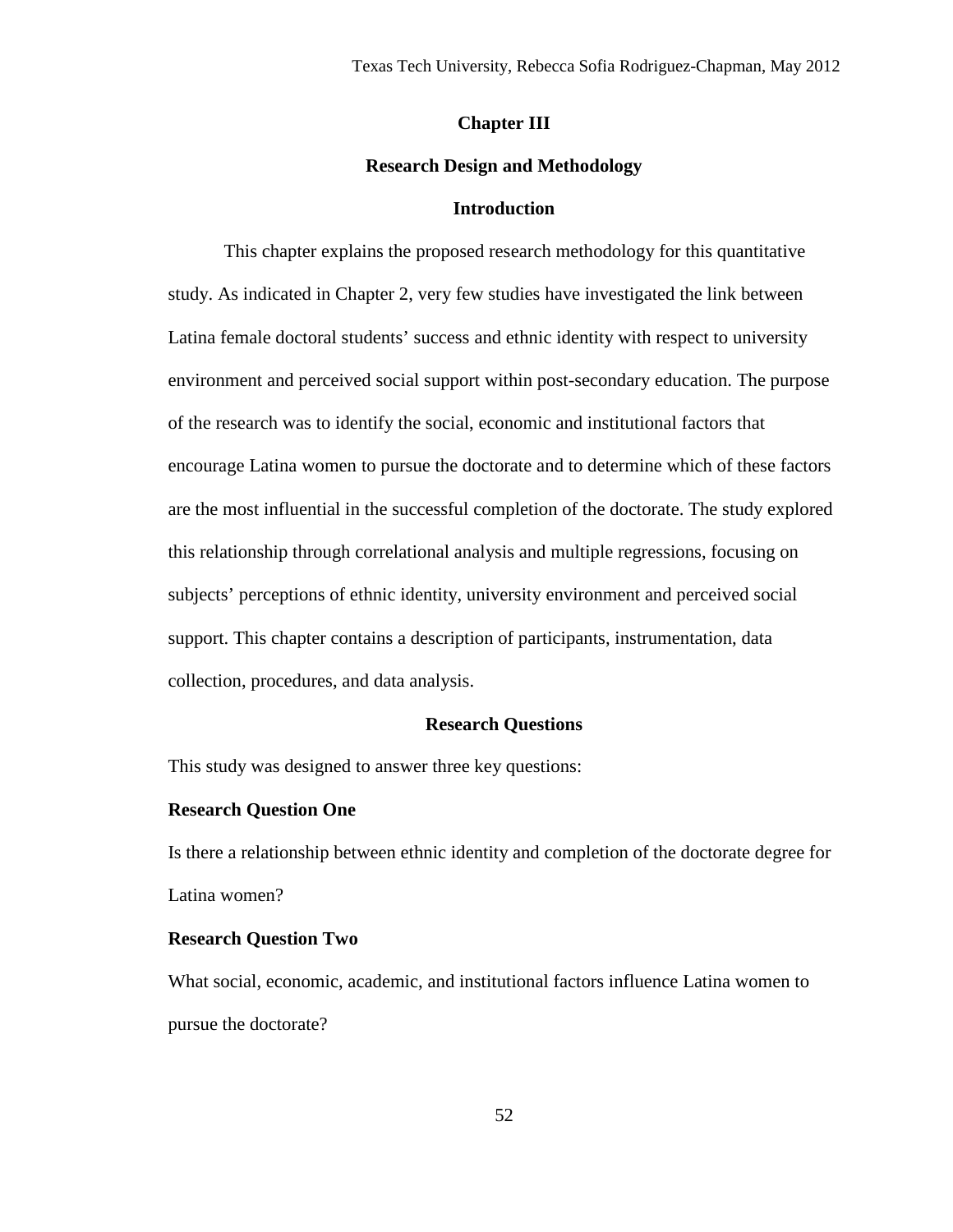# Chapter III

## Research Design and Methodology

### Introduction

This chapter explains the proposed research methodology for this quantitative study. As indicated in Chapter 2, very few studies have investigated the link between Latina female doctoral students' success and ethnic identity with respect to university environment and perceived social support within post-secondary education. The purpose of the research was to identify the social, economic and institutional factors that encourage Latina women to pursue the doctorate and to determine which of these factors are the most influential in the successful completion of the doctorate. The study explored this relationship through correlational analysis and multiple regressions, focusing on subjects' perceptions of ethnic identity, university environment and perceived social support. This chapter contains a description of participants, instrumentation, data collection, procedures, and data analysis.

### Research Questions

This study was designed to answer three key questions:

**Research Question One**

Is there a relationship between ethnic identity and completion of the doctorate degree for Latina women?

**Research Question Two**

What social, economic, academic, and institutional factors influence Latina women to pursue the doctorate?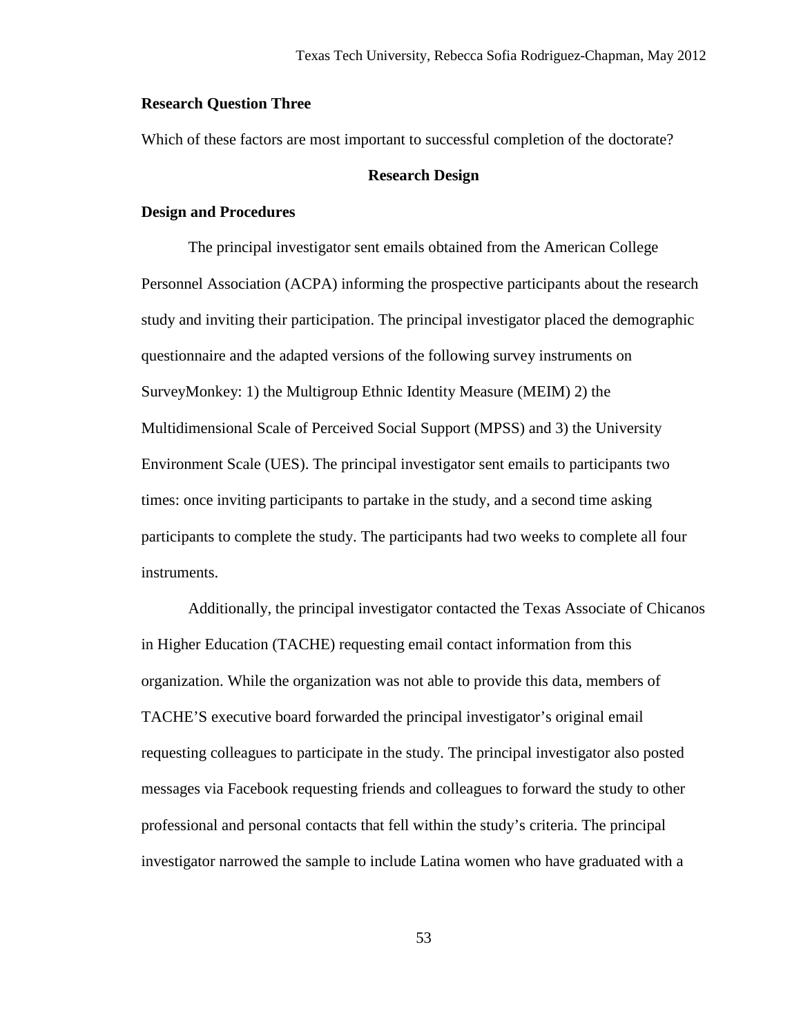### Research Question Three

Which of these factors are most important to successful completion of the doctorate?

## Research Design

### Design and Procedures

The principal investigator sent emails obtained from the American College Personnel Association (ACPA) informing the prospective participants about the research study and inviting their participation. The principal investigator placed the demographic questionnaire and the adapted versions of the following survey instruments on SurveyMonkey: 1) the Multigroup Ethnic Identity Measure (MEIM) 2) the Multidimensional Scale of Perceived Social Support (MPSS) and 3) the University Environment Scale (UES). The principal investigator sent emails to participants two times: once inviting participants to partake in the study, and a second time asking participants to complete the study. The participants had two weeks to complete all four instruments.

Additionally, the principal investigator contacted the Texas Associate of Chicanos in Higher Education (TACHE) requesting email contact information from this organization. While the organization was not able to provide this data, members of TACHE'S executive board forwarded the principal investigator's original email requesting colleagues to participate in the study. The principal investigator also posted messages via Facebook requesting friends and colleagues to forward the study to other professional and personal contacts that fell within the study's criteria. The principal investigator narrowed the sample to include Latina women who have graduated with a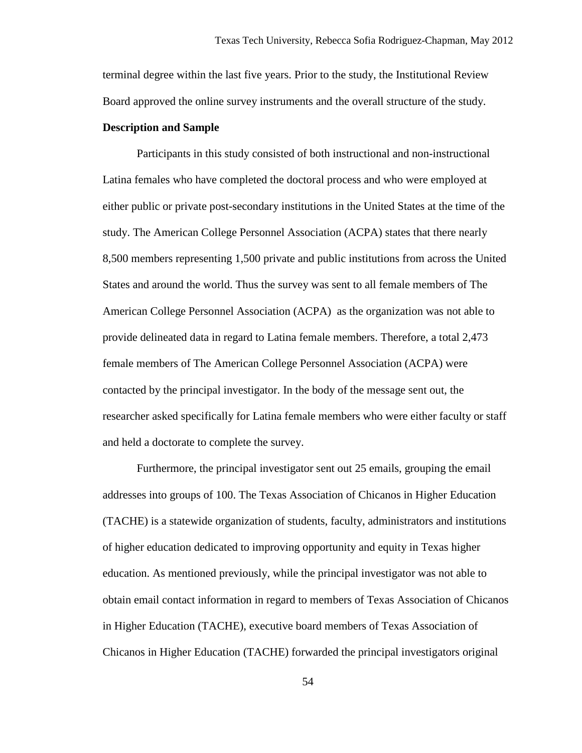terminal degree within the last five years. Prior to the study, the Institutional Review Board approved the online survey instruments and the overall structure of the study.

**Description and Sample**

Participants in this study consisted of both instructional and non-instructional Latina females who have completed the doctoral process and who were employed at either public or private post-secondary institutions in the United States at the time of the study. The American College Personnel Association (ACPA) states that there nearly 8,500 members representing 1,500 private and public institutions from across the United States and around the world. Thus the survey was sent to all female members of The American College Personnel Association (ACPA) as the organization was not able to provide delineated data in regard to Latina female members. Therefore, a total 2,473 female members of The American College Personnel Association (ACPA) were contacted by the principal investigator. In the body of the message sent out, the researcher asked specifically for Latina female members who were either faculty or staff and held a doctorate to complete the survey.

Furthermore, the principal investigator sent out 25 emails, grouping the email addresses into groups of 100. The Texas Association of Chicanos in Higher Education (TACHE) is a statewide organization of students, faculty, administrators and institutions of higher education dedicated to improving opportunity and equity in Texas higher education. As mentioned previously, while the principal investigator was not able to obtain email contact information in regard to members of Texas Association of Chicanos in Higher Education (TACHE), executive board members of Texas Association of Chicanos in Higher Education (TACHE) forwarded the principal investigators original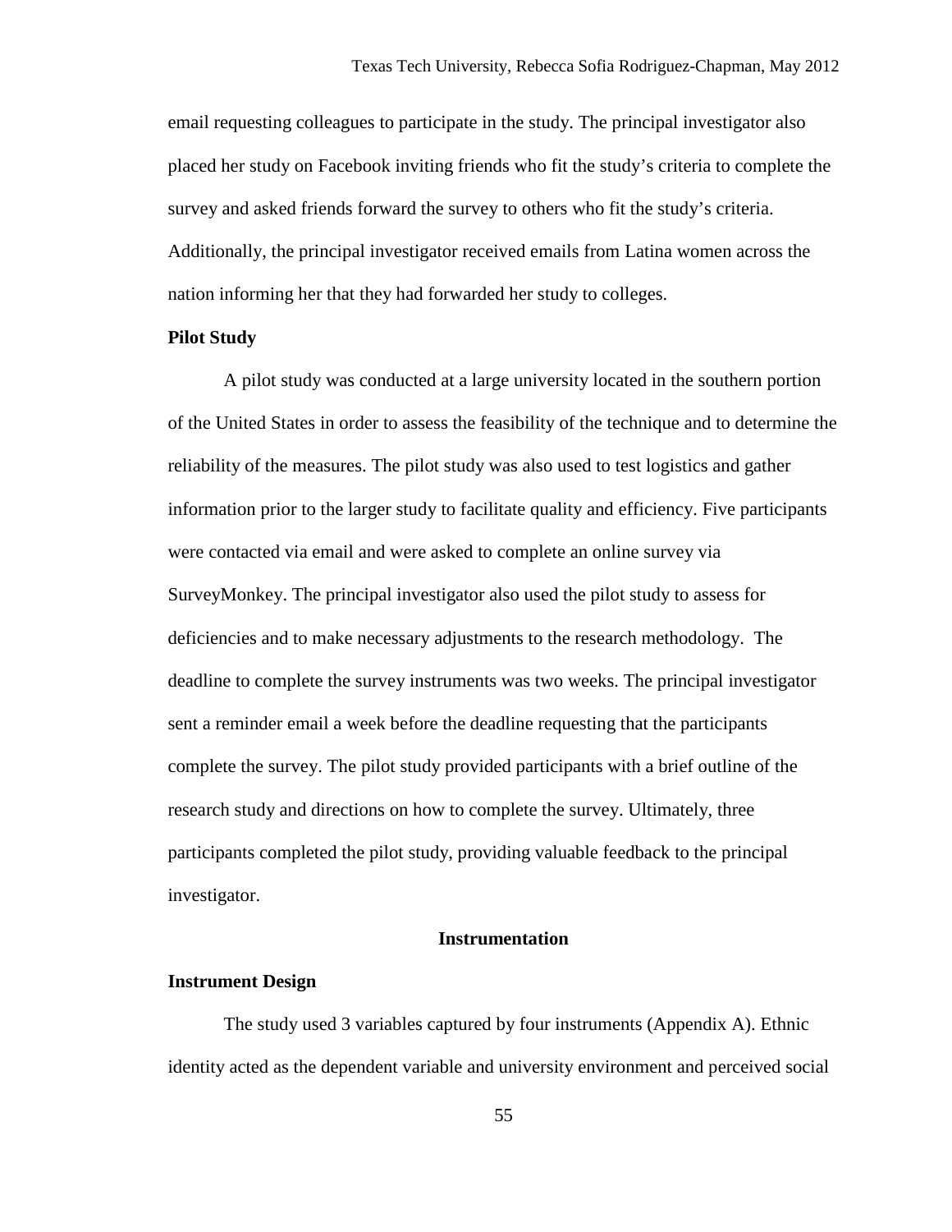email requesting colleagues to participate in the study. The principal investigator also placed her study on Facebook inviting friends who fit the study's criteria to complete the survey and asked friends forward the survey to others who fit the study's criteria. Additionally, the principal investigator received emails from Latina women across the nation informing her that they had forwarded her study to colleges.

### Pilot Study

A pilot study was conducted at a large university located in the southern portion of the United States in order to assess the feasibility of the technique and to determine the reliability of the measures. The pilot study was also used to test logistics and gather information prior to the larger study to facilitate quality and efficiency. Five participants were contacted via email and were asked to complete an online survey via SurveyMonkey. The principal investigator also used the pilot study to assess for deficiencies and to make necessary adjustments to the research methodology. The deadline to complete the survey instruments was two weeks. The principal investigator sent a reminder email a week before the deadline requesting that the participants complete the survey. The pilot study provided participants with a brief outline of the research study and directions on how to complete the survey. Ultimately, three participants completed the pilot study, providing valuable feedback to the principal investigator.

## Instrumentation

### Instrument Design

The study used 3 variables captured by four instruments (Appendix A). Ethnic identity acted as the dependent variable and university environment and perceived social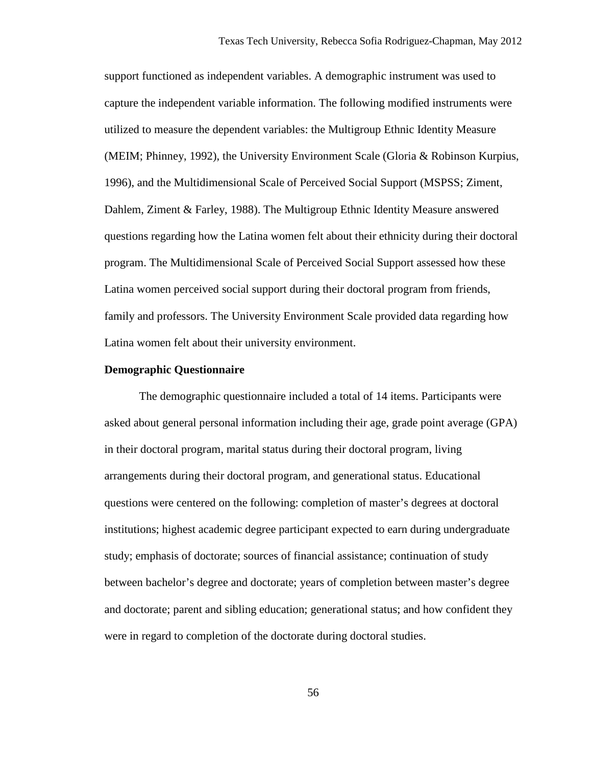support functioned as independent variables. A demographic instrument was used to capture the independent variable information. The following modified instruments were utilized to measure the dependent variables: the Multigroup Ethnic Identity Measure (MEIM; Phinney, 1992), the University Environment Scale (Gloria & Robinson Kurpius, 1996), and the Multidimensional Scale of Perceived Social Support (MSPSS; Ziment, Dahlem, Ziment & Farley, 1988). The Multigroup Ethnic Identity Measure answered questions regarding how the Latina women felt about their ethnicity during their doctoral program. The Multidimensional Scale of Perceived Social Support assessed how these Latina women perceived social support during their doctoral program from friends, family and professors. The University Environment Scale provided data regarding how Latina women felt about their university environment.

**Demographic Questionnaire**

The demographic questionnaire included a total of 14 items. Participants were asked about general personal information including their age, grade point average (GPA) in their doctoral program, marital status during their doctoral program, living arrangements during their doctoral program, and generational status. Educational questions were centered on the following: completion of master's degrees at doctoral institutions; highest academic degree participant expected to earn during undergraduate study; emphasis of doctorate; sources of financial assistance; continuation of study between bachelor's degree and doctorate; years of completion between master's degree and doctorate; parent and sibling education; generational status; and how confident they were in regard to completion of the doctorate during doctoral studies.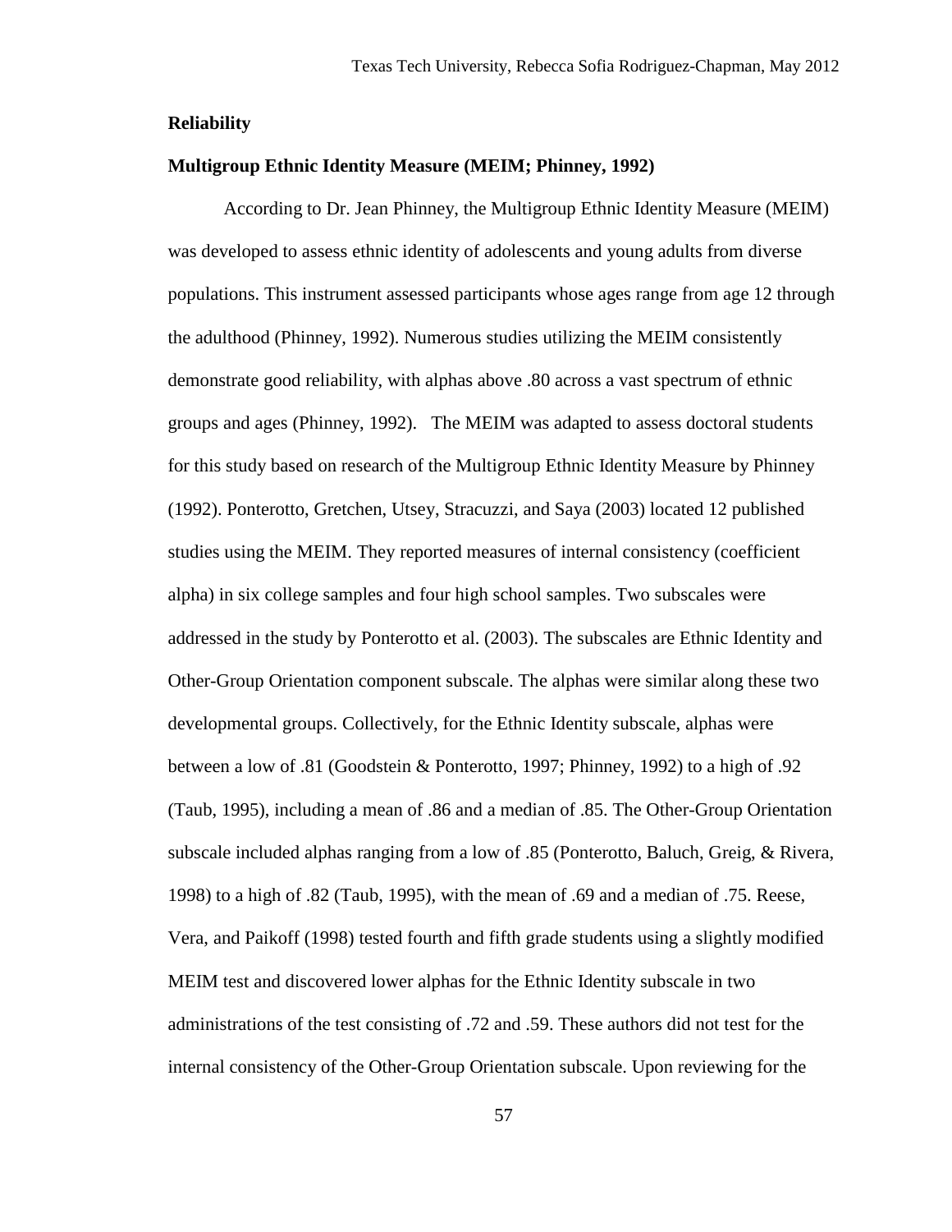**Reliability**

**Multigroup Ethnic Identity Measure (MEIM; Phinney, 1992)**

According to Dr. Jean Phinney, the Multigroup Ethnic Identity Measure (MEIM) was developed to assess ethnic identity of adolescents and young adults from diverse populations. This instrument assessed participants whose ages range from age 12 through the adulthood (Phinney, 1992). Numerous studies utilizing the MEIM consistently demonstrate good reliability, with alphas above .80 across a vast spectrum of ethnic groups and ages (Phinney, 1992). The MEIM was adapted to assess doctoral students for this study based on research of the Multigroup Ethnic Identity Measure by Phinney (1992). Ponterotto, Gretchen, Utsey, Stracuzzi, and Saya (2003) located 12 published studies using the MEIM. They reported measures of internal consistency (coefficient alpha) in six college samples and four high school samples. Two subscales were addressed in the study by Ponterotto et al. (2003). The subscales are Ethnic Identity and Other-Group Orientation component subscale. The alphas were similar along these two developmental groups. Collectively, for the Ethnic Identity subscale, alphas were between a low of .81 (Goodstein & Ponterotto, 1997; Phinney, 1992) to a high of .92 (Taub, 1995), including a mean of .86 and a median of .85. The Other-Group Orientation subscale included alphas ranging from a low of .85 (Ponterotto, Baluch, Greig, & Rivera, 1998) to a high of .82 (Taub, 1995), with the mean of .69 and a median of .75. Reese, Vera, and Paikoff (1998) tested fourth and fifth grade students using a slightly modified MEIM test and discovered lower alphas for the Ethnic Identity subscale in two administrations of the test consisting of .72 and .59. These authors did not test for the internal consistency of the Other-Group Orientation subscale. Upon reviewing for the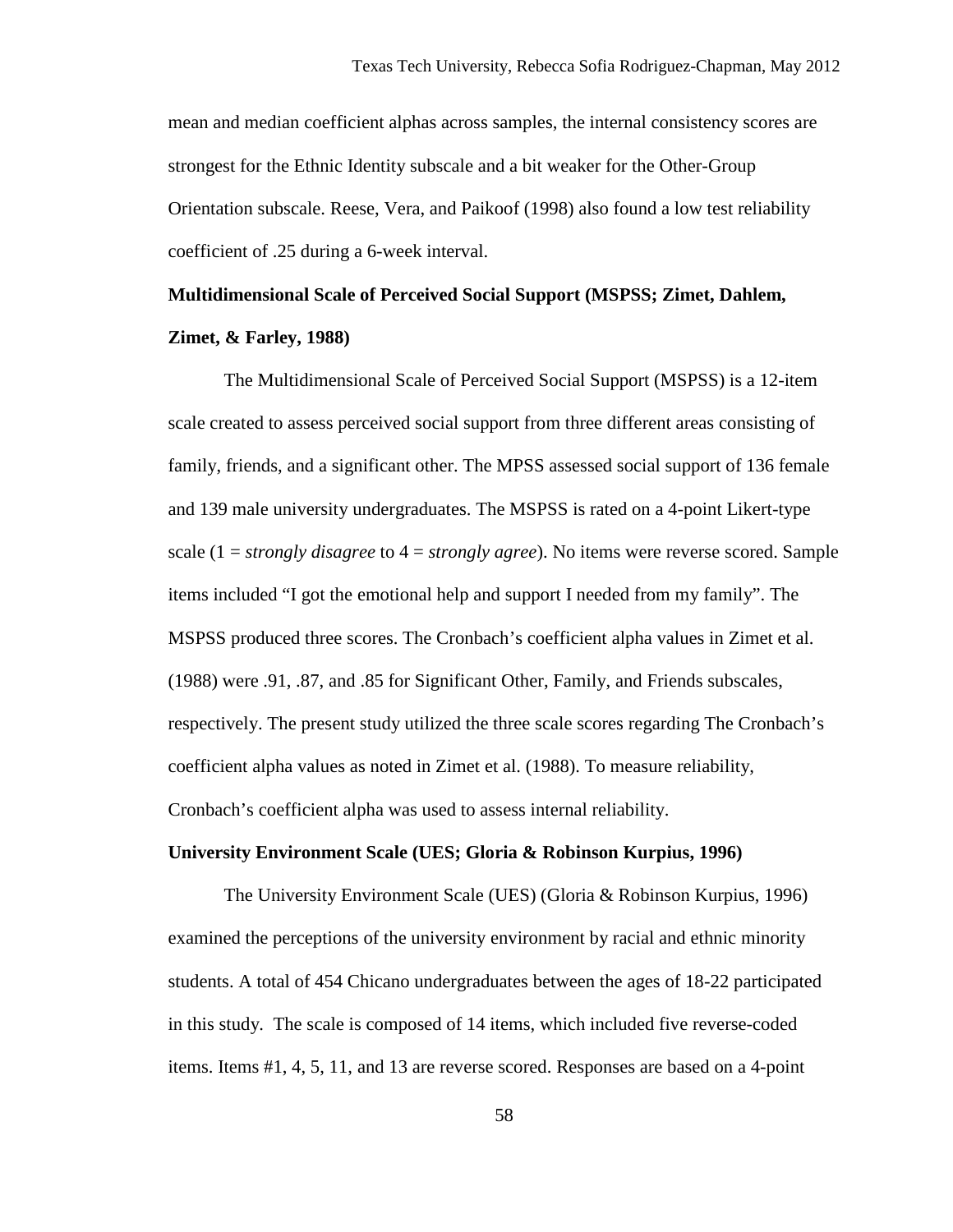mean and median coefficient alphas across samples, the internal consistency scores are strongest for the Ethnic Identity subscale and a bit weaker for the Other-Group Orientation subscale. Reese, Vera, and Paikoof (1998) also found a low test reliability coefficient of .25 during a 6-week interval.

**Multidimensional Scale of Perceived Social Support (MSPSS; Zimet, Dahlem, Zimet, & Farley, 1988)**

The Multidimensional Scale of Perceived Social Support (MSPSS) is a 12-item scale created to assess perceived social support from three different areas consisting of family, friends, and a significant other. The MPSS assessed social support of 136 female and 139 male university undergraduates. The MSPSS is rated on a 4-point Likert-type scale (1 = *strongly disagree* to 4 = *strongly agree*). No items were reverse scored. Sample items included "I got the emotional help and support I needed from my family". The MSPSS produced three scores. The Cronbach's coefficient alpha values in Zimet et al. (1988) were .91, .87, and .85 for Significant Other, Family, and Friends subscales, respectively. The present study utilized the three scale scores regarding The Cronbach's coefficient alpha values as noted in Zimet et al. (1988). To measure reliability, Cronbach's coefficient alpha was used to assess internal reliability.

**University Environment Scale (UES; Gloria & Robinson Kurpius, 1996)**

The University Environment Scale (UES) (Gloria & Robinson Kurpius, 1996) examined the perceptions of the university environment by racial and ethnic minority students. A total of 454 Chicano undergraduates between the ages of 18-22 participated in this study. The scale is composed of 14 items, which included five reverse-coded items. Items #1, 4, 5, 11, and 13 are reverse scored. Responses are based on a 4-point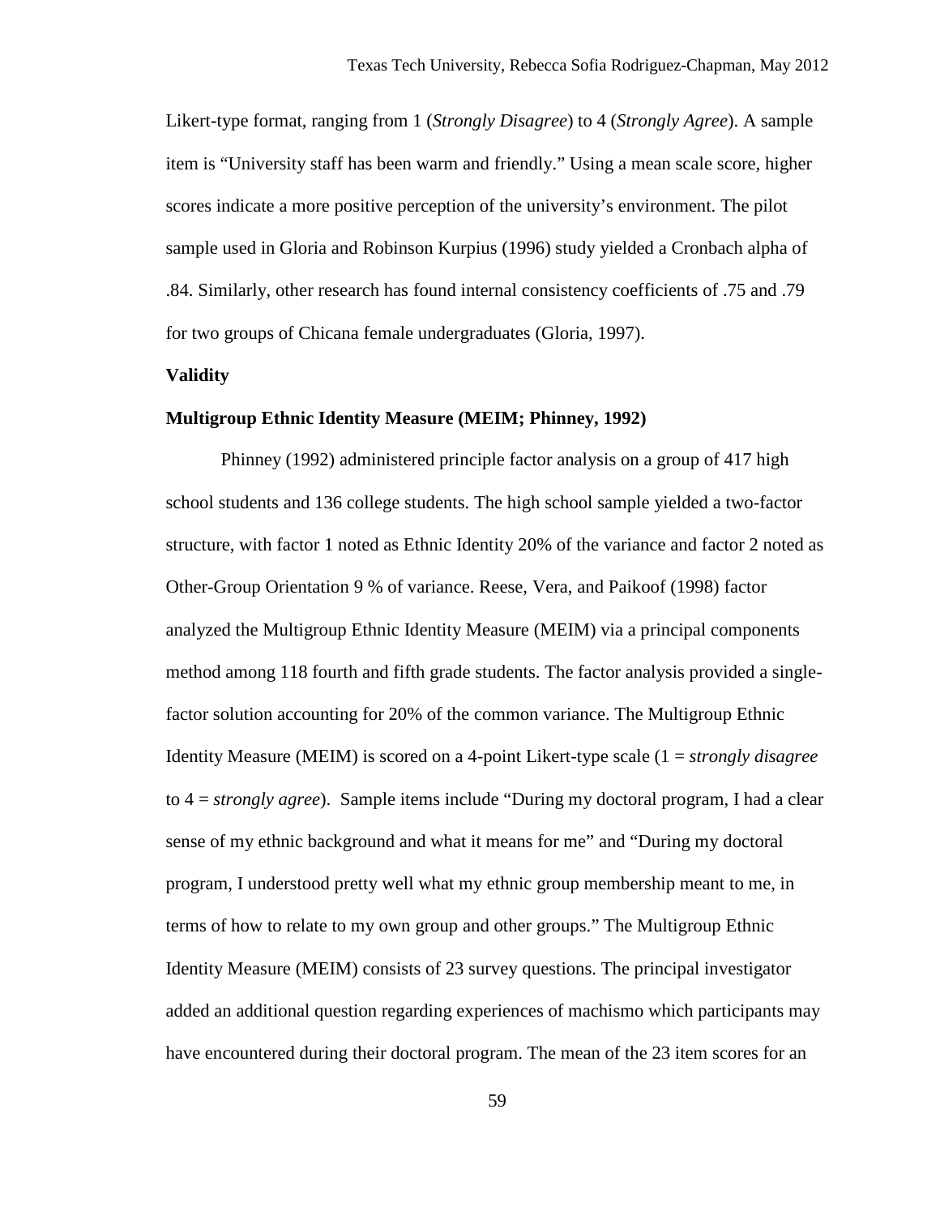Likert-type format, ranging from 1 (*Strongly Disagree*) to 4 (*Strongly Agree*). A sample item is "University staff has been warm and friendly." Using a mean scale score, higher scores indicate a more positive perception of the university's environment. The pilot sample used in Gloria and Robinson Kurpius (1996) study yielded a Cronbach alpha of .84. Similarly, other research has found internal consistency coefficients of .75 and .79 for two groups of Chicana female undergraduates (Gloria, 1997).

**Validity**

**Multigroup Ethnic Identity Measure (MEIM; Phinney, 1992)**

Phinney (1992) administered principle factor analysis on a group of 417 high school students and 136 college students. The high school sample yielded a two-factor structure, with factor 1 noted as Ethnic Identity 20% of the variance and factor 2 noted as Other-Group Orientation 9 % of variance. Reese, Vera, and Paikoof (1998) factor analyzed the Multigroup Ethnic Identity Measure (MEIM) via a principal components method among 118 fourth and fifth grade students. The factor analysis provided a single-factor solution accounting for 20% of the common variance. The Multigroup Ethnic Identity Measure (MEIM) is scored on a 4-point Likert-type scale (1 = *strongly disagree* to 4 = *strongly agree*). Sample items include "During my doctoral program, I had a clear sense of my ethnic background and what it means for me" and "During my doctoral program, I understood pretty well what my ethnic group membership meant to me, in terms of how to relate to my own group and other groups." The Multigroup Ethnic Identity Measure (MEIM) consists of 23 survey questions. The principal investigator added an additional question regarding experiences of machismo which participants may have encountered during their doctoral program. The mean of the 23 item scores for an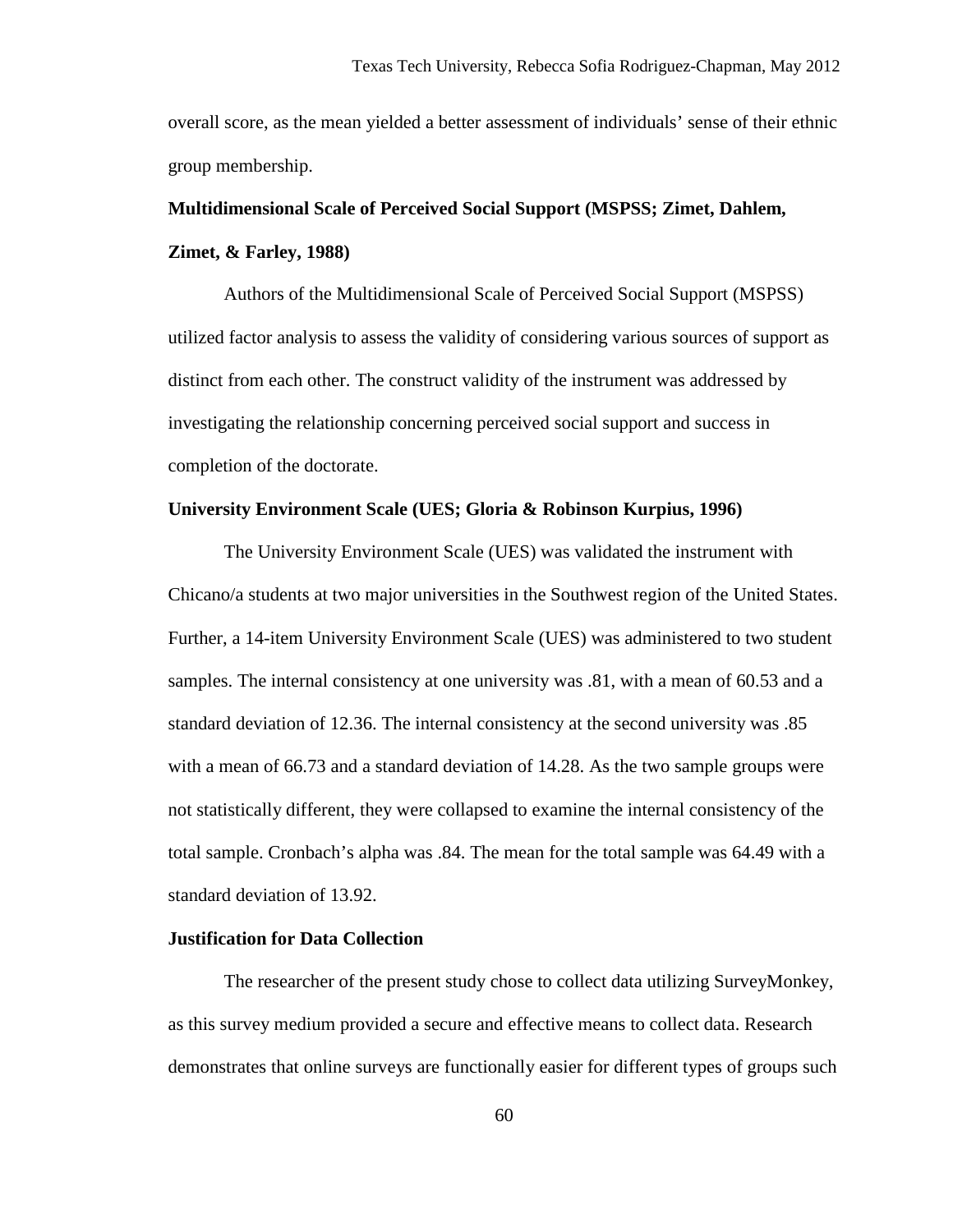overall score, as the mean yielded a better assessment of individuals' sense of their ethnic group membership.

**Multidimensional Scale of Perceived Social Support (MSPSS; Zimet, Dahlem, Zimet, & Farley, 1988)**

Authors of the Multidimensional Scale of Perceived Social Support (MSPSS) utilized factor analysis to assess the validity of considering various sources of support as distinct from each other. The construct validity of the instrument was addressed by investigating the relationship concerning perceived social support and success in completion of the doctorate.

**University Environment Scale (UES; Gloria & Robinson Kurpius, 1996)**

The University Environment Scale (UES) was validated the instrument with Chicano/a students at two major universities in the Southwest region of the United States. Further, a 14-item University Environment Scale (UES) was administered to two student samples. The internal consistency at one university was .81, with a mean of 60.53 and a standard deviation of 12.36. The internal consistency at the second university was .85 with a mean of 66.73 and a standard deviation of 14.28. As the two sample groups were not statistically different, they were collapsed to examine the internal consistency of the total sample. Cronbach's alpha was .84. The mean for the total sample was 64.49 with a standard deviation of 13.92.

**Justification for Data Collection**

The researcher of the present study chose to collect data utilizing SurveyMonkey, as this survey medium provided a secure and effective means to collect data. Research demonstrates that online surveys are functionally easier for different types of groups such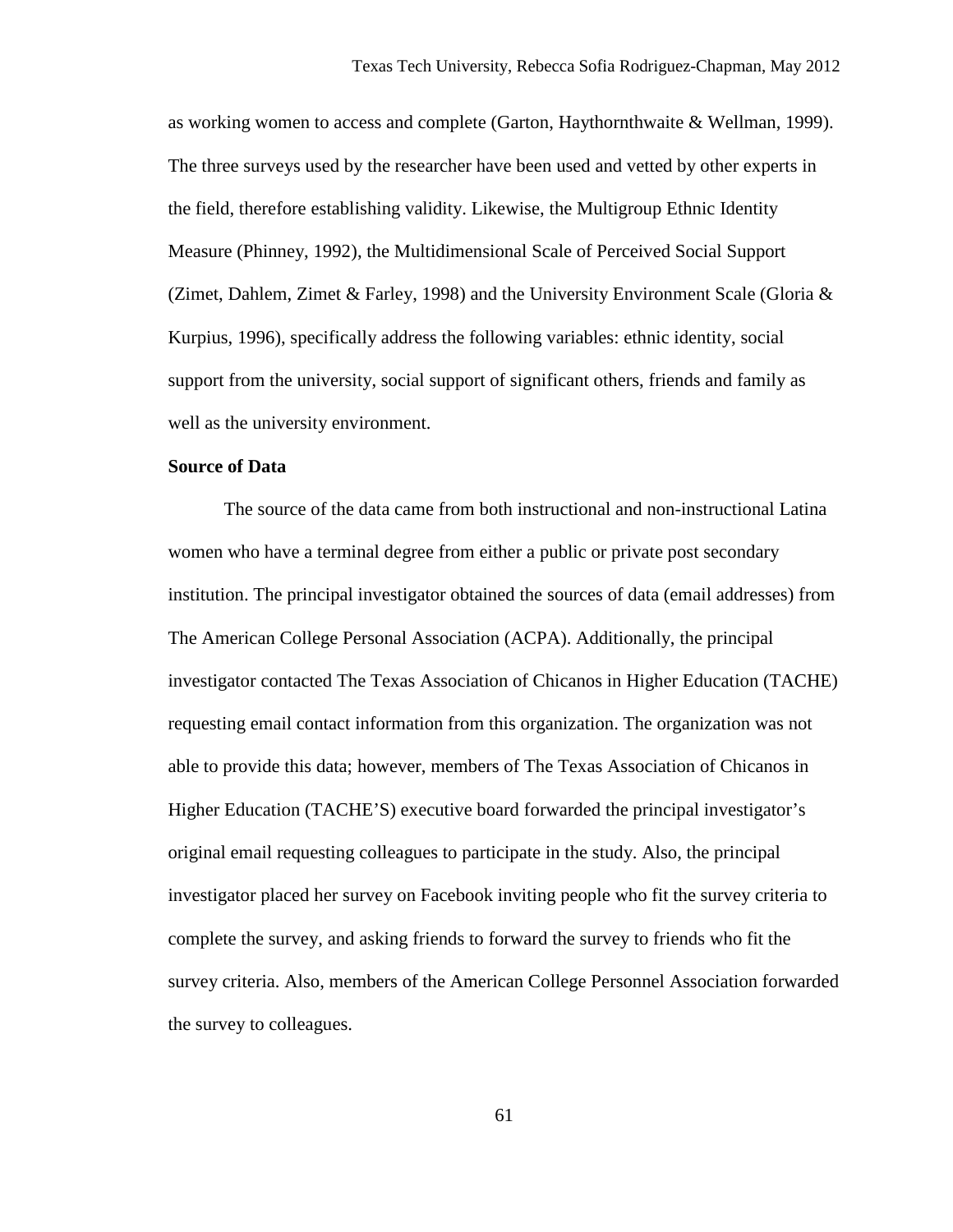as working women to access and complete (Garton, Haythornthwaite & Wellman, 1999). The three surveys used by the researcher have been used and vetted by other experts in the field, therefore establishing validity. Likewise, the Multigroup Ethnic Identity Measure (Phinney, 1992), the Multidimensional Scale of Perceived Social Support (Zimet, Dahlem, Zimet & Farley, 1998) and the University Environment Scale (Gloria & Kurpius, 1996), specifically address the following variables: ethnic identity, social support from the university, social support of significant others, friends and family as well as the university environment.

**Source of Data**

The source of the data came from both instructional and non-instructional Latina women who have a terminal degree from either a public or private post secondary institution. The principal investigator obtained the sources of data (email addresses) from The American College Personal Association (ACPA). Additionally, the principal investigator contacted The Texas Association of Chicanos in Higher Education (TACHE) requesting email contact information from this organization. The organization was not able to provide this data; however, members of The Texas Association of Chicanos in Higher Education (TACHE'S) executive board forwarded the principal investigator's original email requesting colleagues to participate in the study. Also, the principal investigator placed her survey on Facebook inviting people who fit the survey criteria to complete the survey, and asking friends to forward the survey to friends who fit the survey criteria. Also, members of the American College Personnel Association forwarded the survey to colleagues.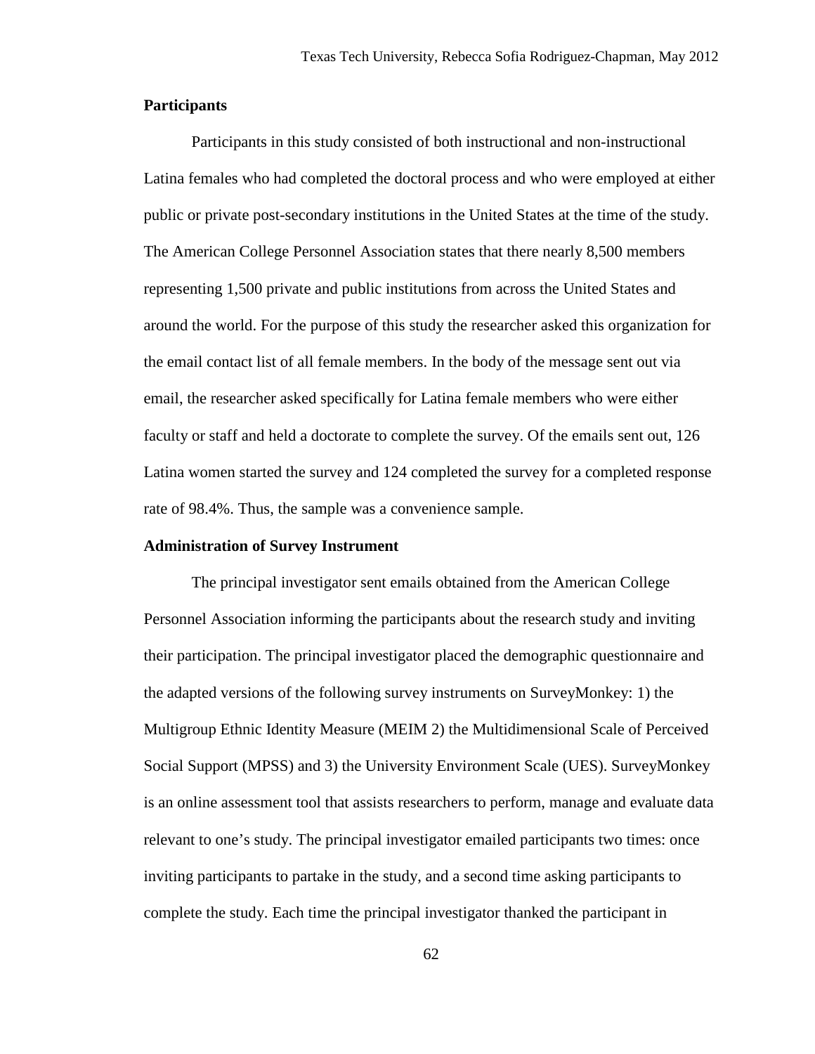**Participants**

Participants in this study consisted of both instructional and non-instructional Latina females who had completed the doctoral process and who were employed at either public or private post-secondary institutions in the United States at the time of the study. The American College Personnel Association states that there nearly 8,500 members representing 1,500 private and public institutions from across the United States and around the world. For the purpose of this study the researcher asked this organization for the email contact list of all female members. In the body of the message sent out via email, the researcher asked specifically for Latina female members who were either faculty or staff and held a doctorate to complete the survey. Of the emails sent out, 126 Latina women started the survey and 124 completed the survey for a completed response rate of 98.4%. Thus, the sample was a convenience sample.

**Administration of Survey Instrument**

The principal investigator sent emails obtained from the American College Personnel Association informing the participants about the research study and inviting their participation. The principal investigator placed the demographic questionnaire and the adapted versions of the following survey instruments on SurveyMonkey: 1) the Multigroup Ethnic Identity Measure (MEIM 2) the Multidimensional Scale of Perceived Social Support (MPSS) and 3) the University Environment Scale (UES). SurveyMonkey is an online assessment tool that assists researchers to perform, manage and evaluate data relevant to one's study. The principal investigator emailed participants two times: once inviting participants to partake in the study, and a second time asking participants to complete the study. Each time the principal investigator thanked the participant in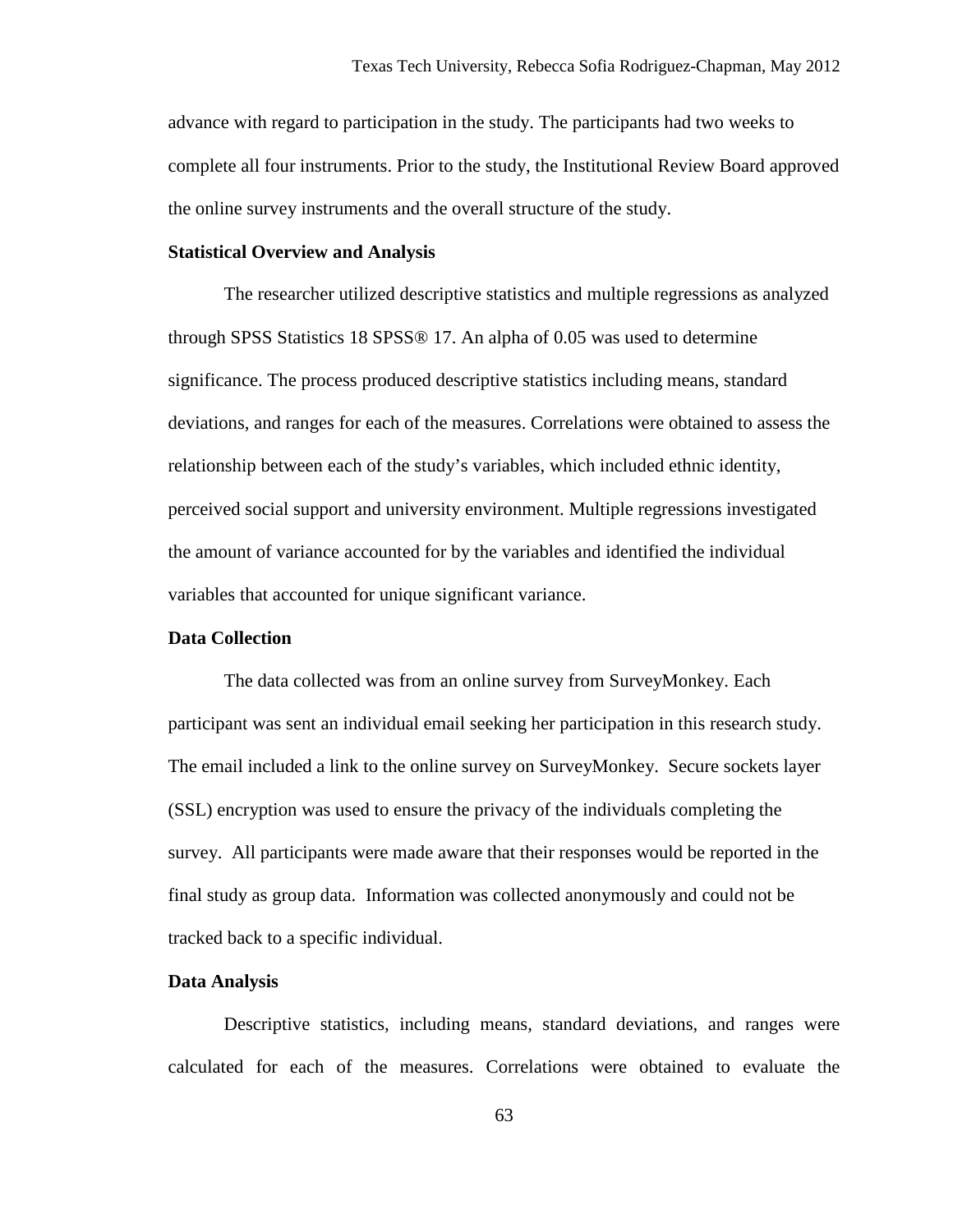advance with regard to participation in the study. The participants had two weeks to complete all four instruments. Prior to the study, the Institutional Review Board approved the online survey instruments and the overall structure of the study.

**Statistical Overview and Analysis**

The researcher utilized descriptive statistics and multiple regressions as analyzed through SPSS Statistics 18 SPSS® 17. An alpha of 0.05 was used to determine significance. The process produced descriptive statistics including means, standard deviations, and ranges for each of the measures. Correlations were obtained to assess the relationship between each of the study's variables, which included ethnic identity, perceived social support and university environment. Multiple regressions investigated the amount of variance accounted for by the variables and identified the individual variables that accounted for unique significant variance.

**Data Collection**

The data collected was from an online survey from SurveyMonkey. Each participant was sent an individual email seeking her participation in this research study. The email included a link to the online survey on SurveyMonkey. Secure sockets layer (SSL) encryption was used to ensure the privacy of the individuals completing the survey. All participants were made aware that their responses would be reported in the final study as group data. Information was collected anonymously and could not be tracked back to a specific individual.

**Data Analysis**

Descriptive statistics, including means, standard deviations, and ranges were calculated for each of the measures. Correlations were obtained to evaluate the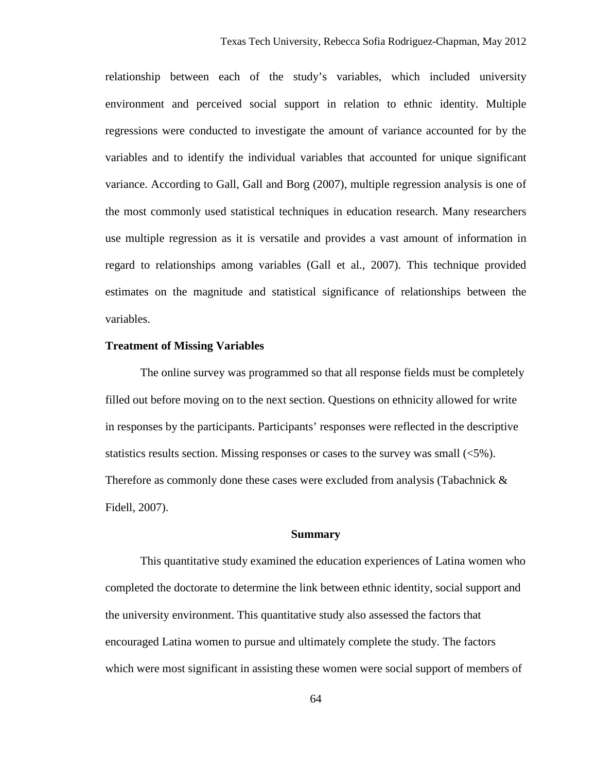relationship between each of the study's variables, which included university environment and perceived social support in relation to ethnic identity. Multiple regressions were conducted to investigate the amount of variance accounted for by the variables and to identify the individual variables that accounted for unique significant variance. According to Gall, Gall and Borg (2007), multiple regression analysis is one of the most commonly used statistical techniques in education research. Many researchers use multiple regression as it is versatile and provides a vast amount of information in regard to relationships among variables (Gall et al., 2007). This technique provided estimates on the magnitude and statistical significance of relationships between the variables.

**Treatment of Missing Variables**

The online survey was programmed so that all response fields must be completely filled out before moving on to the next section. Questions on ethnicity allowed for write in responses by the participants. Participants' responses were reflected in the descriptive statistics results section. Missing responses or cases to the survey was small (<5%). Therefore as commonly done these cases were excluded from analysis (Tabachnick & Fidell, 2007).

## Summary

This quantitative study examined the education experiences of Latina women who completed the doctorate to determine the link between ethnic identity, social support and the university environment. This quantitative study also assessed the factors that encouraged Latina women to pursue and ultimately complete the study. The factors which were most significant in assisting these women were social support of members of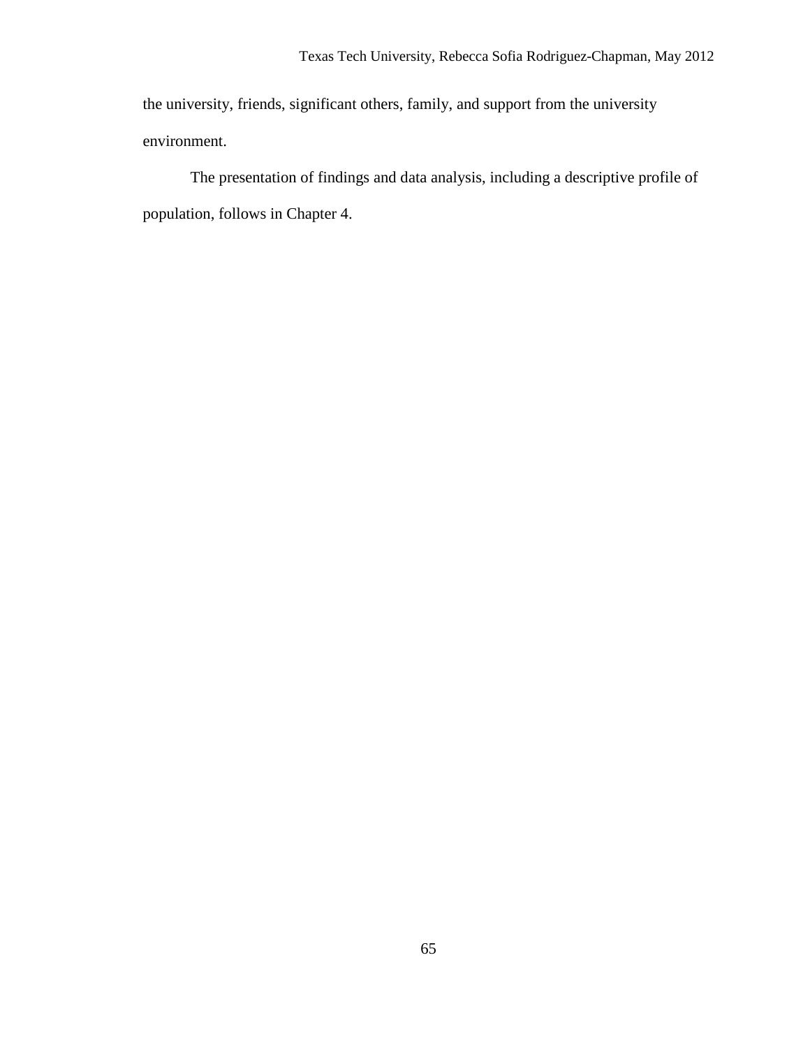the university, friends, significant others, family, and support from the university environment.

The presentation of findings and data analysis, including a descriptive profile of population, follows in Chapter 4.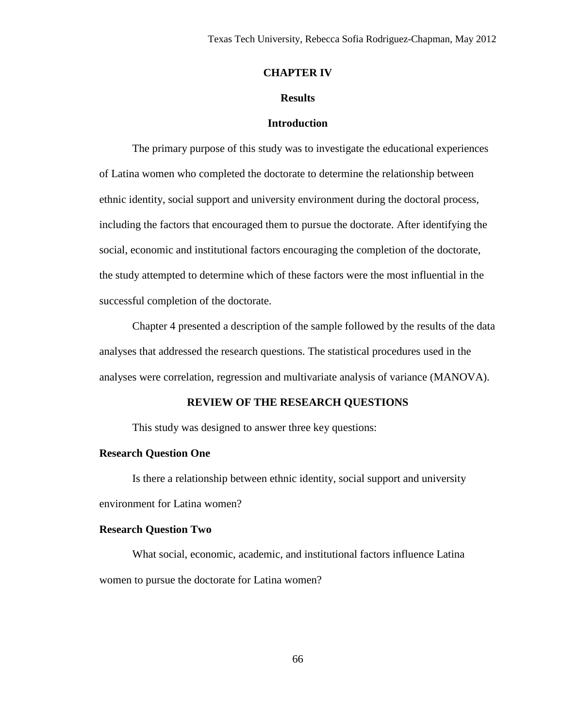# CHAPTER IV

## Results

### Introduction

The primary purpose of this study was to investigate the educational experiences of Latina women who completed the doctorate to determine the relationship between ethnic identity, social support and university environment during the doctoral process, including the factors that encouraged them to pursue the doctorate. After identifying the social, economic and institutional factors encouraging the completion of the doctorate, the study attempted to determine which of these factors were the most influential in the successful completion of the doctorate.

Chapter 4 presented a description of the sample followed by the results of the data analyses that addressed the research questions. The statistical procedures used in the analyses were correlation, regression and multivariate analysis of variance (MANOVA).

### REVIEW OF THE RESEARCH QUESTIONS

This study was designed to answer three key questions:

**Research Question One**

Is there a relationship between ethnic identity, social support and university environment for Latina women?

**Research Question Two**

What social, economic, academic, and institutional factors influence Latina women to pursue the doctorate for Latina women?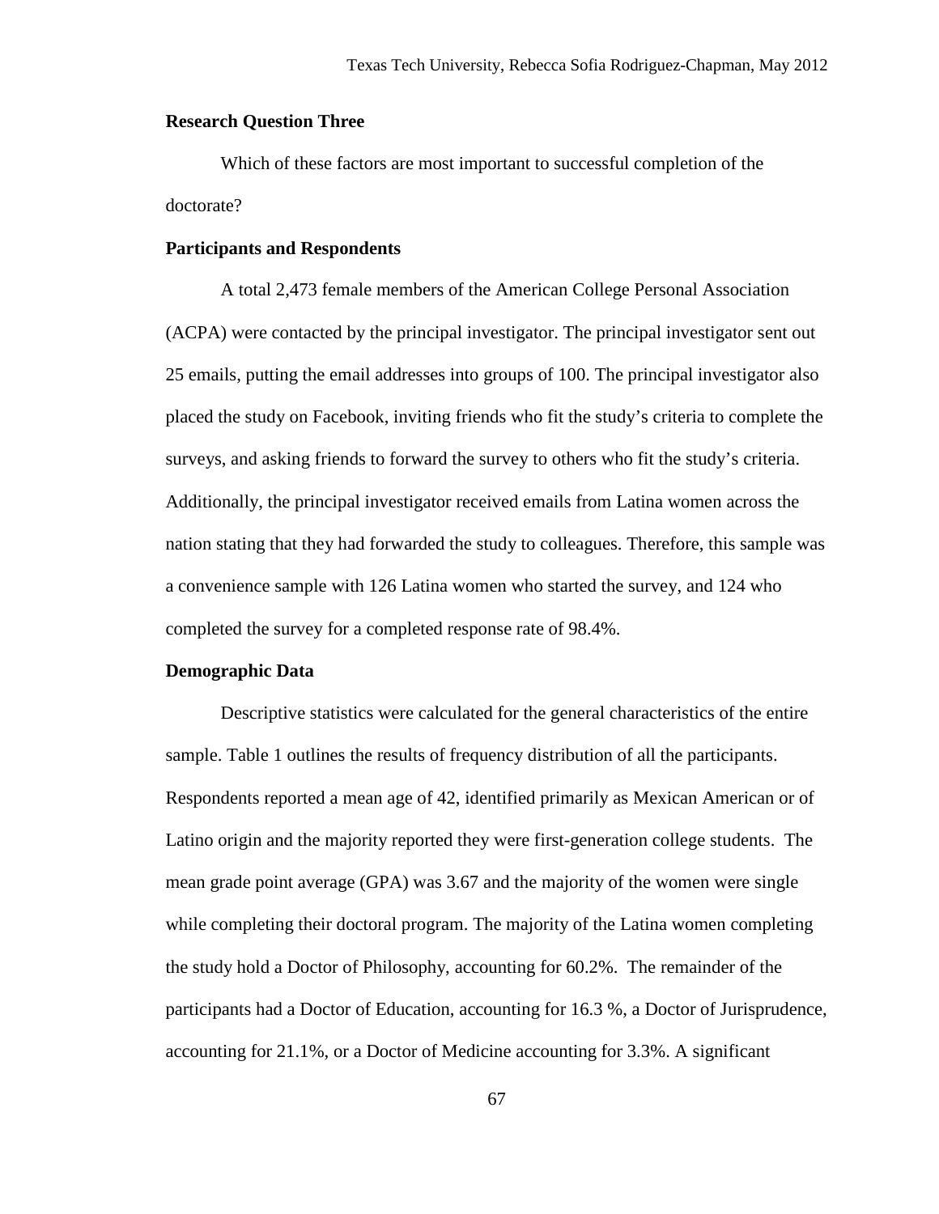**Research Question Three**

Which of these factors are most important to successful completion of the doctorate?

**Participants and Respondents**

A total 2,473 female members of the American College Personal Association (ACPA) were contacted by the principal investigator. The principal investigator sent out 25 emails, putting the email addresses into groups of 100. The principal investigator also placed the study on Facebook, inviting friends who fit the study's criteria to complete the surveys, and asking friends to forward the survey to others who fit the study's criteria. Additionally, the principal investigator received emails from Latina women across the nation stating that they had forwarded the study to colleagues. Therefore, this sample was a convenience sample with 126 Latina women who started the survey, and 124 who completed the survey for a completed response rate of 98.4%.

**Demographic Data**

Descriptive statistics were calculated for the general characteristics of the entire sample. Table 1 outlines the results of frequency distribution of all the participants. Respondents reported a mean age of 42, identified primarily as Mexican American or of Latino origin and the majority reported they were first-generation college students. The mean grade point average (GPA) was 3.67 and the majority of the women were single while completing their doctoral program. The majority of the Latina women completing the study hold a Doctor of Philosophy, accounting for 60.2%. The remainder of the participants had a Doctor of Education, accounting for 16.3 %, a Doctor of Jurisprudence, accounting for 21.1%, or a Doctor of Medicine accounting for 3.3%. A significant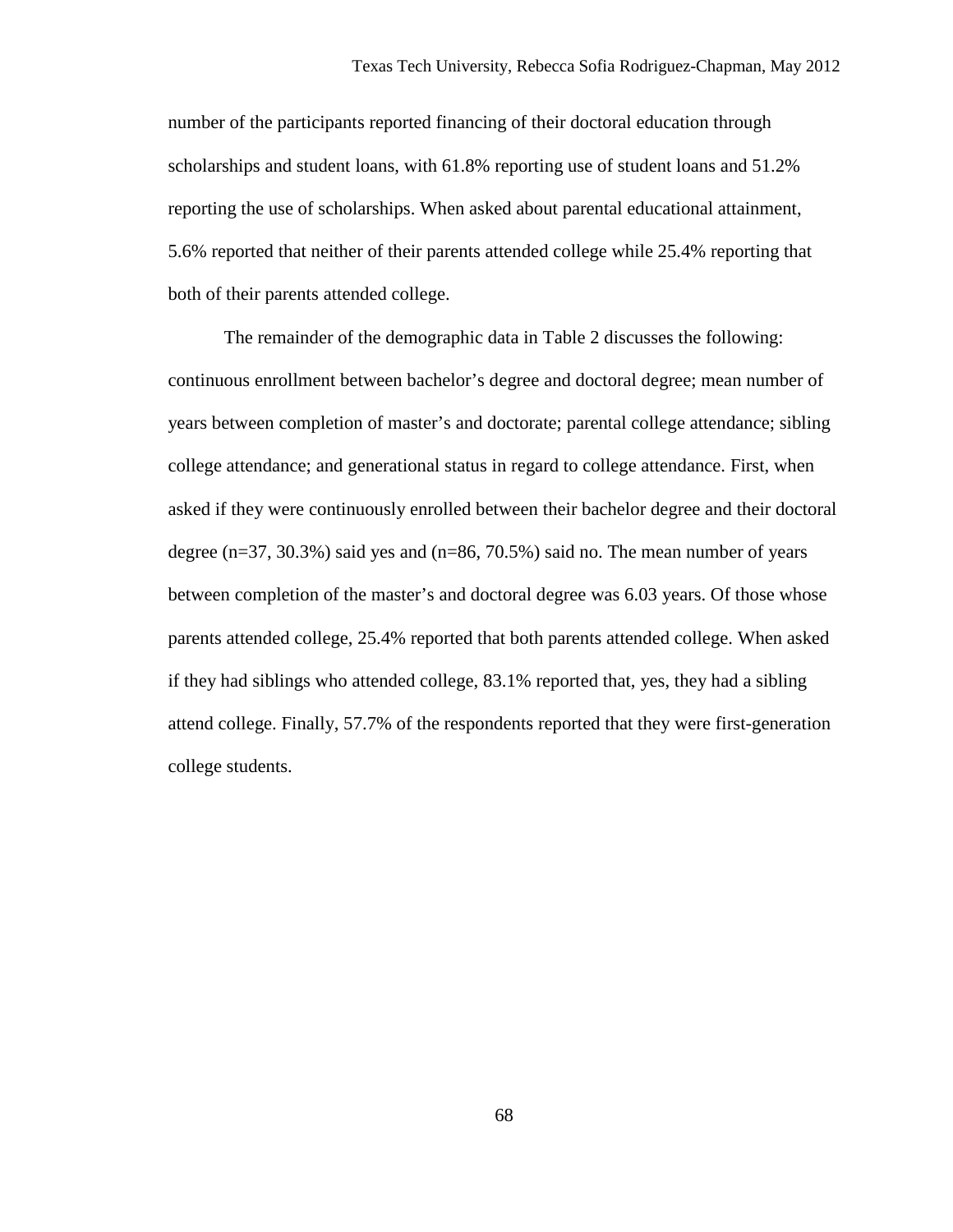number of the participants reported financing of their doctoral education through scholarships and student loans, with 61.8% reporting use of student loans and 51.2% reporting the use of scholarships. When asked about parental educational attainment, 5.6% reported that neither of their parents attended college while 25.4% reporting that both of their parents attended college.

The remainder of the demographic data in Table 2 discusses the following: continuous enrollment between bachelor's degree and doctoral degree; mean number of years between completion of master's and doctorate; parental college attendance; sibling college attendance; and generational status in regard to college attendance. First, when asked if they were continuously enrolled between their bachelor degree and their doctoral degree (n=37, 30.3%) said yes and (n=86, 70.5%) said no. The mean number of years between completion of the master's and doctoral degree was 6.03 years. Of those whose parents attended college, 25.4% reported that both parents attended college. When asked if they had siblings who attended college, 83.1% reported that, yes, they had a sibling attend college. Finally, 57.7% of the respondents reported that they were first-generation college students.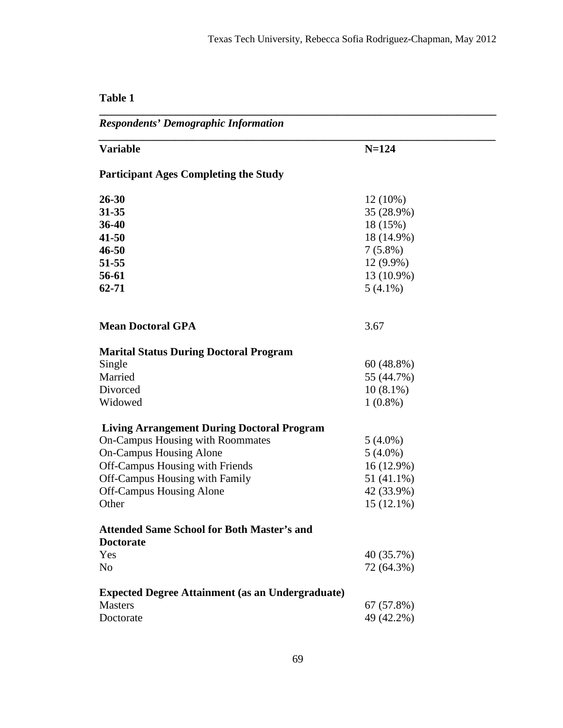**Table 1**

***Respondents' Demographic Information***

| Variable | N=124 |
|---|---|
| **Participant Ages Completing the Study** | |
| **26-30** | 12 (10%) |
| **31-35** | 35 (28.9%) |
| **36-40** | 18 (15%) |
| **41-50** | 18 (14.9%) |
| **46-50** | 7 (5.8%) |
| **51-55** | 12 (9.9%) |
| **56-61** | 13 (10.9%) |
| **62-71** | 5 (4.1%) |
| **Mean Doctoral GPA** | 3.67 |
| **Marital Status During Doctoral Program** | |
| Single | 60 (48.8%) |
| Married | 55 (44.7%) |
| Divorced | 10 (8.1%) |
| Widowed | 1 (0.8%) |
| **Living Arrangement During Doctoral Program** | |
| On-Campus Housing with Roommates | 5 (4.0%) |
| On-Campus Housing Alone | 5 (4.0%) |
| Off-Campus Housing with Friends | 16 (12.9%) |
| Off-Campus Housing with Family | 51 (41.1%) |
| Off-Campus Housing Alone | 42 (33.9%) |
| Other | 15 (12.1%) |
| **Attended Same School for Both Master's and Doctorate** | |
| Yes | 40 (35.7%) |
| No | 72 (64.3%) |
| **Expected Degree Attainment (as an Undergraduate)** | |
| Masters | 67 (57.8%) |
| Doctorate | 49 (42.2%) |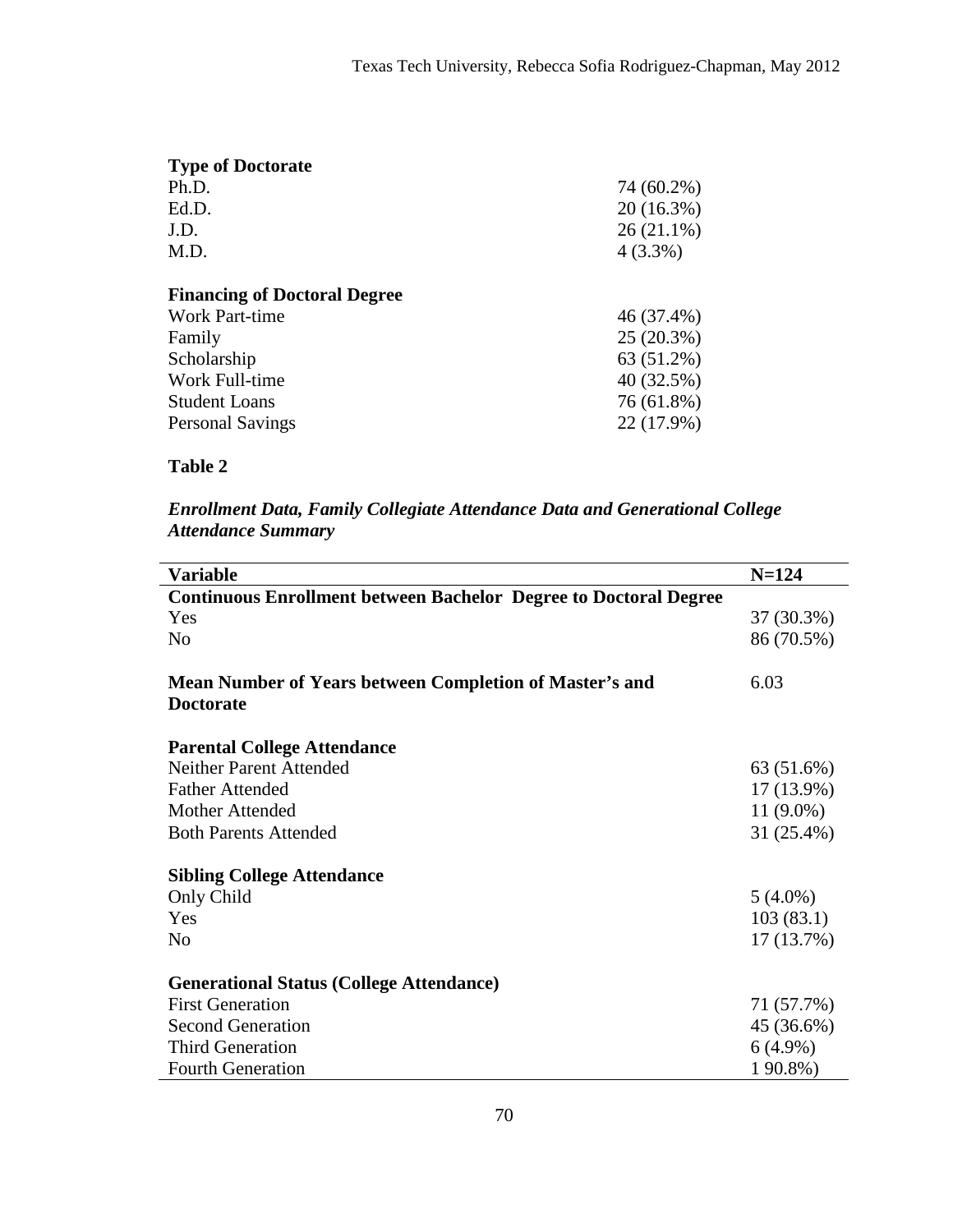| | |
|---|---|
| **Type of Doctorate** | |
| Ph.D. | 74 (60.2%) |
| Ed.D. | 20 (16.3%) |
| J.D. | 26 (21.1%) |
| M.D. | 4 (3.3%) |
| | |
| **Financing of Doctoral Degree** | |
| Work Part-time | 46 (37.4%) |
| Family | 25 (20.3%) |
| Scholarship | 63 (51.2%) |
| Work Full-time | 40 (32.5%) |
| Student Loans | 76 (61.8%) |
| Personal Savings | 22 (17.9%) |

**Table 2**

***Enrollment Data, Family Collegiate Attendance Data and Generational College Attendance Summary***

| Variable | N=124 |
|---|---|
| **Continuous Enrollment between Bachelor Degree to Doctoral Degree** | |
| Yes | 37 (30.3%) |
| No | 86 (70.5%) |
| | |
| **Mean Number of Years between Completion of Master's and Doctorate** | 6.03 |
| | |
| **Parental College Attendance** | |
| Neither Parent Attended | 63 (51.6%) |
| Father Attended | 17 (13.9%) |
| Mother Attended | 11 (9.0%) |
| Both Parents Attended | 31 (25.4%) |
| | |
| **Sibling College Attendance** | |
| Only Child | 5 (4.0%) |
| Yes | 103 (83.1) |
| No | 17 (13.7%) |
| | |
| **Generational Status (College Attendance)** | |
| First Generation | 71 (57.7%) |
| Second Generation | 45 (36.6%) |
| Third Generation | 6 (4.9%) |
| Fourth Generation | 1 90.8%) |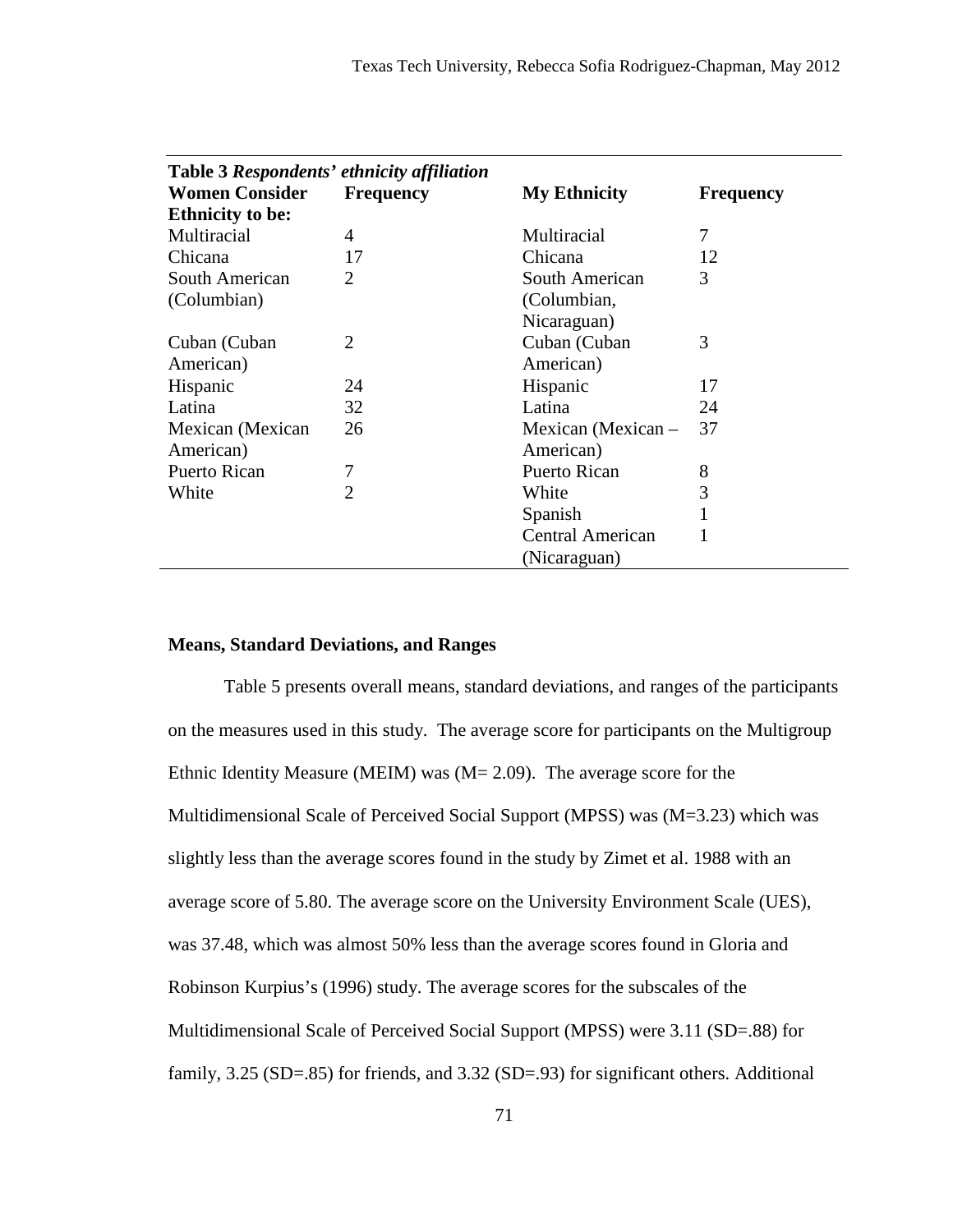**Table 3** ***Respondents' ethnicity affiliation***

| **Women Consider Ethnicity to be:** | **Frequency** | **My Ethnicity** | **Frequency** |
|---|---|---|---|
| Multiracial | 4 | Multiracial | 7 |
| Chicana | 17 | Chicana | 12 |
| South American (Columbian) | 2 | South American (Columbian, Nicaraguan) | 3 |
| Cuban (Cuban American) | 2 | Cuban (Cuban American) | 3 |
| Hispanic | 24 | Hispanic | 17 |
| Latina | 32 | Latina | 24 |
| Mexican (Mexican American) | 26 | Mexican (Mexican – American) | 37 |
| Puerto Rican | 7 | Puerto Rican | 8 |
| White | 2 | White | 3 |
| | | Spanish | 1 |
| | | Central American (Nicaraguan) | 1 |

### Means, Standard Deviations, and Ranges

Table 5 presents overall means, standard deviations, and ranges of the participants on the measures used in this study. The average score for participants on the Multigroup Ethnic Identity Measure (MEIM) was ($M = 2.09$). The average score for the Multidimensional Scale of Perceived Social Support (MPSS) was ($M=3.23$) which was slightly less than the average scores found in the study by Zimet et al. 1988 with an average score of 5.80. The average score on the University Environment Scale (UES), was 37.48, which was almost 50% less than the average scores found in Gloria and Robinson Kurpius's (1996) study. The average scores for the subscales of the Multidimensional Scale of Perceived Social Support (MPSS) were 3.11 ($SD=.88$) for family, 3.25 ($SD=.85$) for friends, and 3.32 ($SD=.93$) for significant others. Additional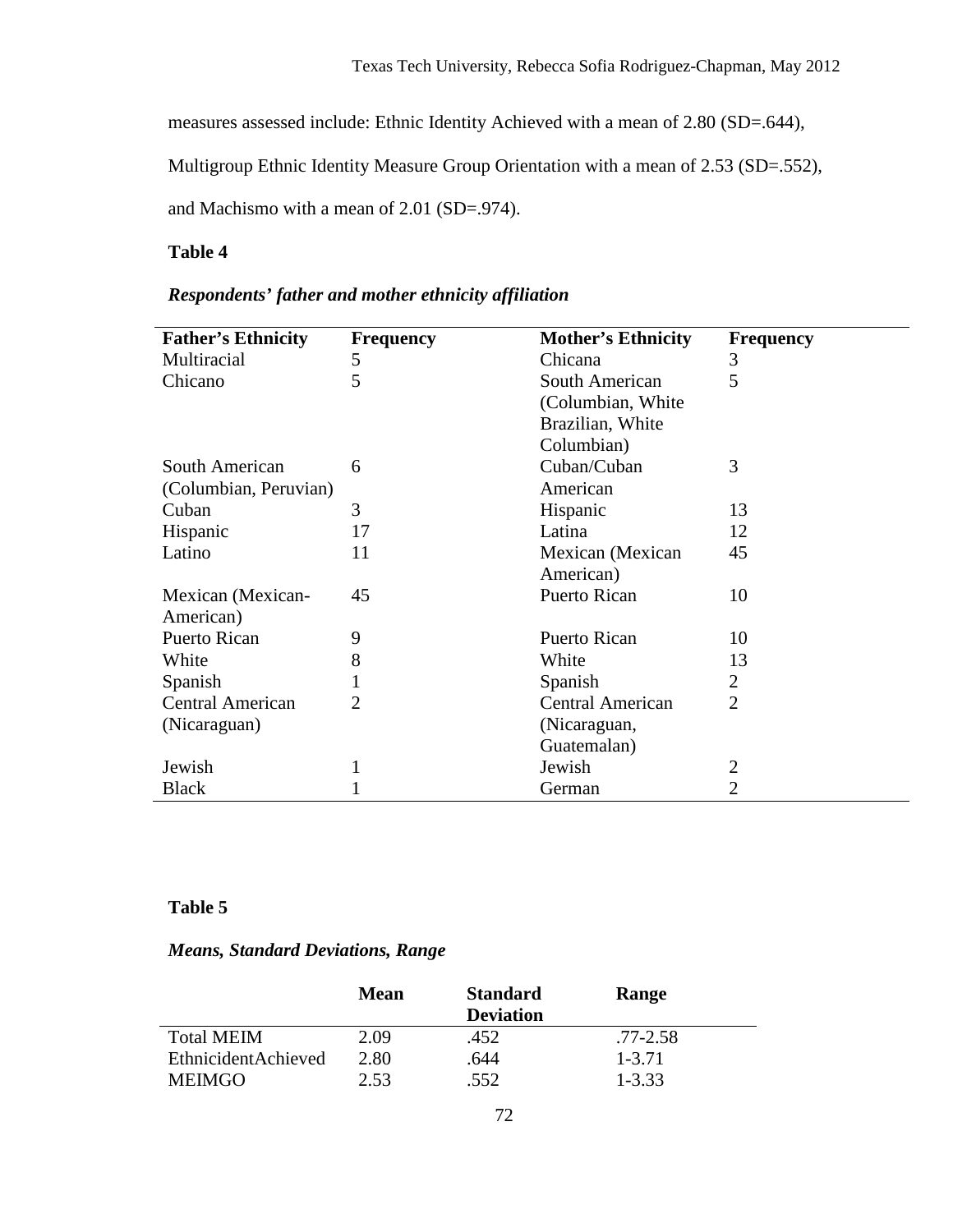measures assessed include: Ethnic Identity Achieved with a mean of 2.80 (SD=.644), Multigroup Ethnic Identity Measure Group Orientation with a mean of 2.53 (SD=.552), and Machismo with a mean of 2.01 (SD=.974).

**Table 4**

***Respondents' father and mother ethnicity affiliation***

| Father's Ethnicity | Frequency | Mother's Ethnicity | Frequency |
|---|---|---|---|
| Multiracial | 5 | Chicana | 3 |
| Chicano | 5 | South American (Columbian, White Brazilian, White Columbian) | 5 |
| South American (Columbian, Peruvian) | 6 | Cuban/Cuban American | 3 |
| Cuban | 3 | Hispanic | 13 |
| Hispanic | 17 | Latina | 12 |
| Latino | 11 | Mexican (Mexican American) | 45 |
| Mexican (Mexican-American) | 45 | Puerto Rican | 10 |
| Puerto Rican | 9 | Puerto Rican | 10 |
| White | 8 | White | 13 |
| Spanish | 1 | Spanish | 2 |
| Central American (Nicaraguan) | 2 | Central American (Nicaraguan, Guatemalan) | 2 |
| Jewish | 1 | Jewish | 2 |
| Black | 1 | German | 2 |

**Table 5**

***Means, Standard Deviations, Range***

| | Mean | Standard Deviation | Range |
|---|---|---|---|
| Total MEIM | 2.09 | .452 | .77-2.58 |
| EthnicidentAchieved | 2.80 | .644 | 1-3.71 |
| MEIMGO | 2.53 | .552 | 1-3.33 |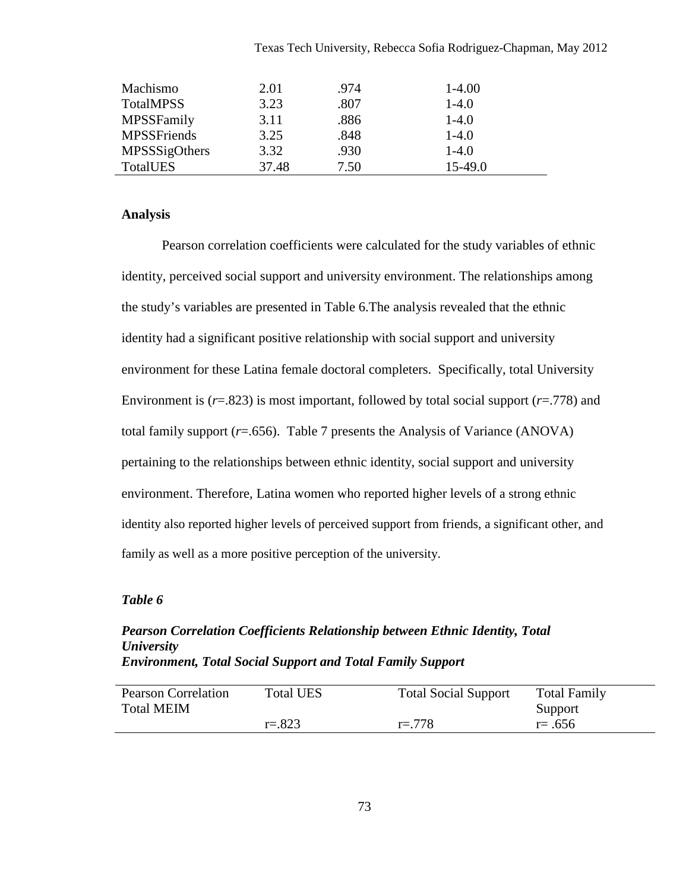| | | | |
|---|---|---|---|
| Machismo | 2.01 | .974 | 1-4.00 |
| TotalMPSS | 3.23 | .807 | 1-4.0 |
| MPSSFamily | 3.11 | .886 | 1-4.0 |
| MPSSFriends | 3.25 | .848 | 1-4.0 |
| MPSSSigOthers | 3.32 | .930 | 1-4.0 |
| TotalUES | 37.48 | 7.50 | 15-49.0 |

**Analysis**

Pearson correlation coefficients were calculated for the study variables of ethnic identity, perceived social support and university environment. The relationships among the study's variables are presented in Table 6.The analysis revealed that the ethnic identity had a significant positive relationship with social support and university environment for these Latina female doctoral completers. Specifically, total University Environment is ($r$=.823) is most important, followed by total social support ($r$=.778) and total family support ($r$=.656). Table 7 presents the Analysis of Variance (ANOVA) pertaining to the relationships between ethnic identity, social support and university environment. Therefore, Latina women who reported higher levels of a strong ethnic identity also reported higher levels of perceived support from friends, a significant other, and family as well as a more positive perception of the university.

***Table 6***

***Pearson Correlation Coefficients Relationship between Ethnic Identity, Total University Environment, Total Social Support and Total Family Support***

| Pearson Correlation Total MEIM | Total UES | Total Social Support | Total Family Support |
|---|---|---|---|
| | r=.823 | r=.778 | r= .656 |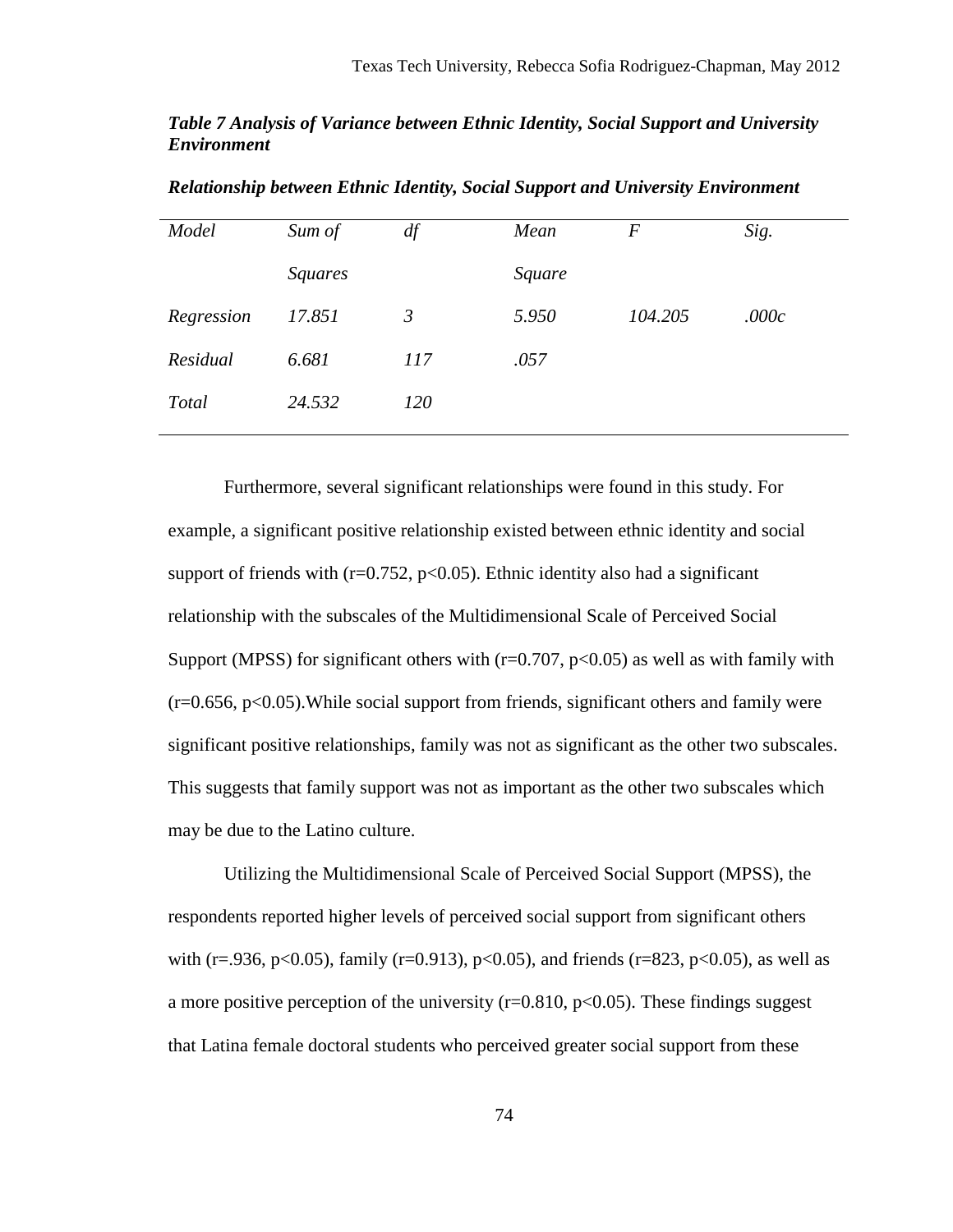***Table 7 Analysis of Variance between Ethnic Identity, Social Support and University Environment***

***Relationship between Ethnic Identity, Social Support and University Environment***

| *Model* | *Sum of Squares* | *df* | *Mean Square* | *F* | *Sig.* |
|---|---|---|---|---|---|
| *Regression* | *17.851* | *3* | *5.950* | *104.205* | *.000c* |
| *Residual* | *6.681* | *117* | *.057* | | |
| *Total* | *24.532* | *120* | | | |

Furthermore, several significant relationships were found in this study. For example, a significant positive relationship existed between ethnic identity and social support of friends with ($r=0.752$, $p<0.05$). Ethnic identity also had a significant relationship with the subscales of the Multidimensional Scale of Perceived Social Support (MPSS) for significant others with ($r=0.707$, $p<0.05$) as well as with family with ($r=0.656$, $p<0.05$).While social support from friends, significant others and family were significant positive relationships, family was not as significant as the other two subscales. This suggests that family support was not as important as the other two subscales which may be due to the Latino culture.

Utilizing the Multidimensional Scale of Perceived Social Support (MPSS), the respondents reported higher levels of perceived social support from significant others with ($r=.936$, $p<0.05$), family ($r=0.913$), $p<0.05$), and friends ($r=823$, $p<0.05$), as well as a more positive perception of the university ($r=0.810$, $p<0.05$). These findings suggest that Latina female doctoral students who perceived greater social support from these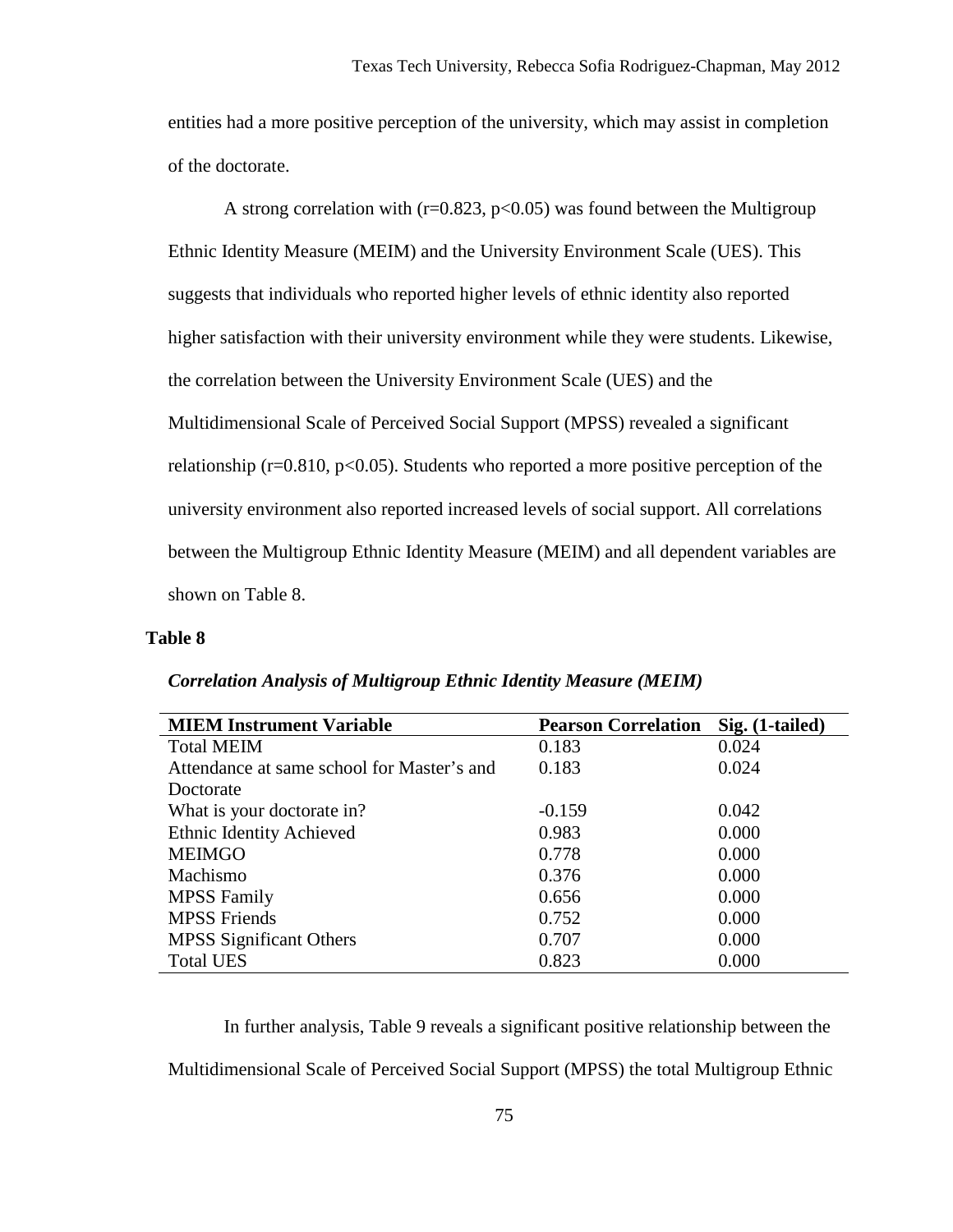entities had a more positive perception of the university, which may assist in completion of the doctorate.

A strong correlation with ($r=0.823$, $p<0.05$) was found between the Multigroup Ethnic Identity Measure (MEIM) and the University Environment Scale (UES). This suggests that individuals who reported higher levels of ethnic identity also reported higher satisfaction with their university environment while they were students. Likewise, the correlation between the University Environment Scale (UES) and the Multidimensional Scale of Perceived Social Support (MPSS) revealed a significant relationship ($r=0.810$, $p<0.05$). Students who reported a more positive perception of the university environment also reported increased levels of social support. All correlations between the Multigroup Ethnic Identity Measure (MEIM) and all dependent variables are shown on Table 8.

**Table 8**

***Correlation Analysis of Multigroup Ethnic Identity Measure (MEIM)***

| MIEM Instrument Variable | Pearson Correlation | Sig. (1-tailed) |
|---|---|---|
| Total MEIM | 0.183 | 0.024 |
| Attendance at same school for Master's and Doctorate | 0.183 | 0.024 |
| What is your doctorate in? | -0.159 | 0.042 |
| Ethnic Identity Achieved | 0.983 | 0.000 |
| MEIMGO | 0.778 | 0.000 |
| Machismo | 0.376 | 0.000 |
| MPSS Family | 0.656 | 0.000 |
| MPSS Friends | 0.752 | 0.000 |
| MPSS Significant Others | 0.707 | 0.000 |
| Total UES | 0.823 | 0.000 |

In further analysis, Table 9 reveals a significant positive relationship between the Multidimensional Scale of Perceived Social Support (MPSS) the total Multigroup Ethnic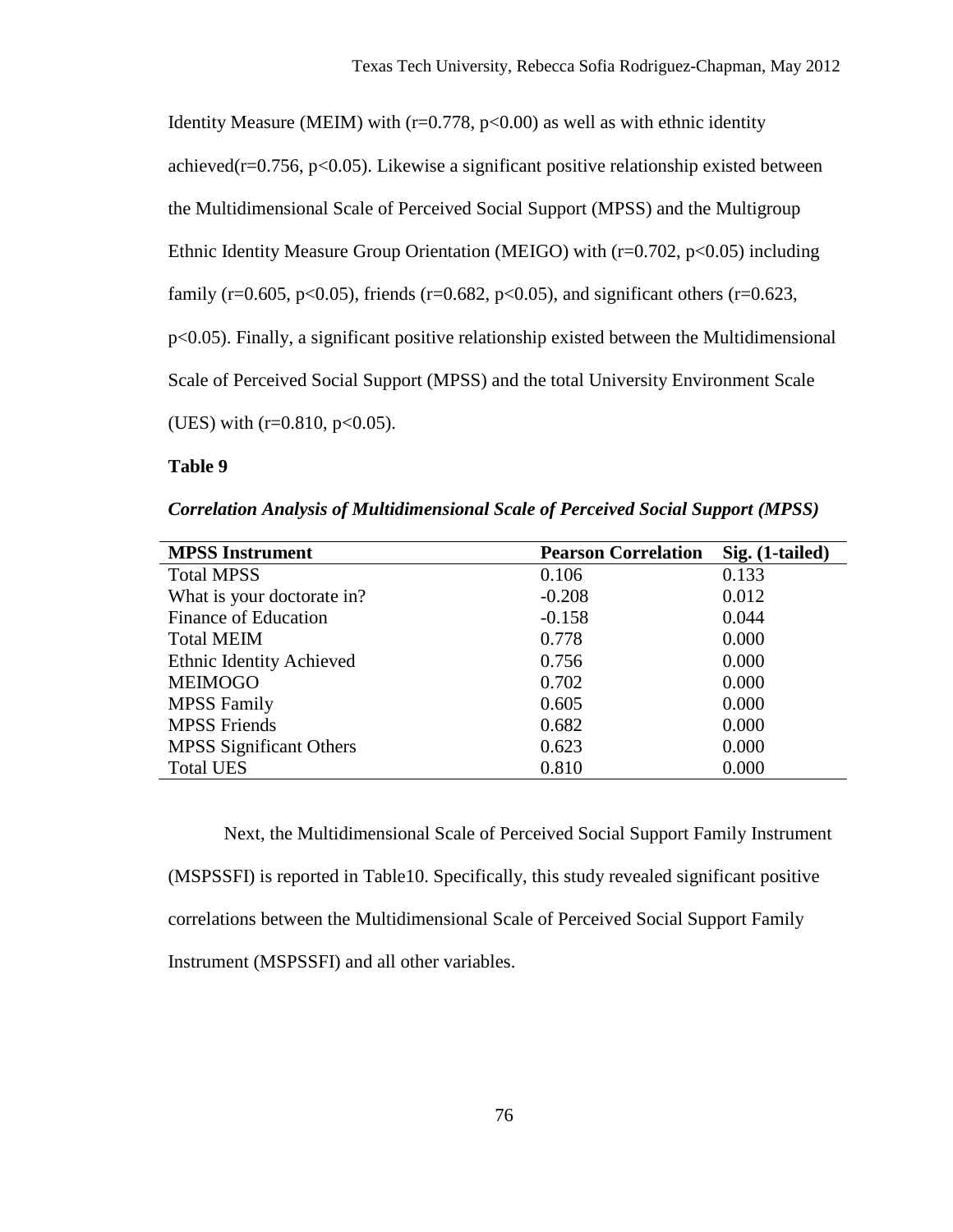Identity Measure (MEIM) with ($r=0.778$, $p<0.00$) as well as with ethnic identity achieved($r=0.756$, $p<0.05$). Likewise a significant positive relationship existed between the Multidimensional Scale of Perceived Social Support (MPSS) and the Multigroup Ethnic Identity Measure Group Orientation (MEIGO) with ($r=0.702$, $p<0.05$) including family ($r=0.605$, $p<0.05$), friends ($r=0.682$, $p<0.05$), and significant others ($r=0.623$, $p<0.05$). Finally, a significant positive relationship existed between the Multidimensional Scale of Perceived Social Support (MPSS) and the total University Environment Scale (UES) with ($r=0.810$, $p<0.05$).

**Table 9**

***Correlation Analysis of Multidimensional Scale of Perceived Social Support (MPSS)***

| MPSS Instrument | Pearson Correlation | Sig. (1-tailed) |
|---|---|---|
| Total MPSS | 0.106 | 0.133 |
| What is your doctorate in? | -0.208 | 0.012 |
| Finance of Education | -0.158 | 0.044 |
| Total MEIM | 0.778 | 0.000 |
| Ethnic Identity Achieved | 0.756 | 0.000 |
| MEIMOGO | 0.702 | 0.000 |
| MPSS Family | 0.605 | 0.000 |
| MPSS Friends | 0.682 | 0.000 |
| MPSS Significant Others | 0.623 | 0.000 |
| Total UES | 0.810 | 0.000 |

Next, the Multidimensional Scale of Perceived Social Support Family Instrument (MSPSSFI) is reported in Table10. Specifically, this study revealed significant positive correlations between the Multidimensional Scale of Perceived Social Support Family Instrument (MSPSSFI) and all other variables.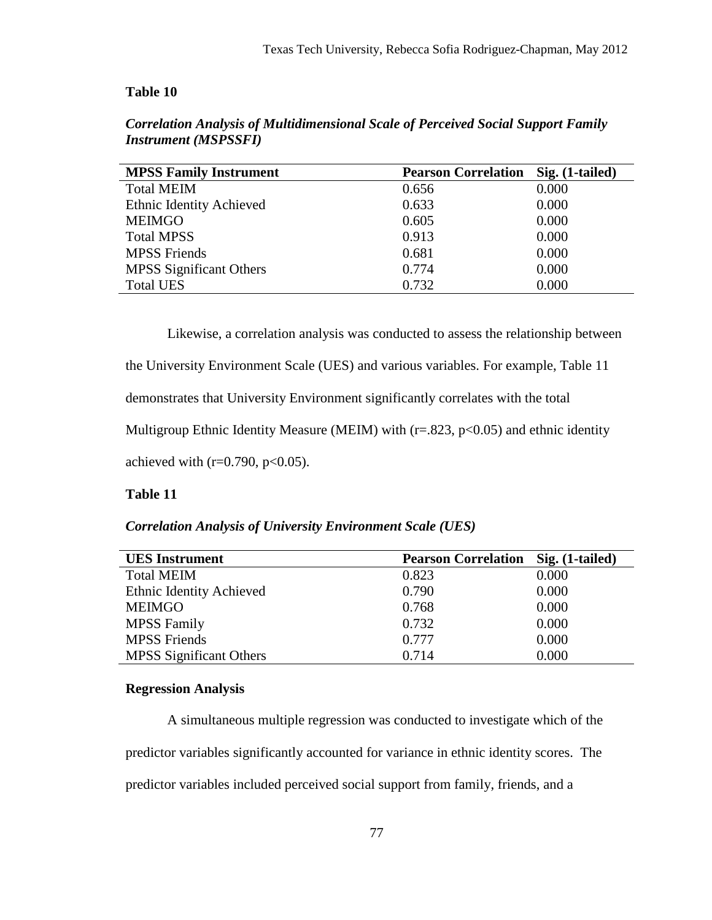**Table 10**

***Correlation Analysis of Multidimensional Scale of Perceived Social Support Family Instrument (MSPSSFI)***

| MPSS Family Instrument | Pearson Correlation | Sig. (1-tailed) |
|---|---|---|
| Total MEIM | 0.656 | 0.000 |
| Ethnic Identity Achieved | 0.633 | 0.000 |
| MEIMGO | 0.605 | 0.000 |
| Total MPSS | 0.913 | 0.000 |
| MPSS Friends | 0.681 | 0.000 |
| MPSS Significant Others | 0.774 | 0.000 |
| Total UES | 0.732 | 0.000 |

Likewise, a correlation analysis was conducted to assess the relationship between the University Environment Scale (UES) and various variables. For example, Table 11 demonstrates that University Environment significantly correlates with the total Multigroup Ethnic Identity Measure (MEIM) with ($r=.823$, $p<0.05$) and ethnic identity achieved with ($r=0.790$, $p<0.05$).

**Table 11**

***Correlation Analysis of University Environment Scale (UES)***

| UES Instrument | Pearson Correlation | Sig. (1-tailed) |
|---|---|---|
| Total MEIM | 0.823 | 0.000 |
| Ethnic Identity Achieved | 0.790 | 0.000 |
| MEIMGO | 0.768 | 0.000 |
| MPSS Family | 0.732 | 0.000 |
| MPSS Friends | 0.777 | 0.000 |
| MPSS Significant Others | 0.714 | 0.000 |

**Regression Analysis**

A simultaneous multiple regression was conducted to investigate which of the predictor variables significantly accounted for variance in ethnic identity scores. The predictor variables included perceived social support from family, friends, and a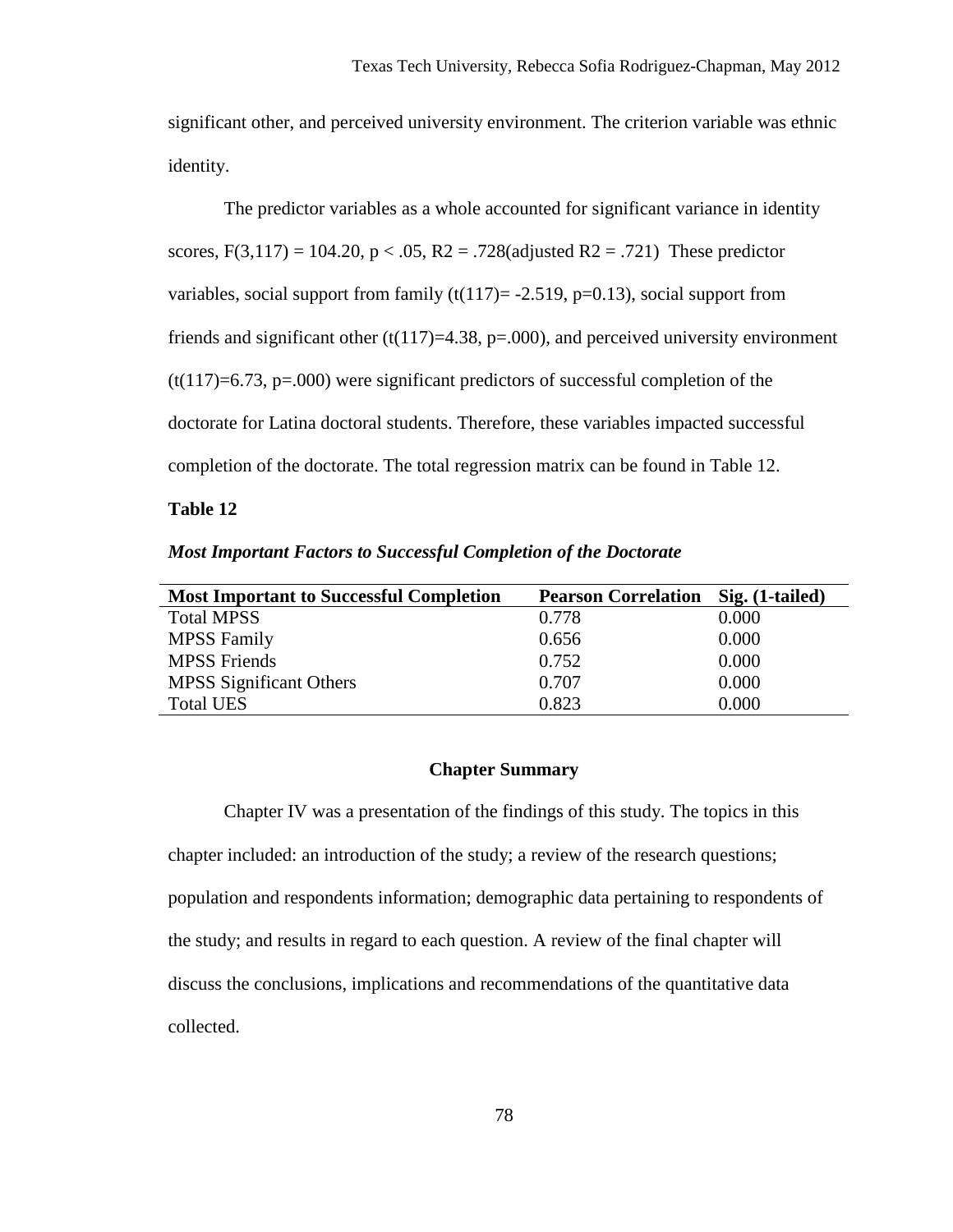significant other, and perceived university environment. The criterion variable was ethnic identity.

The predictor variables as a whole accounted for significant variance in identity scores, $F(3,117) = 104.20$, $p < .05$, $R2 = .728$(adjusted $R2 = .721$) These predictor variables, social support from family ($t(117)= -2.519$, $p=0.13$), social support from friends and significant other ($t(117)=4.38$, $p=.000$), and perceived university environment ($t(117)=6.73$, $p=.000$) were significant predictors of successful completion of the doctorate for Latina doctoral students. Therefore, these variables impacted successful completion of the doctorate. The total regression matrix can be found in Table 12.

**Table 12**

***Most Important Factors to Successful Completion of the Doctorate***

| Most Important to Successful Completion | Pearson Correlation | Sig. (1-tailed) |
|---|---|---|
| Total MPSS | 0.778 | 0.000 |
| MPSS Family | 0.656 | 0.000 |
| MPSS Friends | 0.752 | 0.000 |
| MPSS Significant Others | 0.707 | 0.000 |
| Total UES | 0.823 | 0.000 |

## Chapter Summary

Chapter IV was a presentation of the findings of this study. The topics in this chapter included: an introduction of the study; a review of the research questions; population and respondents information; demographic data pertaining to respondents of the study; and results in regard to each question. A review of the final chapter will discuss the conclusions, implications and recommendations of the quantitative data collected.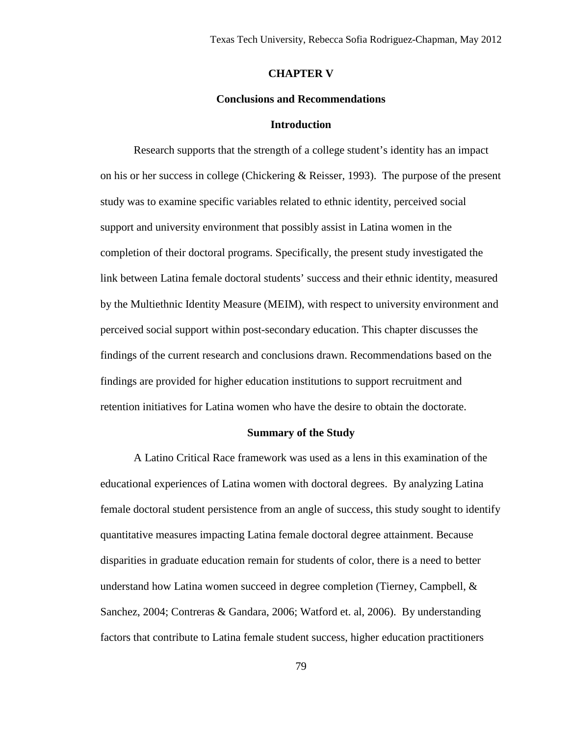# CHAPTER V

## Conclusions and Recommendations

### Introduction

Research supports that the strength of a college student's identity has an impact on his or her success in college (Chickering & Reisser, 1993). The purpose of the present study was to examine specific variables related to ethnic identity, perceived social support and university environment that possibly assist in Latina women in the completion of their doctoral programs. Specifically, the present study investigated the link between Latina female doctoral students' success and their ethnic identity, measured by the Multiethnic Identity Measure (MEIM), with respect to university environment and perceived social support within post-secondary education. This chapter discusses the findings of the current research and conclusions drawn. Recommendations based on the findings are provided for higher education institutions to support recruitment and retention initiatives for Latina women who have the desire to obtain the doctorate.

### Summary of the Study

A Latino Critical Race framework was used as a lens in this examination of the educational experiences of Latina women with doctoral degrees. By analyzing Latina female doctoral student persistence from an angle of success, this study sought to identify quantitative measures impacting Latina female doctoral degree attainment. Because disparities in graduate education remain for students of color, there is a need to better understand how Latina women succeed in degree completion (Tierney, Campbell, & Sanchez, 2004; Contreras & Gandara, 2006; Watford et. al, 2006). By understanding factors that contribute to Latina female student success, higher education practitioners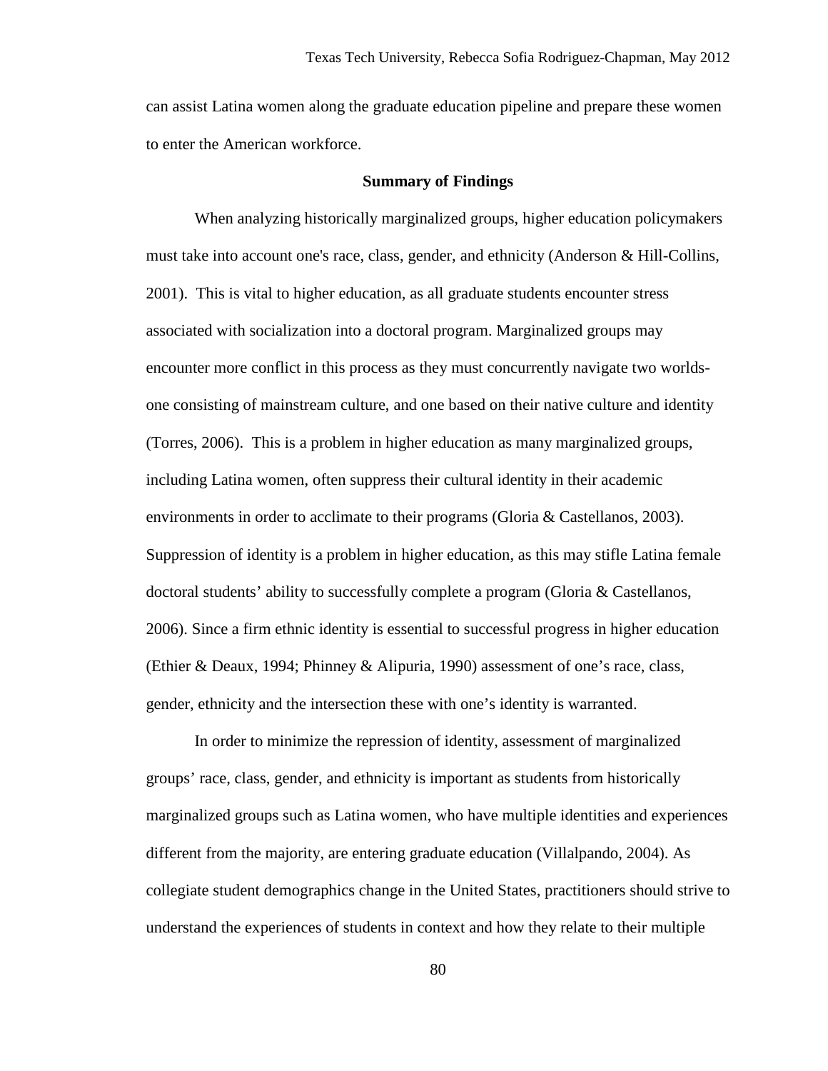can assist Latina women along the graduate education pipeline and prepare these women to enter the American workforce.

## Summary of Findings

When analyzing historically marginalized groups, higher education policymakers must take into account one's race, class, gender, and ethnicity (Anderson & Hill-Collins, 2001). This is vital to higher education, as all graduate students encounter stress associated with socialization into a doctoral program. Marginalized groups may encounter more conflict in this process as they must concurrently navigate two worlds- one consisting of mainstream culture, and one based on their native culture and identity (Torres, 2006). This is a problem in higher education as many marginalized groups, including Latina women, often suppress their cultural identity in their academic environments in order to acclimate to their programs (Gloria & Castellanos, 2003). Suppression of identity is a problem in higher education, as this may stifle Latina female doctoral students' ability to successfully complete a program (Gloria & Castellanos, 2006). Since a firm ethnic identity is essential to successful progress in higher education (Ethier & Deaux, 1994; Phinney & Alipuria, 1990) assessment of one's race, class, gender, ethnicity and the intersection these with one's identity is warranted.

In order to minimize the repression of identity, assessment of marginalized groups' race, class, gender, and ethnicity is important as students from historically marginalized groups such as Latina women, who have multiple identities and experiences different from the majority, are entering graduate education (Villalpando, 2004). As collegiate student demographics change in the United States, practitioners should strive to understand the experiences of students in context and how they relate to their multiple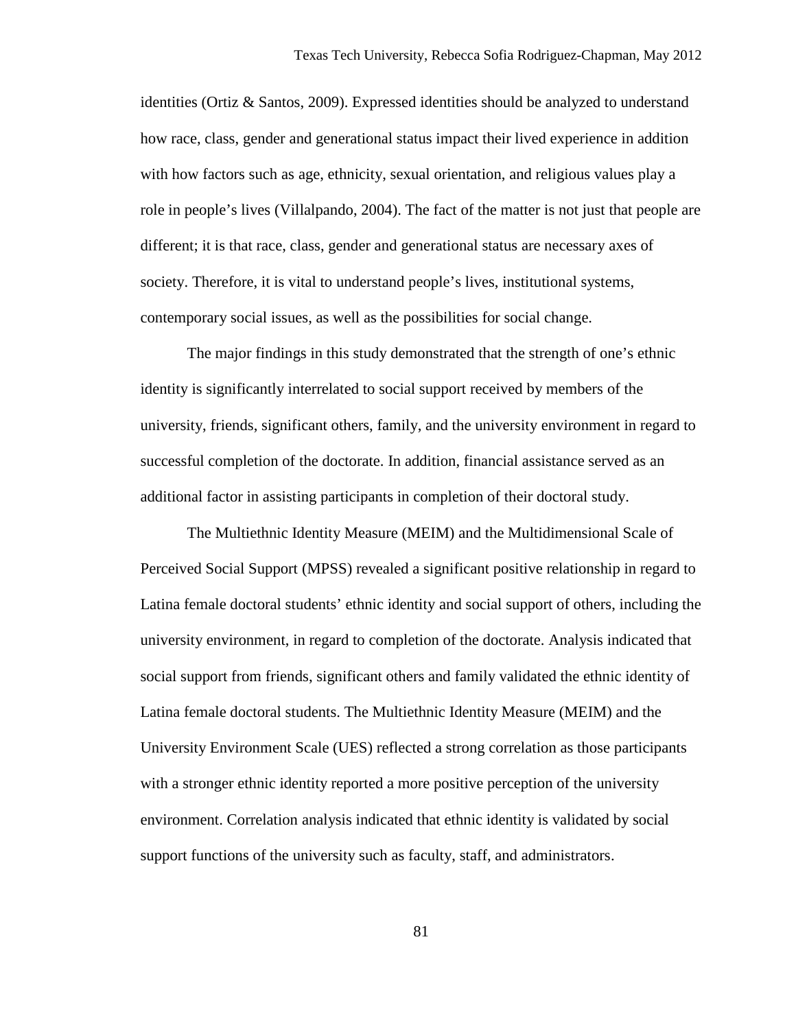identities (Ortiz & Santos, 2009). Expressed identities should be analyzed to understand how race, class, gender and generational status impact their lived experience in addition with how factors such as age, ethnicity, sexual orientation, and religious values play a role in people's lives (Villalpando, 2004). The fact of the matter is not just that people are different; it is that race, class, gender and generational status are necessary axes of society. Therefore, it is vital to understand people's lives, institutional systems, contemporary social issues, as well as the possibilities for social change.

The major findings in this study demonstrated that the strength of one's ethnic identity is significantly interrelated to social support received by members of the university, friends, significant others, family, and the university environment in regard to successful completion of the doctorate. In addition, financial assistance served as an additional factor in assisting participants in completion of their doctoral study.

The Multiethnic Identity Measure (MEIM) and the Multidimensional Scale of Perceived Social Support (MPSS) revealed a significant positive relationship in regard to Latina female doctoral students' ethnic identity and social support of others, including the university environment, in regard to completion of the doctorate. Analysis indicated that social support from friends, significant others and family validated the ethnic identity of Latina female doctoral students. The Multiethnic Identity Measure (MEIM) and the University Environment Scale (UES) reflected a strong correlation as those participants with a stronger ethnic identity reported a more positive perception of the university environment. Correlation analysis indicated that ethnic identity is validated by social support functions of the university such as faculty, staff, and administrators.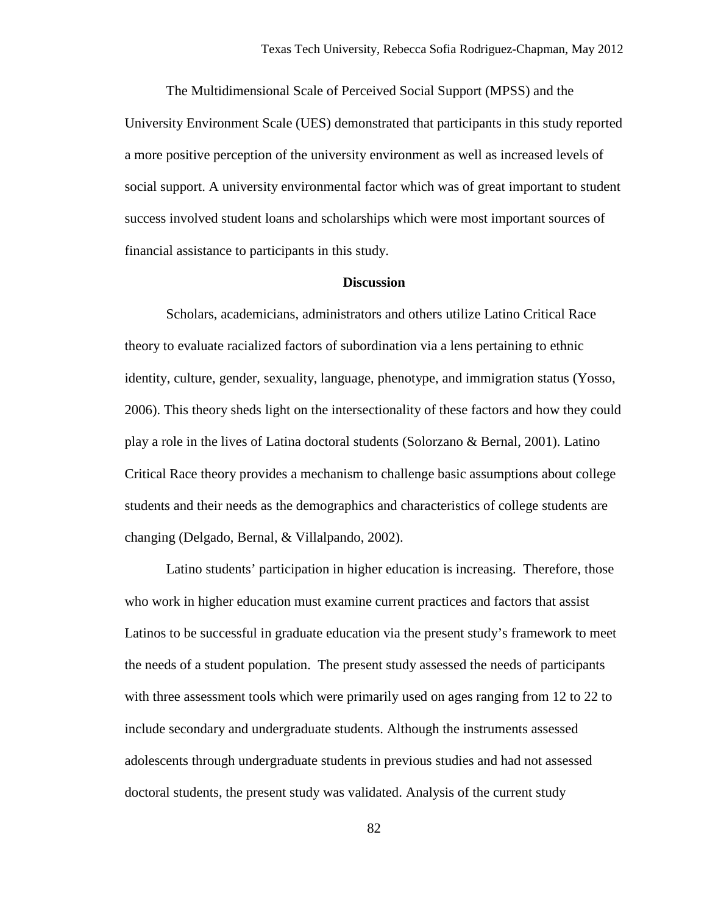The Multidimensional Scale of Perceived Social Support (MPSS) and the University Environment Scale (UES) demonstrated that participants in this study reported a more positive perception of the university environment as well as increased levels of social support. A university environmental factor which was of great important to student success involved student loans and scholarships which were most important sources of financial assistance to participants in this study.

## Discussion

Scholars, academicians, administrators and others utilize Latino Critical Race theory to evaluate racialized factors of subordination via a lens pertaining to ethnic identity, culture, gender, sexuality, language, phenotype, and immigration status (Yosso, 2006). This theory sheds light on the intersectionality of these factors and how they could play a role in the lives of Latina doctoral students (Solorzano & Bernal, 2001). Latino Critical Race theory provides a mechanism to challenge basic assumptions about college students and their needs as the demographics and characteristics of college students are changing (Delgado, Bernal, & Villalpando, 2002).

Latino students' participation in higher education is increasing. Therefore, those who work in higher education must examine current practices and factors that assist Latinos to be successful in graduate education via the present study's framework to meet the needs of a student population. The present study assessed the needs of participants with three assessment tools which were primarily used on ages ranging from 12 to 22 to include secondary and undergraduate students. Although the instruments assessed adolescents through undergraduate students in previous studies and had not assessed doctoral students, the present study was validated. Analysis of the current study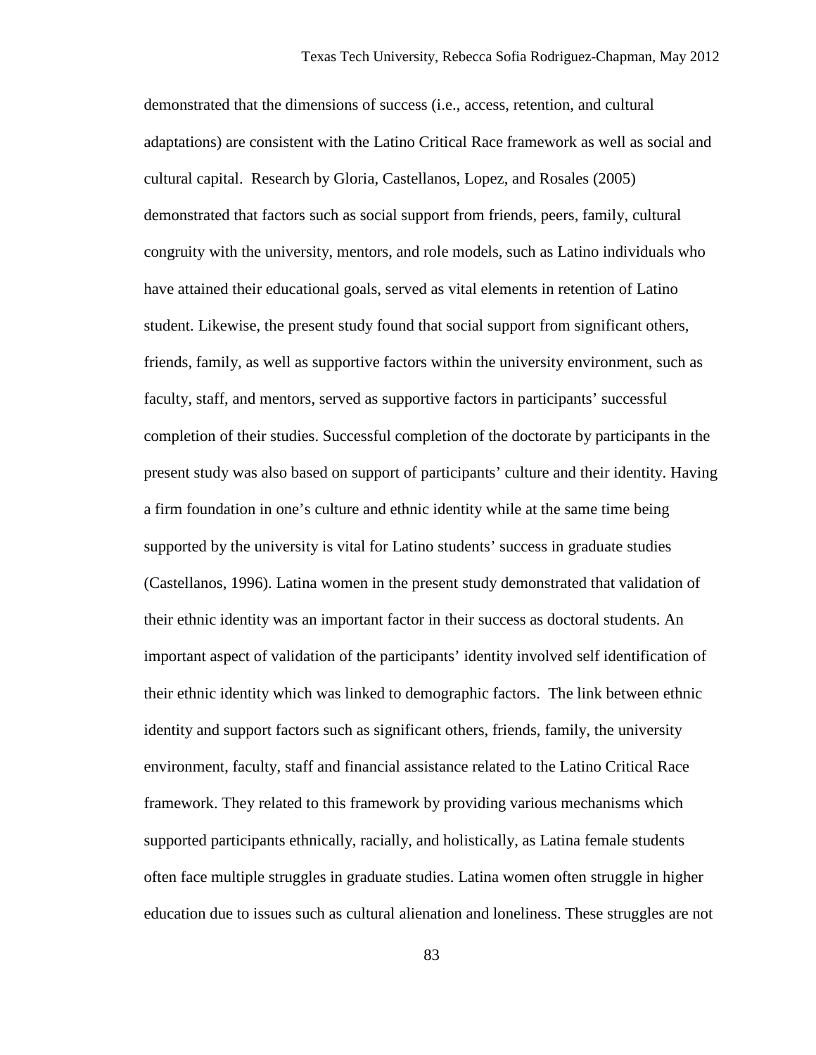demonstrated that the dimensions of success (i.e., access, retention, and cultural adaptations) are consistent with the Latino Critical Race framework as well as social and cultural capital. Research by Gloria, Castellanos, Lopez, and Rosales (2005) demonstrated that factors such as social support from friends, peers, family, cultural congruity with the university, mentors, and role models, such as Latino individuals who have attained their educational goals, served as vital elements in retention of Latino student. Likewise, the present study found that social support from significant others, friends, family, as well as supportive factors within the university environment, such as faculty, staff, and mentors, served as supportive factors in participants' successful completion of their studies. Successful completion of the doctorate by participants in the present study was also based on support of participants' culture and their identity. Having a firm foundation in one's culture and ethnic identity while at the same time being supported by the university is vital for Latino students' success in graduate studies (Castellanos, 1996). Latina women in the present study demonstrated that validation of their ethnic identity was an important factor in their success as doctoral students. An important aspect of validation of the participants' identity involved self identification of their ethnic identity which was linked to demographic factors. The link between ethnic identity and support factors such as significant others, friends, family, the university environment, faculty, staff and financial assistance related to the Latino Critical Race framework. They related to this framework by providing various mechanisms which supported participants ethnically, racially, and holistically, as Latina female students often face multiple struggles in graduate studies. Latina women often struggle in higher education due to issues such as cultural alienation and loneliness. These struggles are not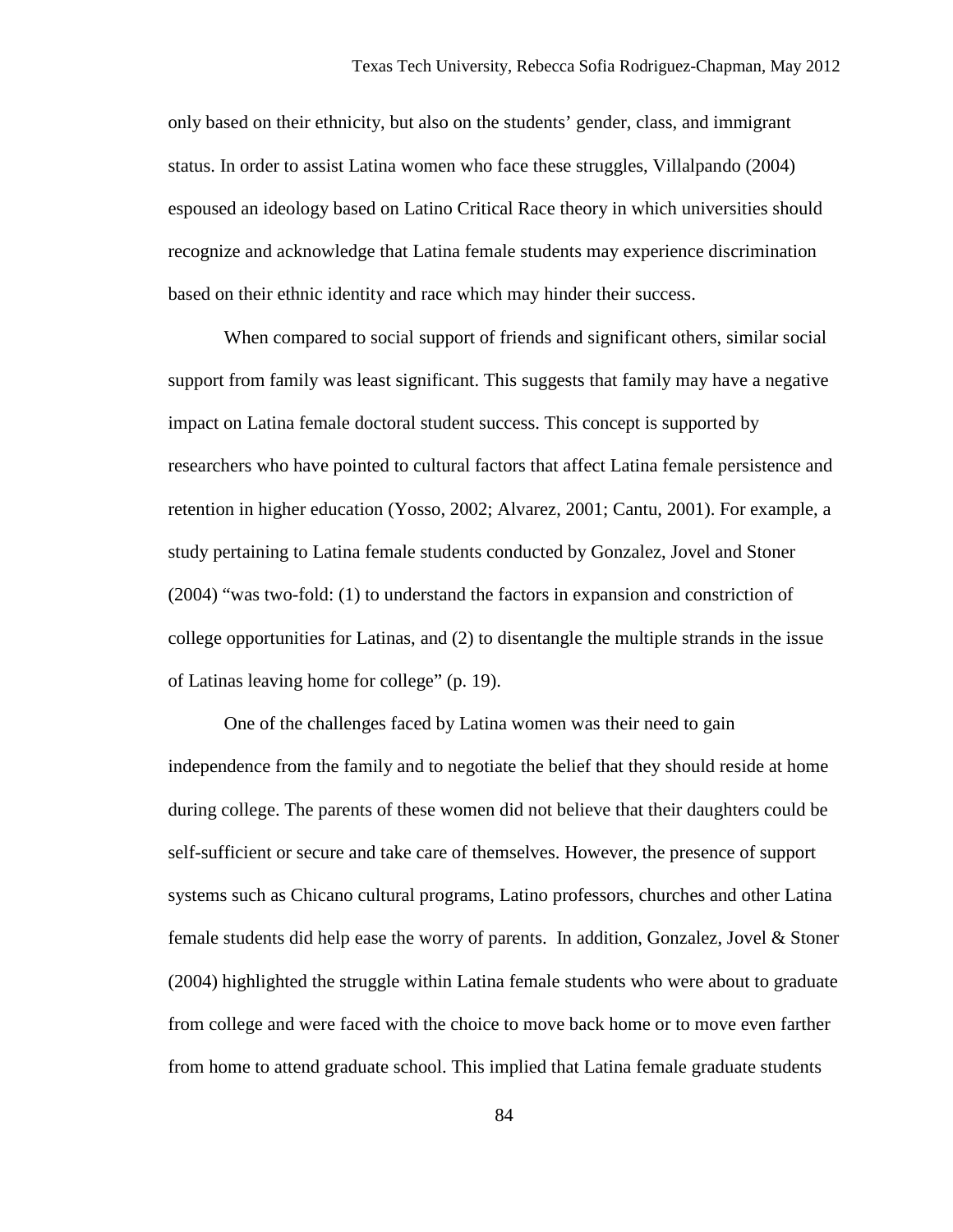only based on their ethnicity, but also on the students' gender, class, and immigrant status. In order to assist Latina women who face these struggles, Villalpando (2004) espoused an ideology based on Latino Critical Race theory in which universities should recognize and acknowledge that Latina female students may experience discrimination based on their ethnic identity and race which may hinder their success.

When compared to social support of friends and significant others, similar social support from family was least significant. This suggests that family may have a negative impact on Latina female doctoral student success. This concept is supported by researchers who have pointed to cultural factors that affect Latina female persistence and retention in higher education (Yosso, 2002; Alvarez, 2001; Cantu, 2001). For example, a study pertaining to Latina female students conducted by Gonzalez, Jovel and Stoner (2004) "was two-fold: (1) to understand the factors in expansion and constriction of college opportunities for Latinas, and (2) to disentangle the multiple strands in the issue of Latinas leaving home for college" (p. 19).

One of the challenges faced by Latina women was their need to gain independence from the family and to negotiate the belief that they should reside at home during college. The parents of these women did not believe that their daughters could be self-sufficient or secure and take care of themselves. However, the presence of support systems such as Chicano cultural programs, Latino professors, churches and other Latina female students did help ease the worry of parents. In addition, Gonzalez, Jovel & Stoner (2004) highlighted the struggle within Latina female students who were about to graduate from college and were faced with the choice to move back home or to move even farther from home to attend graduate school. This implied that Latina female graduate students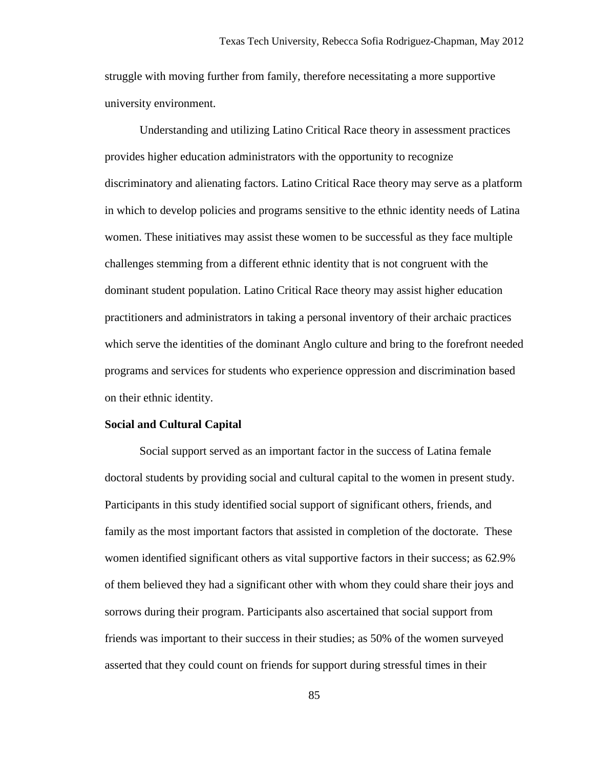struggle with moving further from family, therefore necessitating a more supportive university environment.

Understanding and utilizing Latino Critical Race theory in assessment practices provides higher education administrators with the opportunity to recognize discriminatory and alienating factors. Latino Critical Race theory may serve as a platform in which to develop policies and programs sensitive to the ethnic identity needs of Latina women. These initiatives may assist these women to be successful as they face multiple challenges stemming from a different ethnic identity that is not congruent with the dominant student population. Latino Critical Race theory may assist higher education practitioners and administrators in taking a personal inventory of their archaic practices which serve the identities of the dominant Anglo culture and bring to the forefront needed programs and services for students who experience oppression and discrimination based on their ethnic identity.

**Social and Cultural Capital**

Social support served as an important factor in the success of Latina female doctoral students by providing social and cultural capital to the women in present study. Participants in this study identified social support of significant others, friends, and family as the most important factors that assisted in completion of the doctorate. These women identified significant others as vital supportive factors in their success; as 62.9% of them believed they had a significant other with whom they could share their joys and sorrows during their program. Participants also ascertained that social support from friends was important to their success in their studies; as 50% of the women surveyed asserted that they could count on friends for support during stressful times in their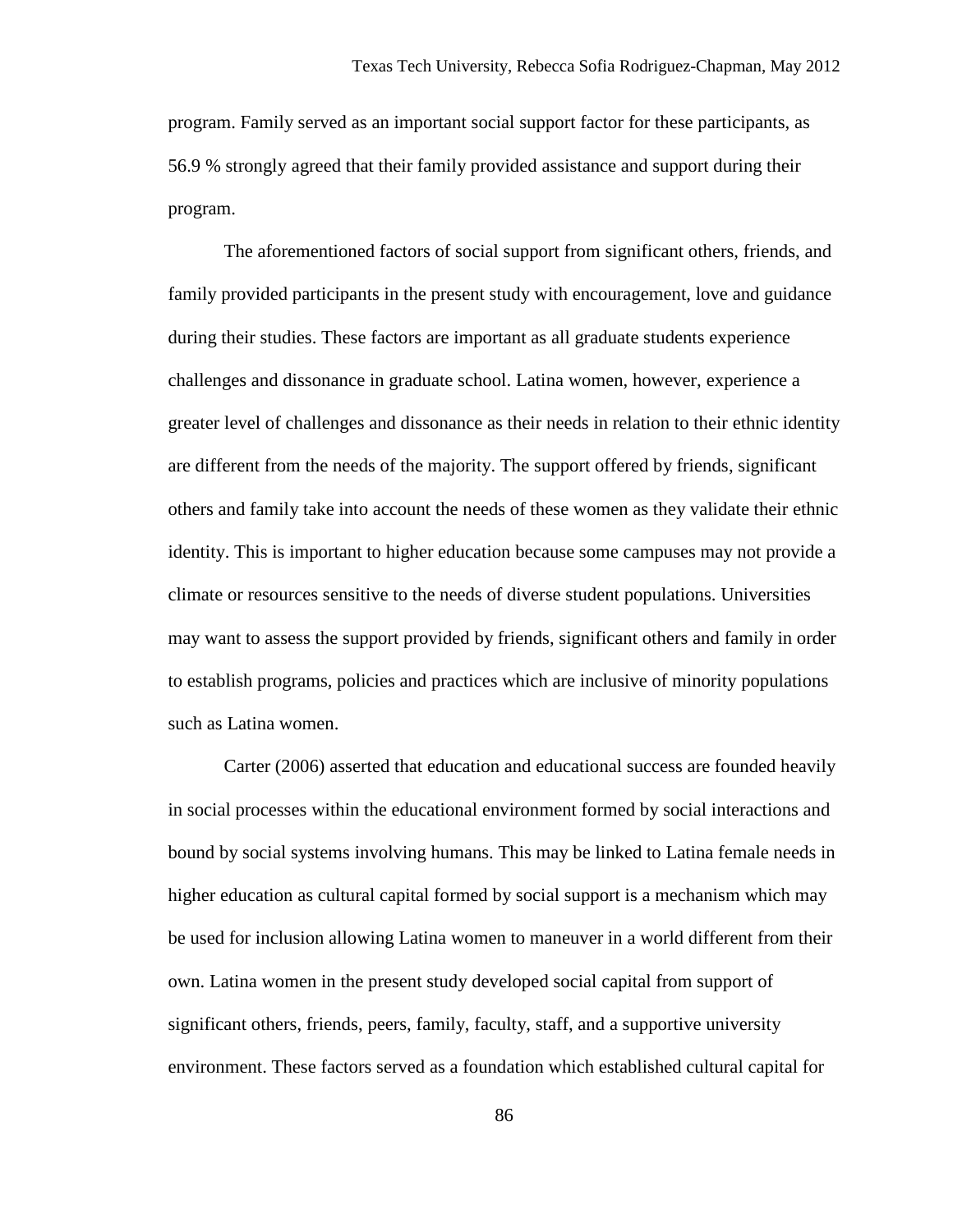program. Family served as an important social support factor for these participants, as 56.9 % strongly agreed that their family provided assistance and support during their program.

The aforementioned factors of social support from significant others, friends, and family provided participants in the present study with encouragement, love and guidance during their studies. These factors are important as all graduate students experience challenges and dissonance in graduate school. Latina women, however, experience a greater level of challenges and dissonance as their needs in relation to their ethnic identity are different from the needs of the majority. The support offered by friends, significant others and family take into account the needs of these women as they validate their ethnic identity. This is important to higher education because some campuses may not provide a climate or resources sensitive to the needs of diverse student populations. Universities may want to assess the support provided by friends, significant others and family in order to establish programs, policies and practices which are inclusive of minority populations such as Latina women.

Carter (2006) asserted that education and educational success are founded heavily in social processes within the educational environment formed by social interactions and bound by social systems involving humans. This may be linked to Latina female needs in higher education as cultural capital formed by social support is a mechanism which may be used for inclusion allowing Latina women to maneuver in a world different from their own. Latina women in the present study developed social capital from support of significant others, friends, peers, family, faculty, staff, and a supportive university environment. These factors served as a foundation which established cultural capital for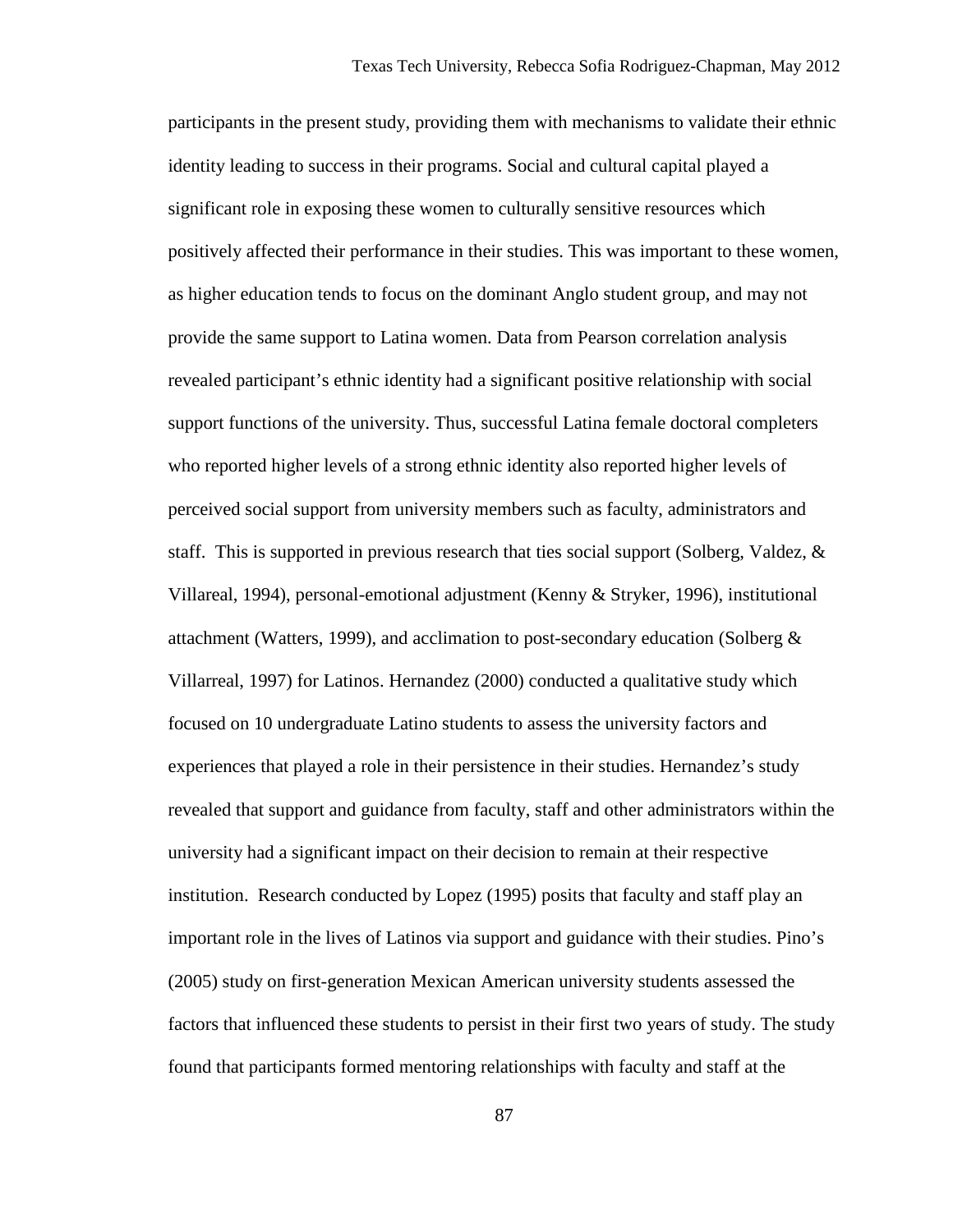participants in the present study, providing them with mechanisms to validate their ethnic identity leading to success in their programs. Social and cultural capital played a significant role in exposing these women to culturally sensitive resources which positively affected their performance in their studies. This was important to these women, as higher education tends to focus on the dominant Anglo student group, and may not provide the same support to Latina women. Data from Pearson correlation analysis revealed participant's ethnic identity had a significant positive relationship with social support functions of the university. Thus, successful Latina female doctoral completers who reported higher levels of a strong ethnic identity also reported higher levels of perceived social support from university members such as faculty, administrators and staff. This is supported in previous research that ties social support (Solberg, Valdez, & Villareal, 1994), personal-emotional adjustment (Kenny & Stryker, 1996), institutional attachment (Watters, 1999), and acclimation to post-secondary education (Solberg & Villarreal, 1997) for Latinos. Hernandez (2000) conducted a qualitative study which focused on 10 undergraduate Latino students to assess the university factors and experiences that played a role in their persistence in their studies. Hernandez's study revealed that support and guidance from faculty, staff and other administrators within the university had a significant impact on their decision to remain at their respective institution. Research conducted by Lopez (1995) posits that faculty and staff play an important role in the lives of Latinos via support and guidance with their studies. Pino's (2005) study on first-generation Mexican American university students assessed the factors that influenced these students to persist in their first two years of study. The study found that participants formed mentoring relationships with faculty and staff at the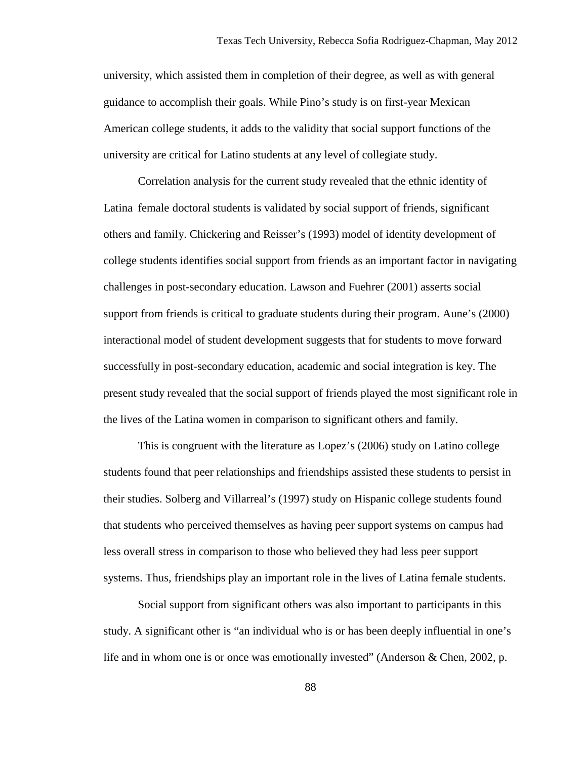university, which assisted them in completion of their degree, as well as with general guidance to accomplish their goals. While Pino's study is on first-year Mexican American college students, it adds to the validity that social support functions of the university are critical for Latino students at any level of collegiate study.

Correlation analysis for the current study revealed that the ethnic identity of Latina female doctoral students is validated by social support of friends, significant others and family. Chickering and Reisser's (1993) model of identity development of college students identifies social support from friends as an important factor in navigating challenges in post-secondary education. Lawson and Fuehrer (2001) asserts social support from friends is critical to graduate students during their program. Aune's (2000) interactional model of student development suggests that for students to move forward successfully in post-secondary education, academic and social integration is key. The present study revealed that the social support of friends played the most significant role in the lives of the Latina women in comparison to significant others and family.

This is congruent with the literature as Lopez's (2006) study on Latino college students found that peer relationships and friendships assisted these students to persist in their studies. Solberg and Villarreal's (1997) study on Hispanic college students found that students who perceived themselves as having peer support systems on campus had less overall stress in comparison to those who believed they had less peer support systems. Thus, friendships play an important role in the lives of Latina female students.

Social support from significant others was also important to participants in this study. A significant other is "an individual who is or has been deeply influential in one's life and in whom one is or once was emotionally invested" (Anderson & Chen, 2002, p.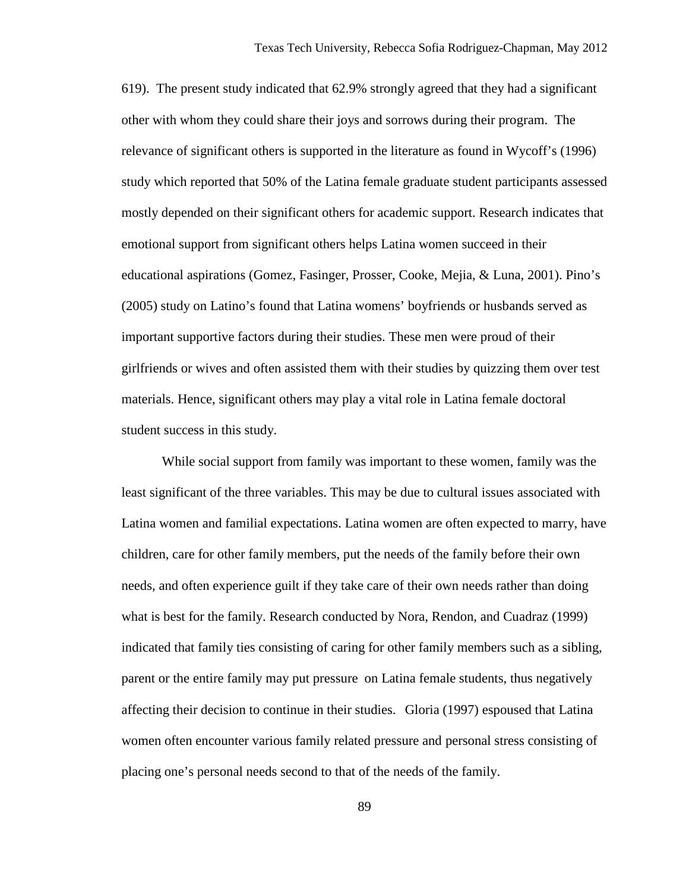619). The present study indicated that 62.9% strongly agreed that they had a significant other with whom they could share their joys and sorrows during their program. The relevance of significant others is supported in the literature as found in Wycoff's (1996) study which reported that 50% of the Latina female graduate student participants assessed mostly depended on their significant others for academic support. Research indicates that emotional support from significant others helps Latina women succeed in their educational aspirations (Gomez, Fasinger, Prosser, Cooke, Mejia, & Luna, 2001). Pino's (2005) study on Latino's found that Latina womens' boyfriends or husbands served as important supportive factors during their studies. These men were proud of their girlfriends or wives and often assisted them with their studies by quizzing them over test materials. Hence, significant others may play a vital role in Latina female doctoral student success in this study.

While social support from family was important to these women, family was the least significant of the three variables. This may be due to cultural issues associated with Latina women and familial expectations. Latina women are often expected to marry, have children, care for other family members, put the needs of the family before their own needs, and often experience guilt if they take care of their own needs rather than doing what is best for the family. Research conducted by Nora, Rendon, and Cuadraz (1999) indicated that family ties consisting of caring for other family members such as a sibling, parent or the entire family may put pressure on Latina female students, thus negatively affecting their decision to continue in their studies. Gloria (1997) espoused that Latina women often encounter various family related pressure and personal stress consisting of placing one's personal needs second to that of the needs of the family.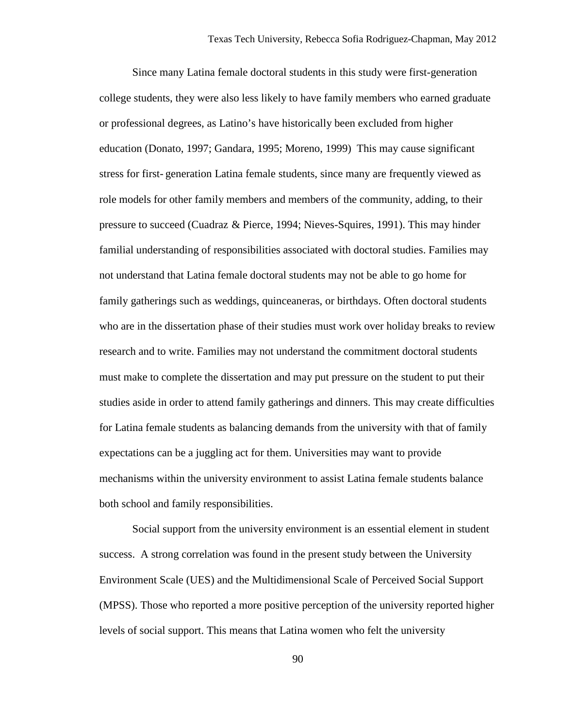Since many Latina female doctoral students in this study were first-generation college students, they were also less likely to have family members who earned graduate or professional degrees, as Latino's have historically been excluded from higher education (Donato, 1997; Gandara, 1995; Moreno, 1999) This may cause significant stress for first- generation Latina female students, since many are frequently viewed as role models for other family members and members of the community, adding, to their pressure to succeed (Cuadraz & Pierce, 1994; Nieves-Squires, 1991). This may hinder familial understanding of responsibilities associated with doctoral studies. Families may not understand that Latina female doctoral students may not be able to go home for family gatherings such as weddings, quinceaneras, or birthdays. Often doctoral students who are in the dissertation phase of their studies must work over holiday breaks to review research and to write. Families may not understand the commitment doctoral students must make to complete the dissertation and may put pressure on the student to put their studies aside in order to attend family gatherings and dinners. This may create difficulties for Latina female students as balancing demands from the university with that of family expectations can be a juggling act for them. Universities may want to provide mechanisms within the university environment to assist Latina female students balance both school and family responsibilities.

Social support from the university environment is an essential element in student success. A strong correlation was found in the present study between the University Environment Scale (UES) and the Multidimensional Scale of Perceived Social Support (MPSS). Those who reported a more positive perception of the university reported higher levels of social support. This means that Latina women who felt the university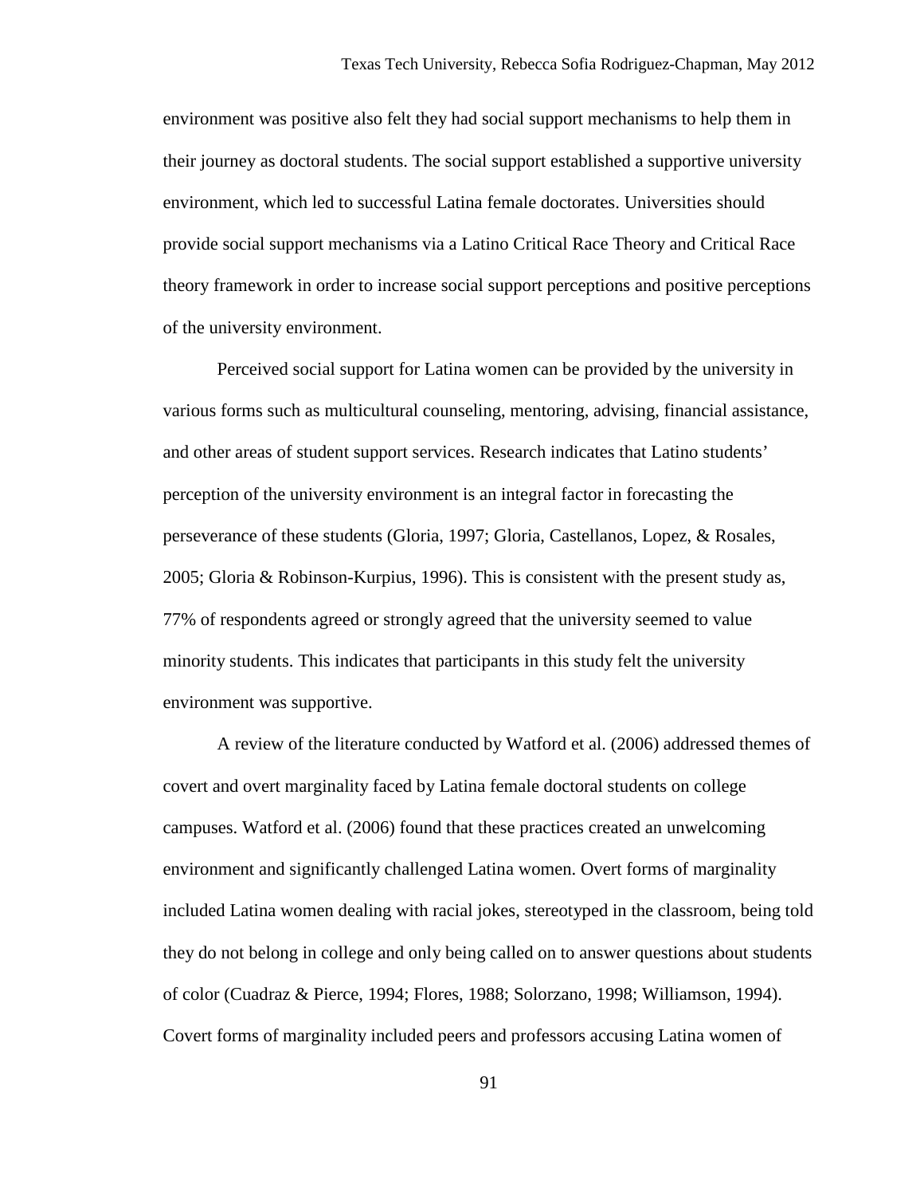environment was positive also felt they had social support mechanisms to help them in their journey as doctoral students. The social support established a supportive university environment, which led to successful Latina female doctorates. Universities should provide social support mechanisms via a Latino Critical Race Theory and Critical Race theory framework in order to increase social support perceptions and positive perceptions of the university environment.

Perceived social support for Latina women can be provided by the university in various forms such as multicultural counseling, mentoring, advising, financial assistance, and other areas of student support services. Research indicates that Latino students' perception of the university environment is an integral factor in forecasting the perseverance of these students (Gloria, 1997; Gloria, Castellanos, Lopez, & Rosales, 2005; Gloria & Robinson-Kurpius, 1996). This is consistent with the present study as, 77% of respondents agreed or strongly agreed that the university seemed to value minority students. This indicates that participants in this study felt the university environment was supportive.

A review of the literature conducted by Watford et al. (2006) addressed themes of covert and overt marginality faced by Latina female doctoral students on college campuses. Watford et al. (2006) found that these practices created an unwelcoming environment and significantly challenged Latina women. Overt forms of marginality included Latina women dealing with racial jokes, stereotyped in the classroom, being told they do not belong in college and only being called on to answer questions about students of color (Cuadraz & Pierce, 1994; Flores, 1988; Solorzano, 1998; Williamson, 1994). Covert forms of marginality included peers and professors accusing Latina women of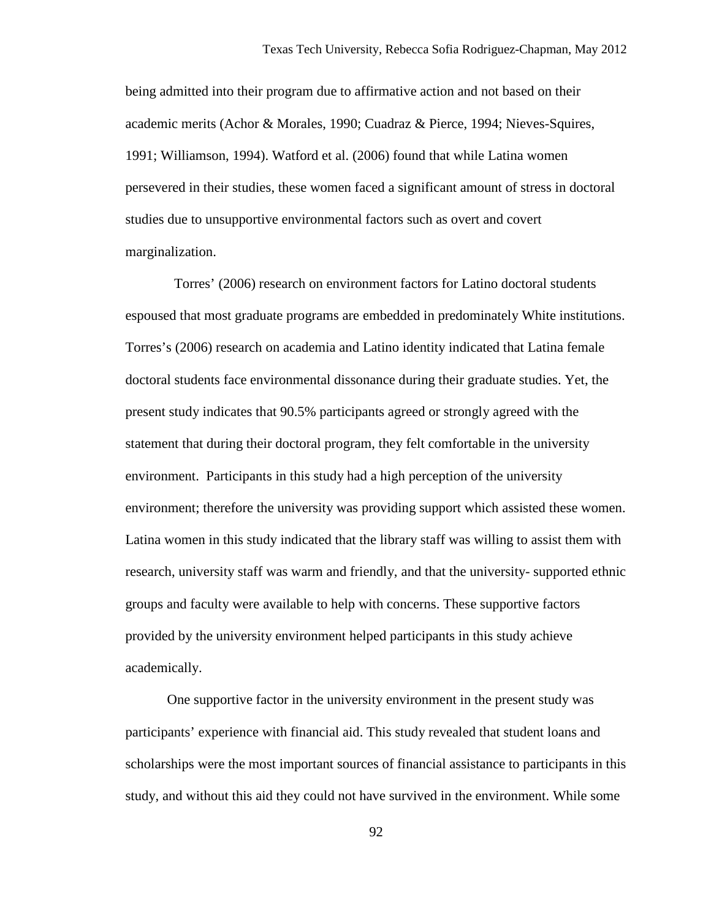being admitted into their program due to affirmative action and not based on their academic merits (Achor & Morales, 1990; Cuadraz & Pierce, 1994; Nieves-Squires, 1991; Williamson, 1994). Watford et al. (2006) found that while Latina women persevered in their studies, these women faced a significant amount of stress in doctoral studies due to unsupportive environmental factors such as overt and covert marginalization.

Torres' (2006) research on environment factors for Latino doctoral students espoused that most graduate programs are embedded in predominately White institutions. Torres's (2006) research on academia and Latino identity indicated that Latina female doctoral students face environmental dissonance during their graduate studies. Yet, the present study indicates that 90.5% participants agreed or strongly agreed with the statement that during their doctoral program, they felt comfortable in the university environment. Participants in this study had a high perception of the university environment; therefore the university was providing support which assisted these women. Latina women in this study indicated that the library staff was willing to assist them with research, university staff was warm and friendly, and that the university- supported ethnic groups and faculty were available to help with concerns. These supportive factors provided by the university environment helped participants in this study achieve academically.

One supportive factor in the university environment in the present study was participants' experience with financial aid. This study revealed that student loans and scholarships were the most important sources of financial assistance to participants in this study, and without this aid they could not have survived in the environment. While some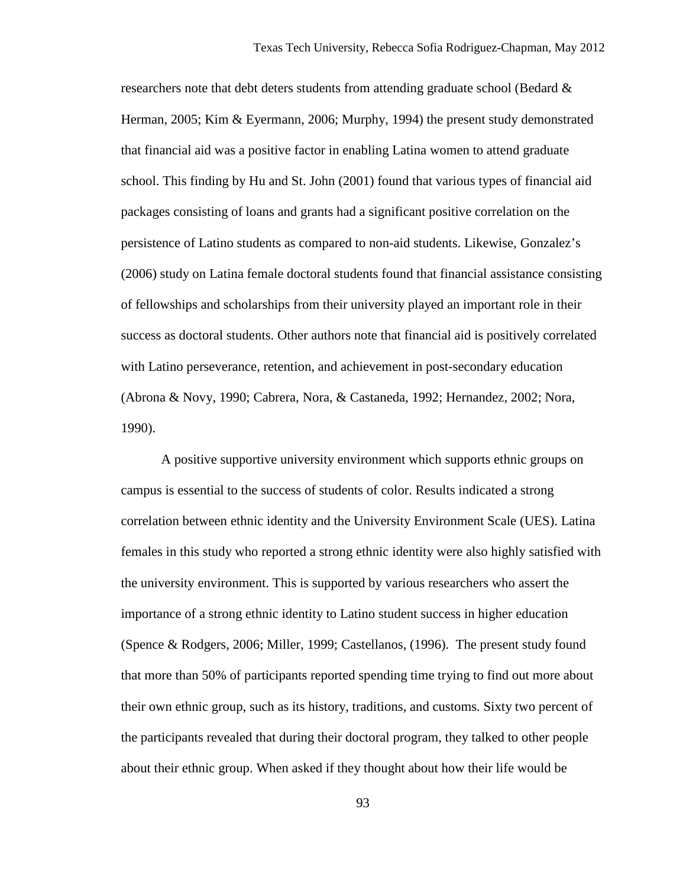researchers note that debt deters students from attending graduate school (Bedard & Herman, 2005; Kim & Eyermann, 2006; Murphy, 1994) the present study demonstrated that financial aid was a positive factor in enabling Latina women to attend graduate school. This finding by Hu and St. John (2001) found that various types of financial aid packages consisting of loans and grants had a significant positive correlation on the persistence of Latino students as compared to non-aid students. Likewise, Gonzalez's (2006) study on Latina female doctoral students found that financial assistance consisting of fellowships and scholarships from their university played an important role in their success as doctoral students. Other authors note that financial aid is positively correlated with Latino perseverance, retention, and achievement in post-secondary education (Abrona & Novy, 1990; Cabrera, Nora, & Castaneda, 1992; Hernandez, 2002; Nora, 1990).

A positive supportive university environment which supports ethnic groups on campus is essential to the success of students of color. Results indicated a strong correlation between ethnic identity and the University Environment Scale (UES). Latina females in this study who reported a strong ethnic identity were also highly satisfied with the university environment. This is supported by various researchers who assert the importance of a strong ethnic identity to Latino student success in higher education (Spence & Rodgers, 2006; Miller, 1999; Castellanos, (1996). The present study found that more than 50% of participants reported spending time trying to find out more about their own ethnic group, such as its history, traditions, and customs. Sixty two percent of the participants revealed that during their doctoral program, they talked to other people about their ethnic group. When asked if they thought about how their life would be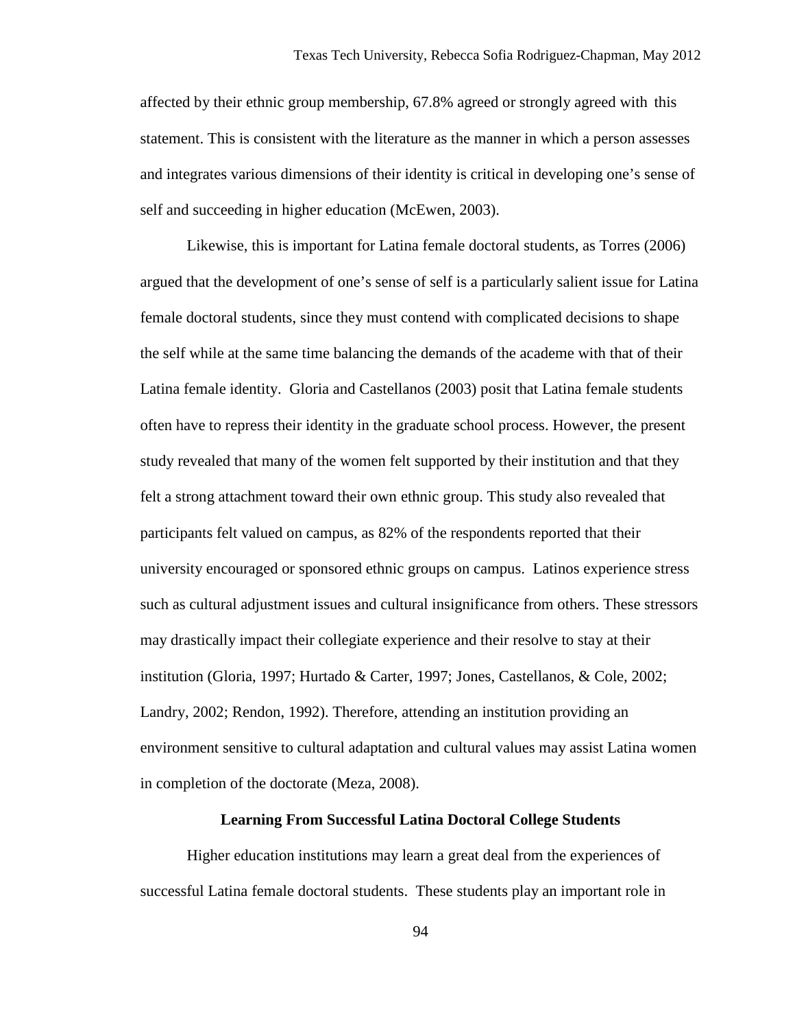affected by their ethnic group membership, 67.8% agreed or strongly agreed with this statement. This is consistent with the literature as the manner in which a person assesses and integrates various dimensions of their identity is critical in developing one's sense of self and succeeding in higher education (McEwen, 2003).

Likewise, this is important for Latina female doctoral students, as Torres (2006) argued that the development of one's sense of self is a particularly salient issue for Latina female doctoral students, since they must contend with complicated decisions to shape the self while at the same time balancing the demands of the academe with that of their Latina female identity. Gloria and Castellanos (2003) posit that Latina female students often have to repress their identity in the graduate school process. However, the present study revealed that many of the women felt supported by their institution and that they felt a strong attachment toward their own ethnic group. This study also revealed that participants felt valued on campus, as 82% of the respondents reported that their university encouraged or sponsored ethnic groups on campus. Latinos experience stress such as cultural adjustment issues and cultural insignificance from others. These stressors may drastically impact their collegiate experience and their resolve to stay at their institution (Gloria, 1997; Hurtado & Carter, 1997; Jones, Castellanos, & Cole, 2002; Landry, 2002; Rendon, 1992). Therefore, attending an institution providing an environment sensitive to cultural adaptation and cultural values may assist Latina women in completion of the doctorate (Meza, 2008).

## Learning From Successful Latina Doctoral College Students

Higher education institutions may learn a great deal from the experiences of successful Latina female doctoral students. These students play an important role in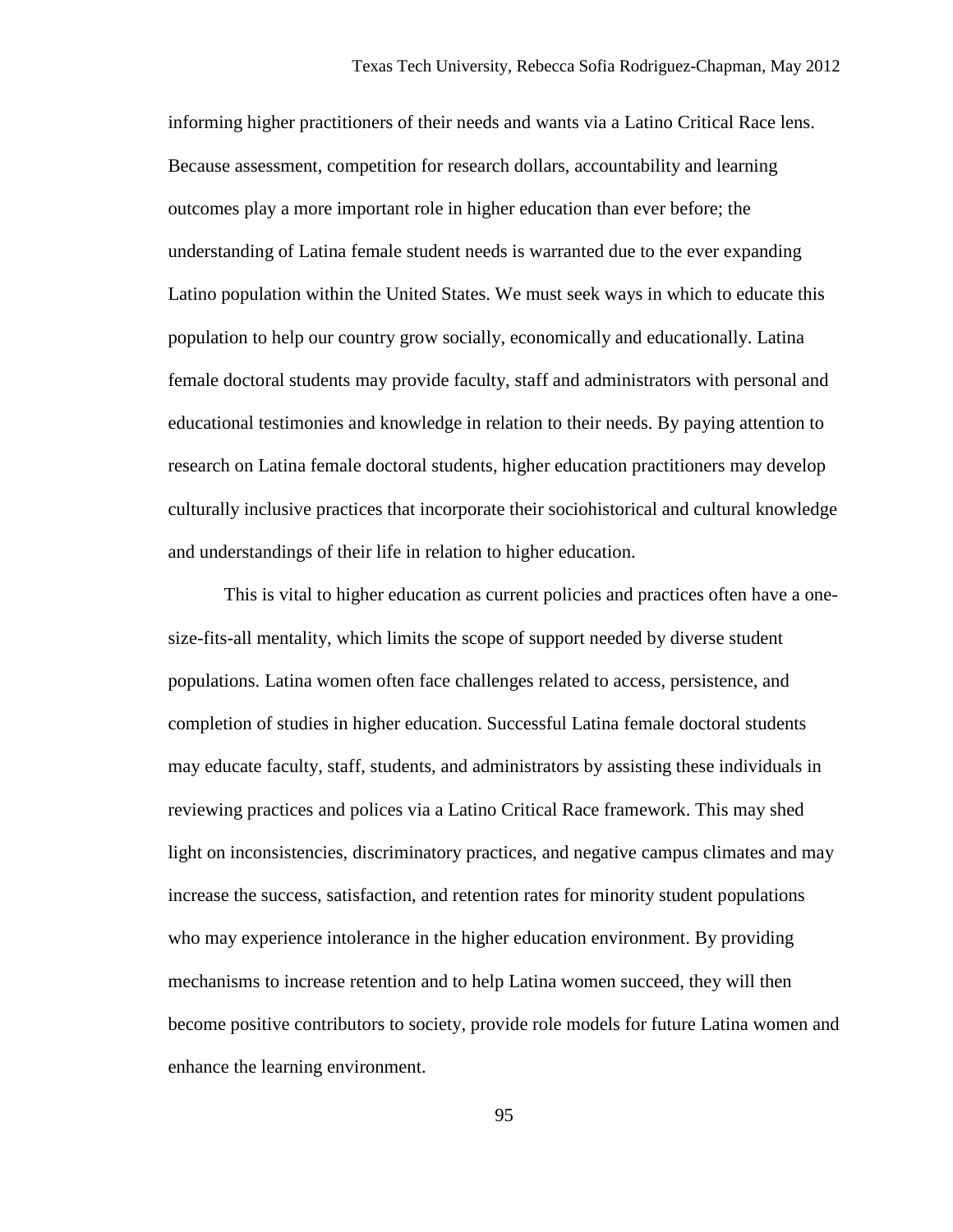informing higher practitioners of their needs and wants via a Latino Critical Race lens. Because assessment, competition for research dollars, accountability and learning outcomes play a more important role in higher education than ever before; the understanding of Latina female student needs is warranted due to the ever expanding Latino population within the United States. We must seek ways in which to educate this population to help our country grow socially, economically and educationally. Latina female doctoral students may provide faculty, staff and administrators with personal and educational testimonies and knowledge in relation to their needs. By paying attention to research on Latina female doctoral students, higher education practitioners may develop culturally inclusive practices that incorporate their sociohistorical and cultural knowledge and understandings of their life in relation to higher education.

This is vital to higher education as current policies and practices often have a one-size-fits-all mentality, which limits the scope of support needed by diverse student populations. Latina women often face challenges related to access, persistence, and completion of studies in higher education. Successful Latina female doctoral students may educate faculty, staff, students, and administrators by assisting these individuals in reviewing practices and polices via a Latino Critical Race framework. This may shed light on inconsistencies, discriminatory practices, and negative campus climates and may increase the success, satisfaction, and retention rates for minority student populations who may experience intolerance in the higher education environment. By providing mechanisms to increase retention and to help Latina women succeed, they will then become positive contributors to society, provide role models for future Latina women and enhance the learning environment.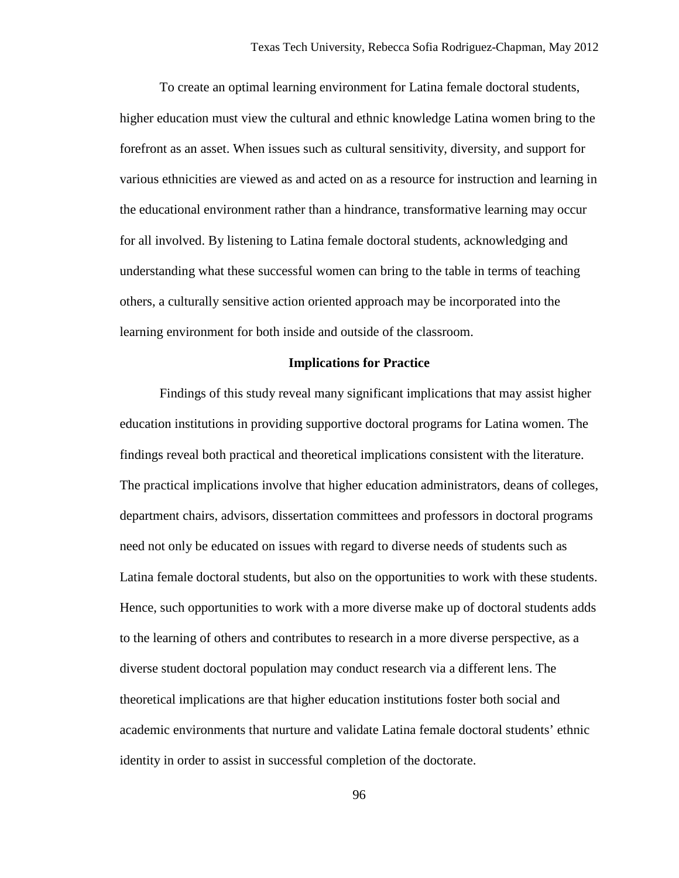To create an optimal learning environment for Latina female doctoral students, higher education must view the cultural and ethnic knowledge Latina women bring to the forefront as an asset. When issues such as cultural sensitivity, diversity, and support for various ethnicities are viewed as and acted on as a resource for instruction and learning in the educational environment rather than a hindrance, transformative learning may occur for all involved. By listening to Latina female doctoral students, acknowledging and understanding what these successful women can bring to the table in terms of teaching others, a culturally sensitive action oriented approach may be incorporated into the learning environment for both inside and outside of the classroom.

## Implications for Practice

Findings of this study reveal many significant implications that may assist higher education institutions in providing supportive doctoral programs for Latina women. The findings reveal both practical and theoretical implications consistent with the literature. The practical implications involve that higher education administrators, deans of colleges, department chairs, advisors, dissertation committees and professors in doctoral programs need not only be educated on issues with regard to diverse needs of students such as Latina female doctoral students, but also on the opportunities to work with these students. Hence, such opportunities to work with a more diverse make up of doctoral students adds to the learning of others and contributes to research in a more diverse perspective, as a diverse student doctoral population may conduct research via a different lens. The theoretical implications are that higher education institutions foster both social and academic environments that nurture and validate Latina female doctoral students' ethnic identity in order to assist in successful completion of the doctorate.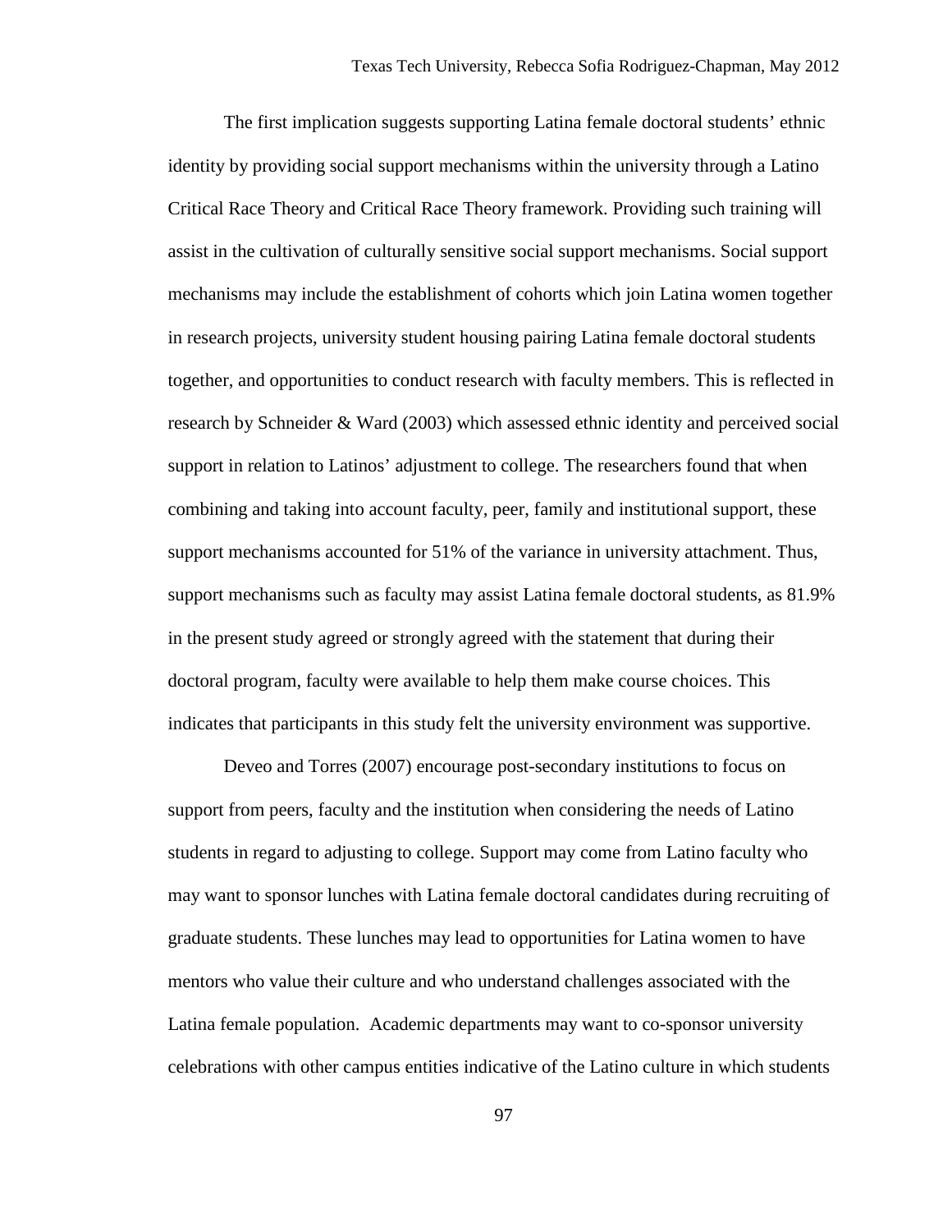The first implication suggests supporting Latina female doctoral students' ethnic identity by providing social support mechanisms within the university through a Latino Critical Race Theory and Critical Race Theory framework. Providing such training will assist in the cultivation of culturally sensitive social support mechanisms. Social support mechanisms may include the establishment of cohorts which join Latina women together in research projects, university student housing pairing Latina female doctoral students together, and opportunities to conduct research with faculty members. This is reflected in research by Schneider & Ward (2003) which assessed ethnic identity and perceived social support in relation to Latinos' adjustment to college. The researchers found that when combining and taking into account faculty, peer, family and institutional support, these support mechanisms accounted for 51% of the variance in university attachment. Thus, support mechanisms such as faculty may assist Latina female doctoral students, as 81.9% in the present study agreed or strongly agreed with the statement that during their doctoral program, faculty were available to help them make course choices. This indicates that participants in this study felt the university environment was supportive.

Deveo and Torres (2007) encourage post-secondary institutions to focus on support from peers, faculty and the institution when considering the needs of Latino students in regard to adjusting to college. Support may come from Latino faculty who may want to sponsor lunches with Latina female doctoral candidates during recruiting of graduate students. These lunches may lead to opportunities for Latina women to have mentors who value their culture and who understand challenges associated with the Latina female population. Academic departments may want to co-sponsor university celebrations with other campus entities indicative of the Latino culture in which students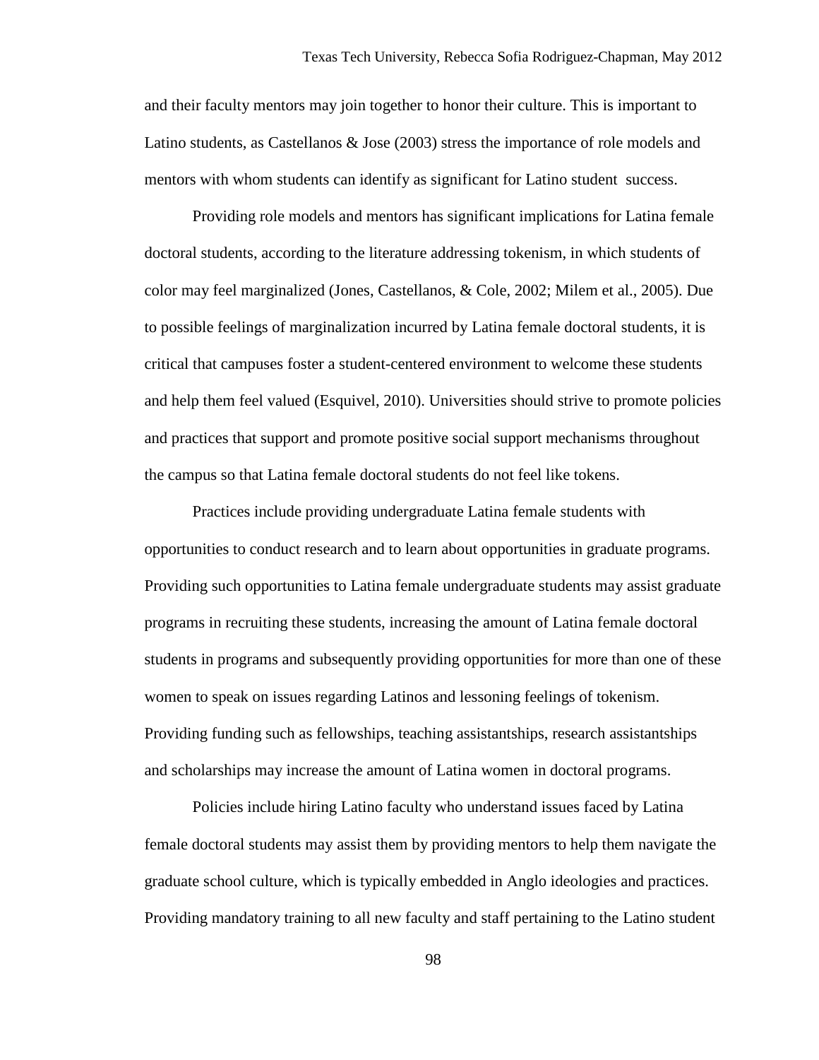and their faculty mentors may join together to honor their culture. This is important to Latino students, as Castellanos & Jose (2003) stress the importance of role models and mentors with whom students can identify as significant for Latino student success.

Providing role models and mentors has significant implications for Latina female doctoral students, according to the literature addressing tokenism, in which students of color may feel marginalized (Jones, Castellanos, & Cole, 2002; Milem et al., 2005). Due to possible feelings of marginalization incurred by Latina female doctoral students, it is critical that campuses foster a student-centered environment to welcome these students and help them feel valued (Esquivel, 2010). Universities should strive to promote policies and practices that support and promote positive social support mechanisms throughout the campus so that Latina female doctoral students do not feel like tokens.

Practices include providing undergraduate Latina female students with opportunities to conduct research and to learn about opportunities in graduate programs. Providing such opportunities to Latina female undergraduate students may assist graduate programs in recruiting these students, increasing the amount of Latina female doctoral students in programs and subsequently providing opportunities for more than one of these women to speak on issues regarding Latinos and lessoning feelings of tokenism. Providing funding such as fellowships, teaching assistantships, research assistantships and scholarships may increase the amount of Latina women in doctoral programs.

Policies include hiring Latino faculty who understand issues faced by Latina female doctoral students may assist them by providing mentors to help them navigate the graduate school culture, which is typically embedded in Anglo ideologies and practices. Providing mandatory training to all new faculty and staff pertaining to the Latino student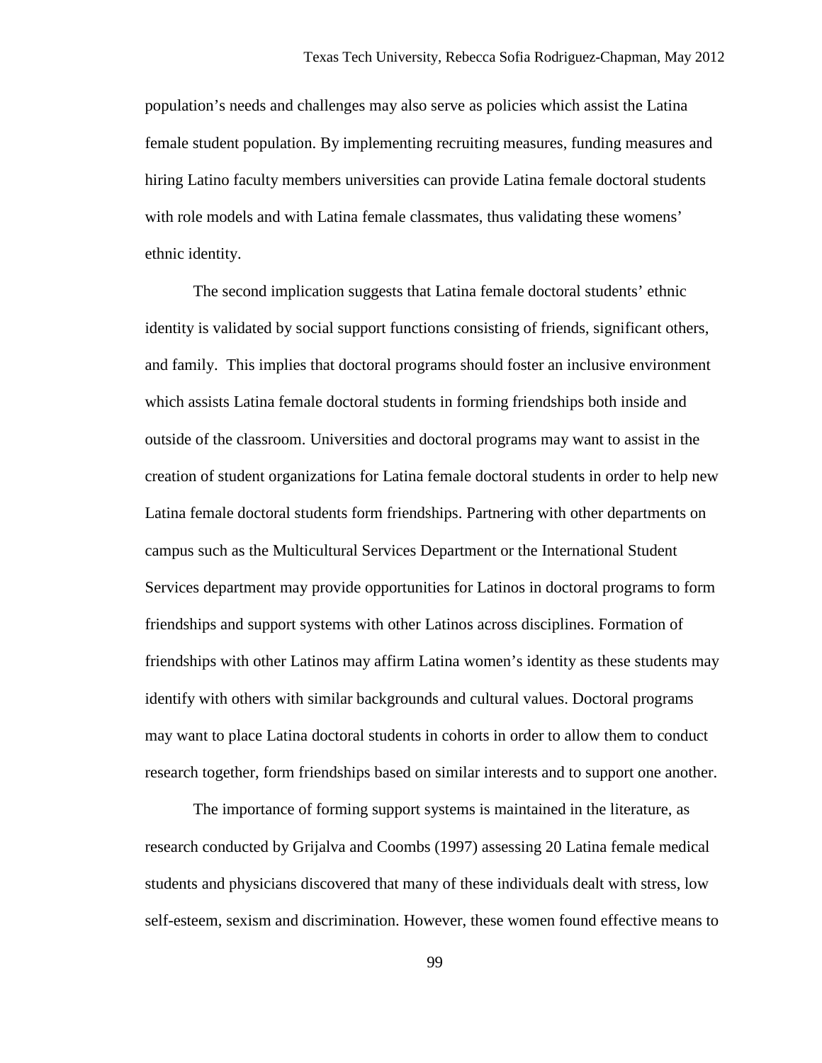population's needs and challenges may also serve as policies which assist the Latina female student population. By implementing recruiting measures, funding measures and hiring Latino faculty members universities can provide Latina female doctoral students with role models and with Latina female classmates, thus validating these womens' ethnic identity.

The second implication suggests that Latina female doctoral students' ethnic identity is validated by social support functions consisting of friends, significant others, and family. This implies that doctoral programs should foster an inclusive environment which assists Latina female doctoral students in forming friendships both inside and outside of the classroom. Universities and doctoral programs may want to assist in the creation of student organizations for Latina female doctoral students in order to help new Latina female doctoral students form friendships. Partnering with other departments on campus such as the Multicultural Services Department or the International Student Services department may provide opportunities for Latinos in doctoral programs to form friendships and support systems with other Latinos across disciplines. Formation of friendships with other Latinos may affirm Latina women's identity as these students may identify with others with similar backgrounds and cultural values. Doctoral programs may want to place Latina doctoral students in cohorts in order to allow them to conduct research together, form friendships based on similar interests and to support one another.

The importance of forming support systems is maintained in the literature, as research conducted by Grijalva and Coombs (1997) assessing 20 Latina female medical students and physicians discovered that many of these individuals dealt with stress, low self-esteem, sexism and discrimination. However, these women found effective means to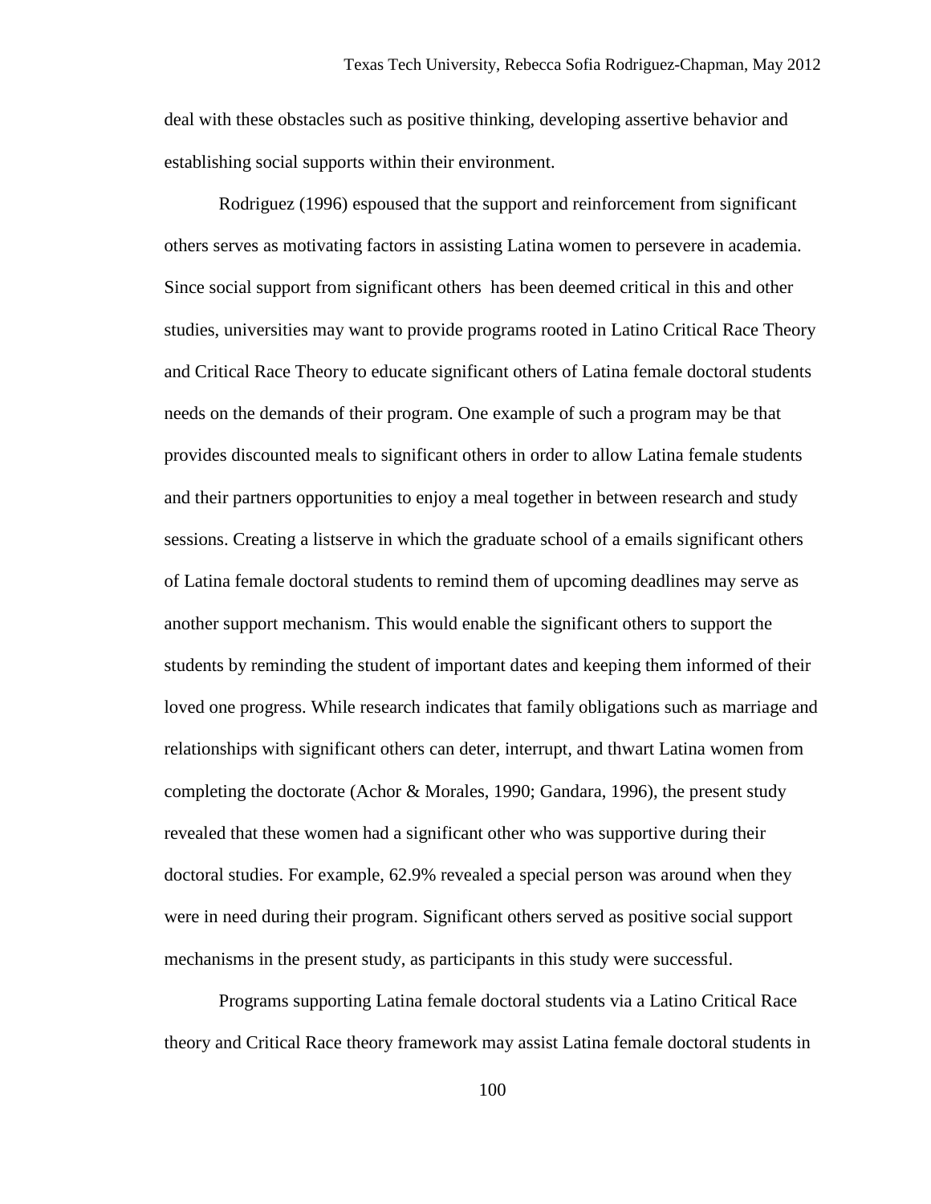deal with these obstacles such as positive thinking, developing assertive behavior and establishing social supports within their environment.

Rodriguez (1996) espoused that the support and reinforcement from significant others serves as motivating factors in assisting Latina women to persevere in academia. Since social support from significant others has been deemed critical in this and other studies, universities may want to provide programs rooted in Latino Critical Race Theory and Critical Race Theory to educate significant others of Latina female doctoral students needs on the demands of their program. One example of such a program may be that provides discounted meals to significant others in order to allow Latina female students and their partners opportunities to enjoy a meal together in between research and study sessions. Creating a listserve in which the graduate school of a emails significant others of Latina female doctoral students to remind them of upcoming deadlines may serve as another support mechanism. This would enable the significant others to support the students by reminding the student of important dates and keeping them informed of their loved one progress. While research indicates that family obligations such as marriage and relationships with significant others can deter, interrupt, and thwart Latina women from completing the doctorate (Achor & Morales, 1990; Gandara, 1996), the present study revealed that these women had a significant other who was supportive during their doctoral studies. For example, 62.9% revealed a special person was around when they were in need during their program. Significant others served as positive social support mechanisms in the present study, as participants in this study were successful.

Programs supporting Latina female doctoral students via a Latino Critical Race theory and Critical Race theory framework may assist Latina female doctoral students in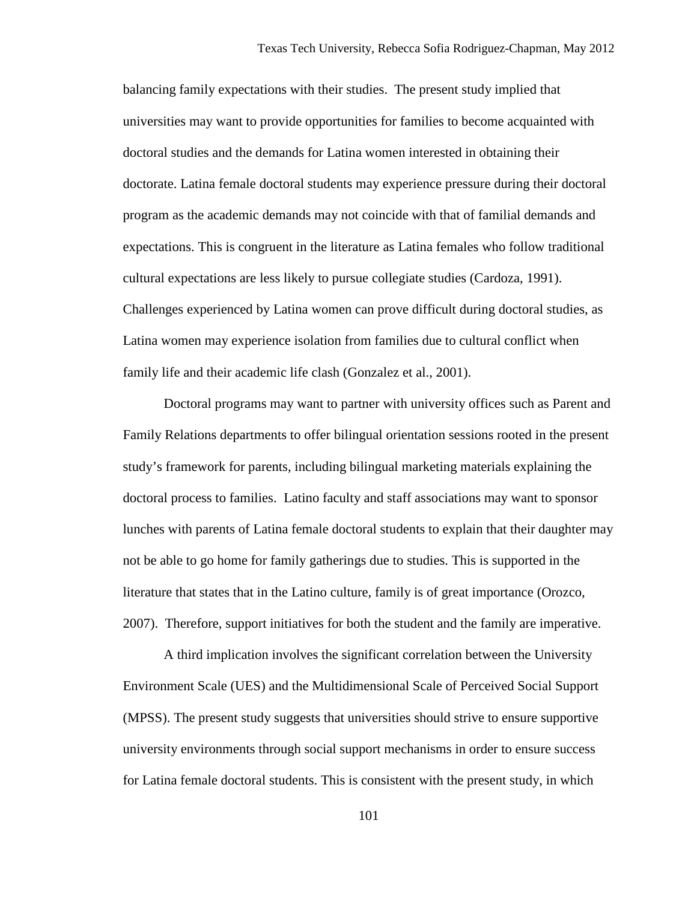balancing family expectations with their studies. The present study implied that universities may want to provide opportunities for families to become acquainted with doctoral studies and the demands for Latina women interested in obtaining their doctorate. Latina female doctoral students may experience pressure during their doctoral program as the academic demands may not coincide with that of familial demands and expectations. This is congruent in the literature as Latina females who follow traditional cultural expectations are less likely to pursue collegiate studies (Cardoza, 1991). Challenges experienced by Latina women can prove difficult during doctoral studies, as Latina women may experience isolation from families due to cultural conflict when family life and their academic life clash (Gonzalez et al., 2001).

Doctoral programs may want to partner with university offices such as Parent and Family Relations departments to offer bilingual orientation sessions rooted in the present study's framework for parents, including bilingual marketing materials explaining the doctoral process to families. Latino faculty and staff associations may want to sponsor lunches with parents of Latina female doctoral students to explain that their daughter may not be able to go home for family gatherings due to studies. This is supported in the literature that states that in the Latino culture, family is of great importance (Orozco, 2007). Therefore, support initiatives for both the student and the family are imperative.

A third implication involves the significant correlation between the University Environment Scale (UES) and the Multidimensional Scale of Perceived Social Support (MPSS). The present study suggests that universities should strive to ensure supportive university environments through social support mechanisms in order to ensure success for Latina female doctoral students. This is consistent with the present study, in which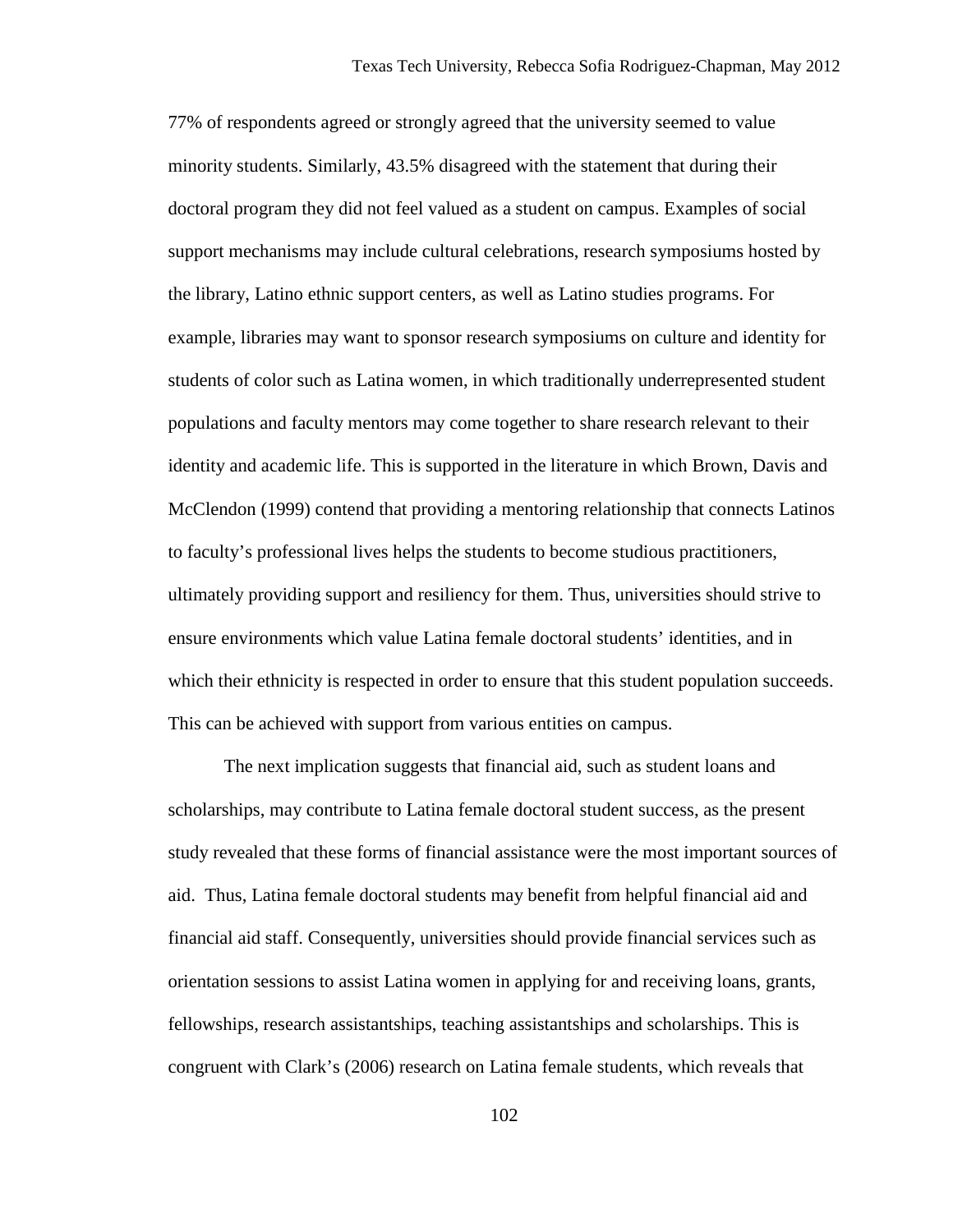77% of respondents agreed or strongly agreed that the university seemed to value minority students. Similarly, 43.5% disagreed with the statement that during their doctoral program they did not feel valued as a student on campus. Examples of social support mechanisms may include cultural celebrations, research symposiums hosted by the library, Latino ethnic support centers, as well as Latino studies programs. For example, libraries may want to sponsor research symposiums on culture and identity for students of color such as Latina women, in which traditionally underrepresented student populations and faculty mentors may come together to share research relevant to their identity and academic life. This is supported in the literature in which Brown, Davis and McClendon (1999) contend that providing a mentoring relationship that connects Latinos to faculty's professional lives helps the students to become studious practitioners, ultimately providing support and resiliency for them. Thus, universities should strive to ensure environments which value Latina female doctoral students' identities, and in which their ethnicity is respected in order to ensure that this student population succeeds. This can be achieved with support from various entities on campus.

The next implication suggests that financial aid, such as student loans and scholarships, may contribute to Latina female doctoral student success, as the present study revealed that these forms of financial assistance were the most important sources of aid. Thus, Latina female doctoral students may benefit from helpful financial aid and financial aid staff. Consequently, universities should provide financial services such as orientation sessions to assist Latina women in applying for and receiving loans, grants, fellowships, research assistantships, teaching assistantships and scholarships. This is congruent with Clark's (2006) research on Latina female students, which reveals that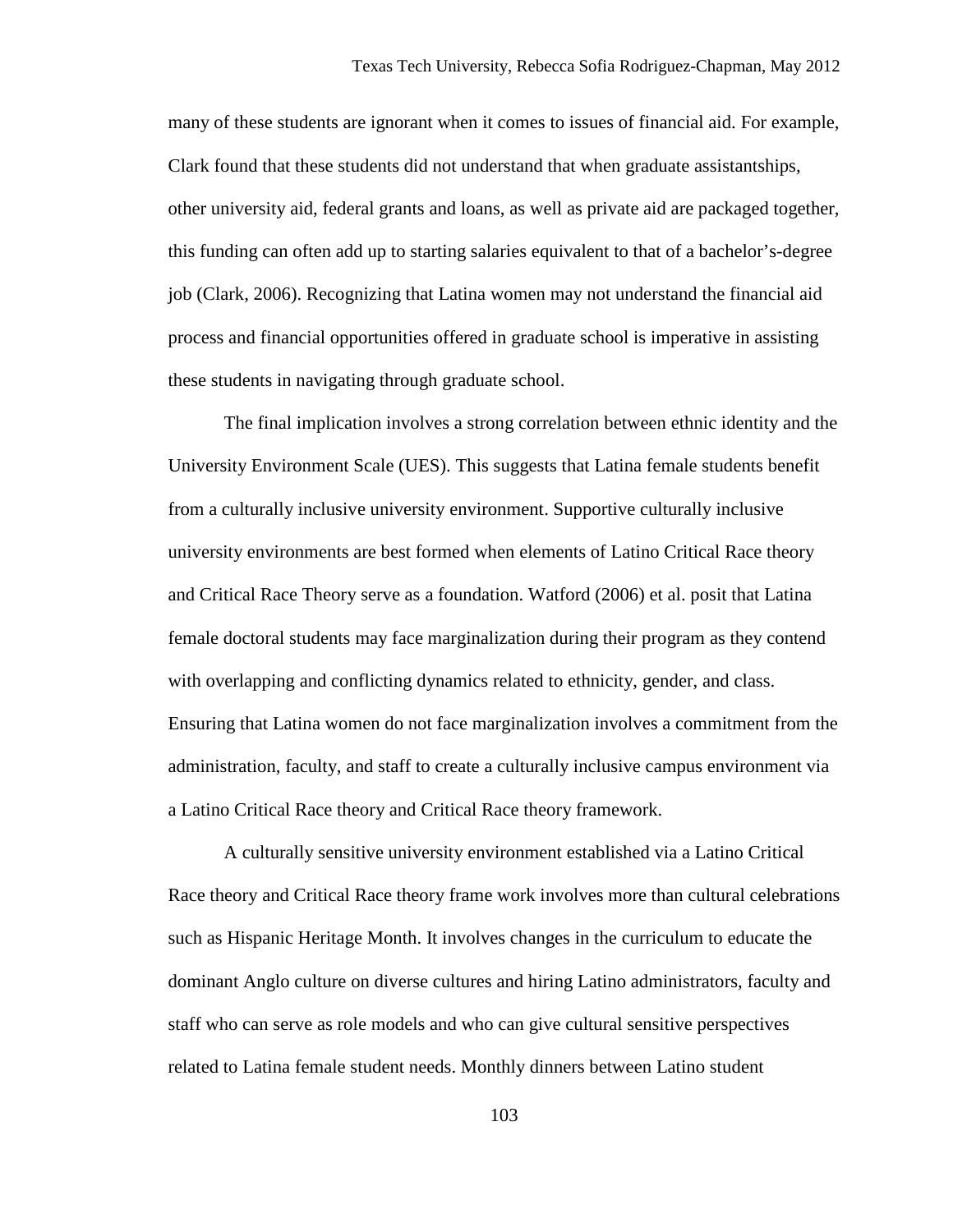many of these students are ignorant when it comes to issues of financial aid. For example, Clark found that these students did not understand that when graduate assistantships, other university aid, federal grants and loans, as well as private aid are packaged together, this funding can often add up to starting salaries equivalent to that of a bachelor's-degree job (Clark, 2006). Recognizing that Latina women may not understand the financial aid process and financial opportunities offered in graduate school is imperative in assisting these students in navigating through graduate school.

The final implication involves a strong correlation between ethnic identity and the University Environment Scale (UES). This suggests that Latina female students benefit from a culturally inclusive university environment. Supportive culturally inclusive university environments are best formed when elements of Latino Critical Race theory and Critical Race Theory serve as a foundation. Watford (2006) et al. posit that Latina female doctoral students may face marginalization during their program as they contend with overlapping and conflicting dynamics related to ethnicity, gender, and class. Ensuring that Latina women do not face marginalization involves a commitment from the administration, faculty, and staff to create a culturally inclusive campus environment via a Latino Critical Race theory and Critical Race theory framework.

A culturally sensitive university environment established via a Latino Critical Race theory and Critical Race theory frame work involves more than cultural celebrations such as Hispanic Heritage Month. It involves changes in the curriculum to educate the dominant Anglo culture on diverse cultures and hiring Latino administrators, faculty and staff who can serve as role models and who can give cultural sensitive perspectives related to Latina female student needs. Monthly dinners between Latino student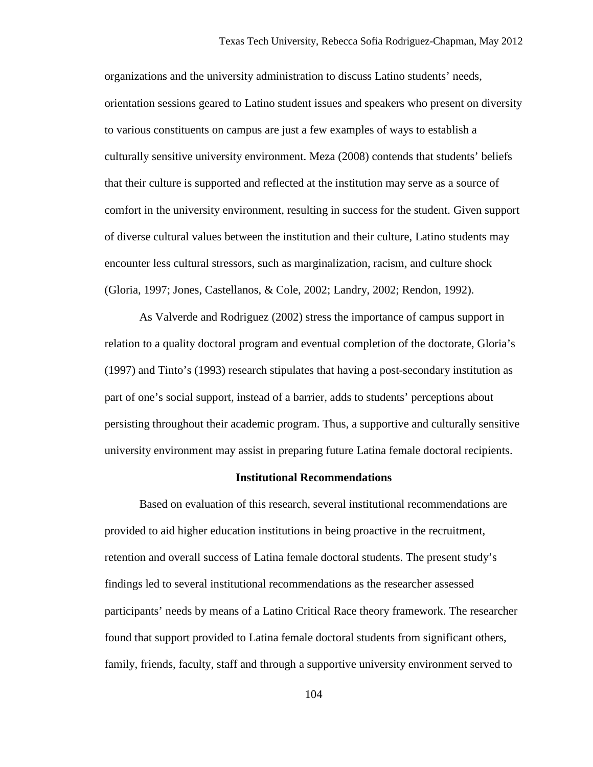organizations and the university administration to discuss Latino students' needs, orientation sessions geared to Latino student issues and speakers who present on diversity to various constituents on campus are just a few examples of ways to establish a culturally sensitive university environment. Meza (2008) contends that students' beliefs that their culture is supported and reflected at the institution may serve as a source of comfort in the university environment, resulting in success for the student. Given support of diverse cultural values between the institution and their culture, Latino students may encounter less cultural stressors, such as marginalization, racism, and culture shock (Gloria, 1997; Jones, Castellanos, & Cole, 2002; Landry, 2002; Rendon, 1992).

As Valverde and Rodriguez (2002) stress the importance of campus support in relation to a quality doctoral program and eventual completion of the doctorate, Gloria's (1997) and Tinto's (1993) research stipulates that having a post-secondary institution as part of one's social support, instead of a barrier, adds to students' perceptions about persisting throughout their academic program. Thus, a supportive and culturally sensitive university environment may assist in preparing future Latina female doctoral recipients.

## Institutional Recommendations

Based on evaluation of this research, several institutional recommendations are provided to aid higher education institutions in being proactive in the recruitment, retention and overall success of Latina female doctoral students. The present study's findings led to several institutional recommendations as the researcher assessed participants' needs by means of a Latino Critical Race theory framework. The researcher found that support provided to Latina female doctoral students from significant others, family, friends, faculty, staff and through a supportive university environment served to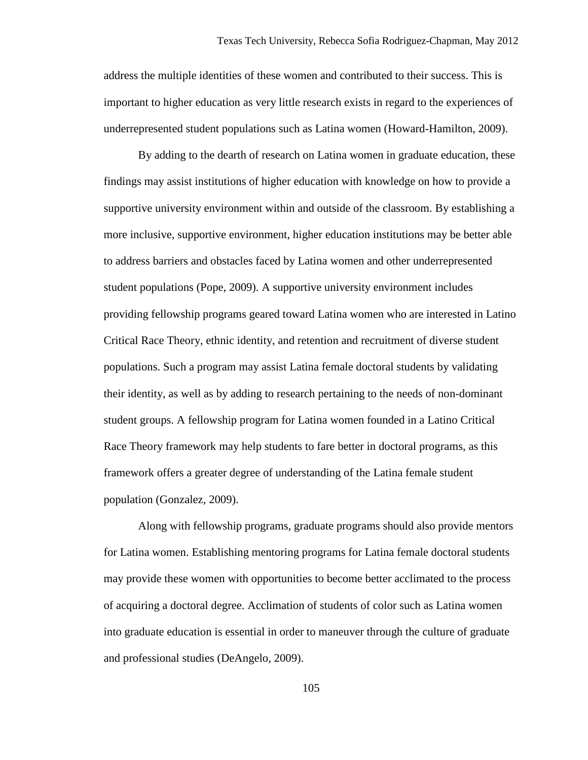address the multiple identities of these women and contributed to their success. This is important to higher education as very little research exists in regard to the experiences of underrepresented student populations such as Latina women (Howard-Hamilton, 2009).

By adding to the dearth of research on Latina women in graduate education, these findings may assist institutions of higher education with knowledge on how to provide a supportive university environment within and outside of the classroom. By establishing a more inclusive, supportive environment, higher education institutions may be better able to address barriers and obstacles faced by Latina women and other underrepresented student populations (Pope, 2009). A supportive university environment includes providing fellowship programs geared toward Latina women who are interested in Latino Critical Race Theory, ethnic identity, and retention and recruitment of diverse student populations. Such a program may assist Latina female doctoral students by validating their identity, as well as by adding to research pertaining to the needs of non-dominant student groups. A fellowship program for Latina women founded in a Latino Critical Race Theory framework may help students to fare better in doctoral programs, as this framework offers a greater degree of understanding of the Latina female student population (Gonzalez, 2009).

Along with fellowship programs, graduate programs should also provide mentors for Latina women. Establishing mentoring programs for Latina female doctoral students may provide these women with opportunities to become better acclimated to the process of acquiring a doctoral degree. Acclimation of students of color such as Latina women into graduate education is essential in order to maneuver through the culture of graduate and professional studies (DeAngelo, 2009).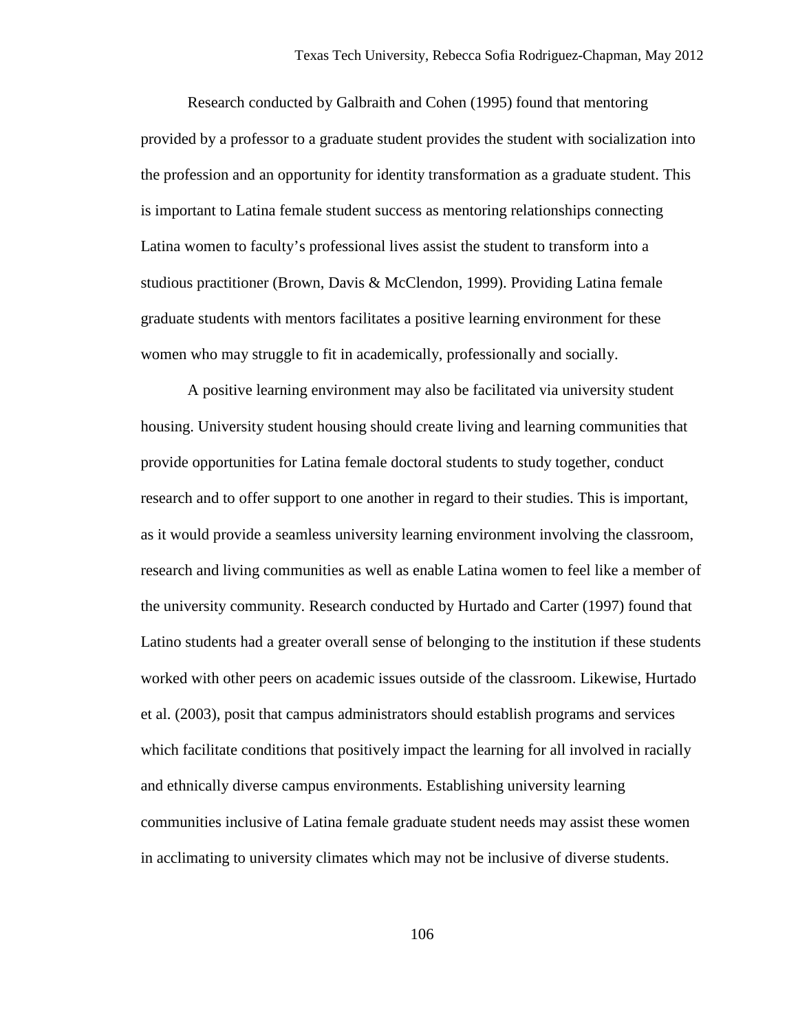Research conducted by Galbraith and Cohen (1995) found that mentoring provided by a professor to a graduate student provides the student with socialization into the profession and an opportunity for identity transformation as a graduate student. This is important to Latina female student success as mentoring relationships connecting Latina women to faculty's professional lives assist the student to transform into a studious practitioner (Brown, Davis & McClendon, 1999). Providing Latina female graduate students with mentors facilitates a positive learning environment for these women who may struggle to fit in academically, professionally and socially.

A positive learning environment may also be facilitated via university student housing. University student housing should create living and learning communities that provide opportunities for Latina female doctoral students to study together, conduct research and to offer support to one another in regard to their studies. This is important, as it would provide a seamless university learning environment involving the classroom, research and living communities as well as enable Latina women to feel like a member of the university community. Research conducted by Hurtado and Carter (1997) found that Latino students had a greater overall sense of belonging to the institution if these students worked with other peers on academic issues outside of the classroom. Likewise, Hurtado et al. (2003), posit that campus administrators should establish programs and services which facilitate conditions that positively impact the learning for all involved in racially and ethnically diverse campus environments. Establishing university learning communities inclusive of Latina female graduate student needs may assist these women in acclimating to university climates which may not be inclusive of diverse students.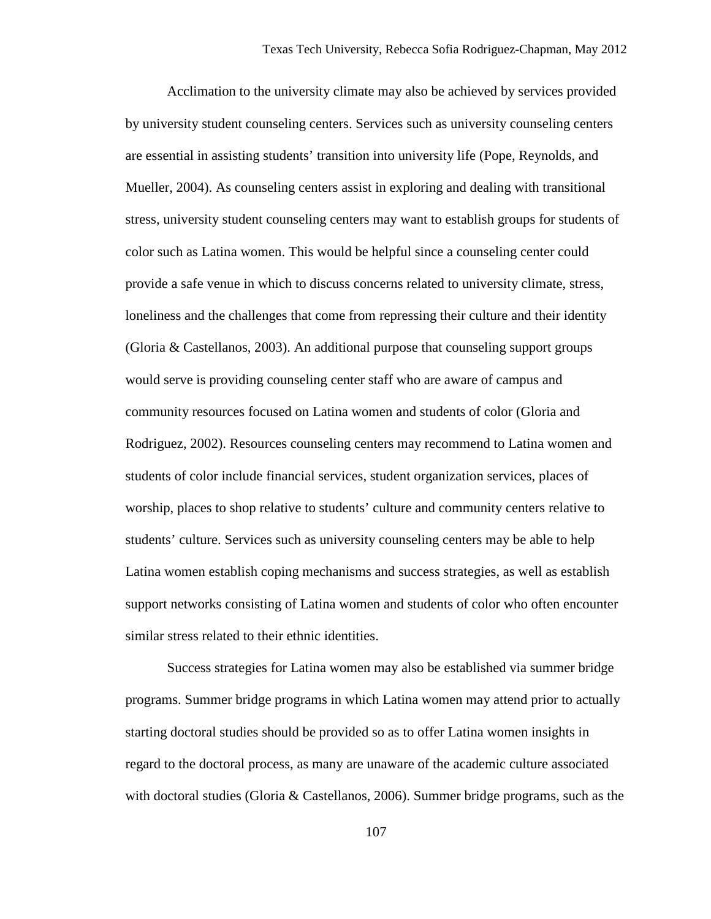Acclimation to the university climate may also be achieved by services provided by university student counseling centers. Services such as university counseling centers are essential in assisting students' transition into university life (Pope, Reynolds, and Mueller, 2004). As counseling centers assist in exploring and dealing with transitional stress, university student counseling centers may want to establish groups for students of color such as Latina women. This would be helpful since a counseling center could provide a safe venue in which to discuss concerns related to university climate, stress, loneliness and the challenges that come from repressing their culture and their identity (Gloria & Castellanos, 2003). An additional purpose that counseling support groups would serve is providing counseling center staff who are aware of campus and community resources focused on Latina women and students of color (Gloria and Rodriguez, 2002). Resources counseling centers may recommend to Latina women and students of color include financial services, student organization services, places of worship, places to shop relative to students' culture and community centers relative to students' culture. Services such as university counseling centers may be able to help Latina women establish coping mechanisms and success strategies, as well as establish support networks consisting of Latina women and students of color who often encounter similar stress related to their ethnic identities.

Success strategies for Latina women may also be established via summer bridge programs. Summer bridge programs in which Latina women may attend prior to actually starting doctoral studies should be provided so as to offer Latina women insights in regard to the doctoral process, as many are unaware of the academic culture associated with doctoral studies (Gloria & Castellanos, 2006). Summer bridge programs, such as the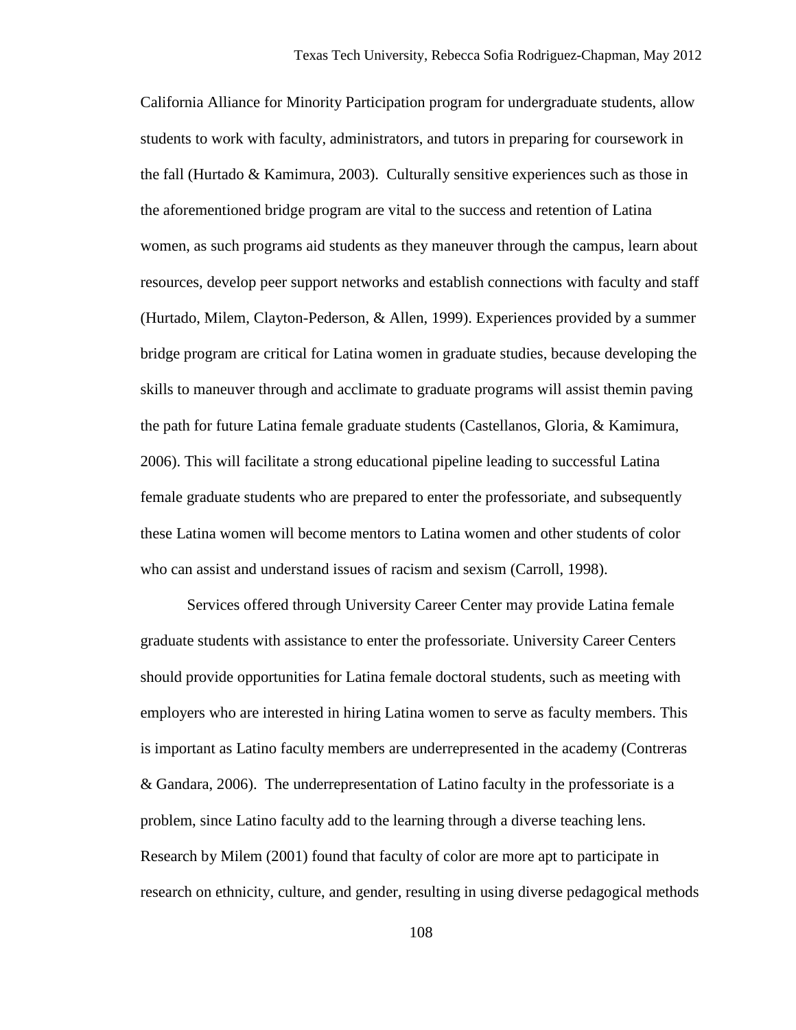California Alliance for Minority Participation program for undergraduate students, allow students to work with faculty, administrators, and tutors in preparing for coursework in the fall (Hurtado & Kamimura, 2003). Culturally sensitive experiences such as those in the aforementioned bridge program are vital to the success and retention of Latina women, as such programs aid students as they maneuver through the campus, learn about resources, develop peer support networks and establish connections with faculty and staff (Hurtado, Milem, Clayton-Pederson, & Allen, 1999). Experiences provided by a summer bridge program are critical for Latina women in graduate studies, because developing the skills to maneuver through and acclimate to graduate programs will assist themin paving the path for future Latina female graduate students (Castellanos, Gloria, & Kamimura, 2006). This will facilitate a strong educational pipeline leading to successful Latina female graduate students who are prepared to enter the professoriate, and subsequently these Latina women will become mentors to Latina women and other students of color who can assist and understand issues of racism and sexism (Carroll, 1998).

Services offered through University Career Center may provide Latina female graduate students with assistance to enter the professoriate. University Career Centers should provide opportunities for Latina female doctoral students, such as meeting with employers who are interested in hiring Latina women to serve as faculty members. This is important as Latino faculty members are underrepresented in the academy (Contreras & Gandara, 2006). The underrepresentation of Latino faculty in the professoriate is a problem, since Latino faculty add to the learning through a diverse teaching lens. Research by Milem (2001) found that faculty of color are more apt to participate in research on ethnicity, culture, and gender, resulting in using diverse pedagogical methods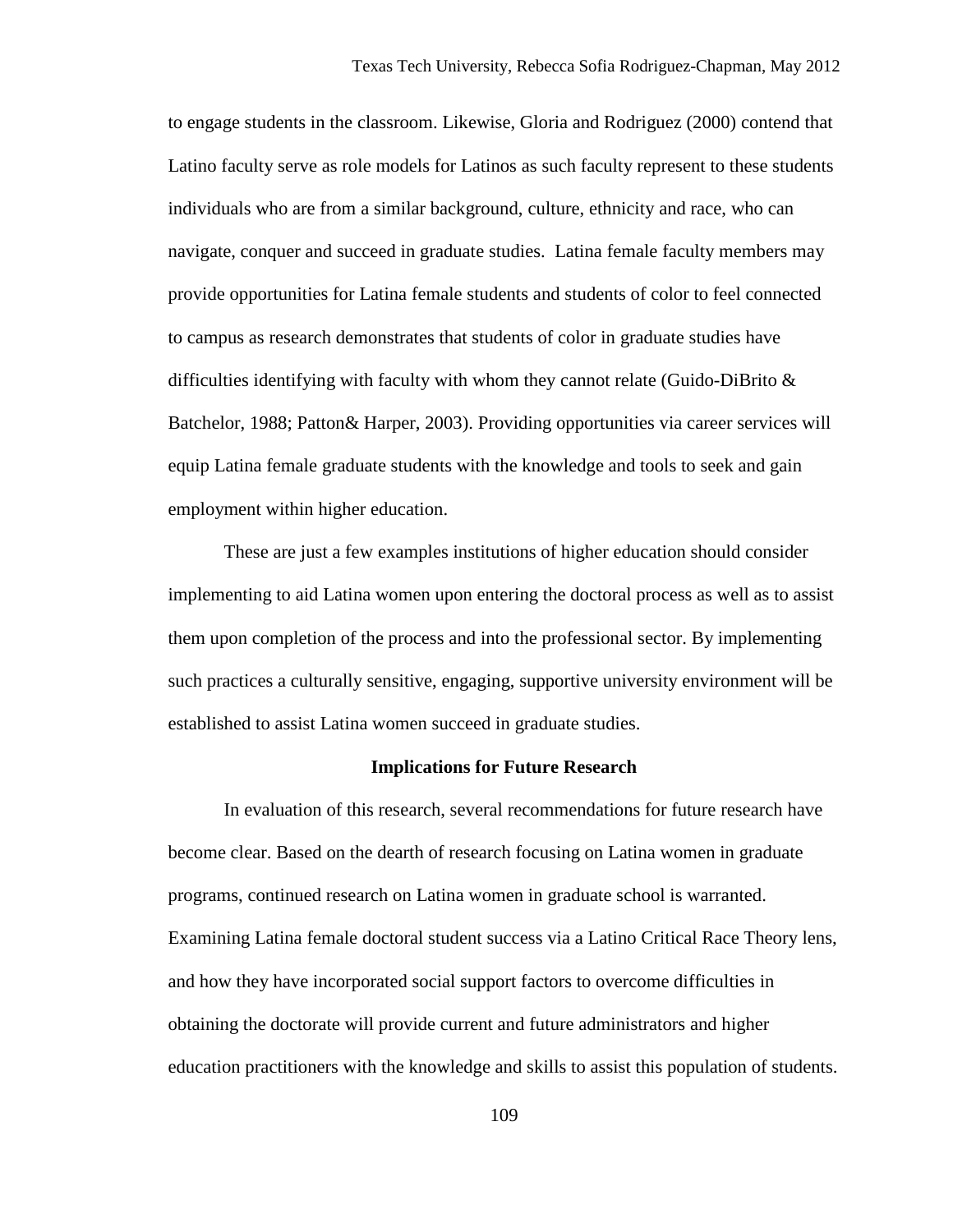to engage students in the classroom. Likewise, Gloria and Rodriguez (2000) contend that Latino faculty serve as role models for Latinos as such faculty represent to these students individuals who are from a similar background, culture, ethnicity and race, who can navigate, conquer and succeed in graduate studies. Latina female faculty members may provide opportunities for Latina female students and students of color to feel connected to campus as research demonstrates that students of color in graduate studies have difficulties identifying with faculty with whom they cannot relate (Guido-DiBrito & Batchelor, 1988; Patton& Harper, 2003). Providing opportunities via career services will equip Latina female graduate students with the knowledge and tools to seek and gain employment within higher education.

These are just a few examples institutions of higher education should consider implementing to aid Latina women upon entering the doctoral process as well as to assist them upon completion of the process and into the professional sector. By implementing such practices a culturally sensitive, engaging, supportive university environment will be established to assist Latina women succeed in graduate studies.

### Implications for Future Research

In evaluation of this research, several recommendations for future research have become clear. Based on the dearth of research focusing on Latina women in graduate programs, continued research on Latina women in graduate school is warranted. Examining Latina female doctoral student success via a Latino Critical Race Theory lens, and how they have incorporated social support factors to overcome difficulties in obtaining the doctorate will provide current and future administrators and higher education practitioners with the knowledge and skills to assist this population of students.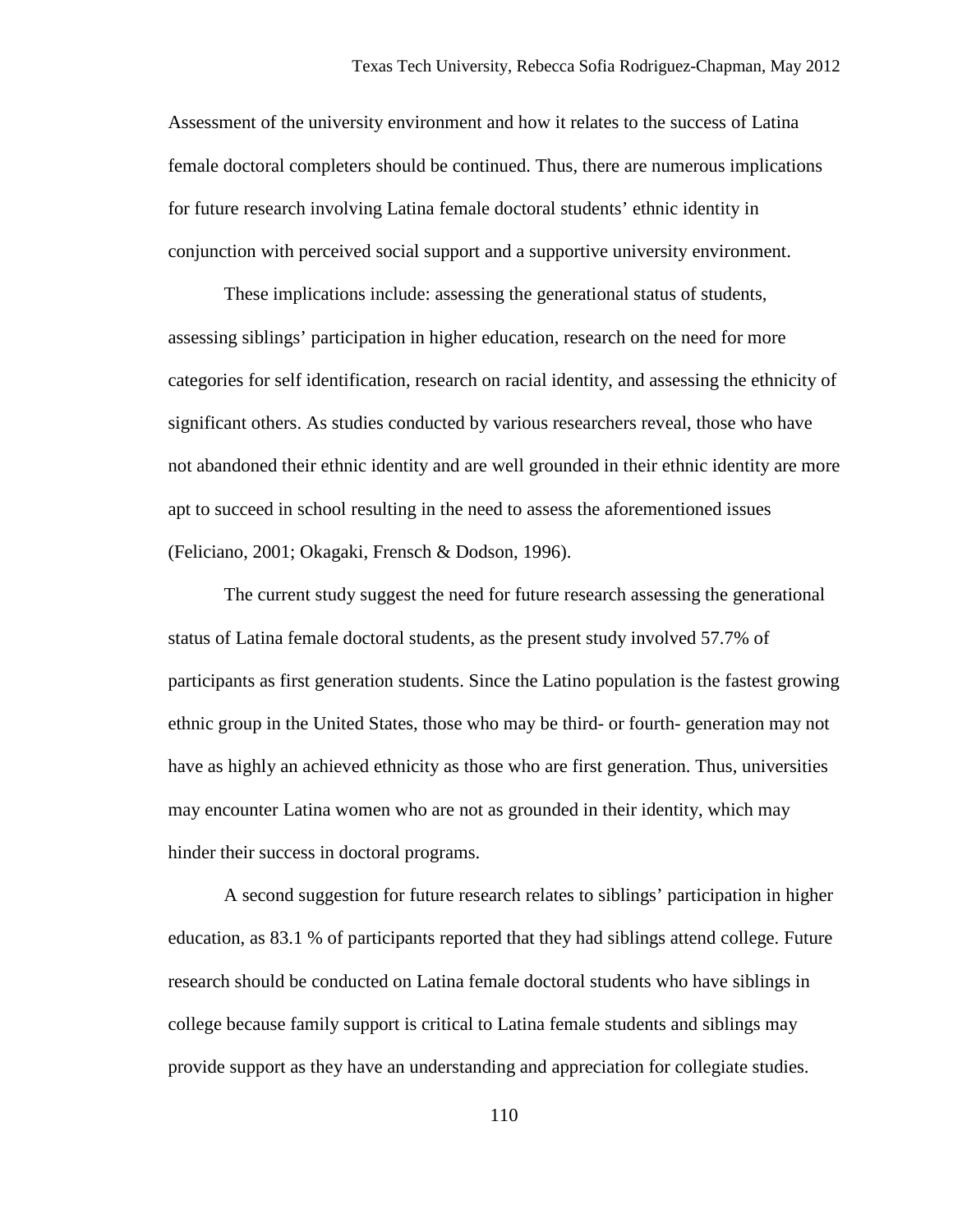Assessment of the university environment and how it relates to the success of Latina female doctoral completers should be continued. Thus, there are numerous implications for future research involving Latina female doctoral students' ethnic identity in conjunction with perceived social support and a supportive university environment.

These implications include: assessing the generational status of students, assessing siblings' participation in higher education, research on the need for more categories for self identification, research on racial identity, and assessing the ethnicity of significant others. As studies conducted by various researchers reveal, those who have not abandoned their ethnic identity and are well grounded in their ethnic identity are more apt to succeed in school resulting in the need to assess the aforementioned issues (Feliciano, 2001; Okagaki, Frensch & Dodson, 1996).

The current study suggest the need for future research assessing the generational status of Latina female doctoral students, as the present study involved 57.7% of participants as first generation students. Since the Latino population is the fastest growing ethnic group in the United States, those who may be third- or fourth- generation may not have as highly an achieved ethnicity as those who are first generation. Thus, universities may encounter Latina women who are not as grounded in their identity, which may hinder their success in doctoral programs.

A second suggestion for future research relates to siblings' participation in higher education, as 83.1 % of participants reported that they had siblings attend college. Future research should be conducted on Latina female doctoral students who have siblings in college because family support is critical to Latina female students and siblings may provide support as they have an understanding and appreciation for collegiate studies.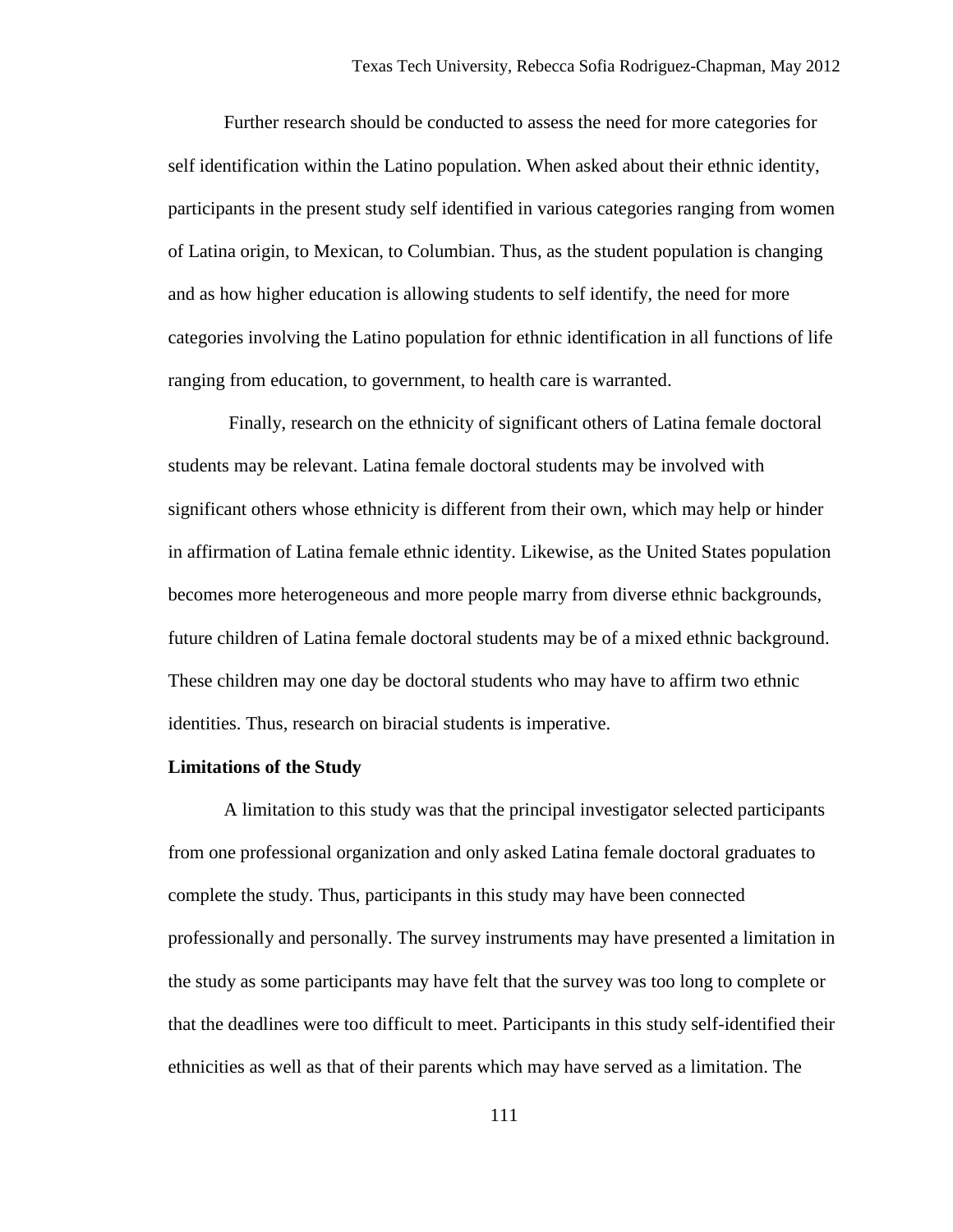Further research should be conducted to assess the need for more categories for self identification within the Latino population. When asked about their ethnic identity, participants in the present study self identified in various categories ranging from women of Latina origin, to Mexican, to Columbian. Thus, as the student population is changing and as how higher education is allowing students to self identify, the need for more categories involving the Latino population for ethnic identification in all functions of life ranging from education, to government, to health care is warranted.

Finally, research on the ethnicity of significant others of Latina female doctoral students may be relevant. Latina female doctoral students may be involved with significant others whose ethnicity is different from their own, which may help or hinder in affirmation of Latina female ethnic identity. Likewise, as the United States population becomes more heterogeneous and more people marry from diverse ethnic backgrounds, future children of Latina female doctoral students may be of a mixed ethnic background. These children may one day be doctoral students who may have to affirm two ethnic identities. Thus, research on biracial students is imperative.

**Limitations of the Study**

A limitation to this study was that the principal investigator selected participants from one professional organization and only asked Latina female doctoral graduates to complete the study. Thus, participants in this study may have been connected professionally and personally. The survey instruments may have presented a limitation in the study as some participants may have felt that the survey was too long to complete or that the deadlines were too difficult to meet. Participants in this study self-identified their ethnicities as well as that of their parents which may have served as a limitation. The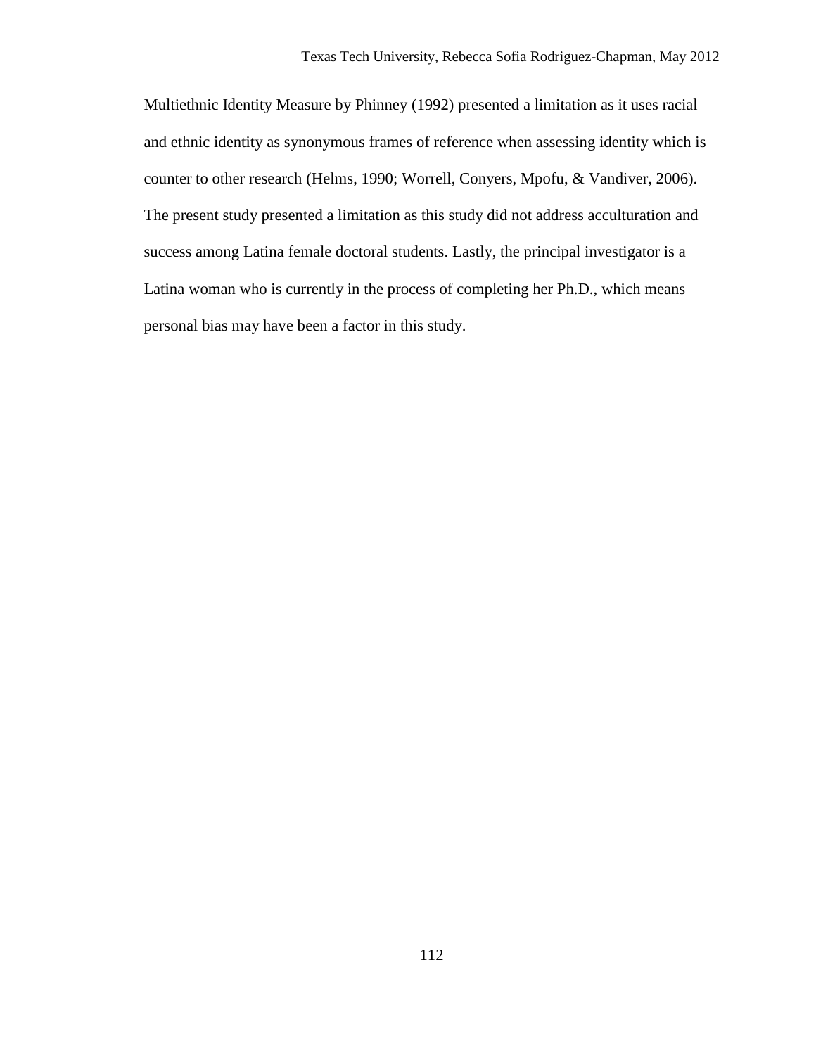Multiethnic Identity Measure by Phinney (1992) presented a limitation as it uses racial and ethnic identity as synonymous frames of reference when assessing identity which is counter to other research (Helms, 1990; Worrell, Conyers, Mpofu, & Vandiver, 2006). The present study presented a limitation as this study did not address acculturation and success among Latina female doctoral students. Lastly, the principal investigator is a Latina woman who is currently in the process of completing her Ph.D., which means personal bias may have been a factor in this study.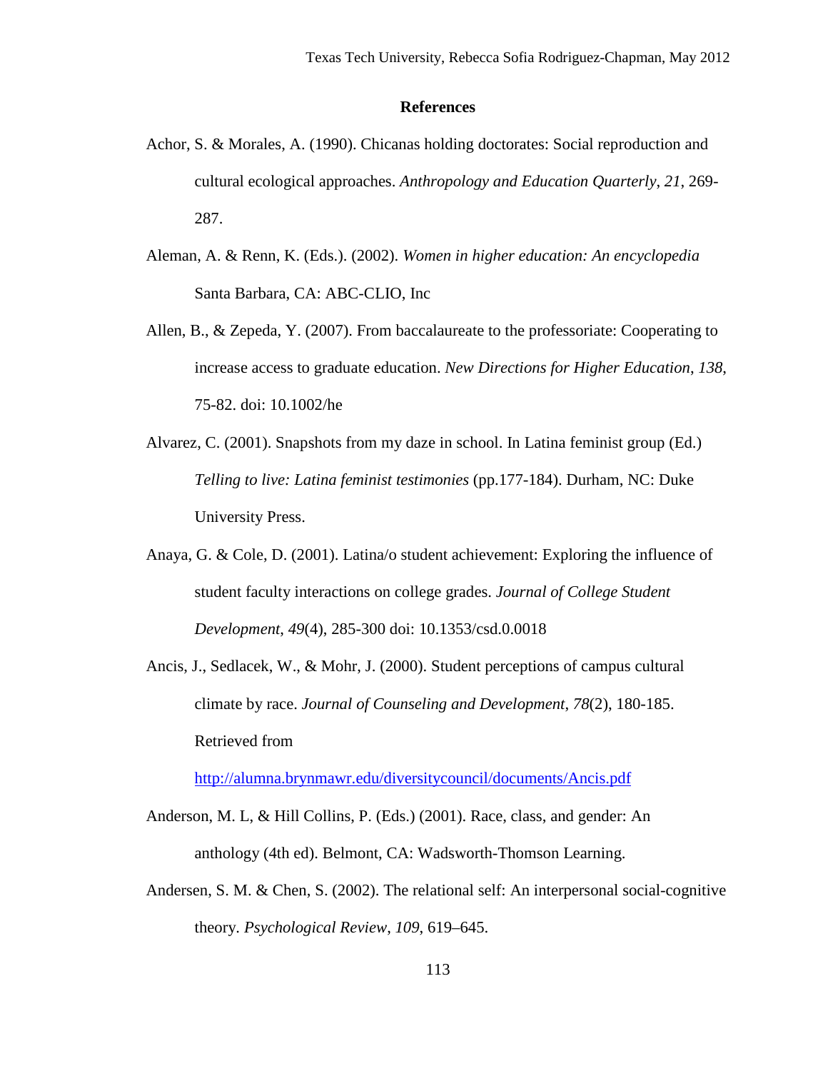**References**

Achor, S. & Morales, A. (1990). Chicanas holding doctorates: Social reproduction and cultural ecological approaches. *Anthropology and Education Quarterly*, *21*, 269-287.

Aleman, A. & Renn, K. (Eds.). (2002). *Women in higher education: An encyclopedia* Santa Barbara, CA: ABC-CLIO, Inc

Allen, B., & Zepeda, Y. (2007). From baccalaureate to the professoriate: Cooperating to increase access to graduate education. *New Directions for Higher Education*, *138*, 75-82. doi: 10.1002/he

Alvarez, C. (2001). Snapshots from my daze in school. In Latina feminist group (Ed.) *Telling to live: Latina feminist testimonies* (pp.177-184). Durham, NC: Duke University Press.

Anaya, G. & Cole, D. (2001). Latina/o student achievement: Exploring the influence of student faculty interactions on college grades. *Journal of College Student Development, 49*(4), 285-300 doi: 10.1353/csd.0.0018

Ancis, J., Sedlacek, W., & Mohr, J. (2000). Student perceptions of campus cultural climate by race. *Journal of Counseling and Development*, *78*(2), 180-185. Retrieved from http://alumna.brynmawr.edu/diversitycouncil/documents/Ancis.pdf

Anderson, M. L, & Hill Collins, P. (Eds.) (2001). Race, class, and gender: An anthology (4th ed). Belmont, CA: Wadsworth-Thomson Learning.

Andersen, S. M. & Chen, S. (2002). The relational self: An interpersonal social-cognitive theory. *Psychological Review*, *109*, 619–645.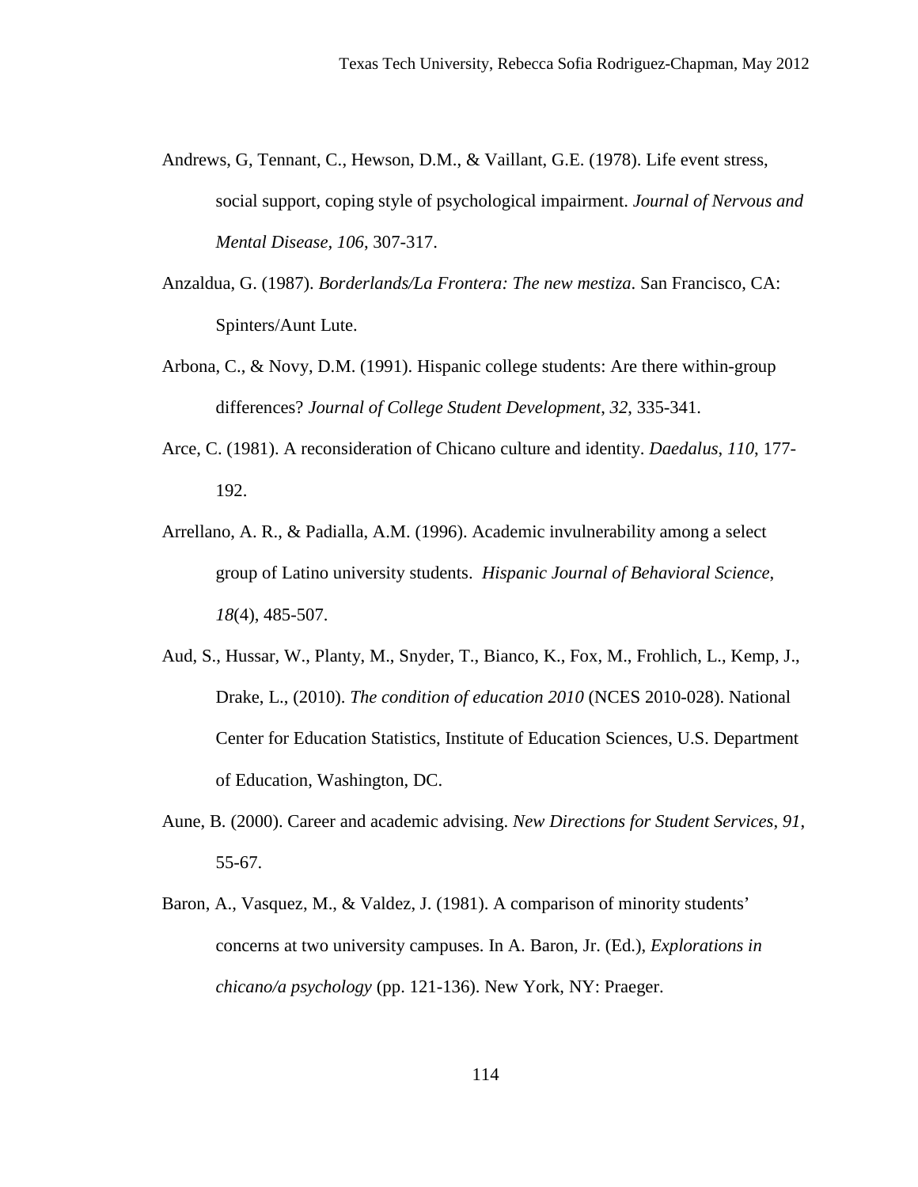Andrews, G, Tennant, C., Hewson, D.M., & Vaillant, G.E. (1978). Life event stress, social support, coping style of psychological impairment. *Journal of Nervous and Mental Disease, 106*, 307-317.

Anzaldua, G. (1987). *Borderlands/La Frontera: The new mestiza*. San Francisco, CA: Spinters/Aunt Lute.

Arbona, C., & Novy, D.M. (1991). Hispanic college students: Are there within-group differences? *Journal of College Student Development*, *32*, 335-341.

Arce, C. (1981). A reconsideration of Chicano culture and identity. *Daedalus*, *110*, 177-192.

Arrellano, A. R., & Padialla, A.M. (1996). Academic invulnerability among a select group of Latino university students. *Hispanic Journal of Behavioral Science*, *18*(4), 485-507.

Aud, S., Hussar, W., Planty, M., Snyder, T., Bianco, K., Fox, M., Frohlich, L., Kemp, J., Drake, L., (2010). *The condition of education 2010* (NCES 2010-028). National Center for Education Statistics, Institute of Education Sciences, U.S. Department of Education, Washington, DC.

Aune, B. (2000). Career and academic advising. *New Directions for Student Services*, *91*, 55-67.

Baron, A., Vasquez, M., & Valdez, J. (1981). A comparison of minority students' concerns at two university campuses. In A. Baron, Jr. (Ed.), *Explorations in chicano/a psychology* (pp. 121-136). New York, NY: Praeger.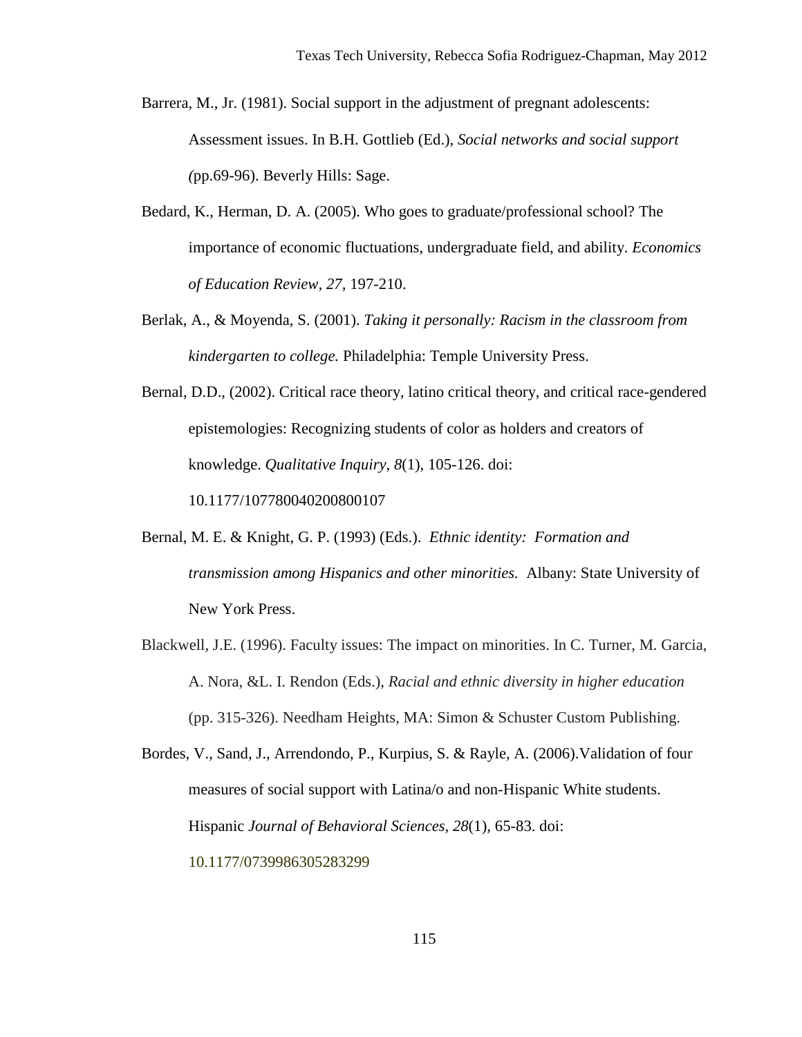Barrera, M., Jr. (1981). Social support in the adjustment of pregnant adolescents: Assessment issues. In B.H. Gottlieb (Ed.), *Social networks and social support (*pp.69-96). Beverly Hills: Sage.

Bedard, K., Herman, D. A. (2005). Who goes to graduate/professional school? The importance of economic fluctuations, undergraduate field, and ability. *Economics of Education Review, 27,* 197-210.

Berlak, A., & Moyenda, S. (2001). *Taking it personally: Racism in the classroom from kindergarten to college.* Philadelphia: Temple University Press.

Bernal, D.D., (2002). Critical race theory, latino critical theory, and critical race-gendered epistemologies: Recognizing students of color as holders and creators of knowledge. *Qualitative Inquiry*, *8*(1), 105-126. doi: 10.1177/107780040200800107

Bernal, M. E. & Knight, G. P. (1993) (Eds.). *Ethnic identity: Formation and transmission among Hispanics and other minorities.* Albany: State University of New York Press.

Blackwell, J.E. (1996). Faculty issues: The impact on minorities. In C. Turner, M. Garcia, A. Nora, &L. I. Rendon (Eds.), *Racial and ethnic diversity in higher education* (pp. 315-326). Needham Heights, MA: Simon & Schuster Custom Publishing.

Bordes, V., Sand, J., Arrendondo, P., Kurpius, S. & Rayle, A. (2006).Validation of four measures of social support with Latina/o and non-Hispanic White students. Hispanic *Journal of Behavioral Sciences*, *28*(1), 65-83. doi: 10.1177/0739986305283299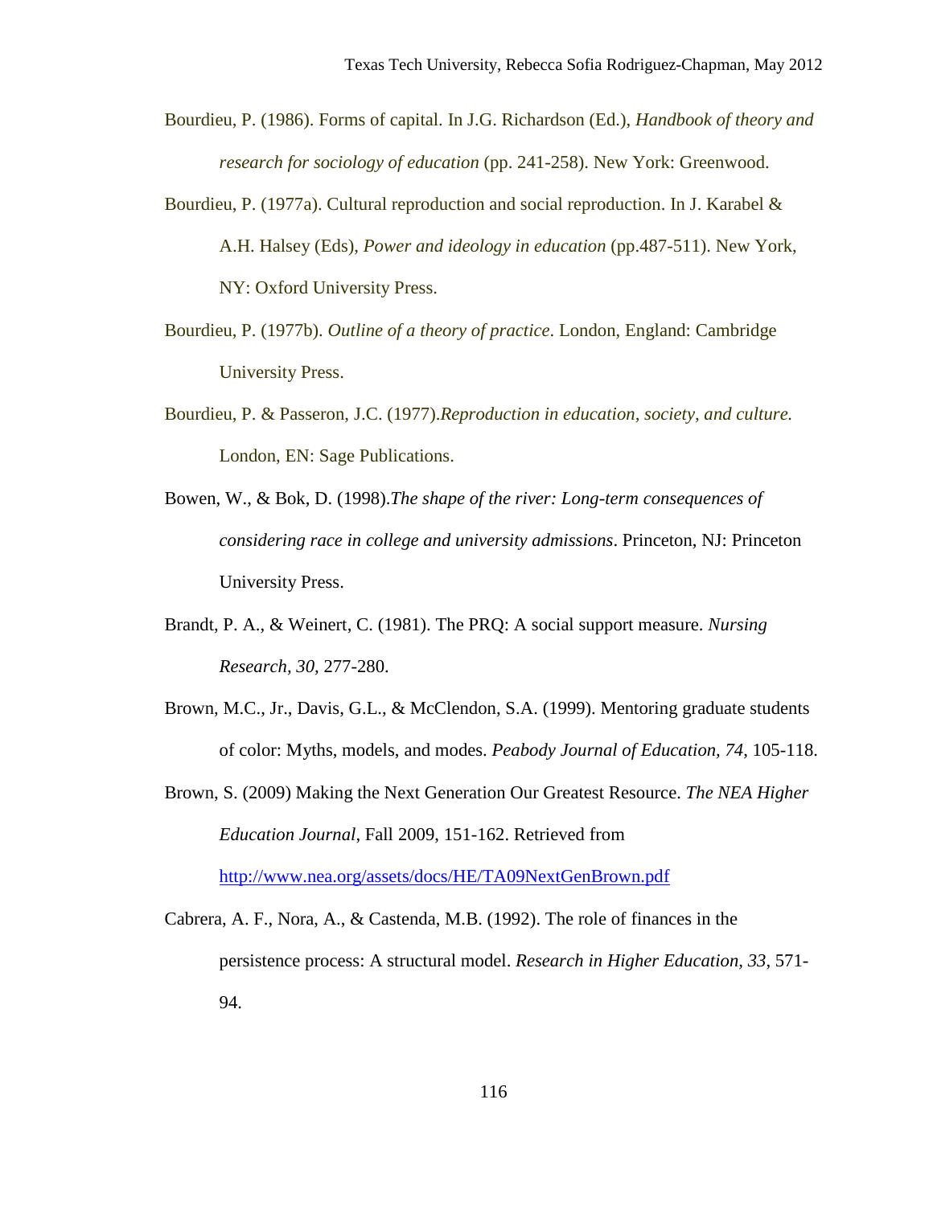Bourdieu, P. (1986). Forms of capital. In J.G. Richardson (Ed.), *Handbook of theory and research for sociology of education* (pp. 241-258). New York: Greenwood.

Bourdieu, P. (1977a). Cultural reproduction and social reproduction. In J. Karabel & A.H. Halsey (Eds), *Power and ideology in education* (pp.487-511). New York, NY: Oxford University Press.

Bourdieu, P. (1977b). *Outline of a theory of practice*. London, England: Cambridge University Press.

Bourdieu, P. & Passeron, J.C. (1977).*Reproduction in education, society, and culture.* London, EN: Sage Publications.

Bowen, W., & Bok, D. (1998).*The shape of the river: Long-term consequences of considering race in college and university admissions*. Princeton, NJ: Princeton University Press.

Brandt, P. A., & Weinert, C. (1981). The PRQ: A social support measure. *Nursing Research, 30*, 277-280.

Brown, M.C., Jr., Davis, G.L., & McClendon, S.A. (1999). Mentoring graduate students of color: Myths, models, and modes. *Peabody Journal of Education, 74*, 105-118.

Brown, S. (2009) Making the Next Generation Our Greatest Resource. *The NEA Higher Education Journal*, Fall 2009, 151-162. Retrieved from http://www.nea.org/assets/docs/HE/TA09NextGenBrown.pdf

Cabrera, A. F., Nora, A., & Castenda, M.B. (1992). The role of finances in the persistence process: A structural model. *Research in Higher Education, 33*, 571-94.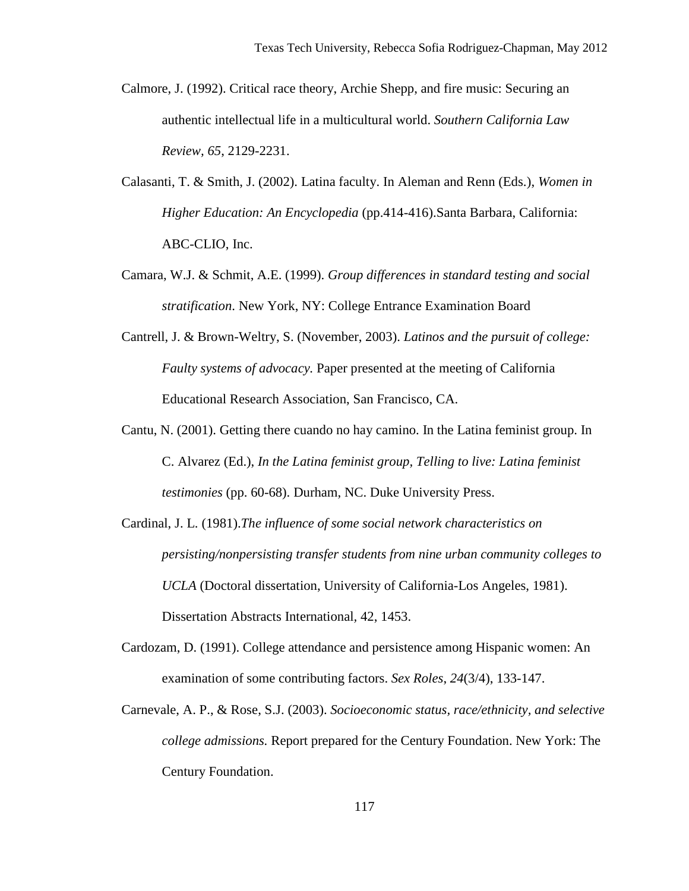Calmore, J. (1992). Critical race theory, Archie Shepp, and fire music: Securing an authentic intellectual life in a multicultural world. *Southern California Law Review, 65*, 2129-2231.

Calasanti, T. & Smith, J. (2002). Latina faculty. In Aleman and Renn (Eds.), *Women in Higher Education: An Encyclopedia* (pp.414-416).Santa Barbara, California: ABC-CLIO, Inc.

Camara, W.J. & Schmit, A.E. (1999). *Group differences in standard testing and social stratification*. New York, NY: College Entrance Examination Board

Cantrell, J. & Brown-Weltry, S. (November, 2003). *Latinos and the pursuit of college: Faulty systems of advocacy.* Paper presented at the meeting of California Educational Research Association, San Francisco, CA.

Cantu, N. (2001). Getting there cuando no hay camino. In the Latina feminist group. In C. Alvarez (Ed.), *In the Latina feminist group, Telling to live: Latina feminist testimonies* (pp. 60-68). Durham, NC. Duke University Press.

Cardinal, J. L. (1981).*The influence of some social network characteristics on persisting/nonpersisting transfer students from nine urban community colleges to UCLA* (Doctoral dissertation, University of California-Los Angeles, 1981). Dissertation Abstracts International, 42, 1453.

Cardozam, D. (1991). College attendance and persistence among Hispanic women: An examination of some contributing factors. *Sex Roles, 24*(3/4), 133-147.

Carnevale, A. P., & Rose, S.J. (2003). *Socioeconomic status, race/ethnicity, and selective college admissions.* Report prepared for the Century Foundation. New York: The Century Foundation.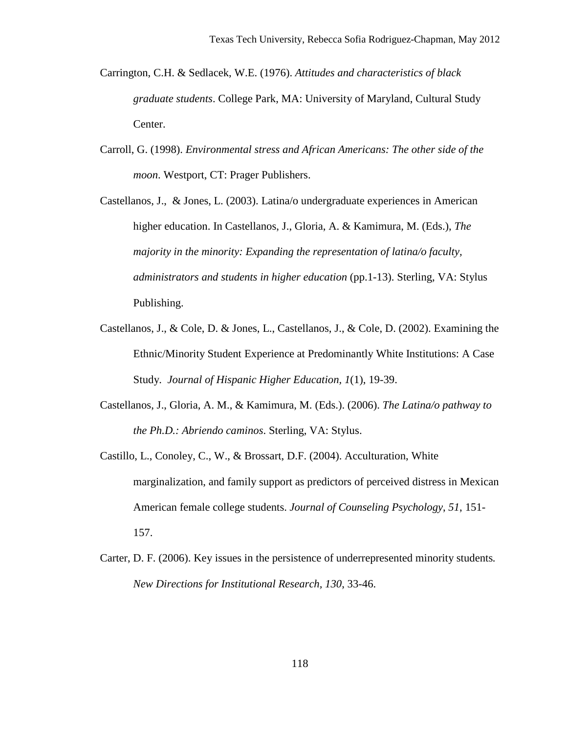Carrington, C.H. & Sedlacek, W.E. (1976). *Attitudes and characteristics of black graduate students*. College Park, MA: University of Maryland, Cultural Study Center.

Carroll, G. (1998). *Environmental stress and African Americans: The other side of the moon*. Westport, CT: Prager Publishers.

Castellanos, J., & Jones, L. (2003). Latina/o undergraduate experiences in American higher education. In Castellanos, J., Gloria, A. & Kamimura, M. (Eds.), *The majority in the minority: Expanding the representation of latina/o faculty, administrators and students in higher education* (pp.1-13). Sterling, VA: Stylus Publishing.

Castellanos, J., & Cole, D. & Jones, L., Castellanos, J., & Cole, D. (2002). Examining the Ethnic/Minority Student Experience at Predominantly White Institutions: A Case Study. *Journal of Hispanic Higher Education, 1*(1), 19-39.

Castellanos, J., Gloria, A. M., & Kamimura, M. (Eds.). (2006). *The Latina/o pathway to the Ph.D.: Abriendo caminos*. Sterling, VA: Stylus.

Castillo, L., Conoley, C., W., & Brossart, D.F. (2004). Acculturation, White marginalization, and family support as predictors of perceived distress in Mexican American female college students. *Journal of Counseling Psychology, 51*, 151-157.

Carter, D. F. (2006). Key issues in the persistence of underrepresented minority students. *New Directions for Institutional Research, 130*, 33-46.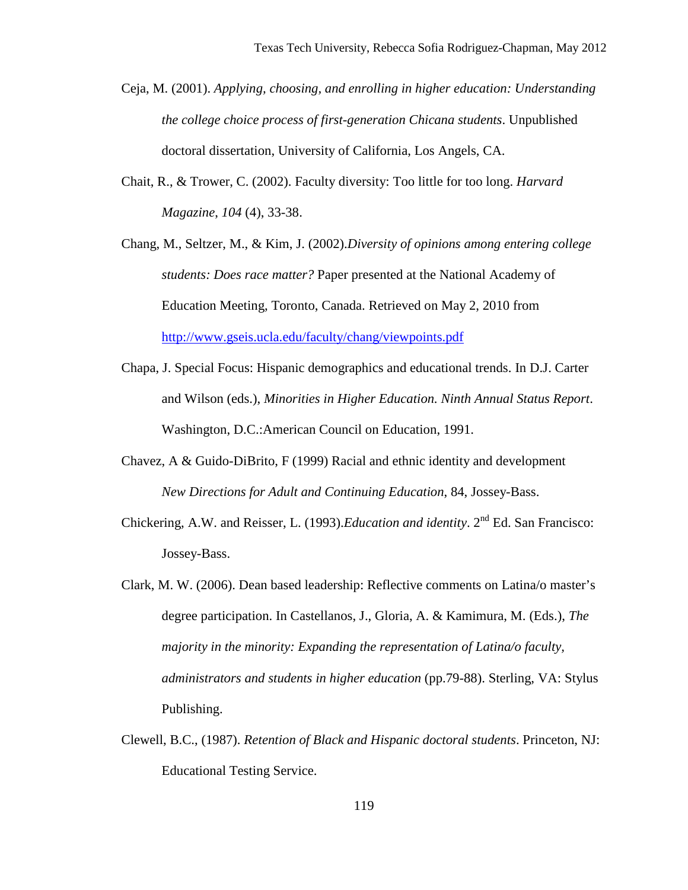Ceja, M. (2001). *Applying, choosing, and enrolling in higher education: Understanding the college choice process of first-generation Chicana students*. Unpublished doctoral dissertation, University of California, Los Angels, CA.

Chait, R., & Trower, C. (2002). Faculty diversity: Too little for too long. *Harvard Magazine*, *104* (4), 33-38.

Chang, M., Seltzer, M., & Kim, J. (2002).*Diversity of opinions among entering college students: Does race matter?* Paper presented at the National Academy of Education Meeting, Toronto, Canada. Retrieved on May 2, 2010 from http://www.gseis.ucla.edu/faculty/chang/viewpoints.pdf

Chapa, J. Special Focus: Hispanic demographics and educational trends. In D.J. Carter and Wilson (eds.), *Minorities in Higher Education. Ninth Annual Status Report*. Washington, D.C.:American Council on Education, 1991.

Chavez, A & Guido-DiBrito, F (1999) Racial and ethnic identity and development *New Directions for Adult and Continuing Education*, 84, Jossey-Bass.

Chickering, A.W. and Reisser, L. (1993).*Education and identity*. 2nd Ed. San Francisco: Jossey-Bass.

Clark, M. W. (2006). Dean based leadership: Reflective comments on Latina/o master's degree participation. In Castellanos, J., Gloria, A. & Kamimura, M. (Eds.), *The majority in the minority: Expanding the representation of Latina/o faculty, administrators and students in higher education* (pp.79-88). Sterling, VA: Stylus Publishing.

Clewell, B.C., (1987). *Retention of Black and Hispanic doctoral students*. Princeton, NJ: Educational Testing Service.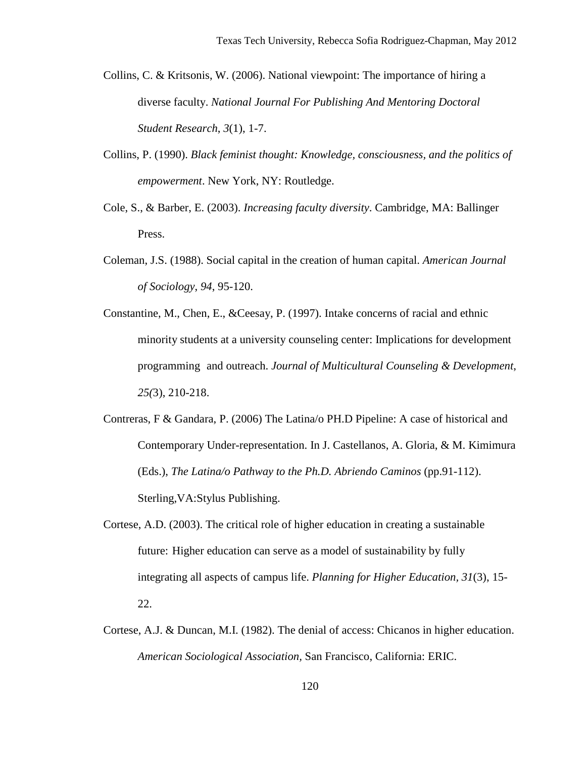Collins, C. & Kritsonis, W. (2006). National viewpoint: The importance of hiring a diverse faculty. *National Journal For Publishing And Mentoring Doctoral Student Research*, *3*(1), 1-7.

Collins, P. (1990). *Black feminist thought: Knowledge, consciousness, and the politics of empowerment*. New York, NY: Routledge.

Cole, S., & Barber, E. (2003). *Increasing faculty diversity*. Cambridge, MA: Ballinger Press.

Coleman, J.S. (1988). Social capital in the creation of human capital. *American Journal of Sociology*, *94*, 95-120.

Constantine, M., Chen, E., &Ceesay, P. (1997). Intake concerns of racial and ethnic minority students at a university counseling center: Implications for development programming and outreach. *Journal of Multicultural Counseling & Development*, *25(*3), 210-218.

Contreras, F & Gandara, P. (2006) The Latina/o PH.D Pipeline: A case of historical and Contemporary Under-representation. In J. Castellanos, A. Gloria, & M. Kimimura (Eds.), *The Latina/o Pathway to the Ph.D. Abriendo Caminos* (pp.91-112). Sterling,VA:Stylus Publishing.

Cortese, A.D. (2003). The critical role of higher education in creating a sustainable future: Higher education can serve as a model of sustainability by fully integrating all aspects of campus life. *Planning for Higher Education, 31*(3), 15-22.

Cortese, A.J. & Duncan, M.I. (1982). The denial of access: Chicanos in higher education. *American Sociological Association,* San Francisco, California: ERIC.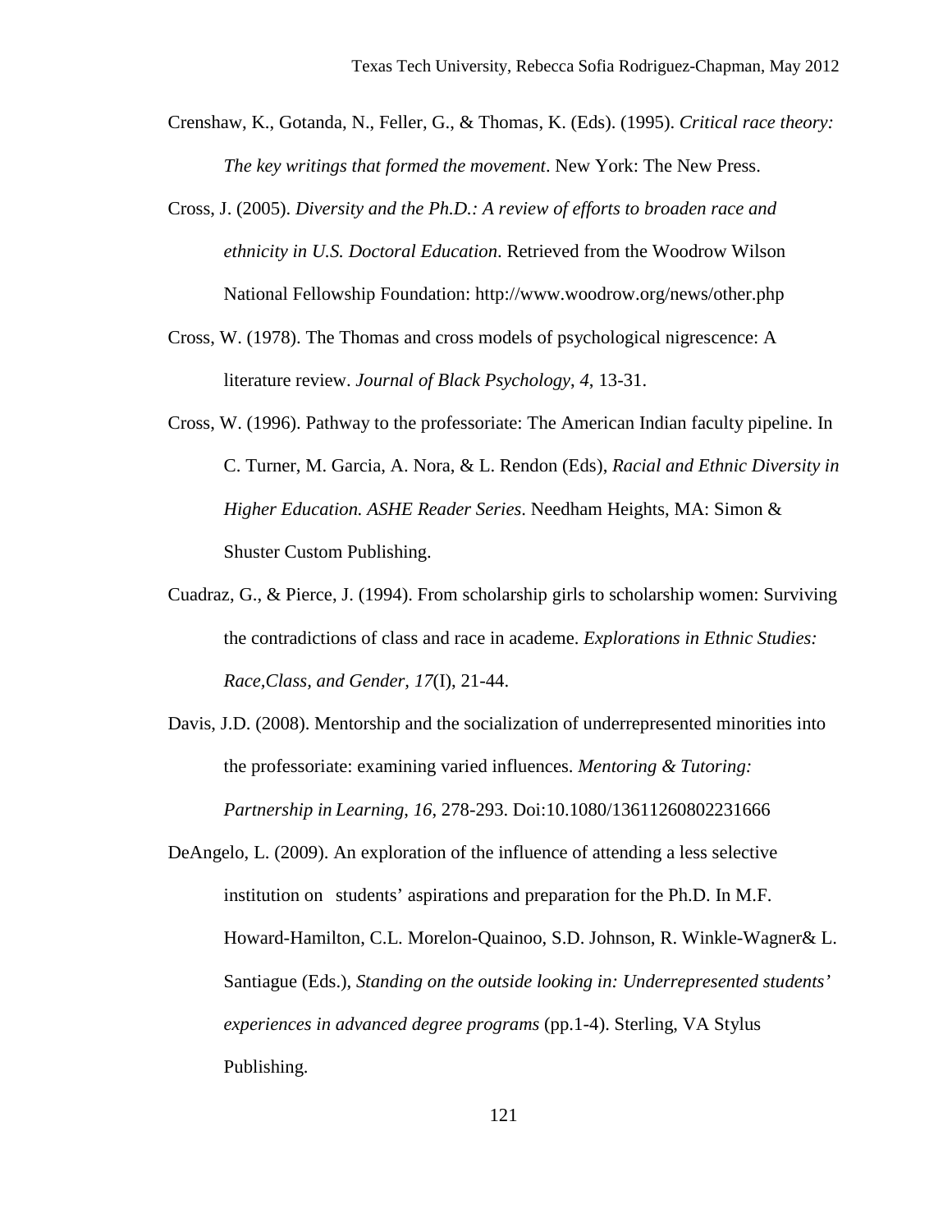Crenshaw, K., Gotanda, N., Feller, G., & Thomas, K. (Eds). (1995). *Critical race theory: The key writings that formed the movement*. New York: The New Press.

Cross, J. (2005). *Diversity and the Ph.D.: A review of efforts to broaden race and ethnicity in U.S. Doctoral Education*. Retrieved from the Woodrow Wilson National Fellowship Foundation: http://www.woodrow.org/news/other.php

Cross, W. (1978). The Thomas and cross models of psychological nigrescence: A literature review. *Journal of Black Psychology*, *4*, 13-31.

Cross, W. (1996). Pathway to the professoriate: The American Indian faculty pipeline. In C. Turner, M. Garcia, A. Nora, & L. Rendon (Eds), *Racial and Ethnic Diversity in Higher Education. ASHE Reader Series*. Needham Heights, MA: Simon & Shuster Custom Publishing.

Cuadraz, G., & Pierce, J. (1994). From scholarship girls to scholarship women: Surviving the contradictions of class and race in academe. *Explorations in Ethnic Studies: Race,Class, and Gender, 17*(I), 21-44.

Davis, J.D. (2008). Mentorship and the socialization of underrepresented minorities into the professoriate: examining varied influences. *Mentoring & Tutoring: Partnership in Learning*, *16*, 278-293. Doi:10.1080/13611260802231666

DeAngelo, L. (2009). An exploration of the influence of attending a less selective institution on students' aspirations and preparation for the Ph.D. In M.F. Howard-Hamilton, C.L. Morelon-Quainoo, S.D. Johnson, R. Winkle-Wagner& L. Santiague (Eds.), *Standing on the outside looking in: Underrepresented students' experiences in advanced degree programs* (pp.1-4). Sterling, VA Stylus Publishing.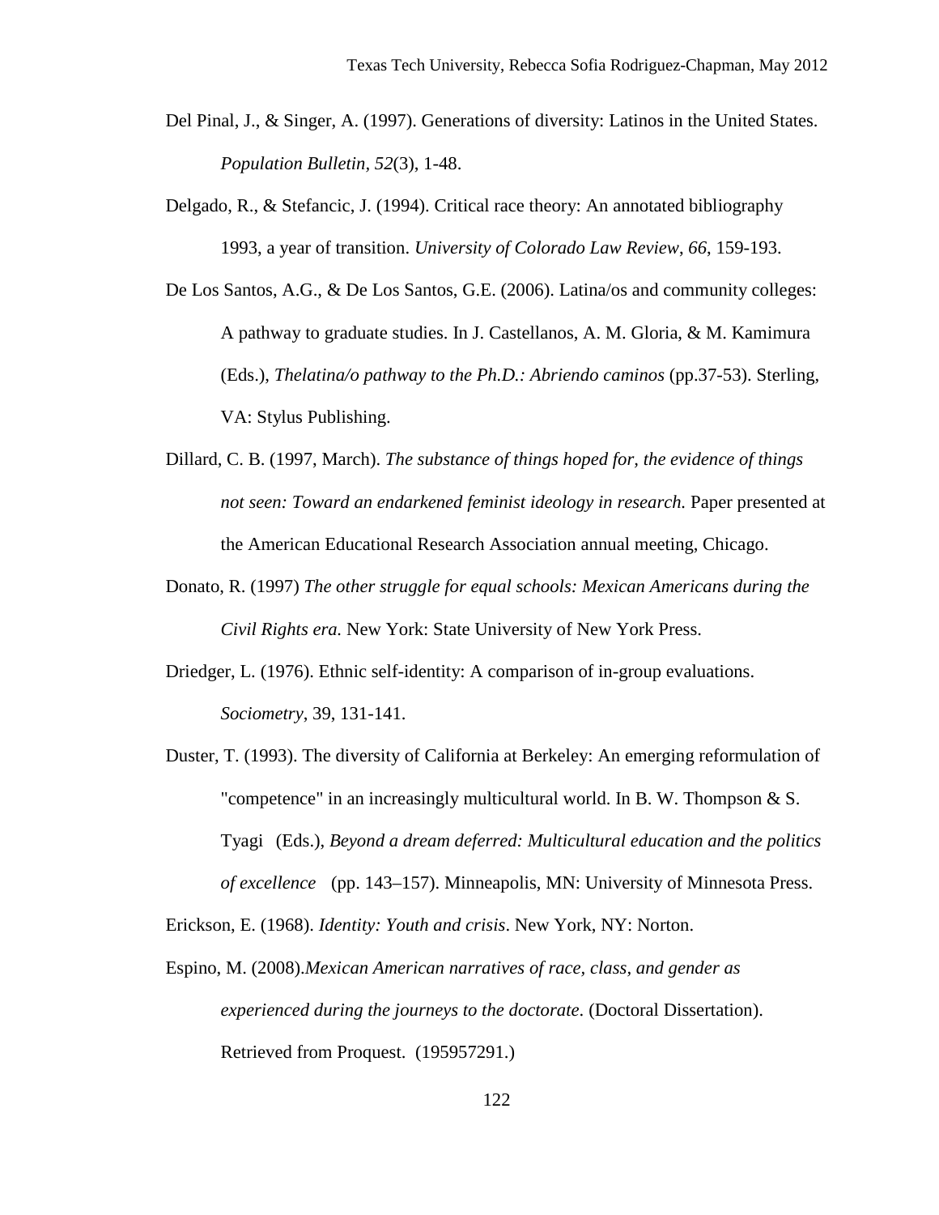Del Pinal, J., & Singer, A. (1997). Generations of diversity: Latinos in the United States. *Population Bulletin, 52*(3), 1-48.

Delgado, R., & Stefancic, J. (1994). Critical race theory: An annotated bibliography 1993, a year of transition. *University of Colorado Law Review*, *66*, 159-193.

De Los Santos, A.G., & De Los Santos, G.E. (2006). Latina/os and community colleges: A pathway to graduate studies. In J. Castellanos, A. M. Gloria, & M. Kamimura (Eds.), *Thelatina/o pathway to the Ph.D.: Abriendo caminos* (pp.37-53). Sterling, VA: Stylus Publishing.

Dillard, C. B. (1997, March). *The substance of things hoped for, the evidence of things not seen: Toward an endarkened feminist ideology in research.* Paper presented at the American Educational Research Association annual meeting, Chicago.

Donato, R. (1997) *The other struggle for equal schools: Mexican Americans during the Civil Rights era.* New York: State University of New York Press.

Driedger, L. (1976). Ethnic self-identity: A comparison of in-group evaluations. *Sociometry*, 39, 131-141.

Duster, T. (1993). The diversity of California at Berkeley: An emerging reformulation of "competence" in an increasingly multicultural world. In B. W. Thompson & S. Tyagi (Eds.), *Beyond a dream deferred: Multicultural education and the politics of excellence* (pp. 143–157). Minneapolis, MN: University of Minnesota Press.

Erickson, E. (1968). *Identity: Youth and crisis*. New York, NY: Norton.

Espino, M. (2008).*Mexican American narratives of race, class, and gender as experienced during the journeys to the doctorate.* (Doctoral Dissertation). Retrieved from Proquest. (195957291.)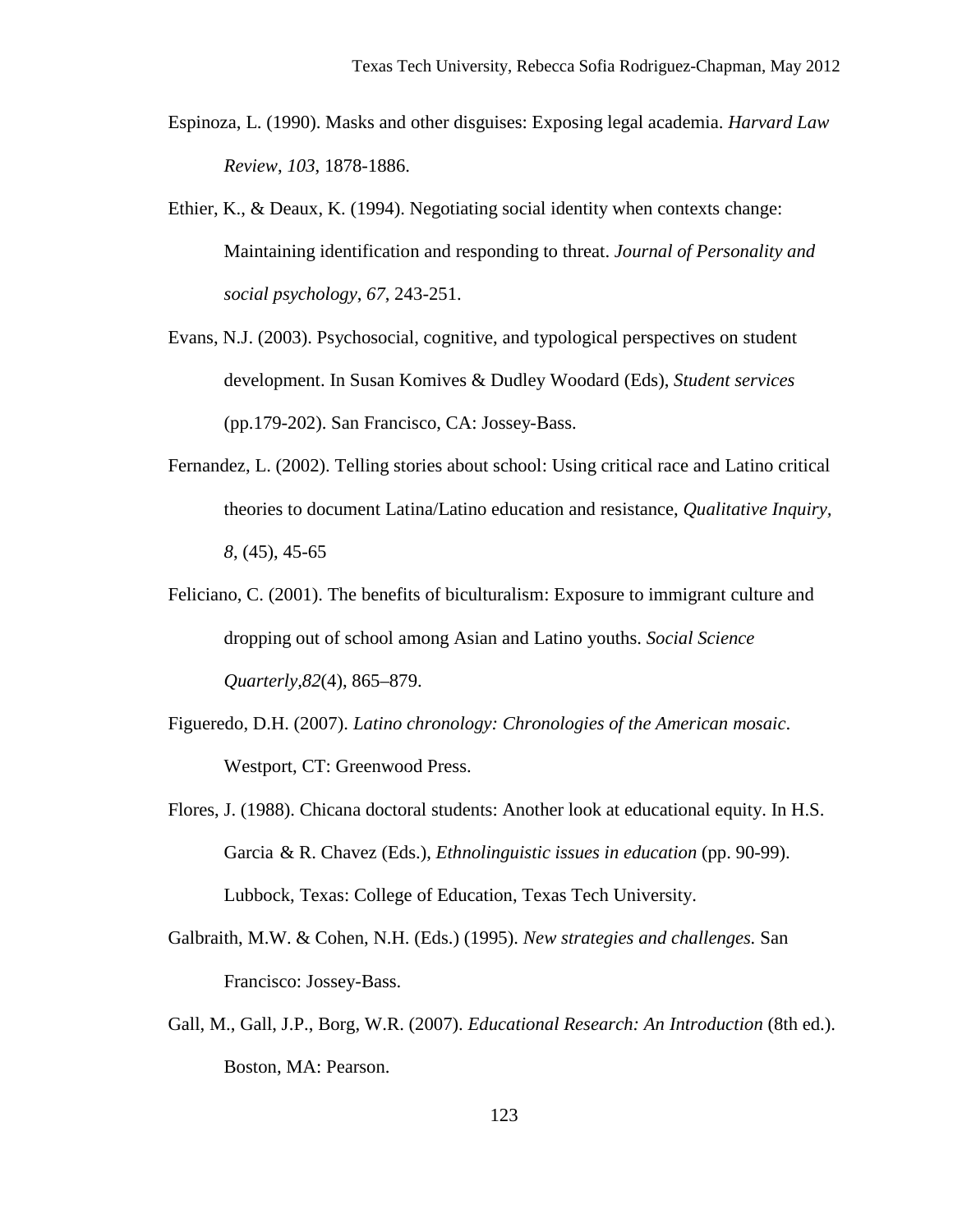Espinoza, L. (1990). Masks and other disguises: Exposing legal academia. *Harvard Law Review*, *103*, 1878-1886.

Ethier, K., & Deaux, K. (1994). Negotiating social identity when contexts change: Maintaining identification and responding to threat. *Journal of Personality and social psychology*, *67*, 243-251.

Evans, N.J. (2003). Psychosocial, cognitive, and typological perspectives on student development. In Susan Komives & Dudley Woodard (Eds), *Student services* (pp.179-202). San Francisco, CA: Jossey-Bass.

Fernandez, L. (2002). Telling stories about school: Using critical race and Latino critical theories to document Latina/Latino education and resistance, *Qualitative Inquiry*, *8*, (45), 45-65

Feliciano, C. (2001). The benefits of biculturalism: Exposure to immigrant culture and dropping out of school among Asian and Latino youths. *Social Science Quarterly,82*(4), 865–879.

Figueredo, D.H. (2007). *Latino chronology: Chronologies of the American mosaic*. Westport, CT: Greenwood Press.

Flores, J. (1988). Chicana doctoral students: Another look at educational equity. In H.S. Garcia & R. Chavez (Eds.), *Ethnolinguistic issues in education* (pp. 90-99). Lubbock, Texas: College of Education, Texas Tech University.

Galbraith, M.W. & Cohen, N.H. (Eds.) (1995). *New strategies and challenges.* San Francisco: Jossey-Bass.

Gall, M., Gall, J.P., Borg, W.R. (2007). *Educational Research: An Introduction* (8th ed.). Boston, MA: Pearson.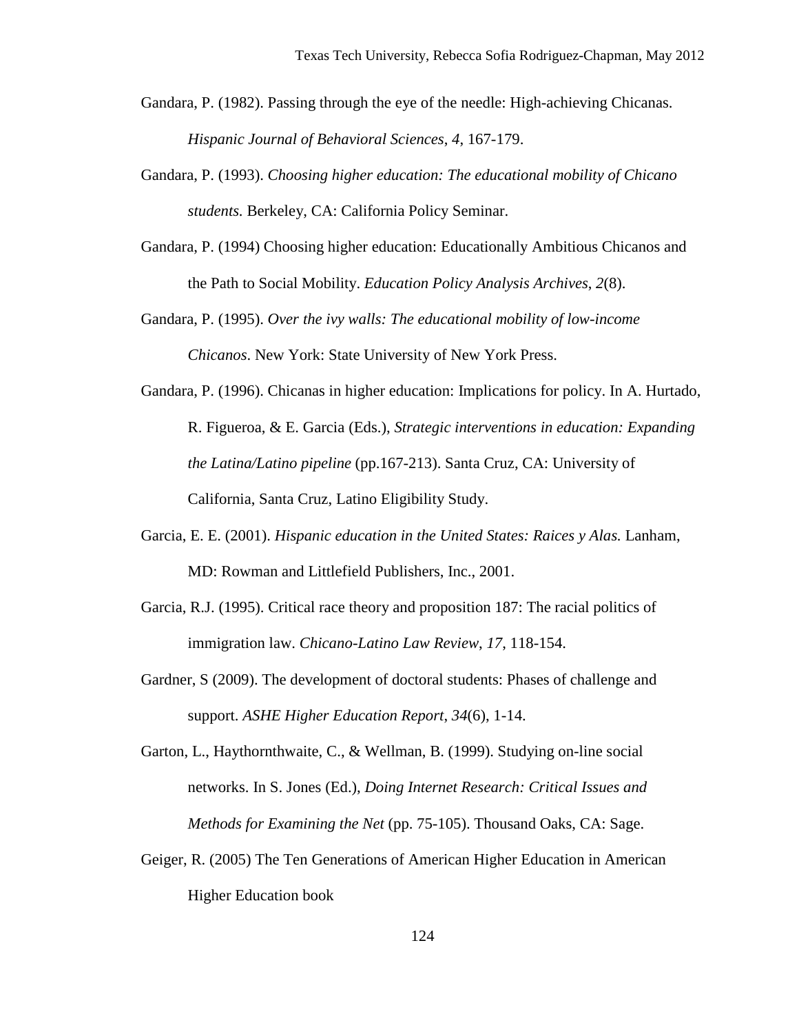Gandara, P. (1982). Passing through the eye of the needle: High-achieving Chicanas. *Hispanic Journal of Behavioral Sciences*, *4*, 167-179.

Gandara, P. (1993). *Choosing higher education: The educational mobility of Chicano students.* Berkeley, CA: California Policy Seminar.

Gandara, P. (1994) Choosing higher education: Educationally Ambitious Chicanos and the Path to Social Mobility. *Education Policy Analysis Archives*, *2*(8).

Gandara, P. (1995). *Over the ivy walls: The educational mobility of low-income Chicanos*. New York: State University of New York Press.

Gandara, P. (1996). Chicanas in higher education: Implications for policy. In A. Hurtado, R. Figueroa, & E. Garcia (Eds.), *Strategic interventions in education: Expanding the Latina/Latino pipeline* (pp.167-213). Santa Cruz, CA: University of California, Santa Cruz, Latino Eligibility Study.

Garcia, E. E. (2001). *Hispanic education in the United States: Raices y Alas.* Lanham, MD: Rowman and Littlefield Publishers, Inc., 2001.

Garcia, R.J. (1995). Critical race theory and proposition 187: The racial politics of immigration law. *Chicano-Latino Law Review*, *17*, 118-154.

Gardner, S (2009). The development of doctoral students: Phases of challenge and support. *ASHE Higher Education Report*, *34*(6), 1-14.

Garton, L., Haythornthwaite, C., & Wellman, B. (1999). Studying on-line social networks. In S. Jones (Ed.), *Doing Internet Research: Critical Issues and Methods for Examining the Net* (pp. 75-105). Thousand Oaks, CA: Sage.

Geiger, R. (2005) The Ten Generations of American Higher Education in American Higher Education book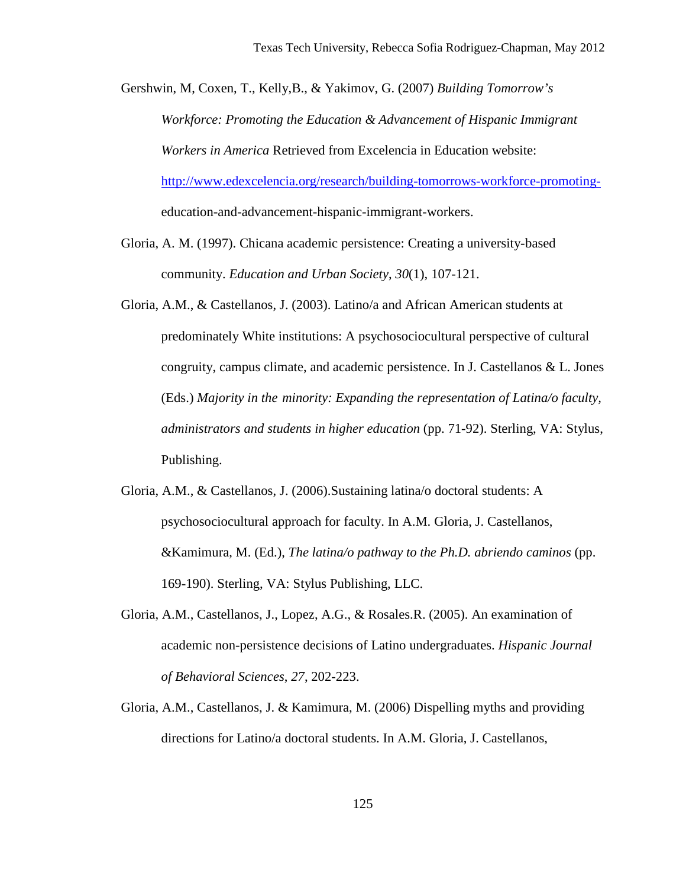Gershwin, M, Coxen, T., Kelly,B., & Yakimov, G. (2007) *Building Tomorrow's Workforce: Promoting the Education & Advancement of Hispanic Immigrant Workers in America* Retrieved from Excelencia in Education website: http://www.edexcelencia.org/research/building-tomorrows-workforce-promoting-education-and-advancement-hispanic-immigrant-workers.

Gloria, A. M. (1997). Chicana academic persistence: Creating a university-based community. *Education and Urban Society*, *30*(1), 107-121.

Gloria, A.M., & Castellanos, J. (2003). Latino/a and African American students at predominately White institutions: A psychosociocultural perspective of cultural congruity, campus climate, and academic persistence. In J. Castellanos & L. Jones (Eds.) *Majority in the minority: Expanding the representation of Latina/o faculty, administrators and students in higher education* (pp. 71-92). Sterling, VA: Stylus, Publishing.

Gloria, A.M., & Castellanos, J. (2006).Sustaining latina/o doctoral students: A psychosociocultural approach for faculty. In A.M. Gloria, J. Castellanos, &Kamimura, M. (Ed.), *The latina/o pathway to the Ph.D. abriendo caminos* (pp. 169-190). Sterling, VA: Stylus Publishing, LLC.

Gloria, A.M., Castellanos, J., Lopez, A.G., & Rosales.R. (2005). An examination of academic non-persistence decisions of Latino undergraduates. *Hispanic Journal of Behavioral Sciences*, *27*, 202-223.

Gloria, A.M., Castellanos, J. & Kamimura, M. (2006) Dispelling myths and providing directions for Latino/a doctoral students. In A.M. Gloria, J. Castellanos,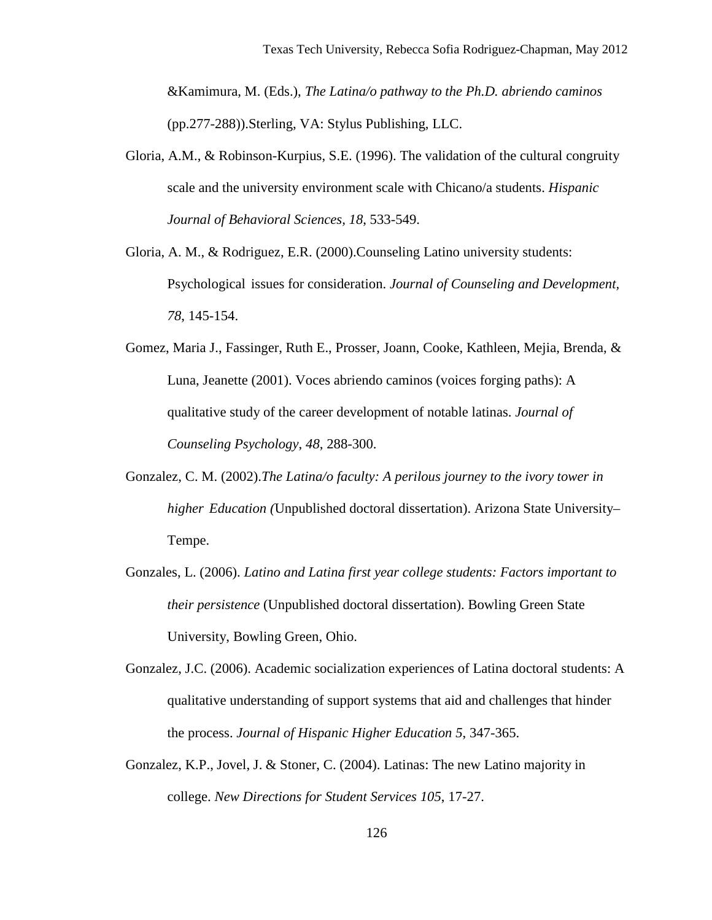&Kamimura, M. (Eds.), *The Latina/o pathway to the Ph.D. abriendo caminos* (pp.277-288)).Sterling, VA: Stylus Publishing, LLC.

Gloria, A.M., & Robinson-Kurpius, S.E. (1996). The validation of the cultural congruity scale and the university environment scale with Chicano/a students. *Hispanic Journal of Behavioral Sciences, 18*, 533-549.

Gloria, A. M., & Rodriguez, E.R. (2000).Counseling Latino university students: Psychological issues for consideration. *Journal of Counseling and Development, 78*, 145-154.

Gomez, Maria J., Fassinger, Ruth E., Prosser, Joann, Cooke, Kathleen, Mejia, Brenda, & Luna, Jeanette (2001). Voces abriendo caminos (voices forging paths): A qualitative study of the career development of notable latinas. *Journal of Counseling Psychology, 48*, 288-300.

Gonzalez, C. M. (2002).*The Latina/o faculty: A perilous journey to the ivory tower in higher Education (*Unpublished doctoral dissertation). Arizona State University–Tempe.

Gonzales, L. (2006). *Latino and Latina first year college students: Factors important to their persistence* (Unpublished doctoral dissertation). Bowling Green State University, Bowling Green, Ohio.

Gonzalez, J.C. (2006). Academic socialization experiences of Latina doctoral students: A qualitative understanding of support systems that aid and challenges that hinder the process. *Journal of Hispanic Higher Education 5*, 347-365.

Gonzalez, K.P., Jovel, J. & Stoner, C. (2004). Latinas: The new Latino majority in college. *New Directions for Student Services 105*, 17-27.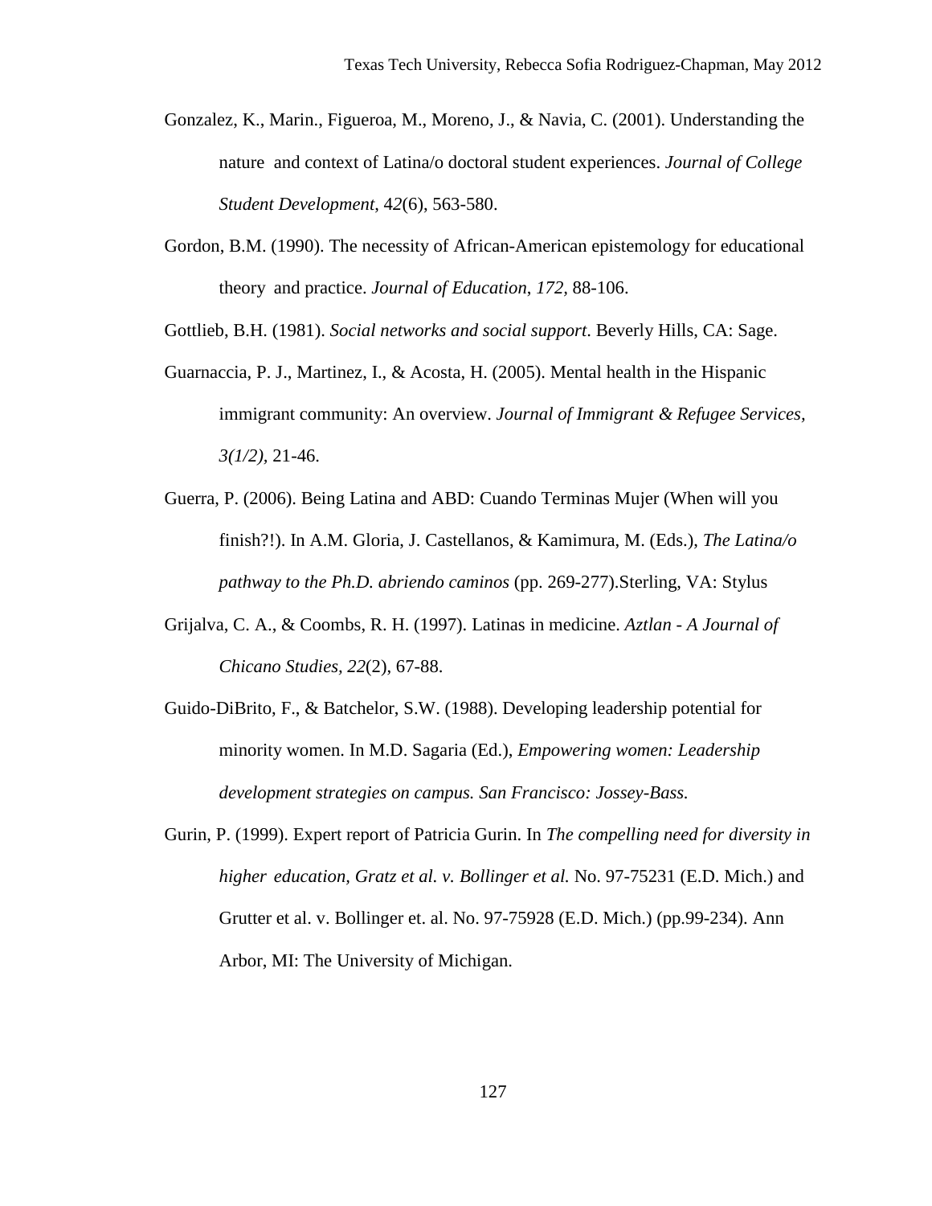Gonzalez, K., Marin., Figueroa, M., Moreno, J., & Navia, C. (2001). Understanding the nature and context of Latina/o doctoral student experiences. *Journal of College Student Development*, 4*2*(6), 563-580.

Gordon, B.M. (1990). The necessity of African-American epistemology for educational theory and practice. *Journal of Education, 172,* 88-106.

Gottlieb, B.H. (1981). *Social networks and social support.* Beverly Hills, CA: Sage.

Guarnaccia, P. J., Martinez, I., & Acosta, H. (2005). Mental health in the Hispanic immigrant community: An overview. *Journal of Immigrant & Refugee Services, 3(1/2),* 21-46.

Guerra, P. (2006). Being Latina and ABD: Cuando Terminas Mujer (When will you finish?!). In A.M. Gloria, J. Castellanos, & Kamimura, M. (Eds.), *The Latina/o pathway to the Ph.D. abriendo caminos* (pp. 269-277).Sterling, VA: Stylus

Grijalva, C. A., & Coombs, R. H. (1997). Latinas in medicine. *Aztlan - A Journal of Chicano Studies, 22*(2), 67-88.

Guido-DiBrito, F., & Batchelor, S.W. (1988). Developing leadership potential for minority women. In M.D. Sagaria (Ed.), *Empowering women: Leadership development strategies on campus. San Francisco: Jossey-Bass.*

Gurin, P. (1999). Expert report of Patricia Gurin. In *The compelling need for diversity in higher education, Gratz et al. v. Bollinger et al.* No. 97-75231 (E.D. Mich.) and Grutter et al. v. Bollinger et. al. No. 97-75928 (E.D. Mich.) (pp.99-234). Ann Arbor, MI: The University of Michigan.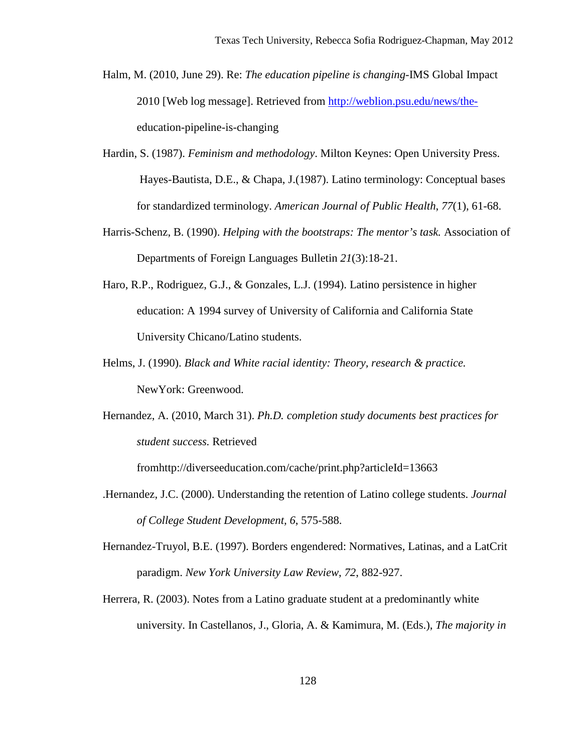Halm, M. (2010, June 29). Re: *The education pipeline is changing*-IMS Global Impact 2010 [Web log message]. Retrieved from http://weblion.psu.edu/news/the-education-pipeline-is-changing

Hardin, S. (1987). *Feminism and methodology*. Milton Keynes: Open University Press. Hayes-Bautista, D.E., & Chapa, J.(1987). Latino terminology: Conceptual bases for standardized terminology. *American Journal of Public Health*, *77*(1), 61-68.

Harris-Schenz, B. (1990). *Helping with the bootstraps: The mentor's task.* Association of Departments of Foreign Languages Bulletin *21*(3):18-21.

Haro, R.P., Rodriguez, G.J., & Gonzales, L.J. (1994). Latino persistence in higher education: A 1994 survey of University of California and California State University Chicano/Latino students.

Helms, J. (1990). *Black and White racial identity: Theory, research & practice.* NewYork: Greenwood.

Hernandez, A. (2010, March 31). *Ph.D. completion study documents best practices for student success.* Retrieved fromhttp://diverseeducation.com/cache/print.php?articleId=13663

.Hernandez, J.C. (2000). Understanding the retention of Latino college students. *Journal of College Student Development, 6*, 575-588.

Hernandez-Truyol, B.E. (1997). Borders engendered: Normatives, Latinas, and a LatCrit paradigm. *New York University Law Review*, *72*, 882-927.

Herrera, R. (2003). Notes from a Latino graduate student at a predominantly white university. In Castellanos, J., Gloria, A. & Kamimura, M. (Eds.), *The majority in*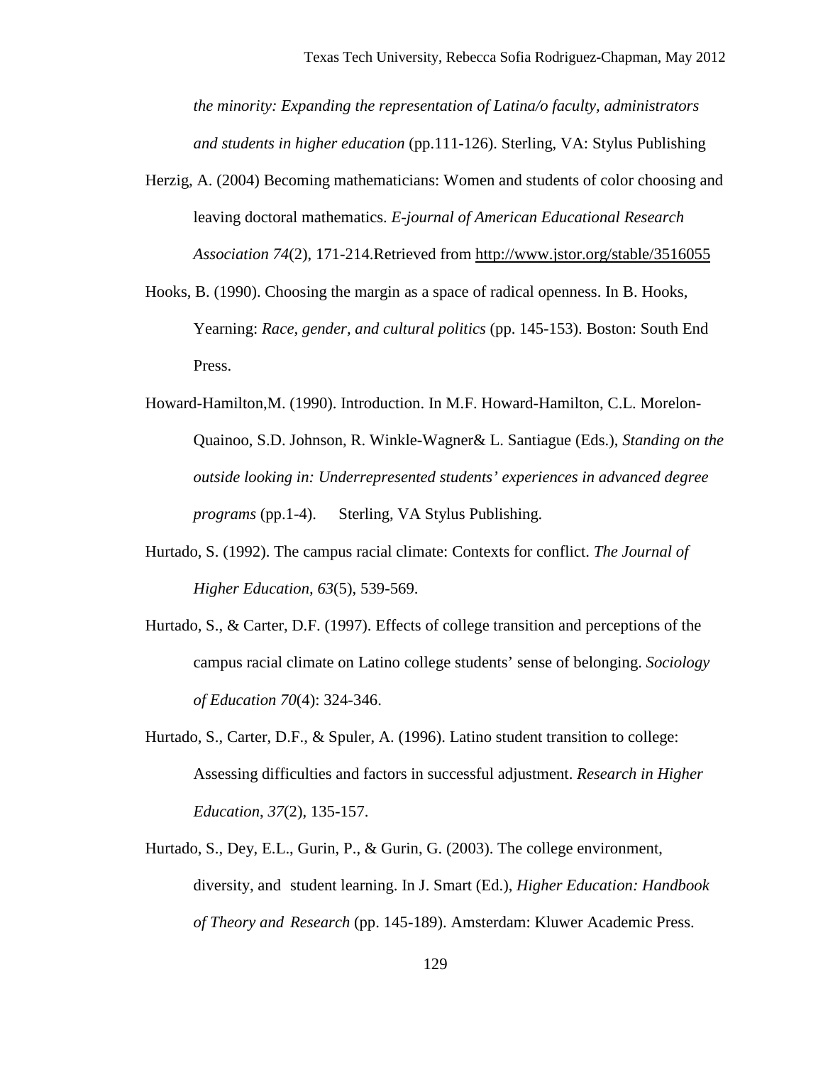*the minority: Expanding the representation of Latina/o faculty, administrators and students in higher education* (pp.111-126). Sterling, VA: Stylus Publishing

Herzig, A. (2004) Becoming mathematicians: Women and students of color choosing and leaving doctoral mathematics. *E-journal of American Educational Research Association 74*(2), 171-214.Retrieved from http://www.jstor.org/stable/3516055

Hooks, B. (1990). Choosing the margin as a space of radical openness. In B. Hooks, Yearning: *Race, gender, and cultural politics* (pp. 145-153). Boston: South End Press.

Howard-Hamilton,M. (1990). Introduction. In M.F. Howard-Hamilton, C.L. Morelon-Quainoo, S.D. Johnson, R. Winkle-Wagner& L. Santiague (Eds.), *Standing on the outside looking in: Underrepresented students' experiences in advanced degree programs* (pp.1-4). Sterling, VA Stylus Publishing.

Hurtado, S. (1992). The campus racial climate: Contexts for conflict. *The Journal of Higher Education, 63*(5), 539-569.

Hurtado, S., & Carter, D.F. (1997). Effects of college transition and perceptions of the campus racial climate on Latino college students' sense of belonging. *Sociology of Education 70*(4): 324-346.

Hurtado, S., Carter, D.F., & Spuler, A. (1996). Latino student transition to college: Assessing difficulties and factors in successful adjustment. *Research in Higher Education*, *37*(2), 135-157.

Hurtado, S., Dey, E.L., Gurin, P., & Gurin, G. (2003). The college environment, diversity, and student learning. In J. Smart (Ed.), *Higher Education: Handbook of Theory and Research* (pp. 145-189). Amsterdam: Kluwer Academic Press.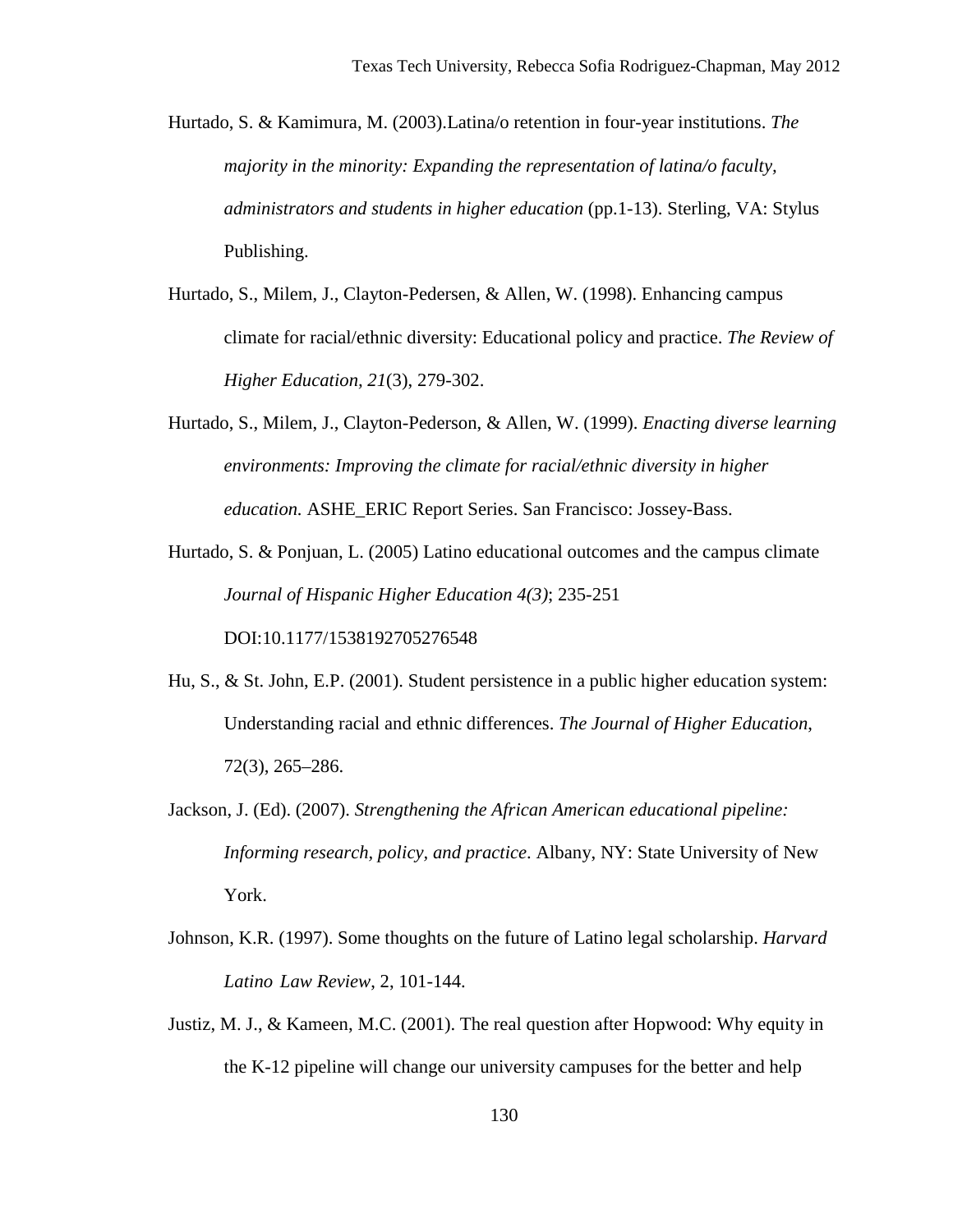Hurtado, S. & Kamimura, M. (2003).Latina/o retention in four-year institutions. *The majority in the minority: Expanding the representation of latina/o faculty, administrators and students in higher education* (pp.1-13). Sterling, VA: Stylus Publishing.

Hurtado, S., Milem, J., Clayton-Pedersen, & Allen, W. (1998). Enhancing campus climate for racial/ethnic diversity: Educational policy and practice. *The Review of Higher Education, 21*(3), 279-302.

Hurtado, S., Milem, J., Clayton-Pederson, & Allen, W. (1999). *Enacting diverse learning environments: Improving the climate for racial/ethnic diversity in higher education.* ASHE_ERIC Report Series. San Francisco: Jossey-Bass.

Hurtado, S. & Ponjuan, L. (2005) Latino educational outcomes and the campus climate *Journal of Hispanic Higher Education 4(3)*; 235-251 DOI:10.1177/1538192705276548

Hu, S., & St. John, E.P. (2001). Student persistence in a public higher education system: Understanding racial and ethnic differences. *The Journal of Higher Education*, 72(3), 265–286.

Jackson, J. (Ed). (2007). *Strengthening the African American educational pipeline: Informing research, policy, and practice*. Albany, NY: State University of New York.

Johnson, K.R. (1997). Some thoughts on the future of Latino legal scholarship. *Harvard Latino Law Review*, 2, 101-144.

Justiz, M. J., & Kameen, M.C. (2001). The real question after Hopwood: Why equity in the K-12 pipeline will change our university campuses for the better and help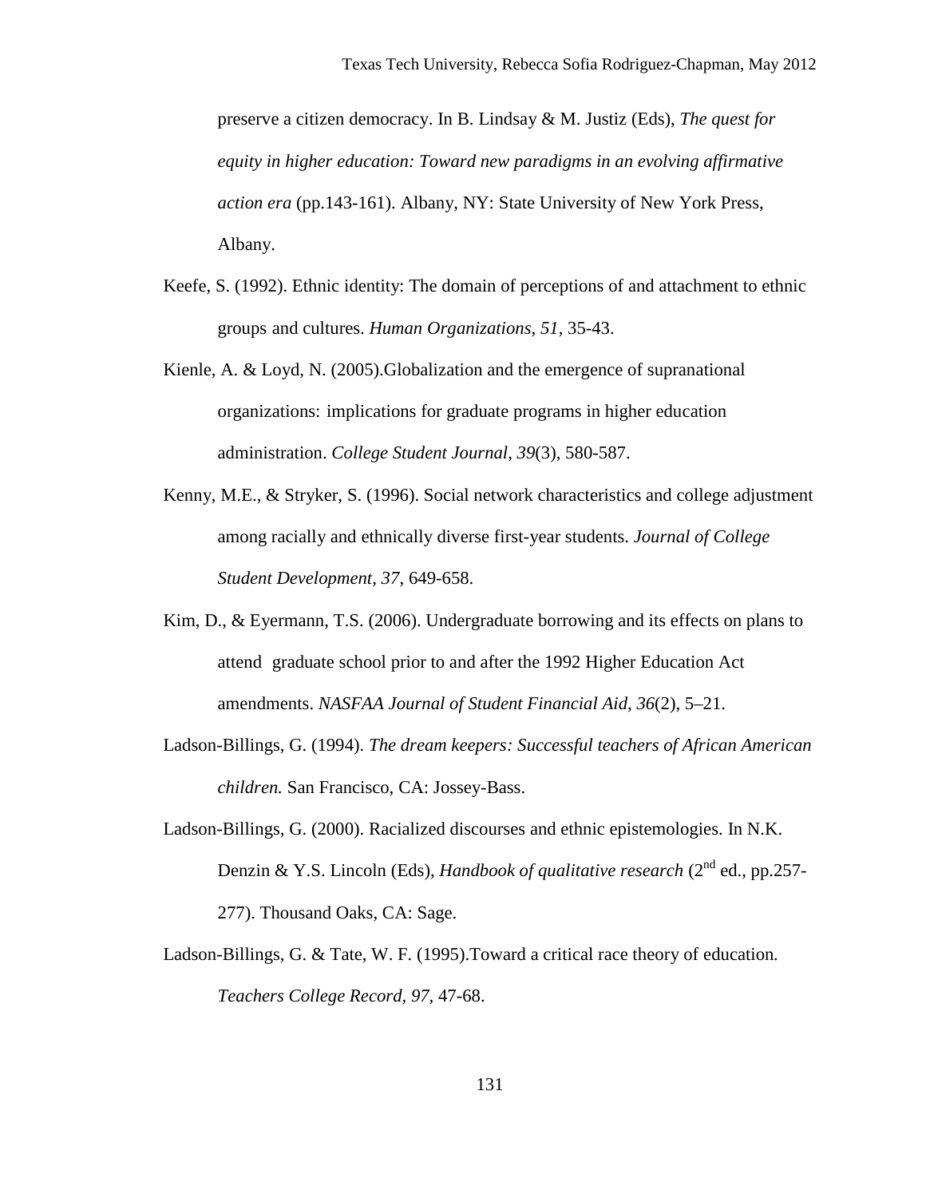preserve a citizen democracy. In B. Lindsay & M. Justiz (Eds), *The quest for equity in higher education: Toward new paradigms in an evolving affirmative action era* (pp.143-161). Albany, NY: State University of New York Press, Albany.

Keefe, S. (1992). Ethnic identity: The domain of perceptions of and attachment to ethnic groups and cultures. *Human Organizations*, *51*, 35-43.

Kienle, A. & Loyd, N. (2005).Globalization and the emergence of supranational organizations: implications for graduate programs in higher education administration. *College Student Journal, 39*(3), 580-587.

Kenny, M.E., & Stryker, S. (1996). Social network characteristics and college adjustment among racially and ethnically diverse first-year students. *Journal of College Student Development, 37*, 649-658.

Kim, D., & Eyermann, T.S. (2006). Undergraduate borrowing and its effects on plans to attend graduate school prior to and after the 1992 Higher Education Act amendments. *NASFAA Journal of Student Financial Aid, 36*(2), 5–21.

Ladson-Billings, G. (1994). *The dream keepers: Successful teachers of African American children.* San Francisco, CA: Jossey-Bass.

Ladson-Billings, G. (2000). Racialized discourses and ethnic epistemologies. In N.K. Denzin & Y.S. Lincoln (Eds), *Handbook of qualitative research* (2nd ed., pp.257-277). Thousand Oaks, CA: Sage.

Ladson-Billings, G. & Tate, W. F. (1995).Toward a critical race theory of education. *Teachers College Record, 97,* 47-68.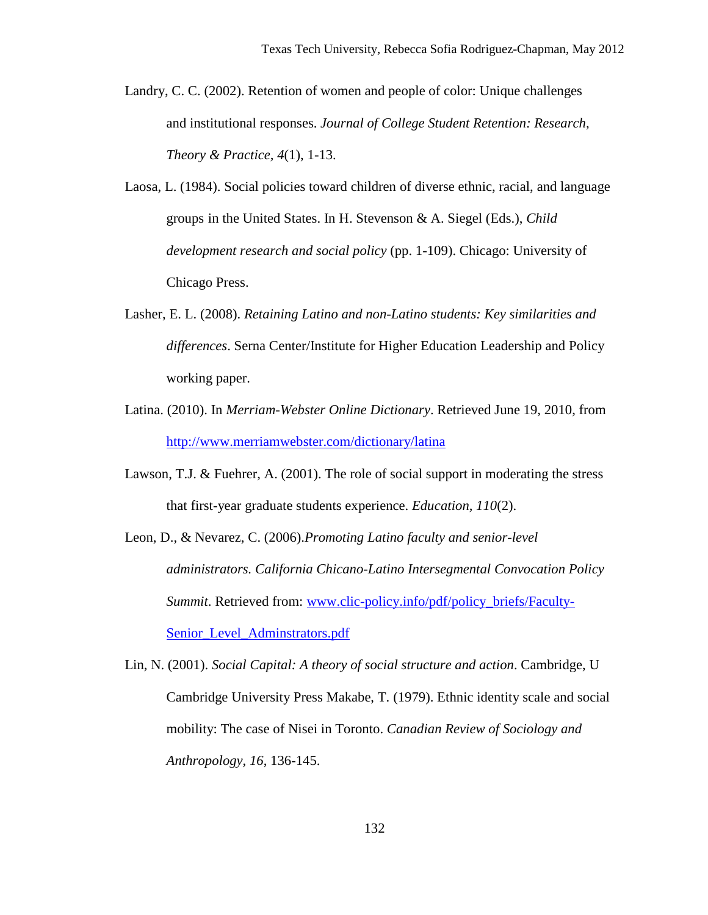Landry, C. C. (2002). Retention of women and people of color: Unique challenges and institutional responses. *Journal of College Student Retention: Research, Theory & Practice, 4*(1), 1-13.

Laosa, L. (1984). Social policies toward children of diverse ethnic, racial, and language groups in the United States. In H. Stevenson & A. Siegel (Eds.), *Child development research and social policy* (pp. 1-109). Chicago: University of Chicago Press.

Lasher, E. L. (2008). *Retaining Latino and non-Latino students: Key similarities and differences*. Serna Center/Institute for Higher Education Leadership and Policy working paper.

Latina. (2010). In *Merriam-Webster Online Dictionary*. Retrieved June 19, 2010, from http://www.merriamwebster.com/dictionary/latina

Lawson, T.J. & Fuehrer, A. (2001). The role of social support in moderating the stress that first-year graduate students experience. *Education, 110*(2).

Leon, D., & Nevarez, C. (2006).*Promoting Latino faculty and senior-level administrators. California Chicano-Latino Intersegmental Convocation Policy Summit*. Retrieved from: www.clic-policy.info/pdf/policy_briefs/Faculty-Senior_Level_Adminstrators.pdf

Lin, N. (2001). *Social Capital: A theory of social structure and action*. Cambridge, U Cambridge University Press Makabe, T. (1979). Ethnic identity scale and social mobility: The case of Nisei in Toronto. *Canadian Review of Sociology and Anthropology*, *16*, 136-145.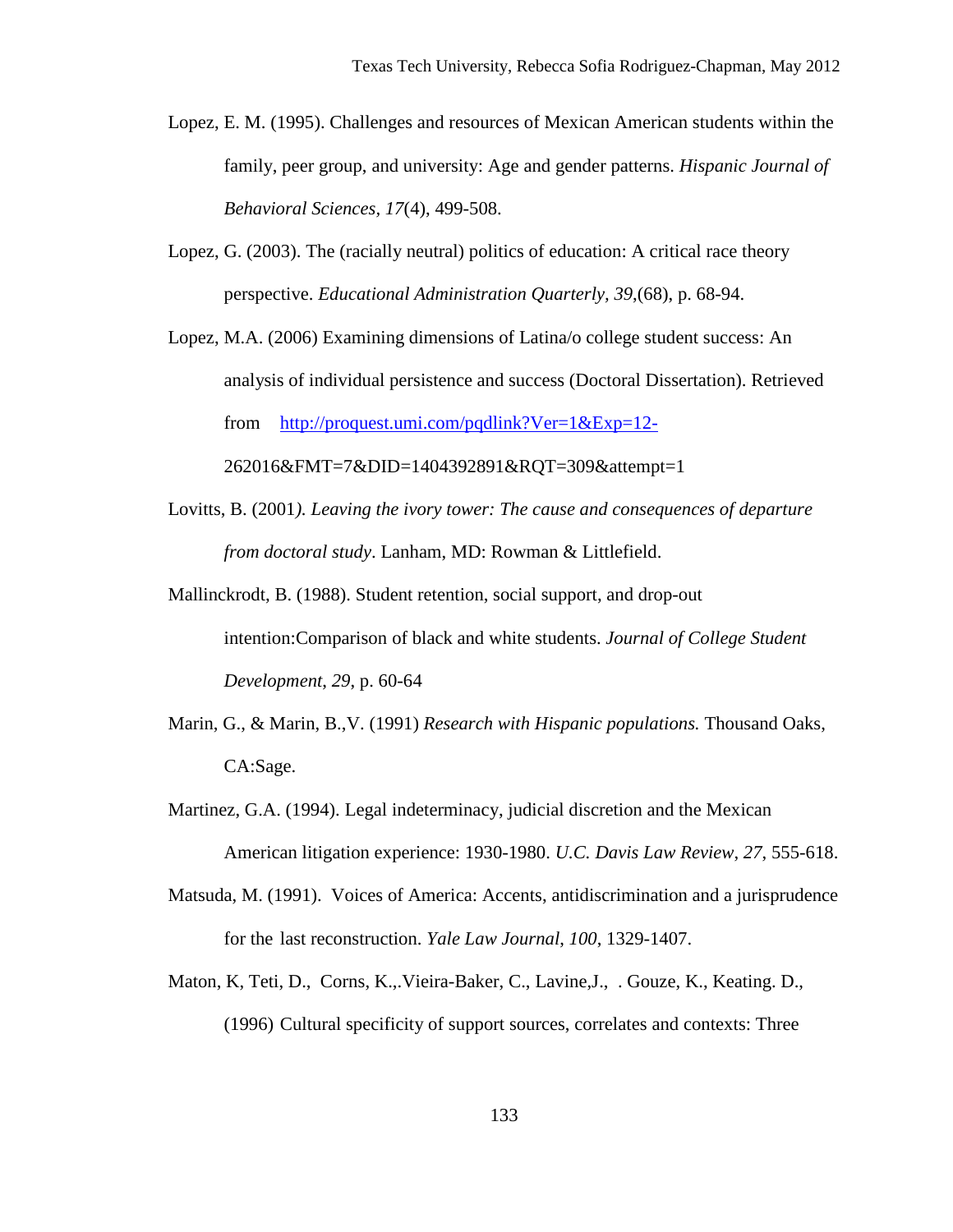Lopez, E. M. (1995). Challenges and resources of Mexican American students within the family, peer group, and university: Age and gender patterns. *Hispanic Journal of Behavioral Sciences, 17*(4), 499-508.

Lopez, G. (2003). The (racially neutral) politics of education: A critical race theory perspective. *Educational Administration Quarterly*, *39*,(68), p. 68-94.

Lopez, M.A. (2006) Examining dimensions of Latina/o college student success: An analysis of individual persistence and success (Doctoral Dissertation). Retrieved from http://proquest.umi.com/pqdlink?Ver=1&Exp=12-262016&FMT=7&DID=1404392891&RQT=309&attempt=1

Lovitts, B. (2001*). Leaving the ivory tower: The cause and consequences of departure from doctoral study*. Lanham, MD: Rowman & Littlefield.

Mallinckrodt, B. (1988). Student retention, social support, and drop-out intention:Comparison of black and white students. *Journal of College Student Development*, *29*, p. 60-64

Marin, G., & Marin, B.,V. (1991) *Research with Hispanic populations.* Thousand Oaks, CA:Sage.

Martinez, G.A. (1994). Legal indeterminacy, judicial discretion and the Mexican American litigation experience: 1930-1980. *U.C. Davis Law Review*, *27*, 555-618.

Matsuda, M. (1991). Voices of America: Accents, antidiscrimination and a jurisprudence for the last reconstruction. *Yale Law Journal*, *100*, 1329-1407.

Maton, K, Teti, D., Corns, K.,.Vieira-Baker, C., Lavine,J., . Gouze, K., Keating. D., (1996) Cultural specificity of support sources, correlates and contexts: Three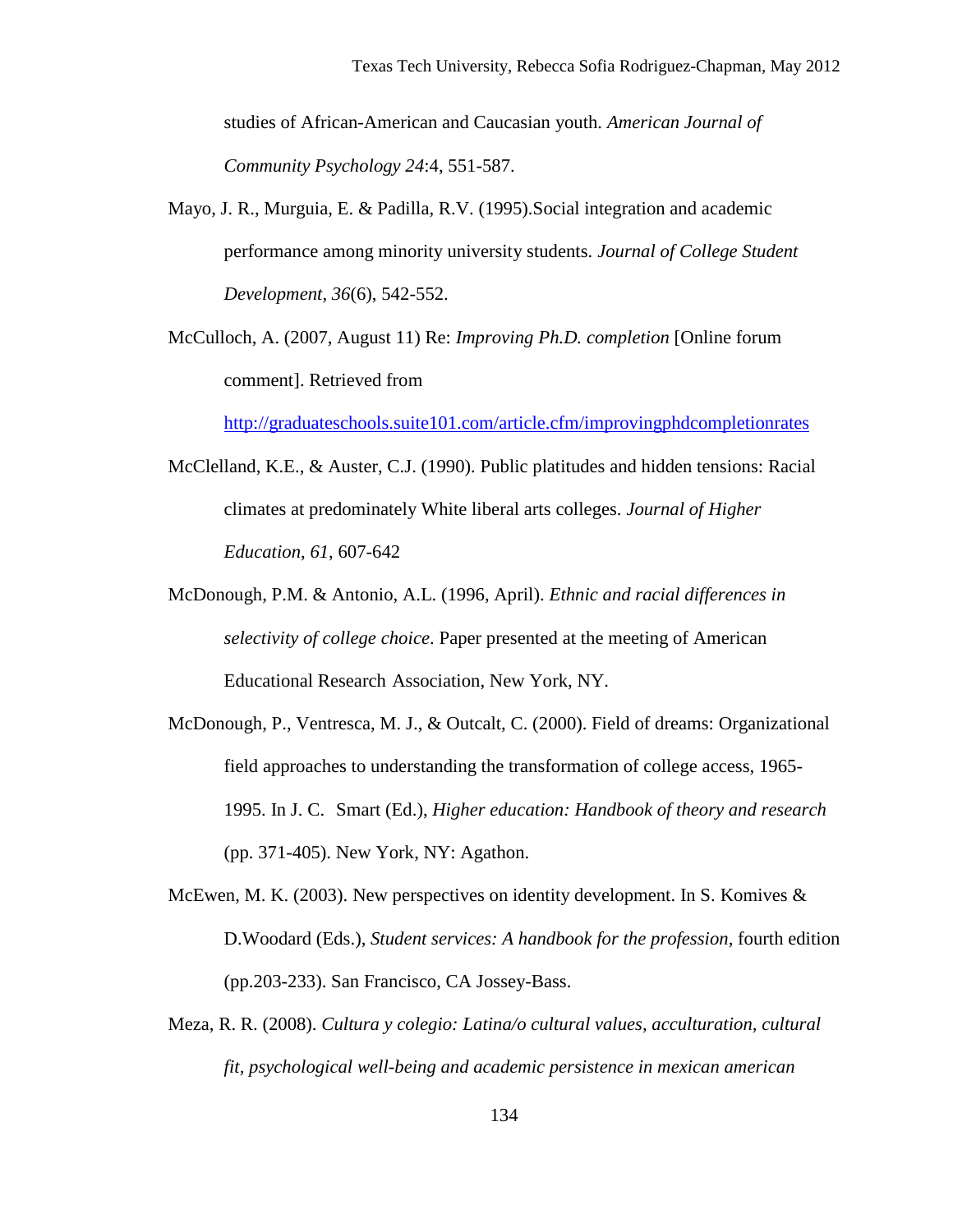studies of African-American and Caucasian youth. *American Journal of Community Psychology 24*:4, 551-587.

Mayo, J. R., Murguia, E. & Padilla, R.V. (1995).Social integration and academic performance among minority university students. *Journal of College Student Development, 36*(6), 542-552.

McCulloch, A. (2007, August 11) Re: *Improving Ph.D. completion* [Online forum comment]. Retrieved from http://graduateschools.suite101.com/article.cfm/improvingphdcompletionrates

McClelland, K.E., & Auster, C.J. (1990). Public platitudes and hidden tensions: Racial climates at predominately White liberal arts colleges. *Journal of Higher Education*, *61*, 607-642

McDonough, P.M. & Antonio, A.L. (1996, April). *Ethnic and racial differences in selectivity of college choice*. Paper presented at the meeting of American Educational Research Association, New York, NY.

McDonough, P., Ventresca, M. J., & Outcalt, C. (2000). Field of dreams: Organizational field approaches to understanding the transformation of college access, 1965-1995. In J. C. Smart (Ed.), *Higher education: Handbook of theory and research* (pp. 371-405). New York, NY: Agathon.

McEwen, M. K. (2003). New perspectives on identity development. In S. Komives & D.Woodard (Eds.), *Student services: A handbook for the profession*, fourth edition (pp.203-233). San Francisco, CA Jossey-Bass.

Meza, R. R. (2008). *Cultura y colegio: Latina/o cultural values, acculturation, cultural fit, psychological well-being and academic persistence in mexican american*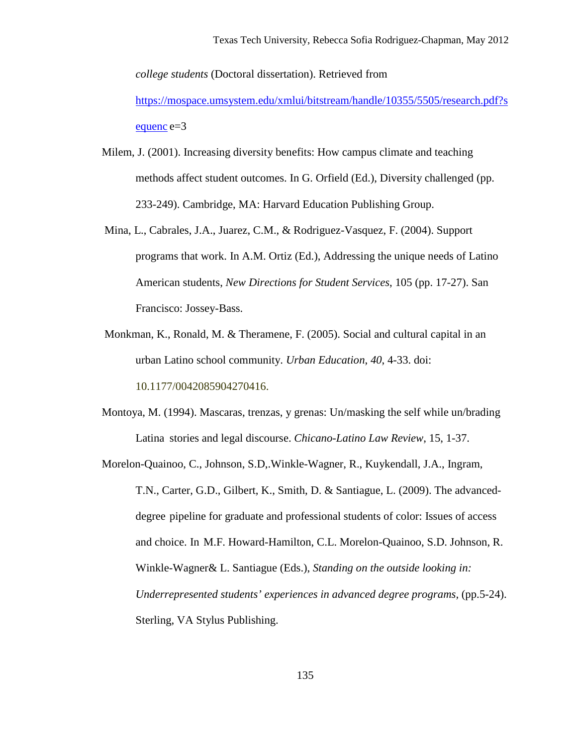*college students* (Doctoral dissertation). Retrieved from https://mospace.umsystem.edu/xmlui/bitstream/handle/10355/5505/research.pdf?sequenc e=3

Milem, J. (2001). Increasing diversity benefits: How campus climate and teaching methods affect student outcomes. In G. Orfield (Ed.), Diversity challenged (pp. 233-249). Cambridge, MA: Harvard Education Publishing Group.

Mina, L., Cabrales, J.A., Juarez, C.M., & Rodriguez-Vasquez, F. (2004). Support programs that work. In A.M. Ortiz (Ed.), Addressing the unique needs of Latino American students, *New Directions for Student Services*, 105 (pp. 17-27). San Francisco: Jossey-Bass.

Monkman, K., Ronald, M. & Theramene, F. (2005). Social and cultural capital in an urban Latino school community. *Urban Education*, *40*, 4-33. doi: 10.1177/0042085904270416.

Montoya, M. (1994). Mascaras, trenzas, y grenas: Un/masking the self while un/brading Latina stories and legal discourse. *Chicano-Latino Law Review*, 15, 1-37.

Morelon-Quainoo, C., Johnson, S.D,.Winkle-Wagner, R., Kuykendall, J.A., Ingram, T.N., Carter, G.D., Gilbert, K., Smith, D. & Santiague, L. (2009). The advanced-degree pipeline for graduate and professional students of color: Issues of access and choice. In M.F. Howard-Hamilton, C.L. Morelon-Quainoo, S.D. Johnson, R. Winkle-Wagner& L. Santiague (Eds.), *Standing on the outside looking in: Underrepresented students' experiences in advanced degree programs*, (pp.5-24). Sterling, VA Stylus Publishing.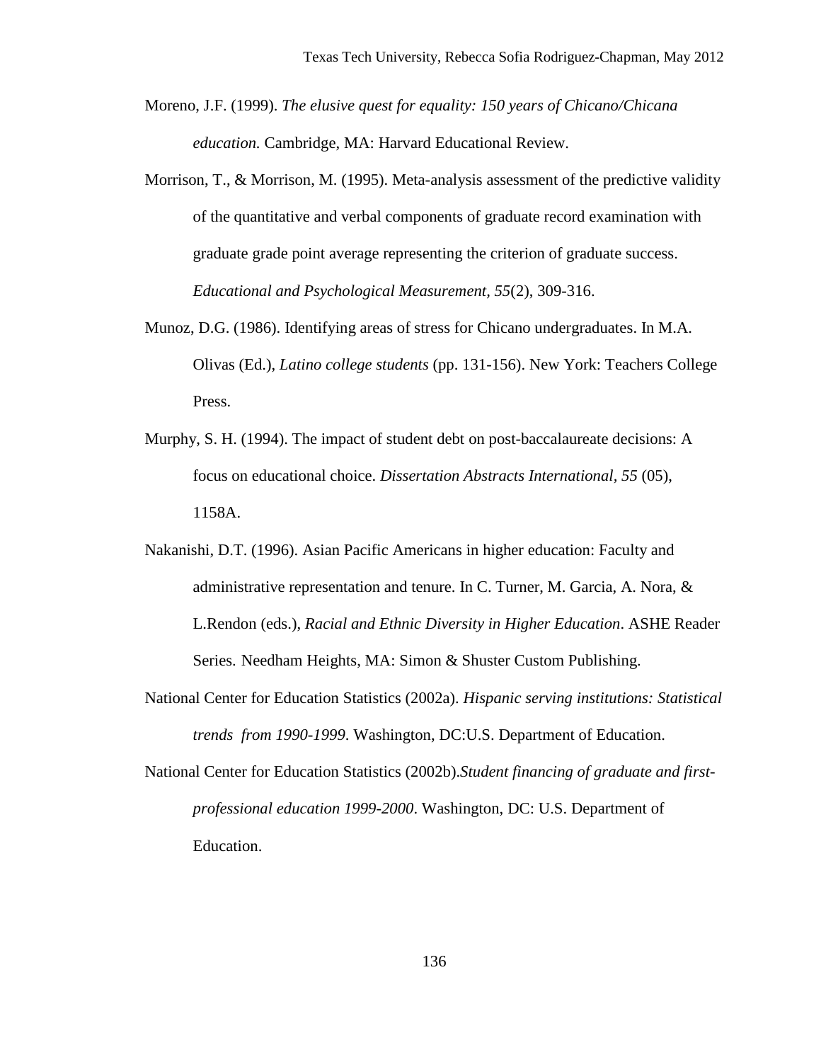Moreno, J.F. (1999). *The elusive quest for equality: 150 years of Chicano/Chicana education.* Cambridge, MA: Harvard Educational Review.

Morrison, T., & Morrison, M. (1995). Meta-analysis assessment of the predictive validity of the quantitative and verbal components of graduate record examination with graduate grade point average representing the criterion of graduate success. *Educational and Psychological Measurement, 55*(2), 309-316.

Munoz, D.G. (1986). Identifying areas of stress for Chicano undergraduates. In M.A. Olivas (Ed.), *Latino college students* (pp. 131-156). New York: Teachers College Press.

Murphy, S. H. (1994). The impact of student debt on post-baccalaureate decisions: A focus on educational choice. *Dissertation Abstracts International, 55* (05), 1158A.

Nakanishi, D.T. (1996). Asian Pacific Americans in higher education: Faculty and administrative representation and tenure. In C. Turner, M. Garcia, A. Nora, & L.Rendon (eds.), *Racial and Ethnic Diversity in Higher Education*. ASHE Reader Series. Needham Heights, MA: Simon & Shuster Custom Publishing.

National Center for Education Statistics (2002a). *Hispanic serving institutions: Statistical trends from 1990-1999*. Washington, DC:U.S. Department of Education.

National Center for Education Statistics (2002b).*Student financing of graduate and first-professional education 1999-2000*. Washington, DC: U.S. Department of Education.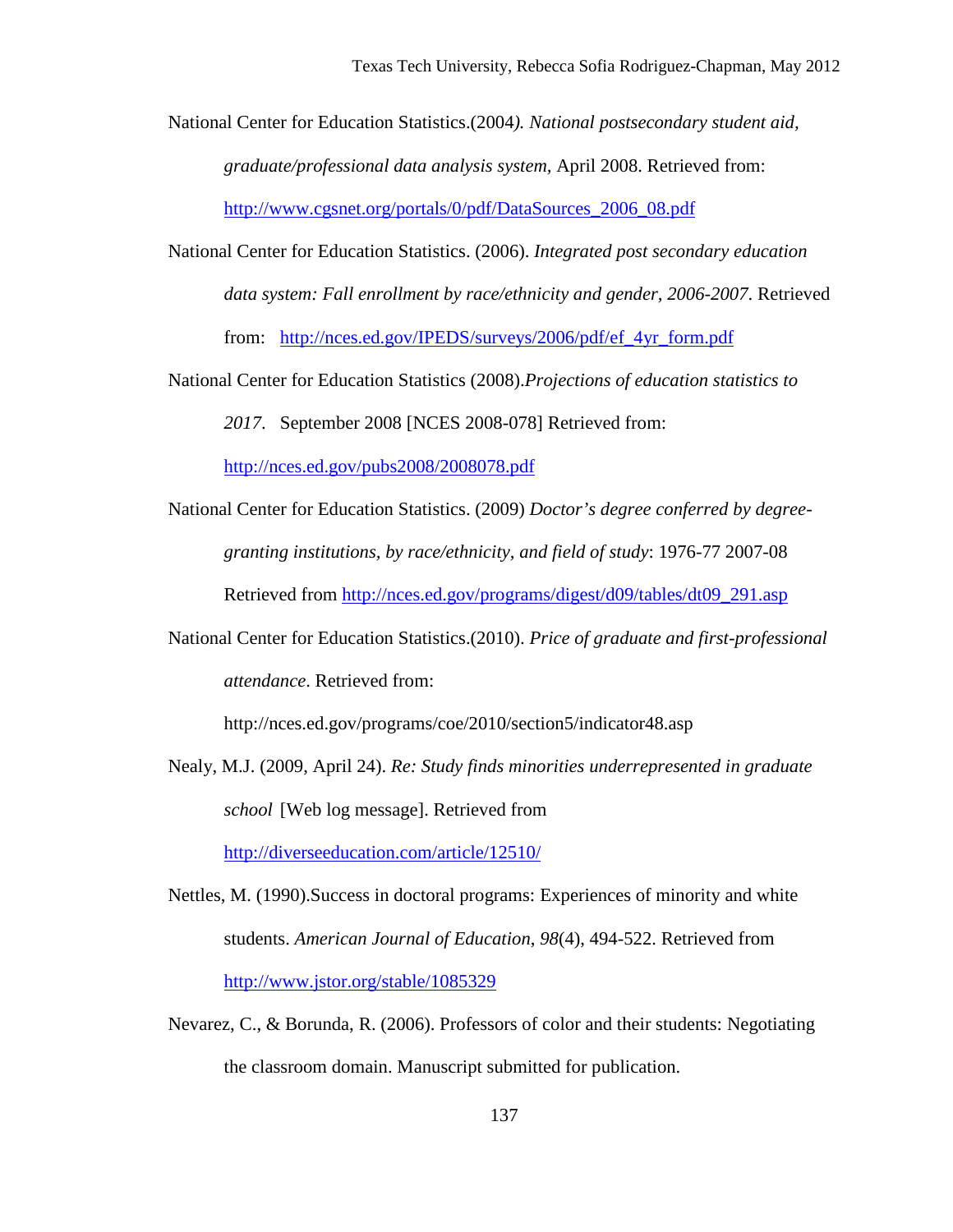National Center for Education Statistics.(2004*). National postsecondary student aid, graduate/professional data analysis system,* April 2008. Retrieved from: http://www.cgsnet.org/portals/0/pdf/DataSources_2006_08.pdf

National Center for Education Statistics. (2006). *Integrated post secondary education data system: Fall enrollment by race/ethnicity and gender, 2006-2007*. Retrieved from: http://nces.ed.gov/IPEDS/surveys/2006/pdf/ef_4yr_form.pdf

National Center for Education Statistics (2008).*Projections of education statistics to 2017*. September 2008 [NCES 2008-078] Retrieved from: http://nces.ed.gov/pubs2008/2008078.pdf

National Center for Education Statistics. (2009) *Doctor's degree conferred by degree-granting institutions, by race/ethnicity, and field of study*: 1976-77 2007-08 Retrieved from http://nces.ed.gov/programs/digest/d09/tables/dt09_291.asp

National Center for Education Statistics.(2010). *Price of graduate and first-professional attendance*. Retrieved from: http://nces.ed.gov/programs/coe/2010/section5/indicator48.asp

Nealy, M.J. (2009, April 24). *Re: Study finds minorities underrepresented in graduate school* [Web log message]. Retrieved from http://diverseeducation.com/article/12510/

Nettles, M. (1990).Success in doctoral programs: Experiences of minority and white students. *American Journal of Education*, *98*(4), 494-522. Retrieved from http://www.jstor.org/stable/1085329

Nevarez, C., & Borunda, R. (2006). Professors of color and their students: Negotiating the classroom domain. Manuscript submitted for publication.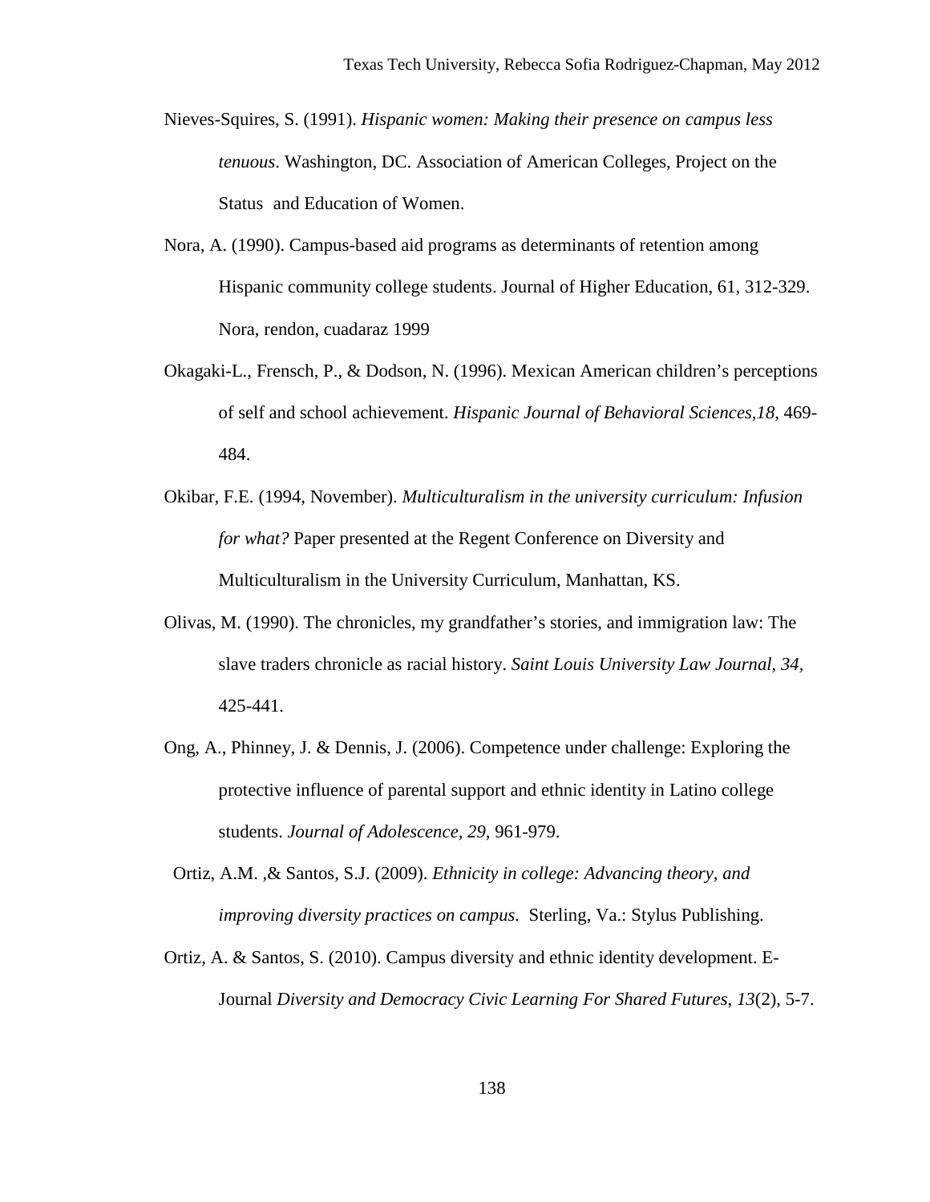Nieves-Squires, S. (1991). *Hispanic women: Making their presence on campus less tenuous*. Washington, DC. Association of American Colleges, Project on the Status and Education of Women.

Nora, A. (1990). Campus-based aid programs as determinants of retention among Hispanic community college students. Journal of Higher Education, 61, 312-329. Nora, rendon, cuadaraz 1999

Okagaki-L., Frensch, P., & Dodson, N. (1996). Mexican American children's perceptions of self and school achievement. *Hispanic Journal of Behavioral Sciences,18,* 469-484.

Okibar, F.E. (1994, November). *Multiculturalism in the university curriculum: Infusion for what?* Paper presented at the Regent Conference on Diversity and Multiculturalism in the University Curriculum, Manhattan, KS.

Olivas, M. (1990). The chronicles, my grandfather's stories, and immigration law: The slave traders chronicle as racial history. *Saint Louis University Law Journal*, *34,* 425-441.

Ong, A., Phinney, J. & Dennis, J. (2006). Competence under challenge: Exploring the protective influence of parental support and ethnic identity in Latino college students. *Journal of Adolescence, 29,* 961-979.

Ortiz, A.M. ,& Santos, S.J. (2009). *Ethnicity in college: Advancing theory, and improving diversity practices on campus.* Sterling, Va.: Stylus Publishing.

Ortiz, A. & Santos, S. (2010). Campus diversity and ethnic identity development. E-Journal *Diversity and Democracy Civic Learning For Shared Futures*, *13*(2), 5-7.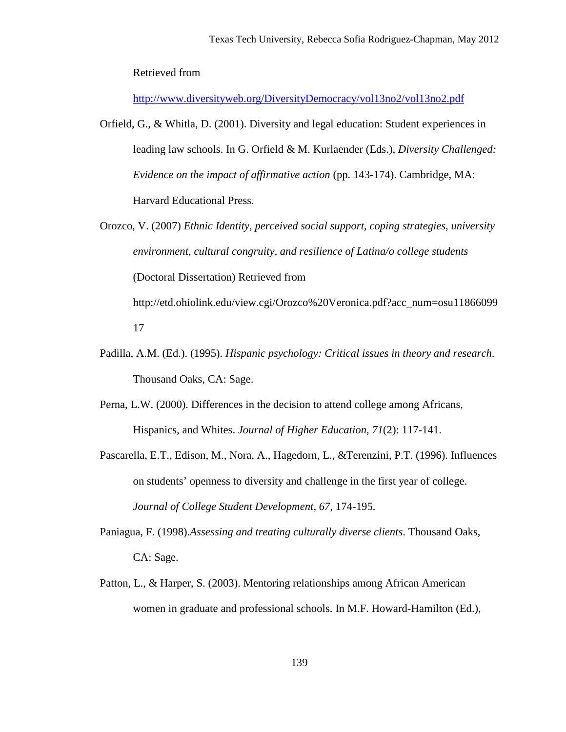Retrieved from

http://www.diversityweb.org/DiversityDemocracy/vol13no2/vol13no2.pdf

Orfield, G., & Whitla, D. (2001). Diversity and legal education: Student experiences in leading law schools. In G. Orfield & M. Kurlaender (Eds.), *Diversity Challenged: Evidence on the impact of affirmative action* (pp. 143-174). Cambridge, MA: Harvard Educational Press.

Orozco, V. (2007) *Ethnic Identity, perceived social support, coping strategies, university environment, cultural congruity, and resilience of Latina/o college students* (Doctoral Dissertation) Retrieved from http://etd.ohiolink.edu/view.cgi/Orozco%20Veronica.pdf?acc_num=osu1186609917

Padilla, A.M. (Ed.). (1995). *Hispanic psychology: Critical issues in theory and research*. Thousand Oaks, CA: Sage.

Perna, L.W. (2000). Differences in the decision to attend college among Africans, Hispanics, and Whites. *Journal of Higher Education, 71*(2): 117-141.

Pascarella, E.T., Edison, M., Nora, A., Hagedorn, L., &Terenzini, P.T. (1996). Influences on students' openness to diversity and challenge in the first year of college. *Journal of College Student Development*, *67*, 174-195.

Paniagua, F. (1998).*Assessing and treating culturally diverse clients*. Thousand Oaks, CA: Sage.

Patton, L., & Harper, S. (2003). Mentoring relationships among African American women in graduate and professional schools. In M.F. Howard-Hamilton (Ed.),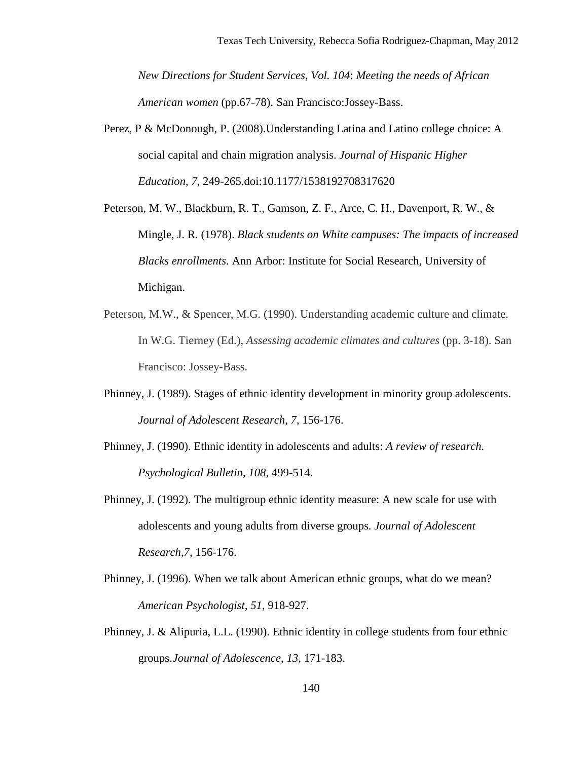*New Directions for Student Services, Vol. 104*: *Meeting the needs of African American women* (pp.67-78). San Francisco:Jossey-Bass.

Perez, P & McDonough, P. (2008).Understanding Latina and Latino college choice: A social capital and chain migration analysis. *Journal of Hispanic Higher Education, 7,* 249-265.doi:10.1177/1538192708317620

Peterson, M. W., Blackburn, R. T., Gamson, Z. F., Arce, C. H., Davenport, R. W., & Mingle, J. R. (1978). *Black students on White campuses: The impacts of increased Blacks enrollments*. Ann Arbor: Institute for Social Research, University of Michigan.

Peterson, M.W., & Spencer, M.G. (1990). Understanding academic culture and climate. In W.G. Tierney (Ed.), *Assessing academic climates and cultures* (pp. 3-18). San Francisco: Jossey-Bass.

Phinney, J. (1989). Stages of ethnic identity development in minority group adolescents. *Journal of Adolescent Research*, *7*, 156-176.

Phinney, J. (1990). Ethnic identity in adolescents and adults: *A review of research. Psychological Bulletin, 108*, 499-514.

Phinney, J. (1992). The multigroup ethnic identity measure: A new scale for use with adolescents and young adults from diverse groups. *Journal of Adolescent Research,7,* 156-176.

Phinney, J. (1996). When we talk about American ethnic groups, what do we mean? *American Psychologist, 51*, 918-927.

Phinney, J. & Alipuria, L.L. (1990). Ethnic identity in college students from four ethnic groups.*Journal of Adolescence, 13*, 171-183.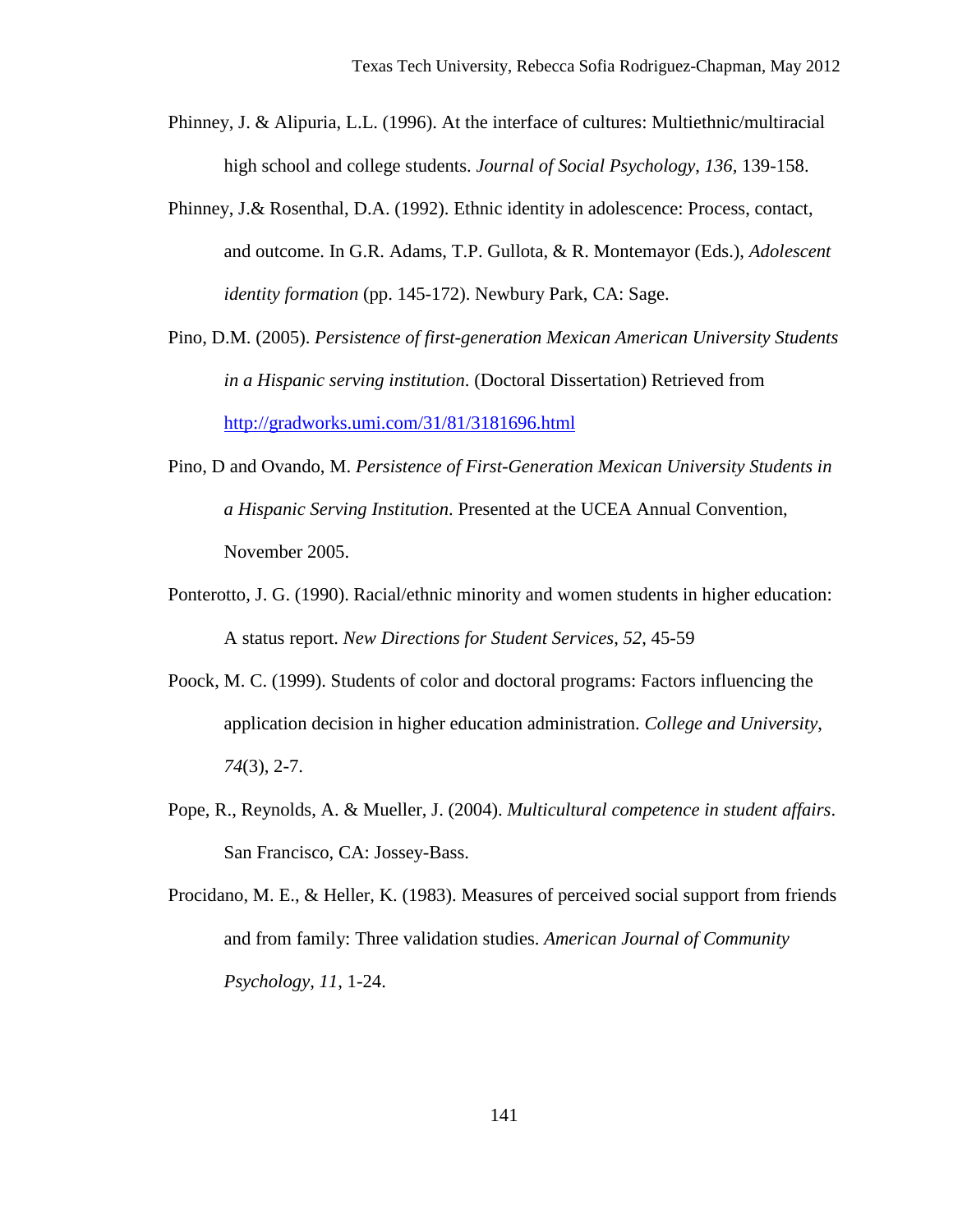Phinney, J. & Alipuria, L.L. (1996). At the interface of cultures: Multiethnic/multiracial high school and college students. *Journal of Social Psychology, 136*, 139-158.

Phinney, J.& Rosenthal, D.A. (1992). Ethnic identity in adolescence: Process, contact, and outcome. In G.R. Adams, T.P. Gullota, & R. Montemayor (Eds.), *Adolescent identity formation* (pp. 145-172). Newbury Park, CA: Sage.

Pino, D.M. (2005). *Persistence of first-generation Mexican American University Students in a Hispanic serving institution*. (Doctoral Dissertation) Retrieved from http://gradworks.umi.com/31/81/3181696.html

Pino, D and Ovando, M. *Persistence of First-Generation Mexican University Students in a Hispanic Serving Institution*. Presented at the UCEA Annual Convention, November 2005.

Ponterotto, J. G. (1990). Racial/ethnic minority and women students in higher education: A status report. *New Directions for Student Services, 52*, 45-59

Poock, M. C. (1999). Students of color and doctoral programs: Factors influencing the application decision in higher education administration. *College and University, 74*(3), 2-7.

Pope, R., Reynolds, A. & Mueller, J. (2004). *Multicultural competence in student affairs*. San Francisco, CA: Jossey-Bass.

Procidano, M. E., & Heller, K. (1983). Measures of perceived social support from friends and from family: Three validation studies. *American Journal of Community Psychology, 11*, 1-24.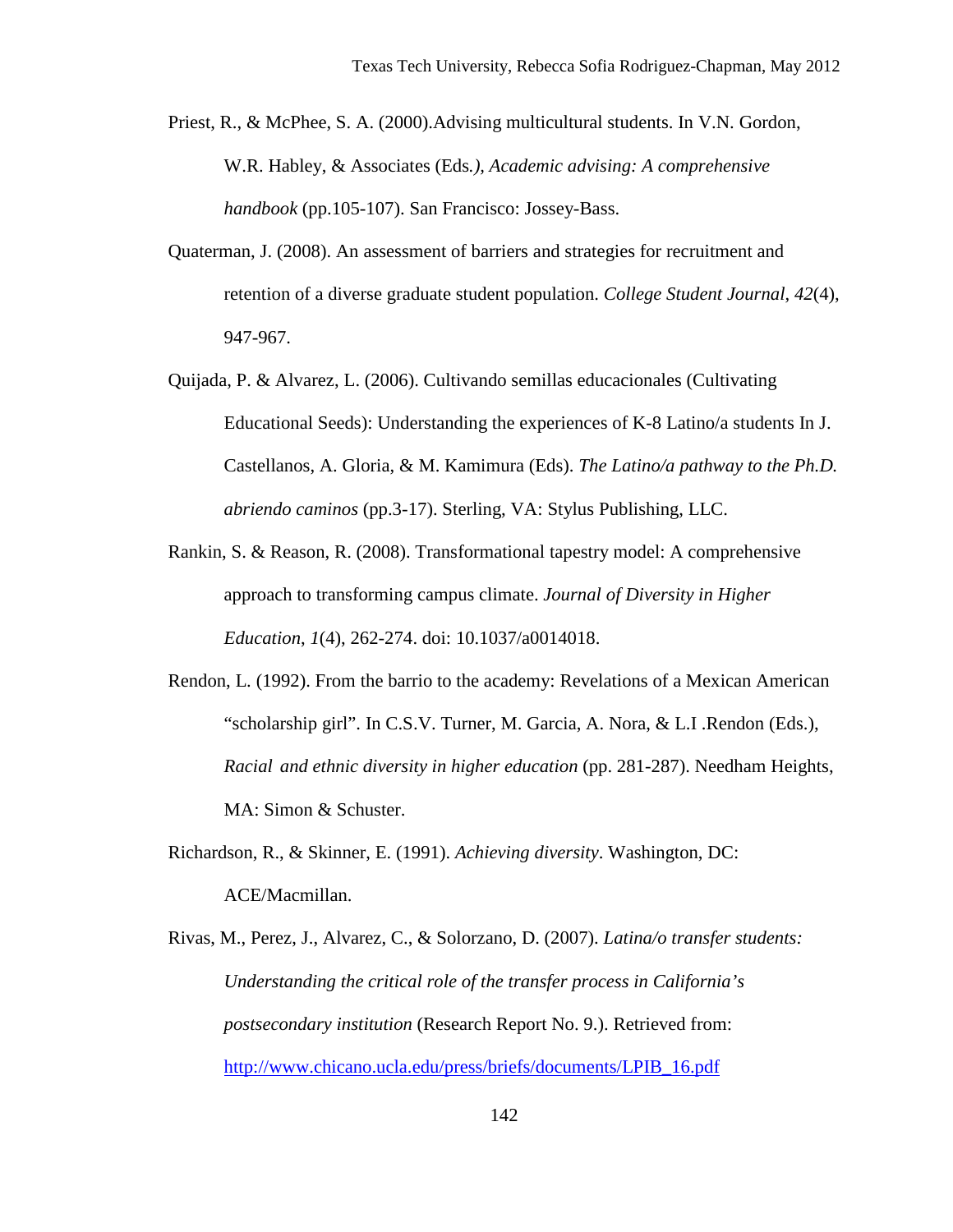Priest, R., & McPhee, S. A. (2000).Advising multicultural students. In V.N. Gordon, W.R. Habley, & Associates (Eds*.)*, *Academic advising: A comprehensive handbook* (pp.105-107). San Francisco: Jossey-Bass.

Quaterman, J. (2008). An assessment of barriers and strategies for recruitment and retention of a diverse graduate student population. *College Student Journal*, *42*(4), 947-967.

Quijada, P. & Alvarez, L. (2006). Cultivando semillas educacionales (Cultivating Educational Seeds): Understanding the experiences of K-8 Latino/a students In J. Castellanos, A. Gloria, & M. Kamimura (Eds). *The Latino/a pathway to the Ph.D. abriendo caminos* (pp.3-17). Sterling, VA: Stylus Publishing, LLC.

Rankin, S. & Reason, R. (2008). Transformational tapestry model: A comprehensive approach to transforming campus climate. *Journal of Diversity in Higher Education, 1*(4), 262-274. doi: 10.1037/a0014018.

Rendon, L. (1992). From the barrio to the academy: Revelations of a Mexican American “scholarship girl”. In C.S.V. Turner, M. Garcia, A. Nora, & L.I .Rendon (Eds.), *Racial and ethnic diversity in higher education* (pp. 281-287). Needham Heights, MA: Simon & Schuster.

Richardson, R., & Skinner, E. (1991). *Achieving diversity*. Washington, DC: ACE/Macmillan.

Rivas, M., Perez, J., Alvarez, C., & Solorzano, D. (2007). *Latina/o transfer students: Understanding the critical role of the transfer process in California’s postsecondary institution* (Research Report No. 9.). Retrieved from: http://www.chicano.ucla.edu/press/briefs/documents/LPIB_16.pdf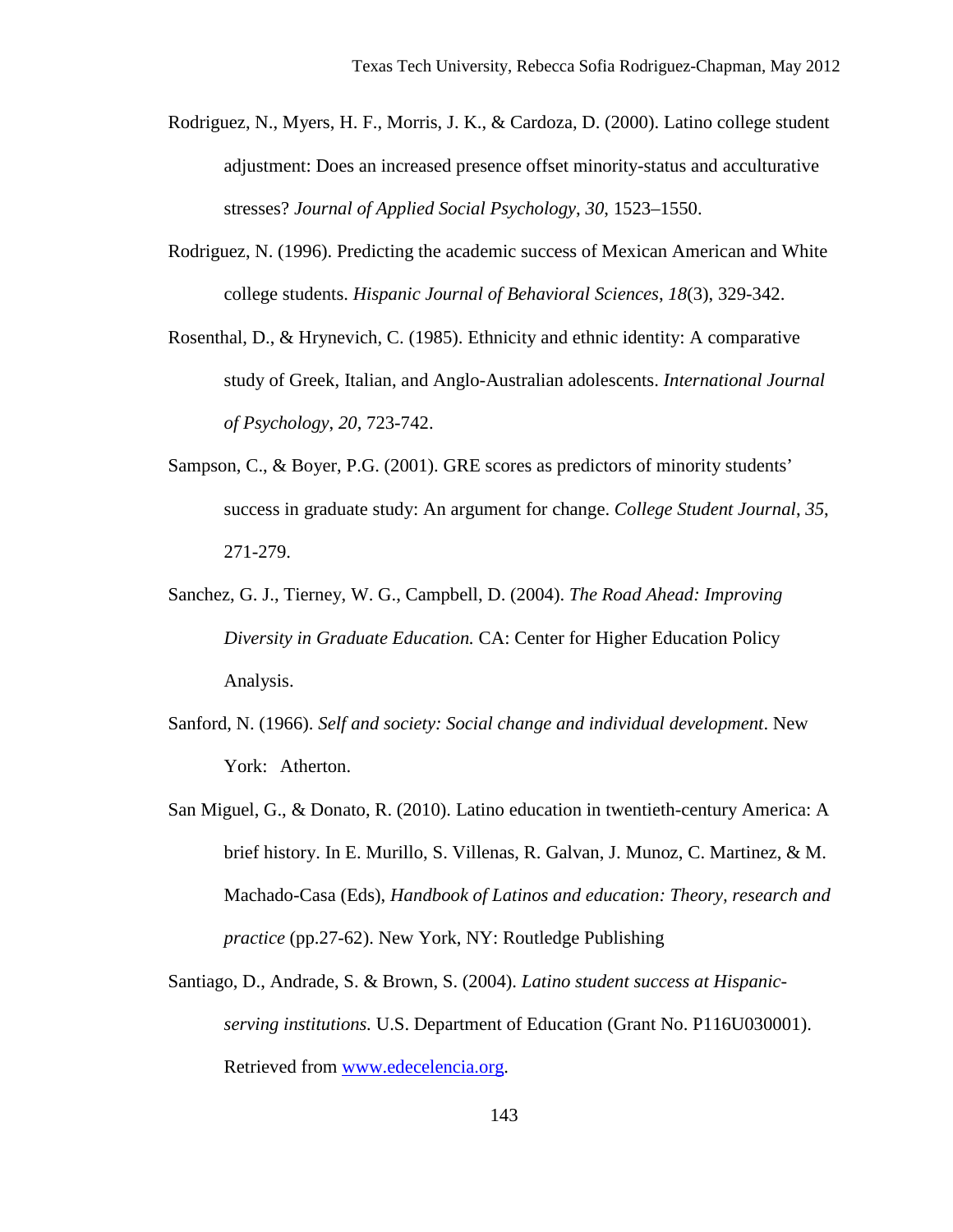Rodriguez, N., Myers, H. F., Morris, J. K., & Cardoza, D. (2000). Latino college student adjustment: Does an increased presence offset minority-status and acculturative stresses? *Journal of Applied Social Psychology*, *30*, 1523–1550.

Rodriguez, N. (1996). Predicting the academic success of Mexican American and White college students. *Hispanic Journal of Behavioral Sciences*, *18*(3), 329-342.

Rosenthal, D., & Hrynevich, C. (1985). Ethnicity and ethnic identity: A comparative study of Greek, Italian, and Anglo-Australian adolescents. *International Journal of Psychology*, *20*, 723-742.

Sampson, C., & Boyer, P.G. (2001). GRE scores as predictors of minority students' success in graduate study: An argument for change. *College Student Journal*, *35*, 271-279.

Sanchez, G. J., Tierney, W. G., Campbell, D. (2004). *The Road Ahead: Improving Diversity in Graduate Education.* CA: Center for Higher Education Policy Analysis.

Sanford, N. (1966). *Self and society: Social change and individual development*. New York: Atherton.

San Miguel, G., & Donato, R. (2010). Latino education in twentieth-century America: A brief history. In E. Murillo, S. Villenas, R. Galvan, J. Munoz, C. Martinez, & M. Machado-Casa (Eds), *Handbook of Latinos and education: Theory, research and practice* (pp.27-62). New York, NY: Routledge Publishing

Santiago, D., Andrade, S. & Brown, S. (2004). *Latino student success at Hispanic-serving institutions.* U.S. Department of Education (Grant No. P116U030001). Retrieved from www.edecelencia.org.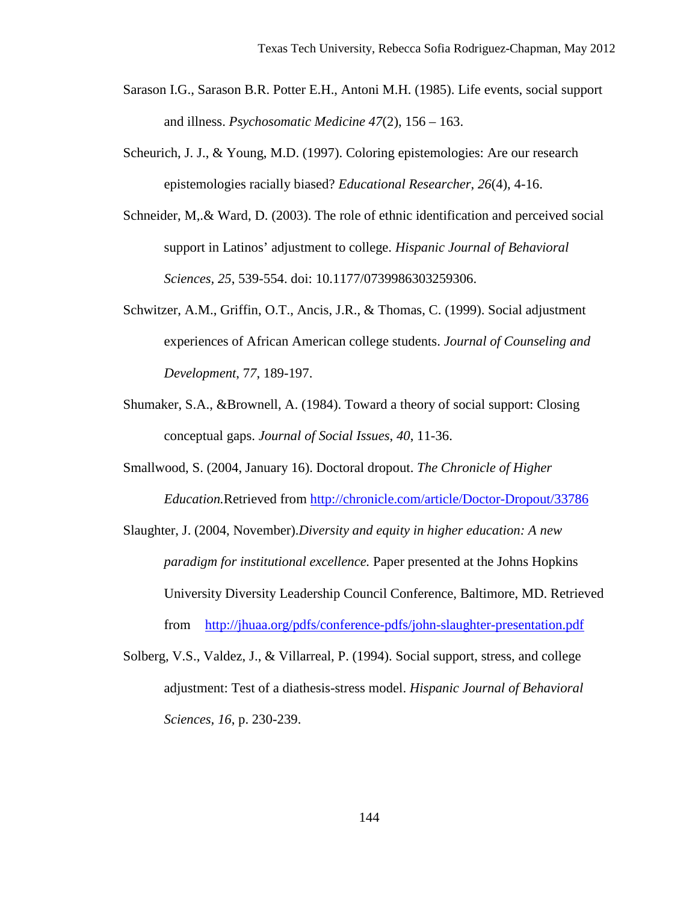Sarason I.G., Sarason B.R. Potter E.H., Antoni M.H. (1985). Life events, social support and illness. *Psychosomatic Medicine 47*(2), 156 – 163.

Scheurich, J. J., & Young, M.D. (1997). Coloring epistemologies: Are our research epistemologies racially biased? *Educational Researcher*, *26*(4), 4-16.

Schneider, M,.& Ward, D. (2003). The role of ethnic identification and perceived social support in Latinos' adjustment to college. *Hispanic Journal of Behavioral Sciences*, *25*, 539-554. doi: 10.1177/0739986303259306.

Schwitzer, A.M., Griffin, O.T., Ancis, J.R., & Thomas, C. (1999). Social adjustment experiences of African American college students. *Journal of Counseling and Development*, *77*, 189-197.

Shumaker, S.A., &Brownell, A. (1984). Toward a theory of social support: Closing conceptual gaps. *Journal of Social Issues*, *40*, 11-36.

Smallwood, S. (2004, January 16). Doctoral dropout. *The Chronicle of Higher Education.*Retrieved from http://chronicle.com/article/Doctor-Dropout/33786

Slaughter, J. (2004, November).*Diversity and equity in higher education: A new paradigm for institutional excellence.* Paper presented at the Johns Hopkins University Diversity Leadership Council Conference, Baltimore, MD. Retrieved from http://jhuaa.org/pdfs/conference-pdfs/john-slaughter-presentation.pdf

Solberg, V.S., Valdez, J., & Villarreal, P. (1994). Social support, stress, and college adjustment: Test of a diathesis-stress model. *Hispanic Journal of Behavioral Sciences*, *16*, p. 230-239.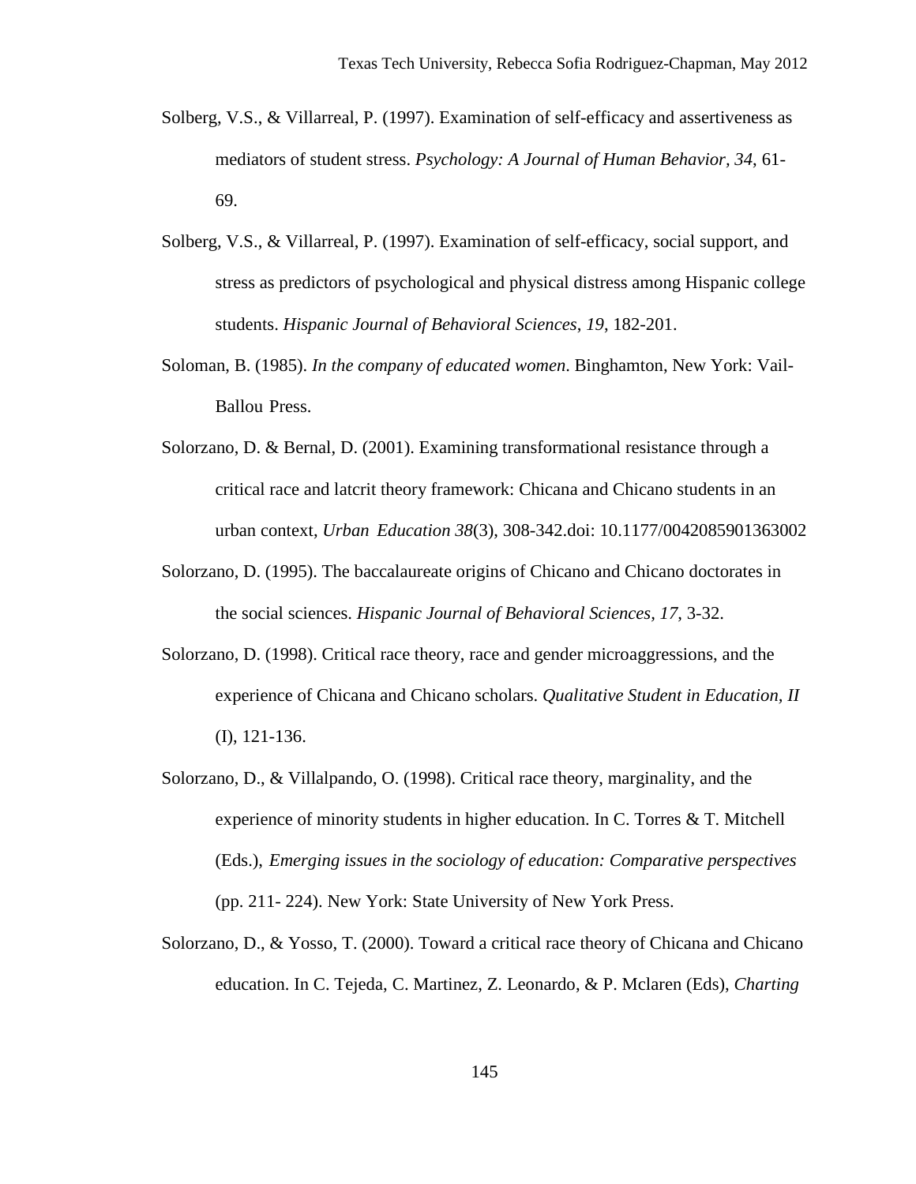Solberg, V.S., & Villarreal, P. (1997). Examination of self-efficacy and assertiveness as mediators of student stress. *Psychology: A Journal of Human Behavior, 34*, 61-69.

Solberg, V.S., & Villarreal, P. (1997). Examination of self-efficacy, social support, and stress as predictors of psychological and physical distress among Hispanic college students. *Hispanic Journal of Behavioral Sciences, 19*, 182-201.

Soloman, B. (1985). *In the company of educated women*. Binghamton, New York: Vail-Ballou Press.

Solorzano, D. & Bernal, D. (2001). Examining transformational resistance through a critical race and latcrit theory framework: Chicana and Chicano students in an urban context, *Urban Education 38*(3), 308-342.doi: 10.1177/0042085901363002

Solorzano, D. (1995). The baccalaureate origins of Chicano and Chicano doctorates in the social sciences. *Hispanic Journal of Behavioral Sciences, 17*, 3-32.

Solorzano, D. (1998). Critical race theory, race and gender microaggressions, and the experience of Chicana and Chicano scholars. *Qualitative Student in Education, II* (I), 121-136.

Solorzano, D., & Villalpando, O. (1998). Critical race theory, marginality, and the experience of minority students in higher education. In C. Torres & T. Mitchell (Eds.), *Emerging issues in the sociology of education: Comparative perspectives* (pp. 211- 224). New York: State University of New York Press.

Solorzano, D., & Yosso, T. (2000). Toward a critical race theory of Chicana and Chicano education. In C. Tejeda, C. Martinez, Z. Leonardo, & P. Mclaren (Eds), *Charting*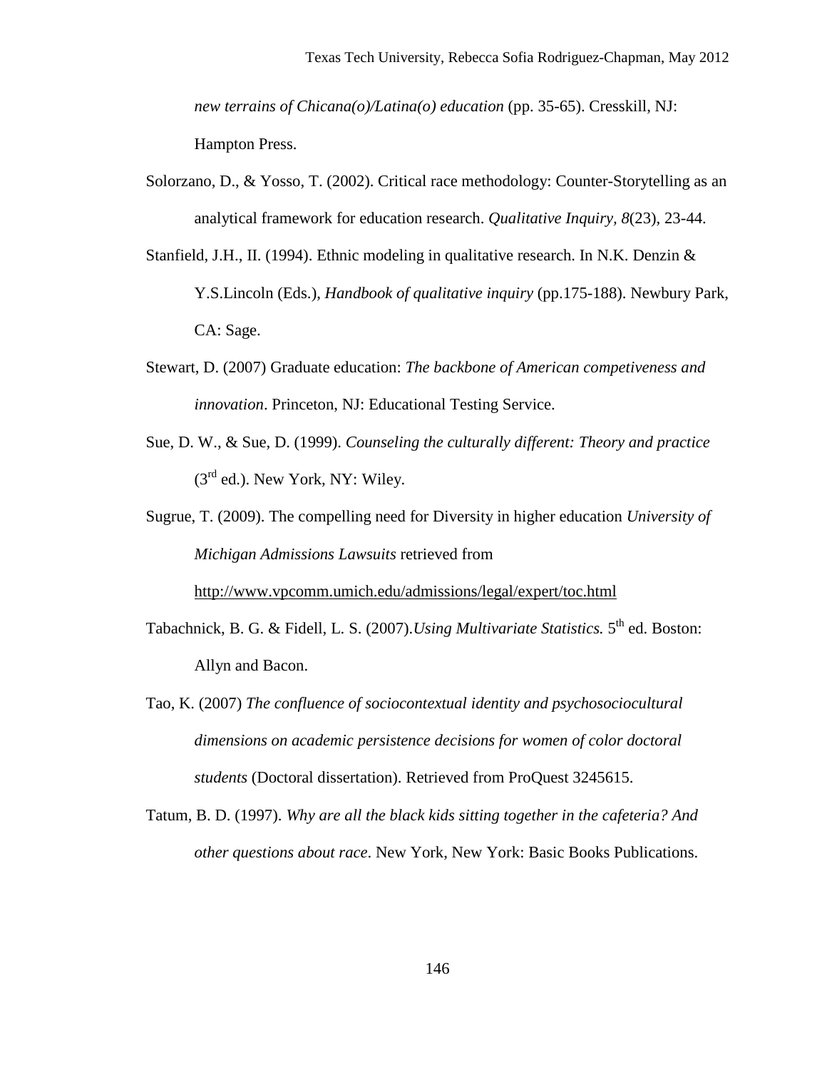*new terrains of Chicana(o)/Latina(o) education* (pp. 35-65). Cresskill, NJ: Hampton Press.

Solorzano, D., & Yosso, T. (2002). Critical race methodology: Counter-Storytelling as an analytical framework for education research. *Qualitative Inquiry, 8*(23), 23-44.

Stanfield, J.H., II. (1994). Ethnic modeling in qualitative research. In N.K. Denzin & Y.S.Lincoln (Eds.), *Handbook of qualitative inquiry* (pp.175-188). Newbury Park, CA: Sage.

Stewart, D. (2007) Graduate education: *The backbone of American competiveness and innovation*. Princeton, NJ: Educational Testing Service.

Sue, D. W., & Sue, D. (1999). *Counseling the culturally different: Theory and practice* (3rd ed.). New York, NY: Wiley.

Sugrue, T. (2009). The compelling need for Diversity in higher education *University of Michigan Admissions Lawsuits* retrieved from http://www.vpcomm.umich.edu/admissions/legal/expert/toc.html

Tabachnick, B. G. & Fidell, L. S. (2007).*Using Multivariate Statistics.* 5th ed. Boston: Allyn and Bacon.

Tao, K. (2007) *The confluence of sociocontextual identity and psychosociocultural dimensions on academic persistence decisions for women of color doctoral students* (Doctoral dissertation). Retrieved from ProQuest 3245615.

Tatum, B. D. (1997). *Why are all the black kids sitting together in the cafeteria? And other questions about race*. New York, New York: Basic Books Publications.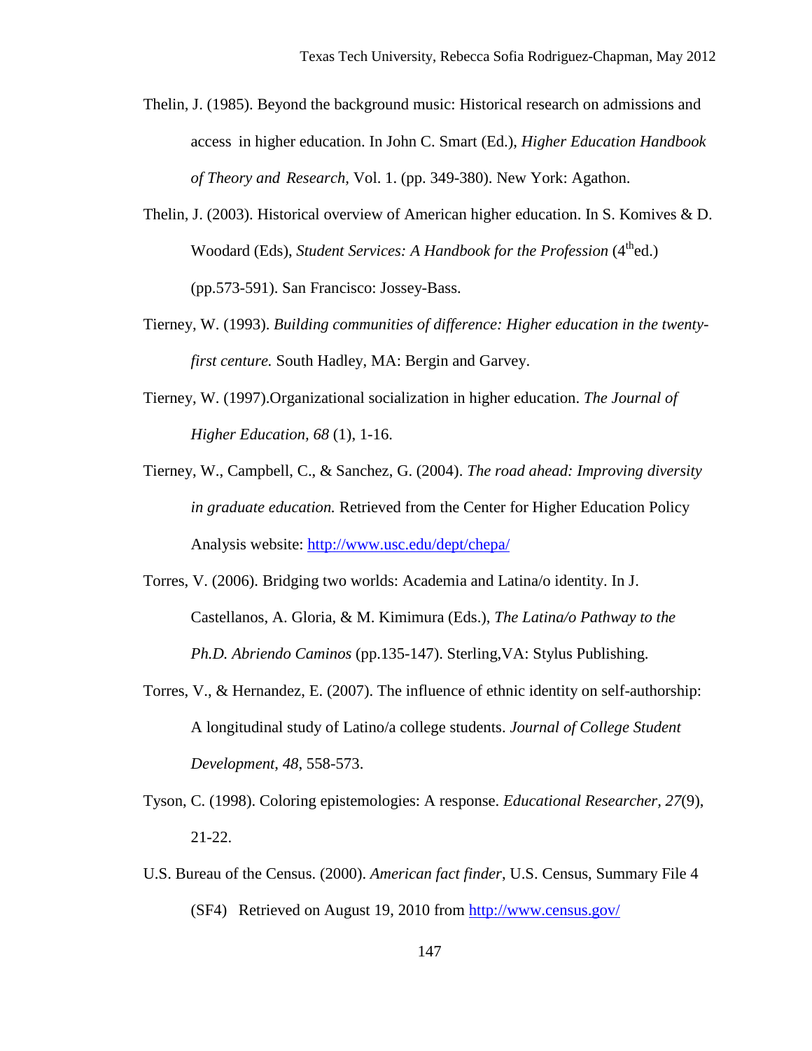Thelin, J. (1985). Beyond the background music: Historical research on admissions and access in higher education. In John C. Smart (Ed.), *Higher Education Handbook of Theory and Research,* Vol. 1. (pp. 349-380). New York: Agathon.

Thelin, J. (2003). Historical overview of American higher education. In S. Komives & D. Woodard (Eds), *Student Services: A Handbook for the Profession* (4th ed.) (pp.573-591). San Francisco: Jossey-Bass.

Tierney, W. (1993). *Building communities of difference: Higher education in the twenty-first centure.* South Hadley, MA: Bergin and Garvey.

Tierney, W. (1997).Organizational socialization in higher education. *The Journal of Higher Education, 68* (1), 1-16.

Tierney, W., Campbell, C., & Sanchez, G. (2004). *The road ahead: Improving diversity in graduate education.* Retrieved from the Center for Higher Education Policy Analysis website: http://www.usc.edu/dept/chepa/

Torres, V. (2006). Bridging two worlds: Academia and Latina/o identity. In J. Castellanos, A. Gloria, & M. Kimimura (Eds.), *The Latina/o Pathway to the Ph.D. Abriendo Caminos* (pp.135-147). Sterling,VA: Stylus Publishing.

Torres, V., & Hernandez, E. (2007). The influence of ethnic identity on self-authorship: A longitudinal study of Latino/a college students. *Journal of College Student Development*, *48*, 558-573.

Tyson, C. (1998). Coloring epistemologies: A response. *Educational Researcher, 27*(9), 21-22.

U.S. Bureau of the Census. (2000). *American fact finder*, U.S. Census, Summary File 4 (SF4) Retrieved on August 19, 2010 from http://www.census.gov/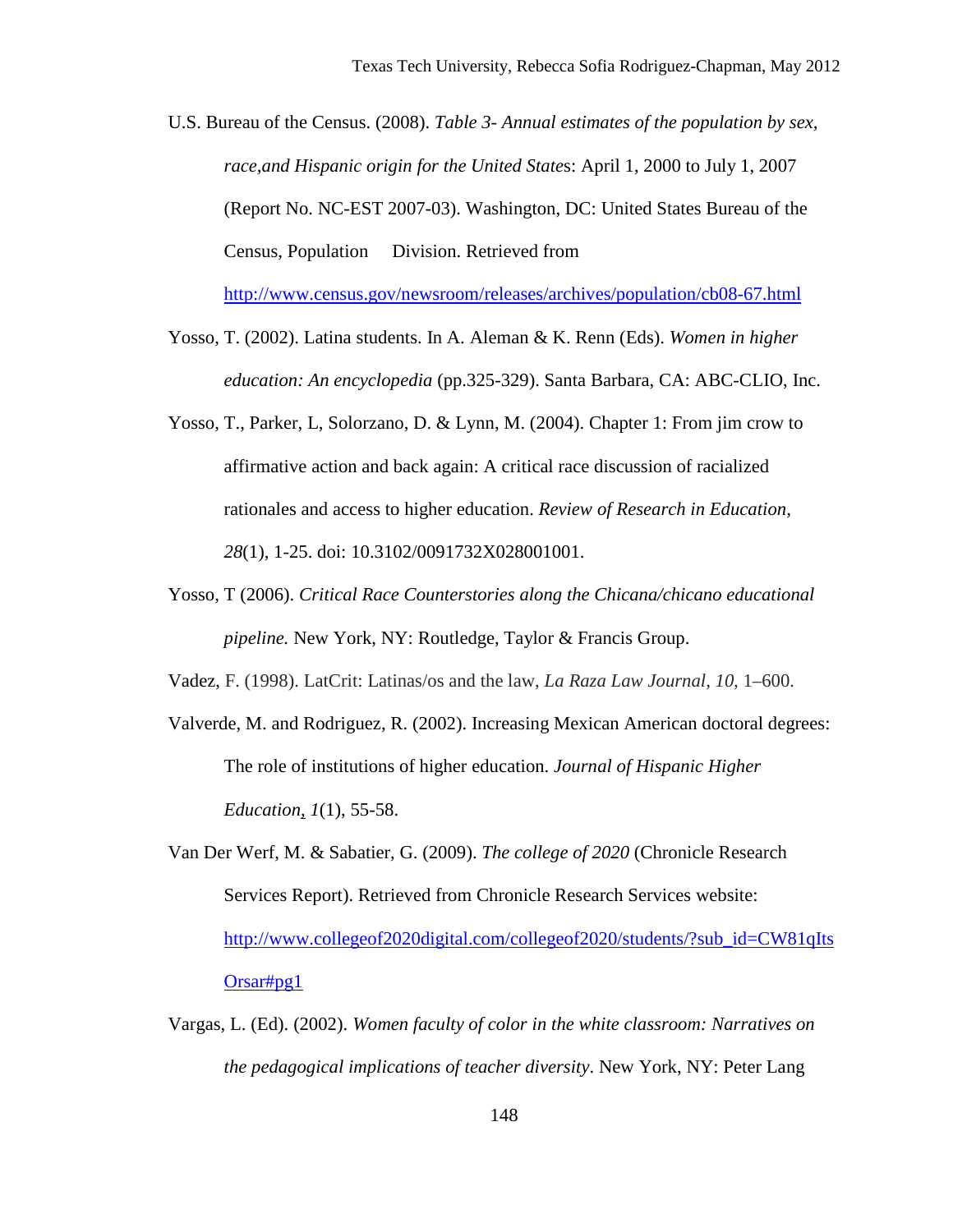U.S. Bureau of the Census. (2008). *Table 3- Annual estimates of the population by sex, race,and Hispanic origin for the United State*s: April 1, 2000 to July 1, 2007 (Report No. NC-EST 2007-03). Washington, DC: United States Bureau of the Census, Population Division. Retrieved from http://www.census.gov/newsroom/releases/archives/population/cb08-67.html

Yosso, T. (2002). Latina students. In A. Aleman & K. Renn (Eds). *Women in higher education: An encyclopedia* (pp.325-329). Santa Barbara, CA: ABC-CLIO, Inc.

Yosso, T., Parker, L, Solorzano, D. & Lynn, M. (2004). Chapter 1: From jim crow to affirmative action and back again: A critical race discussion of racialized rationales and access to higher education. *Review of Research in Education, 28*(1), 1-25. doi: 10.3102/0091732X028001001.

Yosso, T (2006). *Critical Race Counterstories along the Chicana/chicano educational pipeline.* New York, NY: Routledge, Taylor & Francis Group.

Vadez, F. (1998). LatCrit: Latinas/os and the law, *La Raza Law Journal, 10,* 1–600.

Valverde, M. and Rodriguez, R. (2002). Increasing Mexican American doctoral degrees: The role of institutions of higher education. *Journal of Hispanic Higher Education*, *1*(1), 55-58.

Van Der Werf, M. & Sabatier, G. (2009). *The college of 2020* (Chronicle Research Services Report). Retrieved from Chronicle Research Services website: http://www.collegeof2020digital.com/collegeof2020/students/?sub_id=CW81qItsOrsar#pg1

Vargas, L. (Ed). (2002). *Women faculty of color in the white classroom: Narratives on the pedagogical implications of teacher diversity*. New York, NY: Peter Lang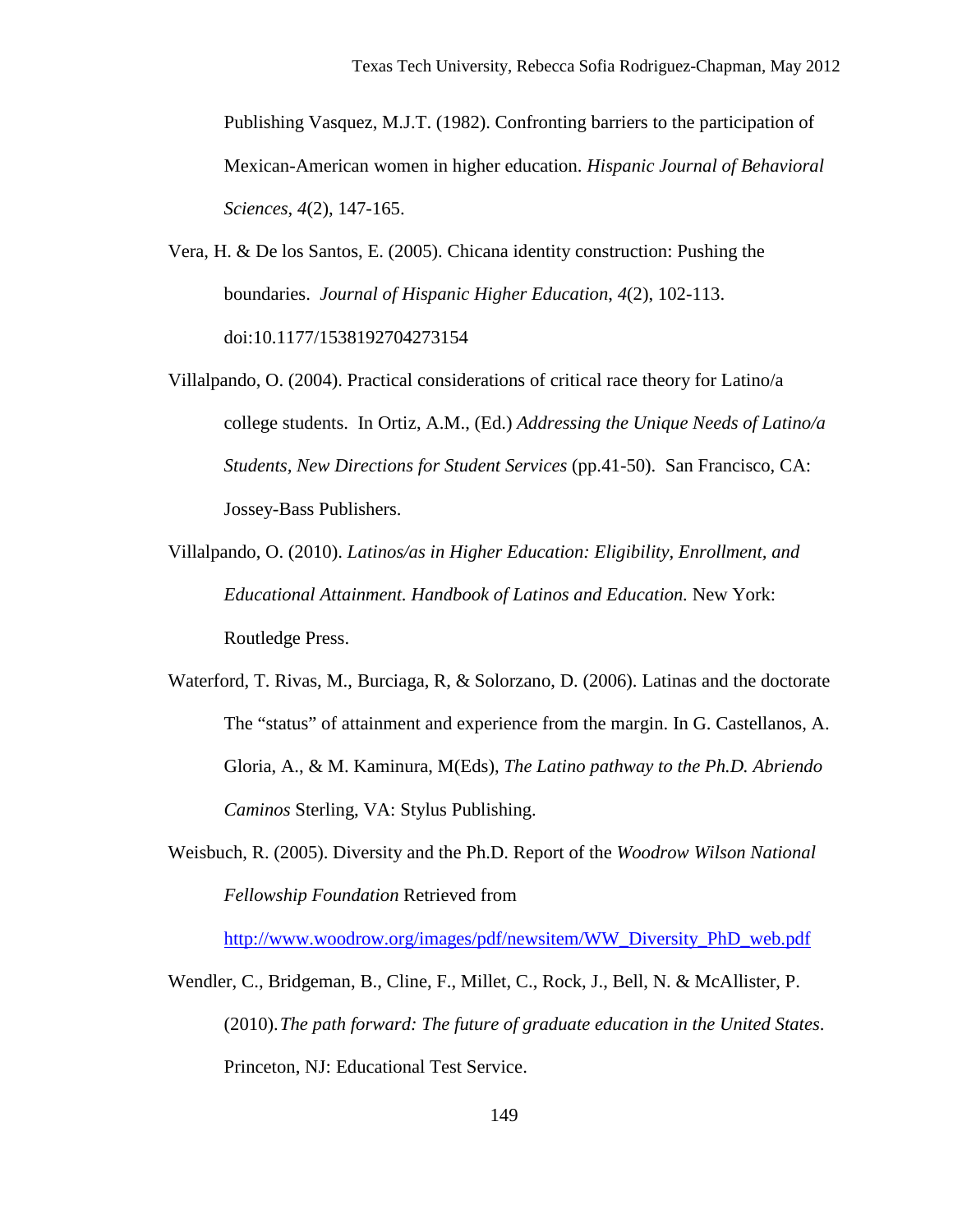Publishing Vasquez, M.J.T. (1982). Confronting barriers to the participation of Mexican-American women in higher education. *Hispanic Journal of Behavioral Sciences*, *4*(2), 147-165.

Vera, H. & De los Santos, E. (2005). Chicana identity construction: Pushing the boundaries. *Journal of Hispanic Higher Education*, *4*(2), 102-113. doi:10.1177/1538192704273154

Villalpando, O. (2004). Practical considerations of critical race theory for Latino/a college students. In Ortiz, A.M., (Ed.) *Addressing the Unique Needs of Latino/a Students, New Directions for Student Services* (pp.41-50). San Francisco, CA: Jossey-Bass Publishers.

Villalpando, O. (2010). *Latinos/as in Higher Education: Eligibility, Enrollment, and Educational Attainment. Handbook of Latinos and Education.* New York: Routledge Press.

Waterford, T. Rivas, M., Burciaga, R, & Solorzano, D. (2006). Latinas and the doctorate The "status" of attainment and experience from the margin. In G. Castellanos, A. Gloria, A., & M. Kaminura, M(Eds), *The Latino pathway to the Ph.D. Abriendo Caminos* Sterling, VA: Stylus Publishing.

Weisbuch, R. (2005). Diversity and the Ph.D. Report of the *Woodrow Wilson National Fellowship Foundation* Retrieved from http://www.woodrow.org/images/pdf/newsitem/WW_Diversity_PhD_web.pdf

Wendler, C., Bridgeman, B., Cline, F., Millet, C., Rock, J., Bell, N. & McAllister, P. (2010).*The path forward: The future of graduate education in the United States*. Princeton, NJ: Educational Test Service.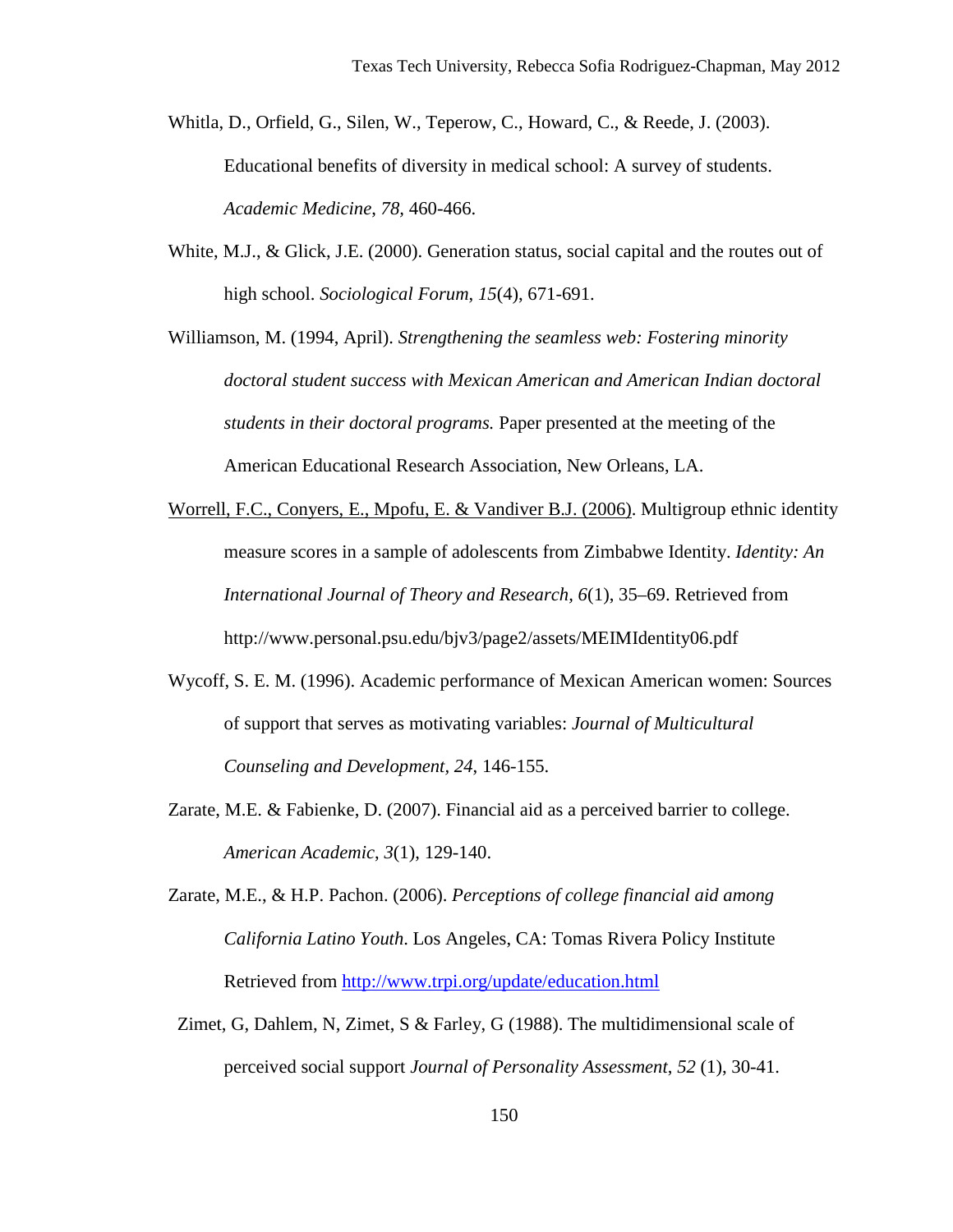Whitla, D., Orfield, G., Silen, W., Teperow, C., Howard, C., & Reede, J. (2003). Educational benefits of diversity in medical school: A survey of students. *Academic Medicine*, *78*, 460-466.

White, M.J., & Glick, J.E. (2000). Generation status, social capital and the routes out of high school. *Sociological Forum*, *15*(4), 671-691.

Williamson, M. (1994, April). *Strengthening the seamless web: Fostering minority doctoral student success with Mexican American and American Indian doctoral students in their doctoral programs.* Paper presented at the meeting of the American Educational Research Association, New Orleans, LA.

Worrell, F.C., Conyers, E., Mpofu, E. & Vandiver B.J. (2006). Multigroup ethnic identity measure scores in a sample of adolescents from Zimbabwe Identity. *Identity: An International Journal of Theory and Research, 6*(1), 35–69. Retrieved from http://www.personal.psu.edu/bjv3/page2/assets/MEIMIdentity06.pdf

Wycoff, S. E. M. (1996). Academic performance of Mexican American women: Sources of support that serves as motivating variables: *Journal of Multicultural Counseling and Development*, *24*, 146-155.

Zarate, M.E. & Fabienke, D. (2007). Financial aid as a perceived barrier to college. *American Academic*, *3*(1), 129-140.

Zarate, M.E., & H.P. Pachon. (2006). *Perceptions of college financial aid among California Latino Youth*. Los Angeles, CA: Tomas Rivera Policy Institute Retrieved from http://www.trpi.org/update/education.html

Zimet, G, Dahlem, N, Zimet, S & Farley, G (1988). The multidimensional scale of perceived social support *Journal of Personality Assessment*, *52* (1), 30-41.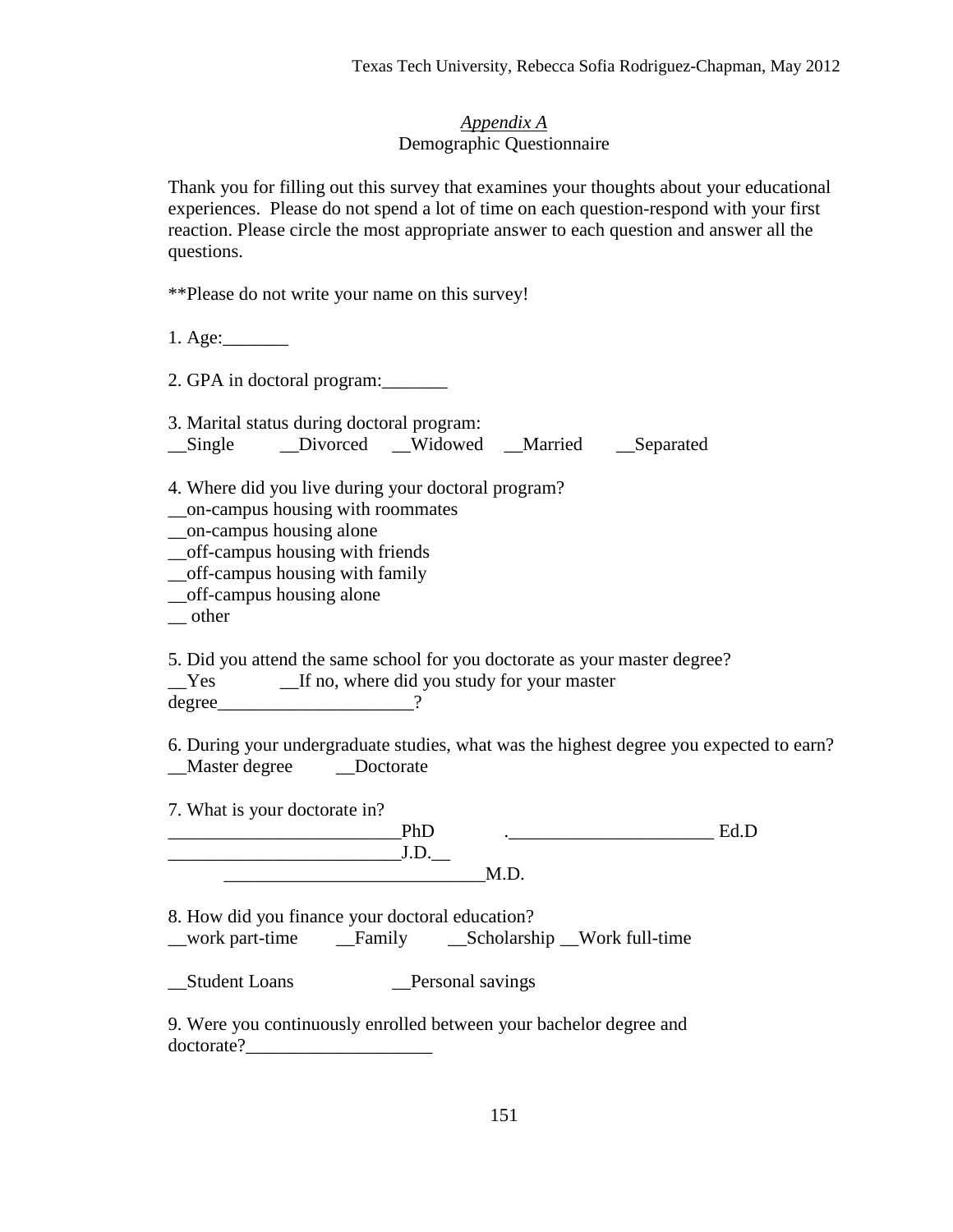*Appendix A*

Demographic Questionnaire

Thank you for filling out this survey that examines your thoughts about your educational experiences. Please do not spend a lot of time on each question-respond with your first reaction. Please circle the most appropriate answer to each question and answer all the questions.

**Please do not write your name on this survey!

1. Age:_______

2. GPA in doctoral program:_______

3. Marital status during doctoral program:
__Single __Divorced __Widowed __Married __Separated

4. Where did you live during your doctoral program?
__on-campus housing with roommates
__on-campus housing alone
__off-campus housing with friends
__off-campus housing with family
__off-campus housing alone
__ other

5. Did you attend the same school for you doctorate as your master degree?
__Yes __If no, where did you study for your master degree_____________________?

6. During your undergraduate studies, what was the highest degree you expected to earn?
__Master degree __Doctorate

7. What is your doctorate in?
________________________PhD ._____________________ Ed.D
________________________J.D.__
___________________________M.D.

8. How did you finance your doctoral education?
__work part-time __Family __Scholarship __Work full-time

__Student Loans __Personal savings

9. Were you continuously enrolled between your bachelor degree and doctorate?____________________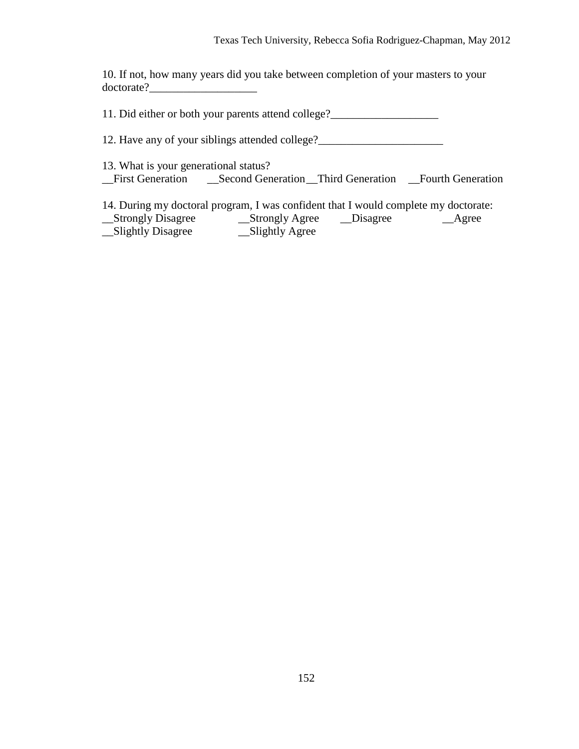10. If not, how many years did you take between completion of your masters to your doctorate?___________________

11. Did either or both your parents attend college?___________________

12. Have any of your siblings attended college?______________________

13. What is your generational status?
__First Generation __Second Generation __Third Generation __Fourth Generation

14. During my doctoral program, I was confident that I would complete my doctorate:
__Strongly Disagree __Strongly Agree __Disagree __Agree
__Slightly Disagree __Slightly Agree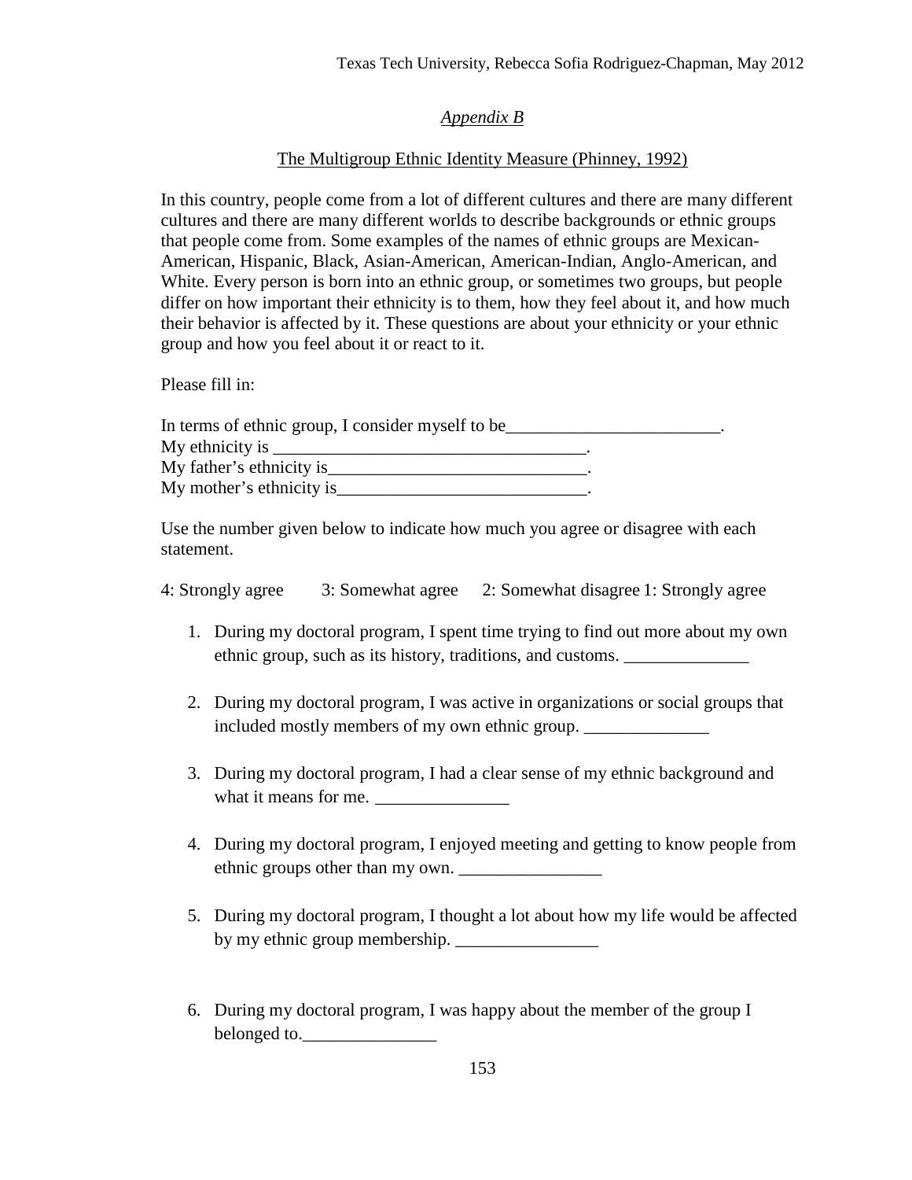*Appendix B*

The Multigroup Ethnic Identity Measure (Phinney, 1992)

In this country, people come from a lot of different cultures and there are many different cultures and there are many different worlds to describe backgrounds or ethnic groups that people come from. Some examples of the names of ethnic groups are Mexican-American, Hispanic, Black, Asian-American, American-Indian, Anglo-American, and White. Every person is born into an ethnic group, or sometimes two groups, but people differ on how important their ethnicity is to them, how they feel about it, and how much their behavior is affected by it. These questions are about your ethnicity or your ethnic group and how you feel about it or react to it.

Please fill in:

In terms of ethnic group, I consider myself to be________________________.
My ethnicity is __________________________________.
My father's ethnicity is____________________________.
My mother's ethnicity is___________________________.

Use the number given below to indicate how much you agree or disagree with each statement.

4: Strongly agree    3: Somewhat agree    2: Somewhat disagree 1: Strongly agree

1. During my doctoral program, I spent time trying to find out more about my own ethnic group, such as its history, traditions, and customs. ______________

2. During my doctoral program, I was active in organizations or social groups that included mostly members of my own ethnic group. ______________

3. During my doctoral program, I had a clear sense of my ethnic background and what it means for me. _______________

4. During my doctoral program, I enjoyed meeting and getting to know people from ethnic groups other than my own. ________________

5. During my doctoral program, I thought a lot about how my life would be affected by my ethnic group membership. ________________

6. During my doctoral program, I was happy about the member of the group I belonged to._______________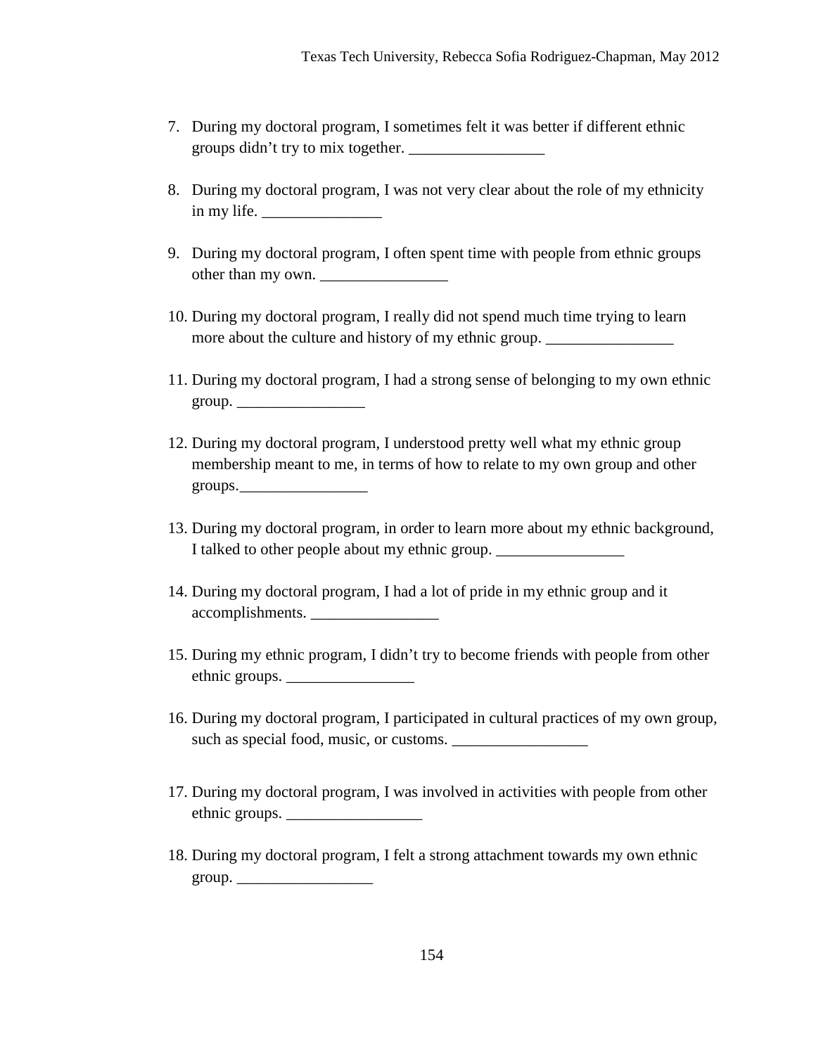7. During my doctoral program, I sometimes felt it was better if different ethnic groups didn't try to mix together. _________________

8. During my doctoral program, I was not very clear about the role of my ethnicity in my life. _______________

9. During my doctoral program, I often spent time with people from ethnic groups other than my own. ________________

10. During my doctoral program, I really did not spend much time trying to learn more about the culture and history of my ethnic group. ________________

11. During my doctoral program, I had a strong sense of belonging to my own ethnic group. ________________

12. During my doctoral program, I understood pretty well what my ethnic group membership meant to me, in terms of how to relate to my own group and other groups.________________

13. During my doctoral program, in order to learn more about my ethnic background, I talked to other people about my ethnic group. ________________

14. During my doctoral program, I had a lot of pride in my ethnic group and it accomplishments. ________________

15. During my ethnic program, I didn't try to become friends with people from other ethnic groups. ________________

16. During my doctoral program, I participated in cultural practices of my own group, such as special food, music, or customs. _________________

17. During my doctoral program, I was involved in activities with people from other ethnic groups. _________________

18. During my doctoral program, I felt a strong attachment towards my own ethnic group. _________________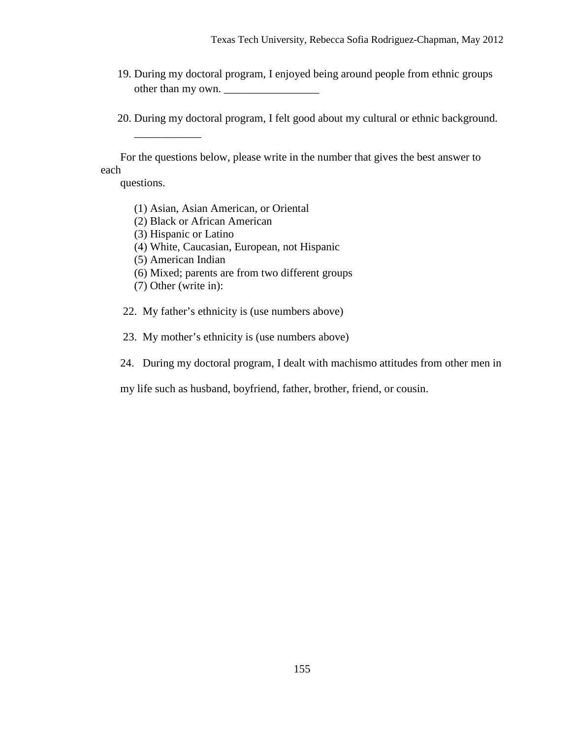19. During my doctoral program, I enjoyed being around people from ethnic groups other than my own. _________________

20. During my doctoral program, I felt good about my cultural or ethnic background. ____________

For the questions below, please write in the number that gives the best answer to each questions.

(1) Asian, Asian American, or Oriental
(2) Black or African American
(3) Hispanic or Latino
(4) White, Caucasian, European, not Hispanic
(5) American Indian
(6) Mixed; parents are from two different groups
(7) Other (write in):

22. My father's ethnicity is (use numbers above)

23. My mother's ethnicity is (use numbers above)

24. During my doctoral program, I dealt with machismo attitudes from other men in my life such as husband, boyfriend, father, brother, friend, or cousin.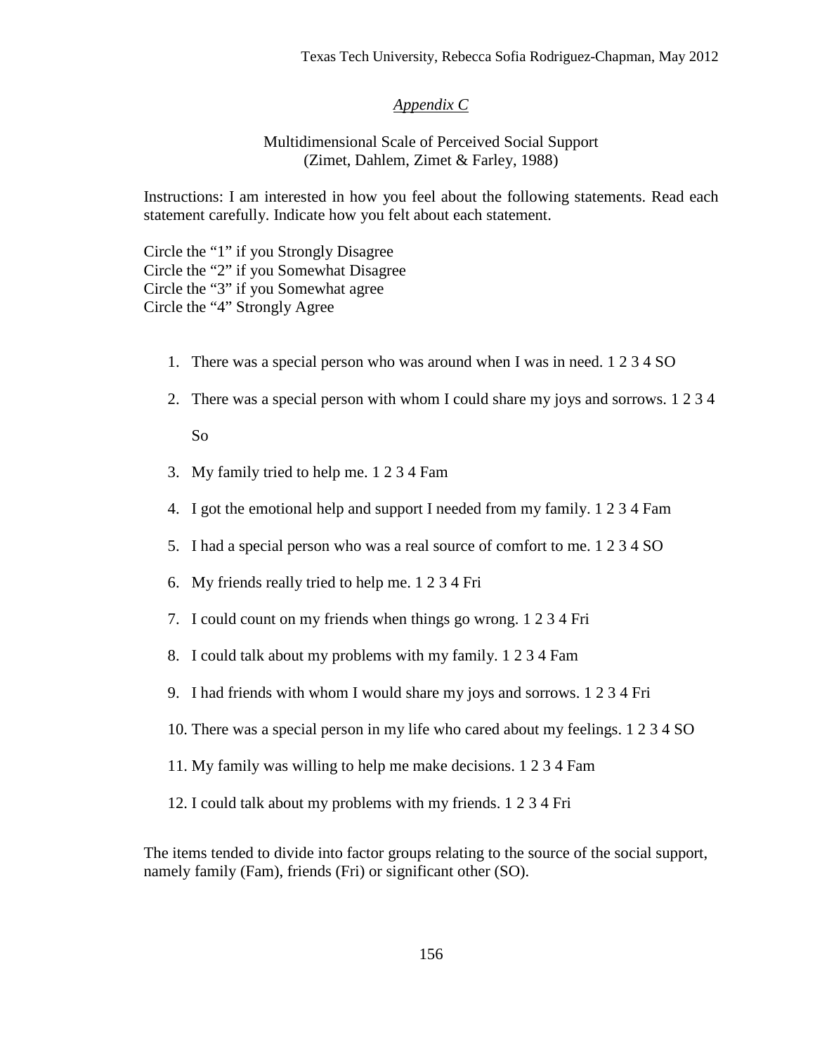*Appendix C*

Multidimensional Scale of Perceived Social Support
(Zimet, Dahlem, Zimet & Farley, 1988)

Instructions: I am interested in how you feel about the following statements. Read each statement carefully. Indicate how you felt about each statement.

Circle the "1" if you Strongly Disagree
Circle the "2" if you Somewhat Disagree
Circle the "3" if you Somewhat agree
Circle the "4" Strongly Agree

1. There was a special person who was around when I was in need. 1 2 3 4 SO
2. There was a special person with whom I could share my joys and sorrows. 1 2 3 4

   So
3. My family tried to help me. 1 2 3 4 Fam
4. I got the emotional help and support I needed from my family. 1 2 3 4 Fam
5. I had a special person who was a real source of comfort to me. 1 2 3 4 SO
6. My friends really tried to help me. 1 2 3 4 Fri
7. I could count on my friends when things go wrong. 1 2 3 4 Fri
8. I could talk about my problems with my family. 1 2 3 4 Fam
9. I had friends with whom I would share my joys and sorrows. 1 2 3 4 Fri
10. There was a special person in my life who cared about my feelings. 1 2 3 4 SO
11. My family was willing to help me make decisions. 1 2 3 4 Fam
12. I could talk about my problems with my friends. 1 2 3 4 Fri

The items tended to divide into factor groups relating to the source of the social support, namely family (Fam), friends (Fri) or significant other (SO).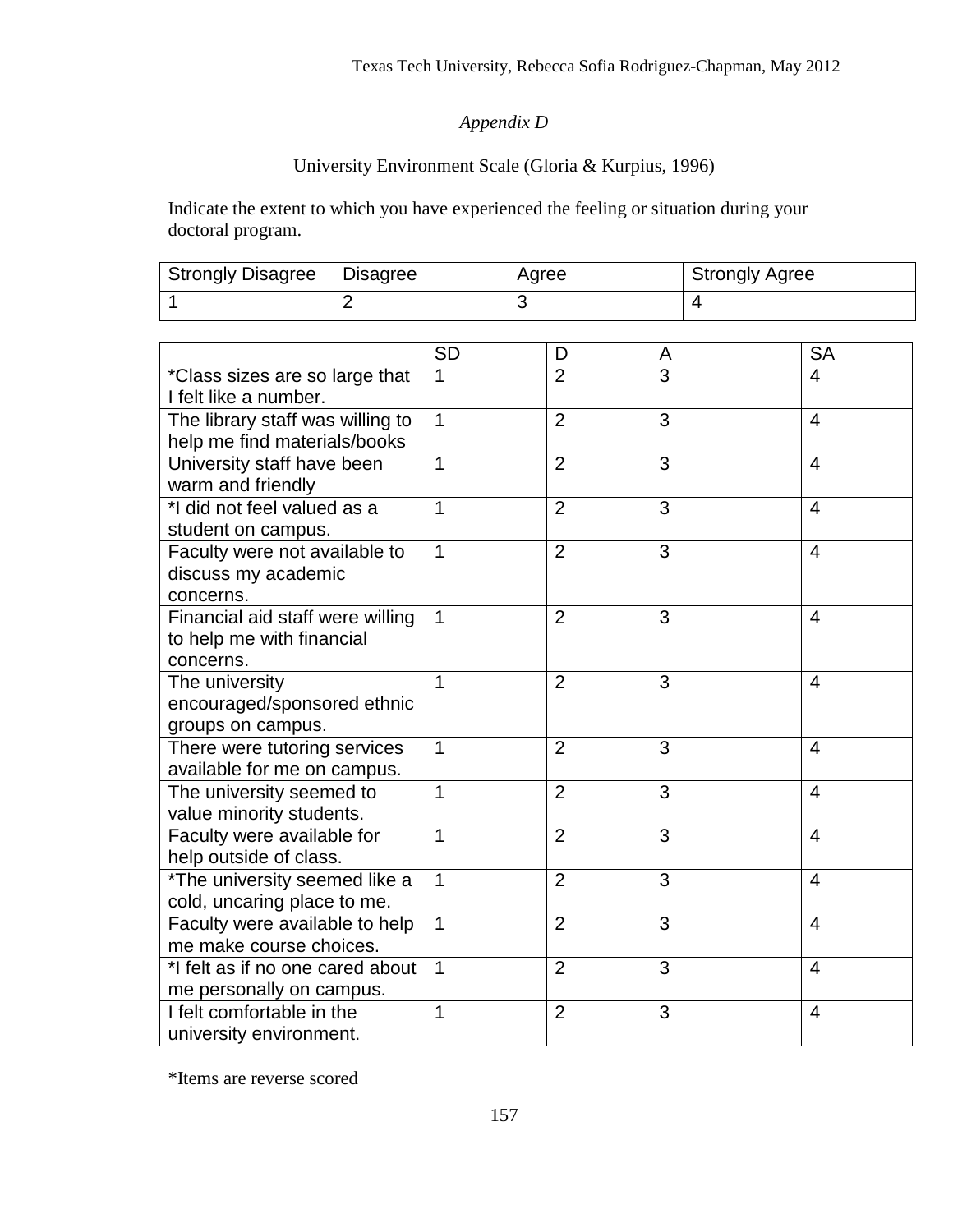*Appendix D*

University Environment Scale (Gloria & Kurpius, 1996)

Indicate the extent to which you have experienced the feeling or situation during your doctoral program.

| Strongly Disagree | Disagree | Agree | Strongly Agree |
|---|---|---|---|
| 1 | 2 | 3 | 4 |

| | SD | D | A | SA |
|---|---|---|---|---|
| *Class sizes are so large that I felt like a number. | 1 | 2 | 3 | 4 |
| The library staff was willing to help me find materials/books | 1 | 2 | 3 | 4 |
| University staff have been warm and friendly | 1 | 2 | 3 | 4 |
| *I did not feel valued as a student on campus. | 1 | 2 | 3 | 4 |
| Faculty were not available to discuss my academic concerns. | 1 | 2 | 3 | 4 |
| Financial aid staff were willing to help me with financial concerns. | 1 | 2 | 3 | 4 |
| The university encouraged/sponsored ethnic groups on campus. | 1 | 2 | 3 | 4 |
| There were tutoring services available for me on campus. | 1 | 2 | 3 | 4 |
| The university seemed to value minority students. | 1 | 2 | 3 | 4 |
| Faculty were available for help outside of class. | 1 | 2 | 3 | 4 |
| *The university seemed like a cold, uncaring place to me. | 1 | 2 | 3 | 4 |
| Faculty were available to help me make course choices. | 1 | 2 | 3 | 4 |
| *I felt as if no one cared about me personally on campus. | 1 | 2 | 3 | 4 |
| I felt comfortable in the university environment. | 1 | 2 | 3 | 4 |

*Items are reverse scored